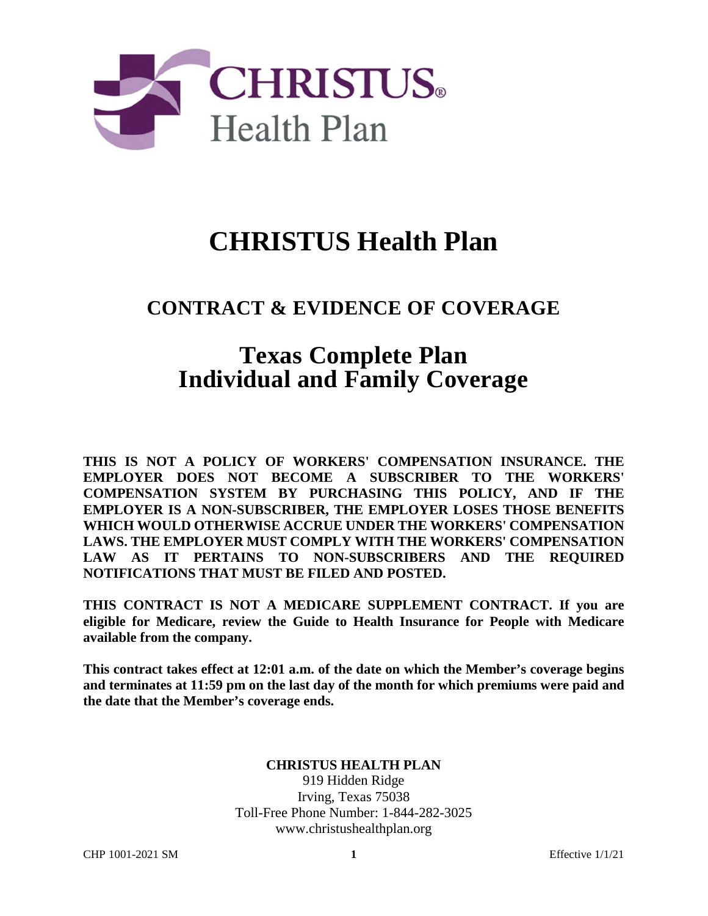CHRISTUS® Health Plan

# CHRISTUS Health Plan

## CONTRACT & EVIDENCE OF COVERAGE

## Texas Complete Plan
## Individual and Family Coverage

**THIS IS NOT A POLICY OF WORKERS' COMPENSATION INSURANCE. THE EMPLOYER DOES NOT BECOME A SUBSCRIBER TO THE WORKERS' COMPENSATION SYSTEM BY PURCHASING THIS POLICY, AND IF THE EMPLOYER IS A NON-SUBSCRIBER, THE EMPLOYER LOSES THOSE BENEFITS WHICH WOULD OTHERWISE ACCRUE UNDER THE WORKERS' COMPENSATION LAWS. THE EMPLOYER MUST COMPLY WITH THE WORKERS' COMPENSATION LAW AS IT PERTAINS TO NON-SUBSCRIBERS AND THE REQUIRED NOTIFICATIONS THAT MUST BE FILED AND POSTED.**

**THIS CONTRACT IS NOT A MEDICARE SUPPLEMENT CONTRACT. If you are eligible for Medicare, review the Guide to Health Insurance for People with Medicare available from the company.**

**This contract takes effect at 12:01 a.m. of the date on which the Member's coverage begins and terminates at 11:59 pm on the last day of the month for which premiums were paid and the date that the Member's coverage ends.**

**CHRISTUS HEALTH PLAN**
919 Hidden Ridge
Irving, Texas 75038
Toll-Free Phone Number: 1-844-282-3025
www.christushealthplan.org

CHP 1001-2021 SM — Effective 1/1/21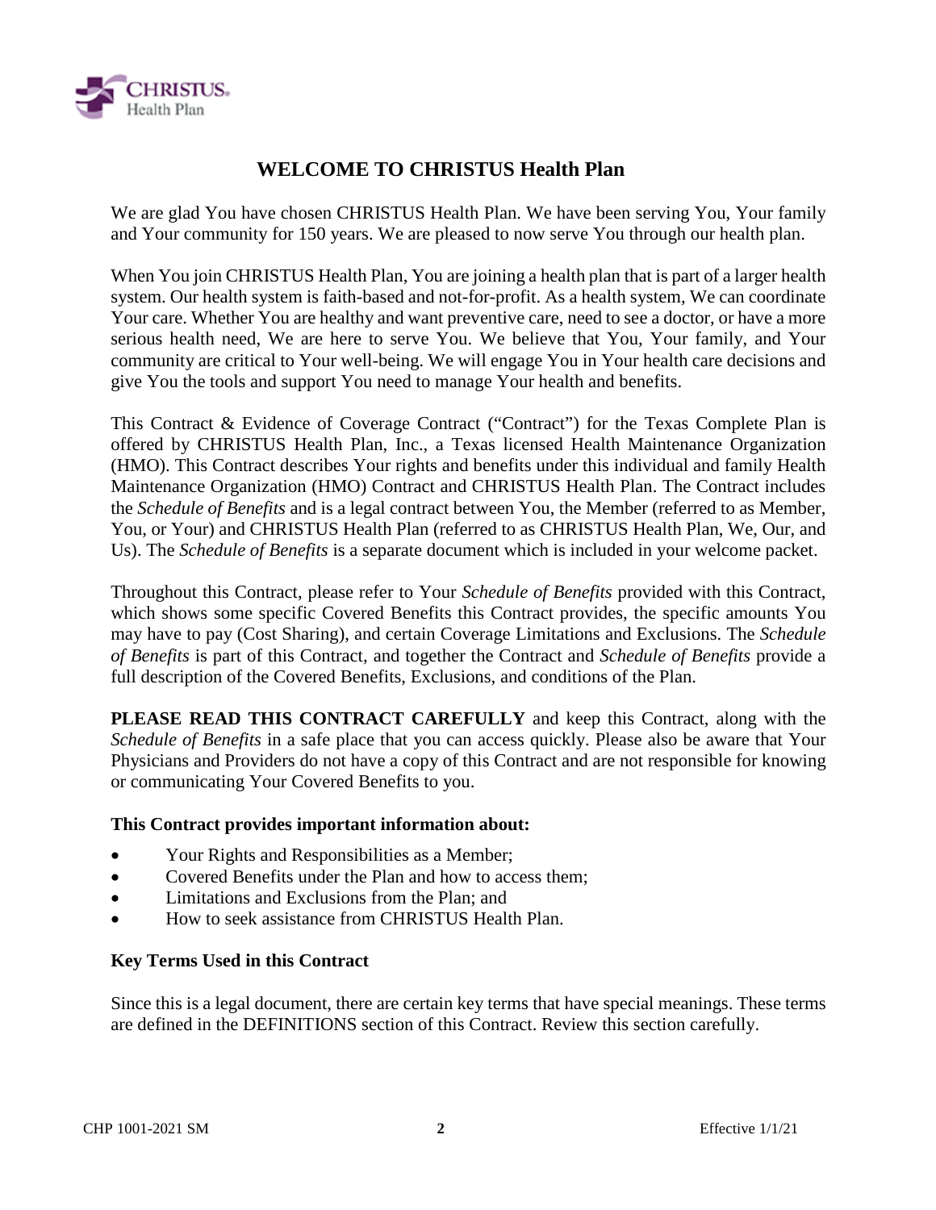# WELCOME TO CHRISTUS Health Plan

We are glad You have chosen CHRISTUS Health Plan. We have been serving You, Your family and Your community for 150 years. We are pleased to now serve You through our health plan.

When You join CHRISTUS Health Plan, You are joining a health plan that is part of a larger health system. Our health system is faith-based and not-for-profit. As a health system, We can coordinate Your care. Whether You are healthy and want preventive care, need to see a doctor, or have a more serious health need, We are here to serve You. We believe that You, Your family, and Your community are critical to Your well-being. We will engage You in Your health care decisions and give You the tools and support You need to manage Your health and benefits.

This Contract & Evidence of Coverage Contract ("Contract") for the Texas Complete Plan is offered by CHRISTUS Health Plan, Inc., a Texas licensed Health Maintenance Organization (HMO). This Contract describes Your rights and benefits under this individual and family Health Maintenance Organization (HMO) Contract and CHRISTUS Health Plan. The Contract includes the *Schedule of Benefits* and is a legal contract between You, the Member (referred to as Member, You, or Your) and CHRISTUS Health Plan (referred to as CHRISTUS Health Plan, We, Our, and Us). The *Schedule of Benefits* is a separate document which is included in your welcome packet.

Throughout this Contract, please refer to Your *Schedule of Benefits* provided with this Contract, which shows some specific Covered Benefits this Contract provides, the specific amounts You may have to pay (Cost Sharing), and certain Coverage Limitations and Exclusions. The *Schedule of Benefits* is part of this Contract, and together the Contract and *Schedule of Benefits* provide a full description of the Covered Benefits, Exclusions, and conditions of the Plan.

**PLEASE READ THIS CONTRACT CAREFULLY** and keep this Contract, along with the *Schedule of Benefits* in a safe place that you can access quickly. Please also be aware that Your Physicians and Providers do not have a copy of this Contract and are not responsible for knowing or communicating Your Covered Benefits to you.

**This Contract provides important information about:**

- Your Rights and Responsibilities as a Member;
- Covered Benefits under the Plan and how to access them;
- Limitations and Exclusions from the Plan; and
- How to seek assistance from CHRISTUS Health Plan.

**Key Terms Used in this Contract**

Since this is a legal document, there are certain key terms that have special meanings. These terms are defined in the DEFINITIONS section of this Contract. Review this section carefully.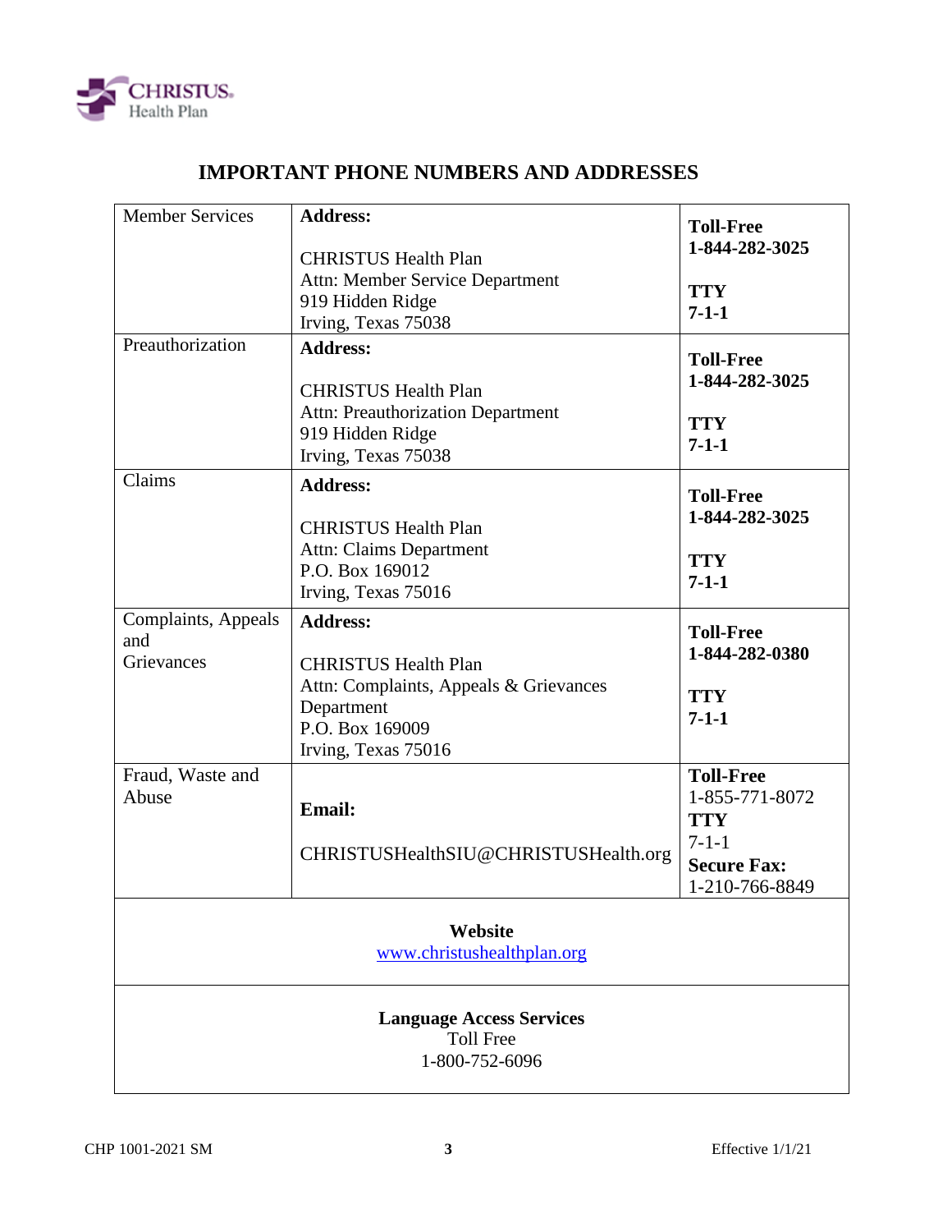# IMPORTANT PHONE NUMBERS AND ADDRESSES

| | | |
|---|---|---|
| Member Services | **Address:**<br><br>CHRISTUS Health Plan<br>Attn: Member Service Department<br>919 Hidden Ridge<br>Irving, Texas 75038 | **Toll-Free**<br>**1-844-282-3025**<br><br>**TTY**<br>**7-1-1** |
| Preauthorization | **Address:**<br><br>CHRISTUS Health Plan<br>Attn: Preauthorization Department<br>919 Hidden Ridge<br>Irving, Texas 75038 | **Toll-Free**<br>**1-844-282-3025**<br><br>**TTY**<br>**7-1-1** |
| Claims | **Address:**<br><br>CHRISTUS Health Plan<br>Attn: Claims Department<br>P.O. Box 169012<br>Irving, Texas 75016 | **Toll-Free**<br>**1-844-282-3025**<br><br>**TTY**<br>**7-1-1** |
| Complaints, Appeals and Grievances | **Address:**<br><br>CHRISTUS Health Plan<br>Attn: Complaints, Appeals & Grievances Department<br>P.O. Box 169009<br>Irving, Texas 75016 | **Toll-Free**<br>**1-844-282-0380**<br><br>**TTY**<br>**7-1-1** |
| Fraud, Waste and Abuse | **Email:**<br><br>CHRISTUSHealthSIU@CHRISTUSHealth.org | **Toll-Free**<br>1-855-771-8072<br>**TTY**<br>7-1-1<br>**Secure Fax:**<br>1-210-766-8849 |
| **Website**<br>www.christushealthplan.org | | |
| **Language Access Services**<br>Toll Free<br>1-800-752-6096 | | |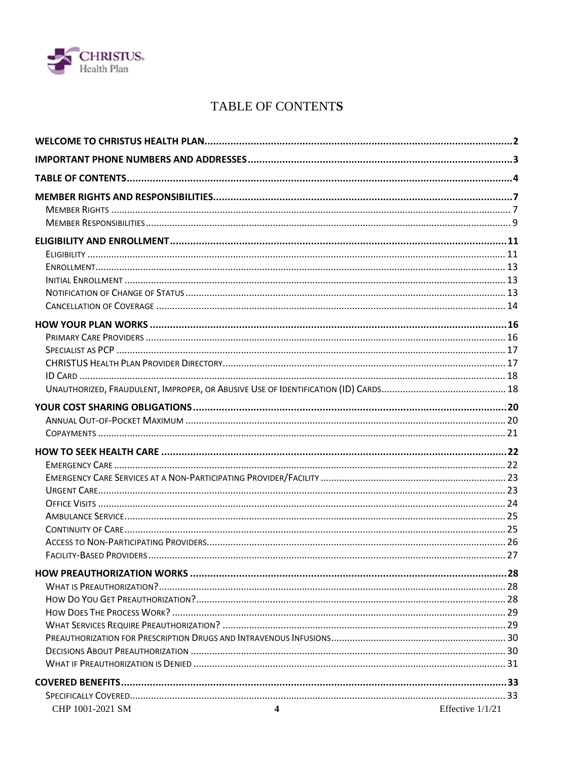# TABLE OF CONTENTS

**WELCOME TO CHRISTUS HEALTH PLAN** ........ 2

**IMPORTANT PHONE NUMBERS AND ADDRESSES** ........ 3

**TABLE OF CONTENTS** ........ 4

**MEMBER RIGHTS AND RESPONSIBILITIES** ........ 7
- Member Rights ........ 7
- Member Responsibilities ........ 9

**ELIGIBILITY AND ENROLLMENT** ........ 11
- Eligibility ........ 11
- Enrollment ........ 13
- Initial Enrollment ........ 13
- Notification of Change of Status ........ 13
- Cancellation of Coverage ........ 14

**HOW YOUR PLAN WORKS** ........ 16
- Primary Care Providers ........ 16
- Specialist as PCP ........ 17
- CHRISTUS Health Plan Provider Directory ........ 17
- ID Card ........ 18
- Unauthorized, Fraudulent, Improper, or Abusive Use of Identification (ID) Cards ........ 18

**YOUR COST SHARING OBLIGATIONS** ........ 20
- Annual Out-of-Pocket Maximum ........ 20
- Copayments ........ 21

**HOW TO SEEK HEALTH CARE** ........ 22
- Emergency Care ........ 22
- Emergency Care Services at a Non-Participating Provider/Facility ........ 23
- Urgent Care ........ 23
- Office Visits ........ 24
- Ambulance Service ........ 25
- Continuity of Care ........ 25
- Access to Non-Participating Providers ........ 26
- Facility-Based Providers ........ 27

**HOW PREAUTHORIZATION WORKS** ........ 28
- What is Preauthorization? ........ 28
- How Do You Get Preauthorization? ........ 28
- How Does The Process Work? ........ 29
- What Services Require Preauthorization? ........ 29
- Preauthorization for Prescription Drugs and Intravenous Infusions ........ 30
- Decisions About Preauthorization ........ 30
- What if Preauthorization is Denied ........ 31

**COVERED BENEFITS** ........ 33
- Specifically Covered ........ 33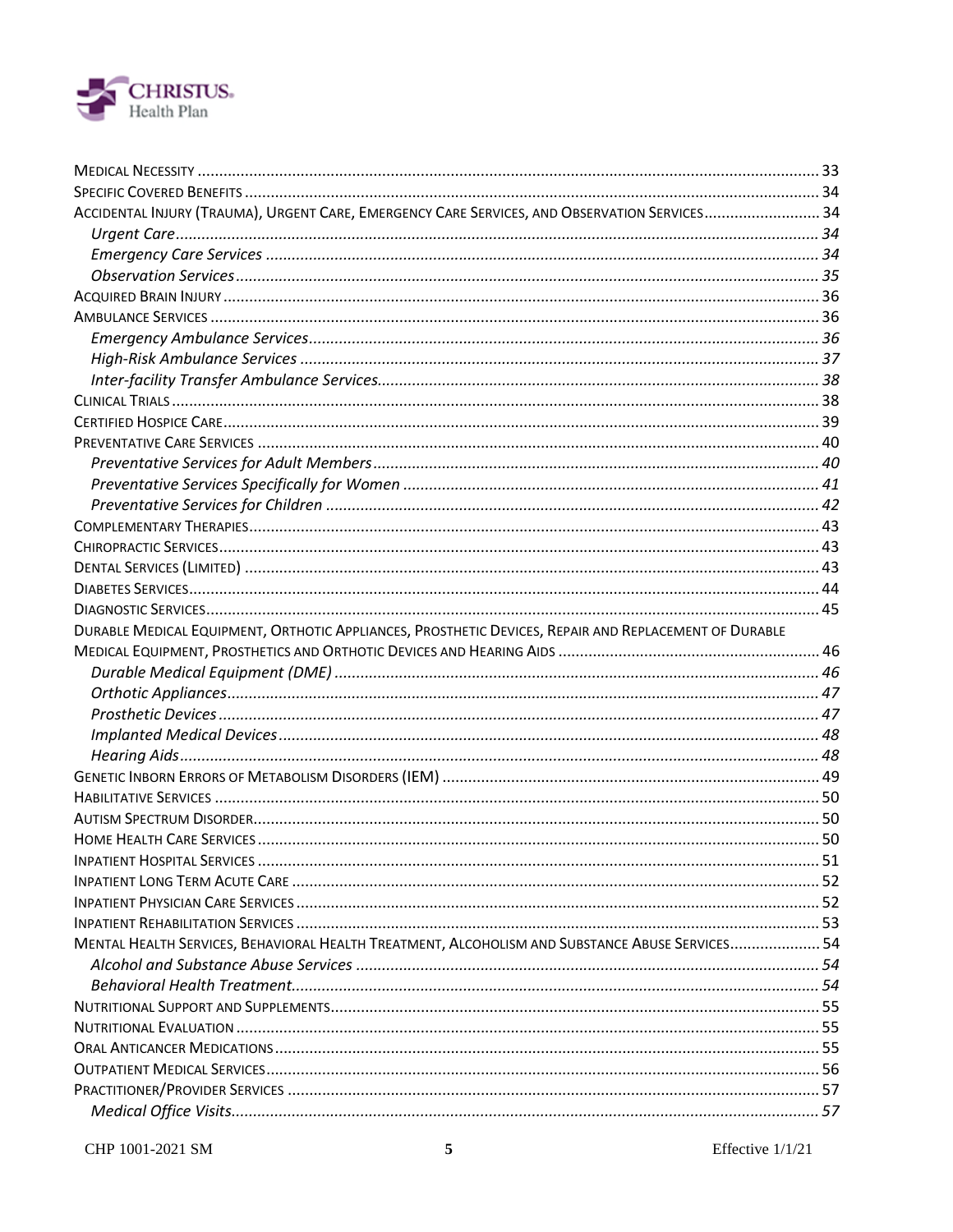MEDICAL NECESSITY ........ 33
SPECIFIC COVERED BENEFITS ........ 34
ACCIDENTAL INJURY (TRAUMA), URGENT CARE, EMERGENCY CARE SERVICES, AND OBSERVATION SERVICES ........ 34
*Urgent Care ........ 34*
*Emergency Care Services ........ 34*
*Observation Services ........ 35*
ACQUIRED BRAIN INJURY ........ 36
AMBULANCE SERVICES ........ 36
*Emergency Ambulance Services ........ 36*
*High-Risk Ambulance Services ........ 37*
*Inter-facility Transfer Ambulance Services ........ 38*
CLINICAL TRIALS ........ 38
CERTIFIED HOSPICE CARE ........ 39
PREVENTATIVE CARE SERVICES ........ 40
*Preventative Services for Adult Members ........ 40*
*Preventative Services Specifically for Women ........ 41*
*Preventative Services for Children ........ 42*
COMPLEMENTARY THERAPIES ........ 43
CHIROPRACTIC SERVICES ........ 43
DENTAL SERVICES (LIMITED) ........ 43
DIABETES SERVICES ........ 44
DIAGNOSTIC SERVICES ........ 45
DURABLE MEDICAL EQUIPMENT, ORTHOTIC APPLIANCES, PROSTHETIC DEVICES, REPAIR AND REPLACEMENT OF DURABLE MEDICAL EQUIPMENT, PROSTHETICS AND ORTHOTIC DEVICES AND HEARING AIDS ........ 46
*Durable Medical Equipment (DME) ........ 46*
*Orthotic Appliances ........ 47*
*Prosthetic Devices ........ 47*
*Implanted Medical Devices ........ 48*
*Hearing Aids ........ 48*
GENETIC INBORN ERRORS OF METABOLISM DISORDERS (IEM) ........ 49
HABILITATIVE SERVICES ........ 50
AUTISM SPECTRUM DISORDER ........ 50
HOME HEALTH CARE SERVICES ........ 50
INPATIENT HOSPITAL SERVICES ........ 51
INPATIENT LONG TERM ACUTE CARE ........ 52
INPATIENT PHYSICIAN CARE SERVICES ........ 52
INPATIENT REHABILITATION SERVICES ........ 53
MENTAL HEALTH SERVICES, BEHAVIORAL HEALTH TREATMENT, ALCOHOLISM AND SUBSTANCE ABUSE SERVICES ........ 54
*Alcohol and Substance Abuse Services ........ 54*
*Behavioral Health Treatment ........ 54*
NUTRITIONAL SUPPORT AND SUPPLEMENTS ........ 55
NUTRITIONAL EVALUATION ........ 55
ORAL ANTICANCER MEDICATIONS ........ 55
OUTPATIENT MEDICAL SERVICES ........ 56
PRACTITIONER/PROVIDER SERVICES ........ 57
*Medical Office Visits ........ 57*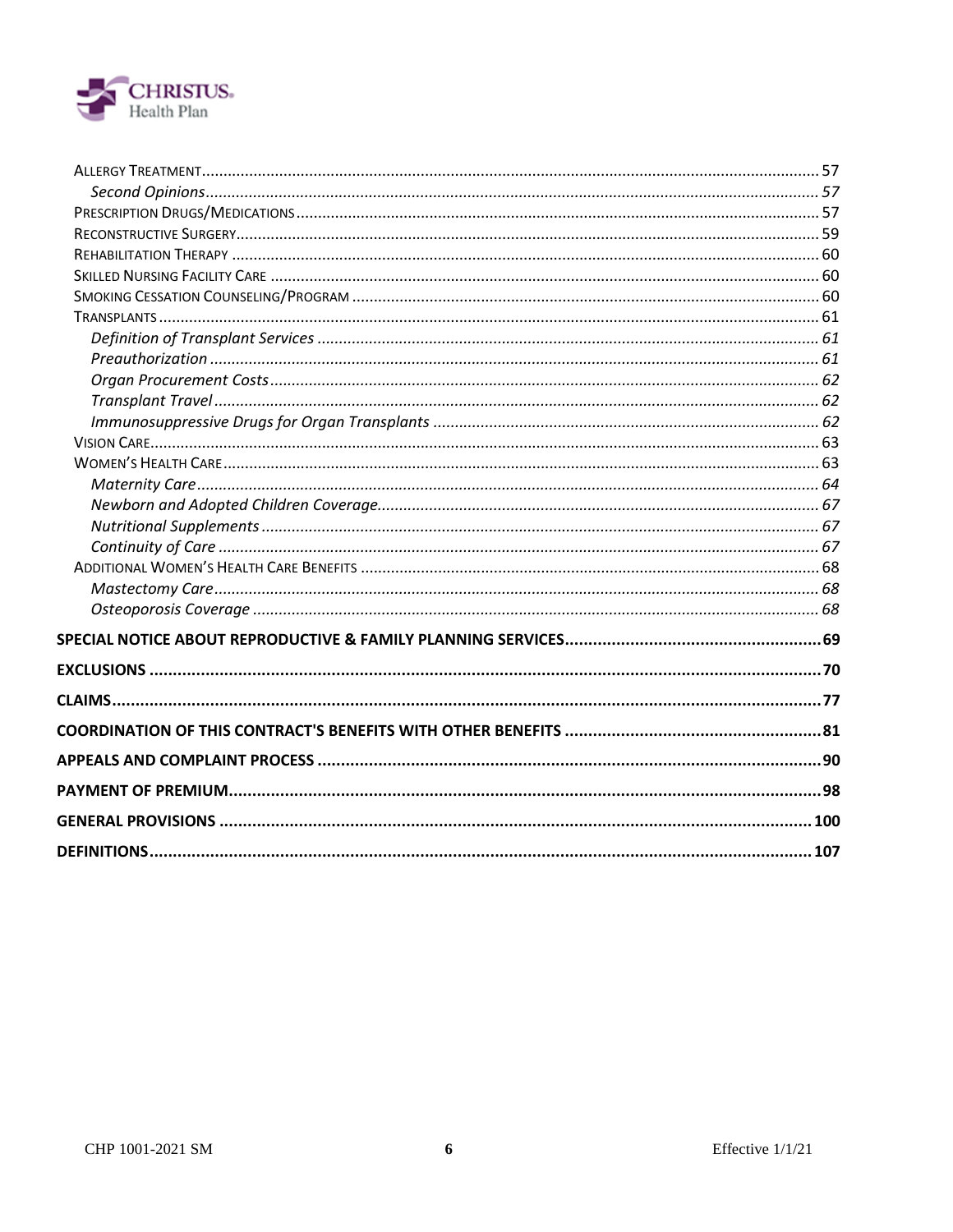Allergy Treatment ........ 57

*Second Opinions* ........ 57

Prescription Drugs/Medications ........ 57

Reconstructive Surgery ........ 59

Rehabilitation Therapy ........ 60

Skilled Nursing Facility Care ........ 60

Smoking Cessation Counseling/Program ........ 60

Transplants ........ 61

*Definition of Transplant Services* ........ 61

*Preauthorization* ........ 61

*Organ Procurement Costs* ........ 62

*Transplant Travel* ........ 62

*Immunosuppressive Drugs for Organ Transplants* ........ 62

Vision Care ........ 63

Women's Health Care ........ 63

*Maternity Care* ........ 64

*Newborn and Adopted Children Coverage* ........ 67

*Nutritional Supplements* ........ 67

*Continuity of Care* ........ 67

Additional Women's Health Care Benefits ........ 68

*Mastectomy Care* ........ 68

*Osteoporosis Coverage* ........ 68

**SPECIAL NOTICE ABOUT REPRODUCTIVE & FAMILY PLANNING SERVICES ........ 69**

**EXCLUSIONS ........ 70**

**CLAIMS ........ 77**

**COORDINATION OF THIS CONTRACT'S BENEFITS WITH OTHER BENEFITS ........ 81**

**APPEALS AND COMPLAINT PROCESS ........ 90**

**PAYMENT OF PREMIUM ........ 98**

**GENERAL PROVISIONS ........ 100**

**DEFINITIONS ........ 107**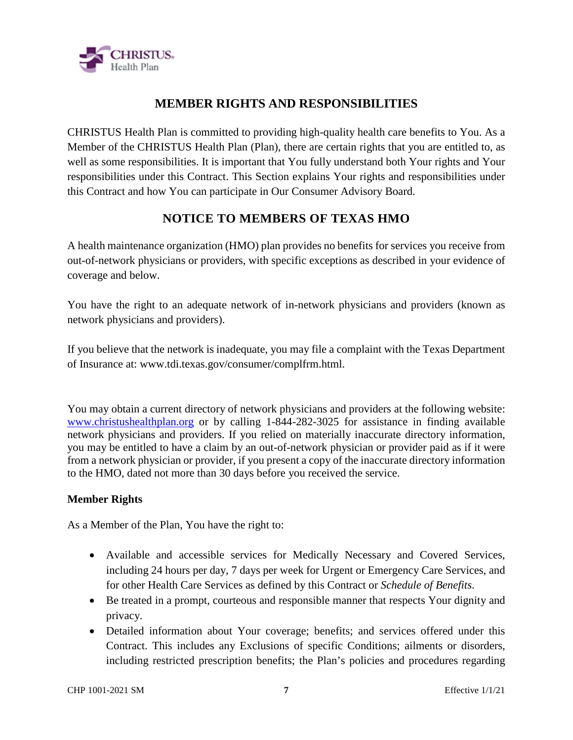## MEMBER RIGHTS AND RESPONSIBILITIES

CHRISTUS Health Plan is committed to providing high-quality health care benefits to You. As a Member of the CHRISTUS Health Plan (Plan), there are certain rights that you are entitled to, as well as some responsibilities. It is important that You fully understand both Your rights and Your responsibilities under this Contract. This Section explains Your rights and responsibilities under this Contract and how You can participate in Our Consumer Advisory Board.

## NOTICE TO MEMBERS OF TEXAS HMO

A health maintenance organization (HMO) plan provides no benefits for services you receive from out-of-network physicians or providers, with specific exceptions as described in your evidence of coverage and below.

You have the right to an adequate network of in-network physicians and providers (known as network physicians and providers).

If you believe that the network is inadequate, you may file a complaint with the Texas Department of Insurance at: www.tdi.texas.gov/consumer/complfrm.html.

You may obtain a current directory of network physicians and providers at the following website: www.christushealthplan.org or by calling 1-844-282-3025 for assistance in finding available network physicians and providers. If you relied on materially inaccurate directory information, you may be entitled to have a claim by an out-of-network physician or provider paid as if it were from a network physician or provider, if you present a copy of the inaccurate directory information to the HMO, dated not more than 30 days before you received the service.

**Member Rights**

As a Member of the Plan, You have the right to:

- Available and accessible services for Medically Necessary and Covered Services, including 24 hours per day, 7 days per week for Urgent or Emergency Care Services, and for other Health Care Services as defined by this Contract or *Schedule of Benefits*.
- Be treated in a prompt, courteous and responsible manner that respects Your dignity and privacy.
- Detailed information about Your coverage; benefits; and services offered under this Contract. This includes any Exclusions of specific Conditions; ailments or disorders, including restricted prescription benefits; the Plan's policies and procedures regarding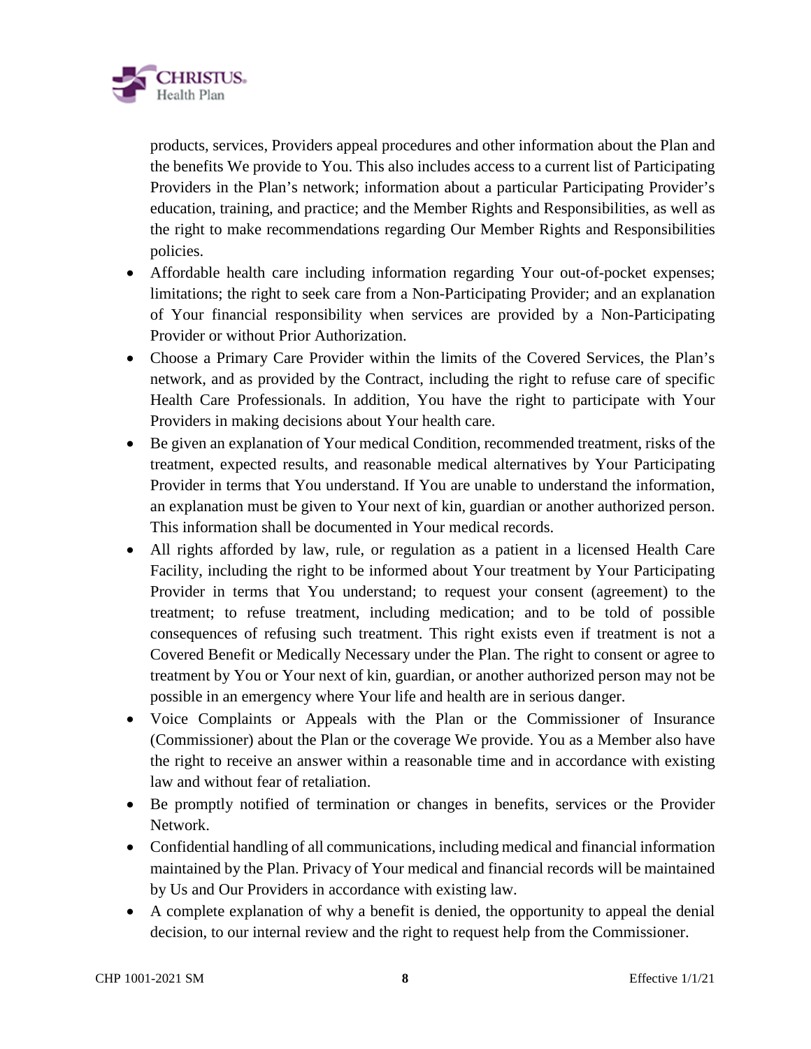products, services, Providers appeal procedures and other information about the Plan and the benefits We provide to You. This also includes access to a current list of Participating Providers in the Plan's network; information about a particular Participating Provider's education, training, and practice; and the Member Rights and Responsibilities, as well as the right to make recommendations regarding Our Member Rights and Responsibilities policies.

- Affordable health care including information regarding Your out-of-pocket expenses; limitations; the right to seek care from a Non-Participating Provider; and an explanation of Your financial responsibility when services are provided by a Non-Participating Provider or without Prior Authorization.
- Choose a Primary Care Provider within the limits of the Covered Services, the Plan's network, and as provided by the Contract, including the right to refuse care of specific Health Care Professionals. In addition, You have the right to participate with Your Providers in making decisions about Your health care.
- Be given an explanation of Your medical Condition, recommended treatment, risks of the treatment, expected results, and reasonable medical alternatives by Your Participating Provider in terms that You understand. If You are unable to understand the information, an explanation must be given to Your next of kin, guardian or another authorized person. This information shall be documented in Your medical records.
- All rights afforded by law, rule, or regulation as a patient in a licensed Health Care Facility, including the right to be informed about Your treatment by Your Participating Provider in terms that You understand; to request your consent (agreement) to the treatment; to refuse treatment, including medication; and to be told of possible consequences of refusing such treatment. This right exists even if treatment is not a Covered Benefit or Medically Necessary under the Plan. The right to consent or agree to treatment by You or Your next of kin, guardian, or another authorized person may not be possible in an emergency where Your life and health are in serious danger.
- Voice Complaints or Appeals with the Plan or the Commissioner of Insurance (Commissioner) about the Plan or the coverage We provide. You as a Member also have the right to receive an answer within a reasonable time and in accordance with existing law and without fear of retaliation.
- Be promptly notified of termination or changes in benefits, services or the Provider Network.
- Confidential handling of all communications, including medical and financial information maintained by the Plan. Privacy of Your medical and financial records will be maintained by Us and Our Providers in accordance with existing law.
- A complete explanation of why a benefit is denied, the opportunity to appeal the denial decision, to our internal review and the right to request help from the Commissioner.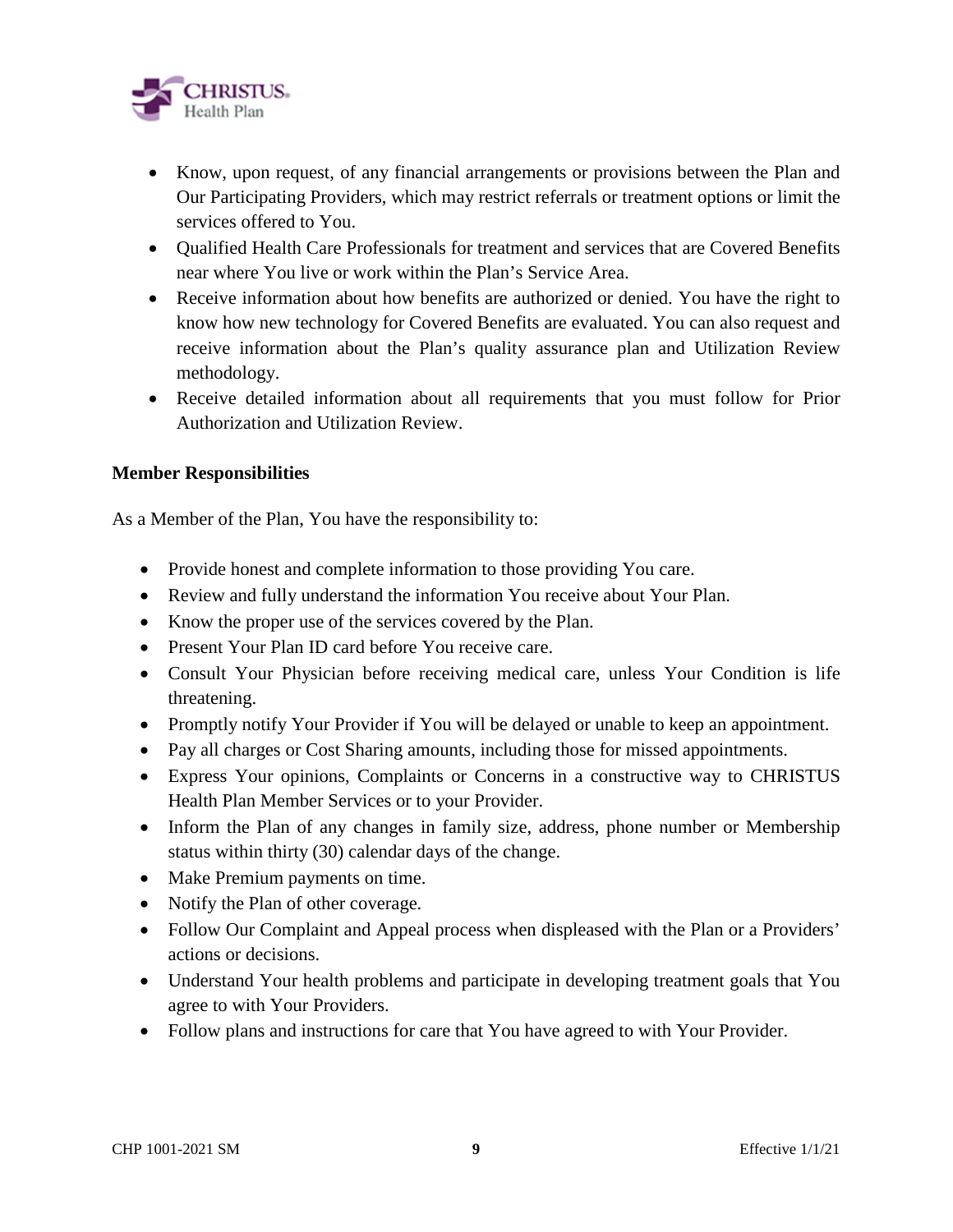- Know, upon request, of any financial arrangements or provisions between the Plan and Our Participating Providers, which may restrict referrals or treatment options or limit the services offered to You.
- Qualified Health Care Professionals for treatment and services that are Covered Benefits near where You live or work within the Plan's Service Area.
- Receive information about how benefits are authorized or denied. You have the right to know how new technology for Covered Benefits are evaluated. You can also request and receive information about the Plan's quality assurance plan and Utilization Review methodology.
- Receive detailed information about all requirements that you must follow for Prior Authorization and Utilization Review.

**Member Responsibilities**

As a Member of the Plan, You have the responsibility to:

- Provide honest and complete information to those providing You care.
- Review and fully understand the information You receive about Your Plan.
- Know the proper use of the services covered by the Plan.
- Present Your Plan ID card before You receive care.
- Consult Your Physician before receiving medical care, unless Your Condition is life threatening.
- Promptly notify Your Provider if You will be delayed or unable to keep an appointment.
- Pay all charges or Cost Sharing amounts, including those for missed appointments.
- Express Your opinions, Complaints or Concerns in a constructive way to CHRISTUS Health Plan Member Services or to your Provider.
- Inform the Plan of any changes in family size, address, phone number or Membership status within thirty (30) calendar days of the change.
- Make Premium payments on time.
- Notify the Plan of other coverage.
- Follow Our Complaint and Appeal process when displeased with the Plan or a Providers' actions or decisions.
- Understand Your health problems and participate in developing treatment goals that You agree to with Your Providers.
- Follow plans and instructions for care that You have agreed to with Your Provider.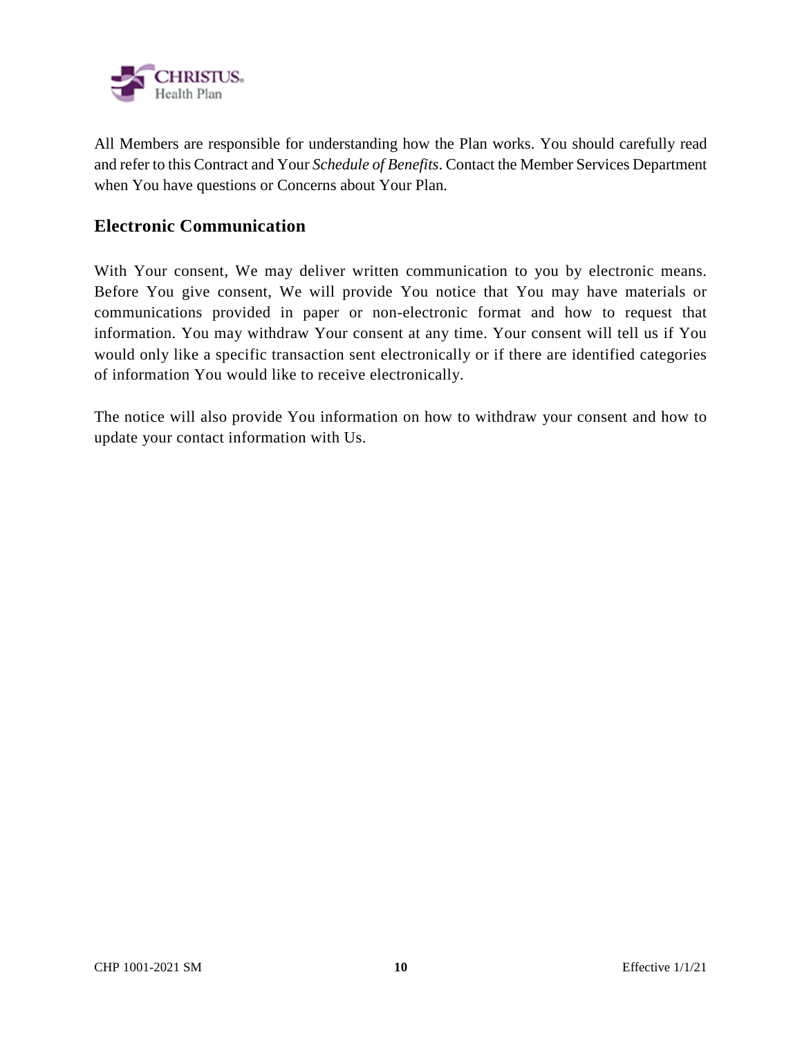All Members are responsible for understanding how the Plan works. You should carefully read and refer to this Contract and Your *Schedule of Benefits*. Contact the Member Services Department when You have questions or Concerns about Your Plan.

## Electronic Communication

With Your consent, We may deliver written communication to you by electronic means. Before You give consent, We will provide You notice that You may have materials or communications provided in paper or non-electronic format and how to request that information. You may withdraw Your consent at any time. Your consent will tell us if You would only like a specific transaction sent electronically or if there are identified categories of information You would like to receive electronically.

The notice will also provide You information on how to withdraw your consent and how to update your contact information with Us.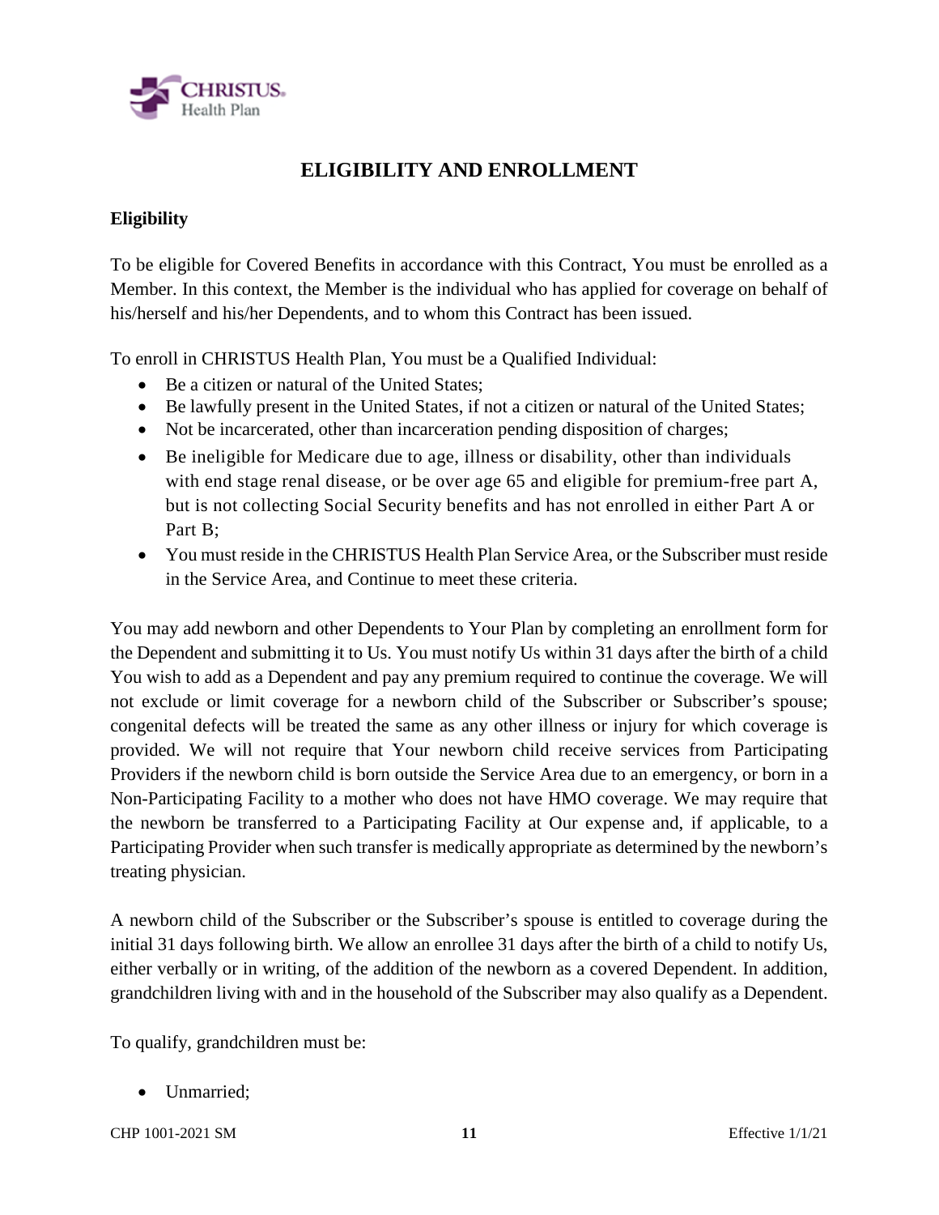# ELIGIBILITY AND ENROLLMENT

**Eligibility**

To be eligible for Covered Benefits in accordance with this Contract, You must be enrolled as a Member. In this context, the Member is the individual who has applied for coverage on behalf of his/herself and his/her Dependents, and to whom this Contract has been issued.

To enroll in CHRISTUS Health Plan, You must be a Qualified Individual:

- Be a citizen or natural of the United States;
- Be lawfully present in the United States, if not a citizen or natural of the United States;
- Not be incarcerated, other than incarceration pending disposition of charges;
- Be ineligible for Medicare due to age, illness or disability, other than individuals with end stage renal disease, or be over age 65 and eligible for premium-free part A, but is not collecting Social Security benefits and has not enrolled in either Part A or Part B;
- You must reside in the CHRISTUS Health Plan Service Area, or the Subscriber must reside in the Service Area, and Continue to meet these criteria.

You may add newborn and other Dependents to Your Plan by completing an enrollment form for the Dependent and submitting it to Us. You must notify Us within 31 days after the birth of a child You wish to add as a Dependent and pay any premium required to continue the coverage. We will not exclude or limit coverage for a newborn child of the Subscriber or Subscriber's spouse; congenital defects will be treated the same as any other illness or injury for which coverage is provided. We will not require that Your newborn child receive services from Participating Providers if the newborn child is born outside the Service Area due to an emergency, or born in a Non-Participating Facility to a mother who does not have HMO coverage. We may require that the newborn be transferred to a Participating Facility at Our expense and, if applicable, to a Participating Provider when such transfer is medically appropriate as determined by the newborn's treating physician.

A newborn child of the Subscriber or the Subscriber's spouse is entitled to coverage during the initial 31 days following birth. We allow an enrollee 31 days after the birth of a child to notify Us, either verbally or in writing, of the addition of the newborn as a covered Dependent. In addition, grandchildren living with and in the household of the Subscriber may also qualify as a Dependent.

To qualify, grandchildren must be:

- Unmarried;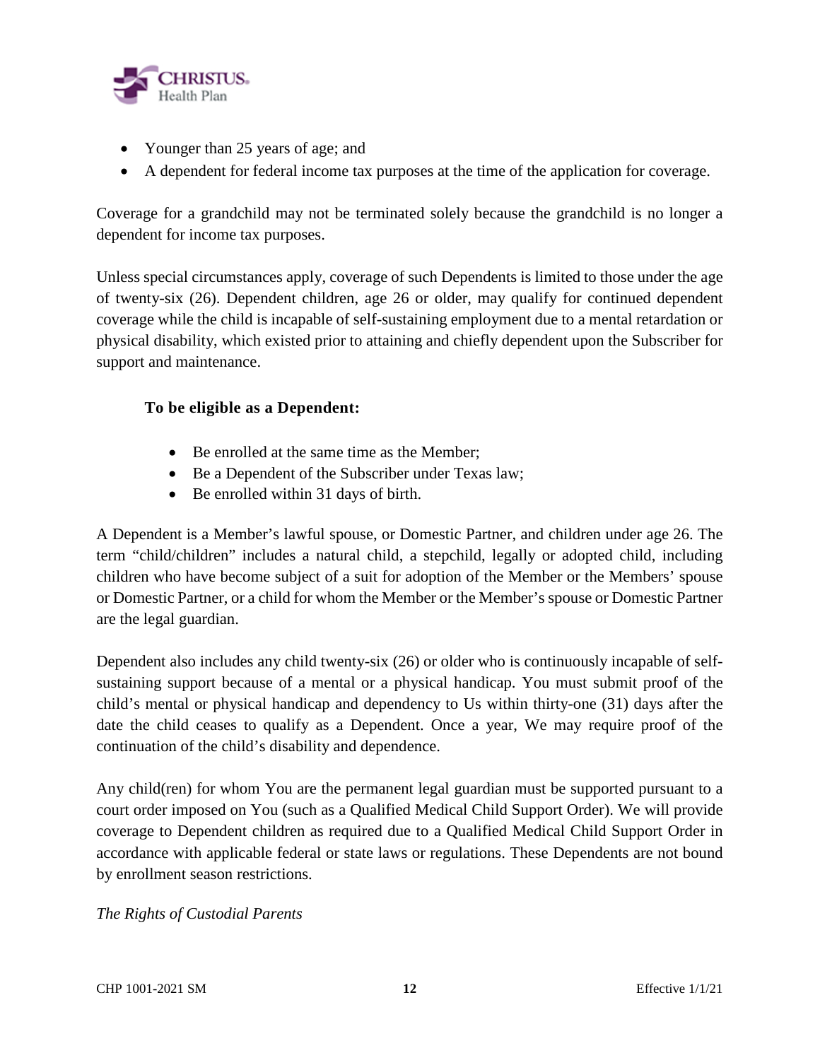- Younger than 25 years of age; and
- A dependent for federal income tax purposes at the time of the application for coverage.

Coverage for a grandchild may not be terminated solely because the grandchild is no longer a dependent for income tax purposes.

Unless special circumstances apply, coverage of such Dependents is limited to those under the age of twenty-six (26). Dependent children, age 26 or older, may qualify for continued dependent coverage while the child is incapable of self-sustaining employment due to a mental retardation or physical disability, which existed prior to attaining and chiefly dependent upon the Subscriber for support and maintenance.

**To be eligible as a Dependent:**

- Be enrolled at the same time as the Member;
- Be a Dependent of the Subscriber under Texas law;
- Be enrolled within 31 days of birth.

A Dependent is a Member's lawful spouse, or Domestic Partner, and children under age 26. The term "child/children" includes a natural child, a stepchild, legally or adopted child, including children who have become subject of a suit for adoption of the Member or the Members' spouse or Domestic Partner, or a child for whom the Member or the Member's spouse or Domestic Partner are the legal guardian.

Dependent also includes any child twenty-six (26) or older who is continuously incapable of self-sustaining support because of a mental or a physical handicap. You must submit proof of the child's mental or physical handicap and dependency to Us within thirty-one (31) days after the date the child ceases to qualify as a Dependent. Once a year, We may require proof of the continuation of the child's disability and dependence.

Any child(ren) for whom You are the permanent legal guardian must be supported pursuant to a court order imposed on You (such as a Qualified Medical Child Support Order). We will provide coverage to Dependent children as required due to a Qualified Medical Child Support Order in accordance with applicable federal or state laws or regulations. These Dependents are not bound by enrollment season restrictions.

*The Rights of Custodial Parents*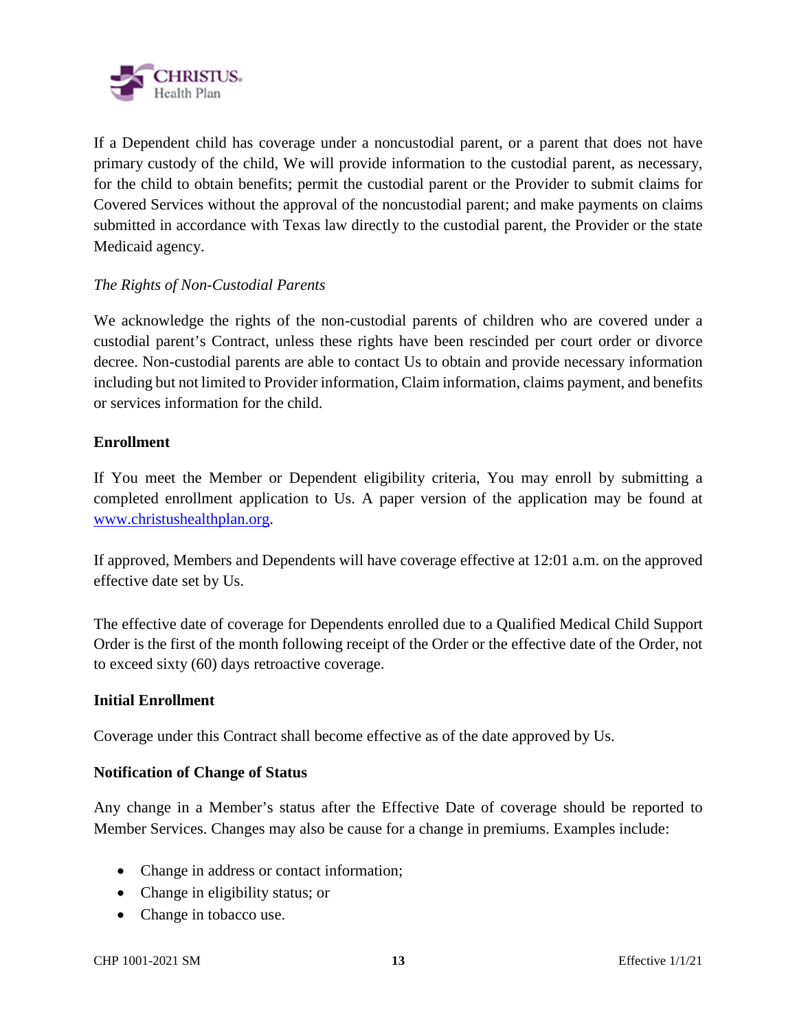If a Dependent child has coverage under a noncustodial parent, or a parent that does not have primary custody of the child, We will provide information to the custodial parent, as necessary, for the child to obtain benefits; permit the custodial parent or the Provider to submit claims for Covered Services without the approval of the noncustodial parent; and make payments on claims submitted in accordance with Texas law directly to the custodial parent, the Provider or the state Medicaid agency.

*The Rights of Non-Custodial Parents*

We acknowledge the rights of the non-custodial parents of children who are covered under a custodial parent's Contract, unless these rights have been rescinded per court order or divorce decree. Non-custodial parents are able to contact Us to obtain and provide necessary information including but not limited to Provider information, Claim information, claims payment, and benefits or services information for the child.

**Enrollment**

If You meet the Member or Dependent eligibility criteria, You may enroll by submitting a completed enrollment application to Us. A paper version of the application may be found at [www.christushealthplan.org](www.christushealthplan.org).

If approved, Members and Dependents will have coverage effective at 12:01 a.m. on the approved effective date set by Us.

The effective date of coverage for Dependents enrolled due to a Qualified Medical Child Support Order is the first of the month following receipt of the Order or the effective date of the Order, not to exceed sixty (60) days retroactive coverage.

**Initial Enrollment**

Coverage under this Contract shall become effective as of the date approved by Us.

**Notification of Change of Status**

Any change in a Member's status after the Effective Date of coverage should be reported to Member Services. Changes may also be cause for a change in premiums. Examples include:

- Change in address or contact information;
- Change in eligibility status; or
- Change in tobacco use.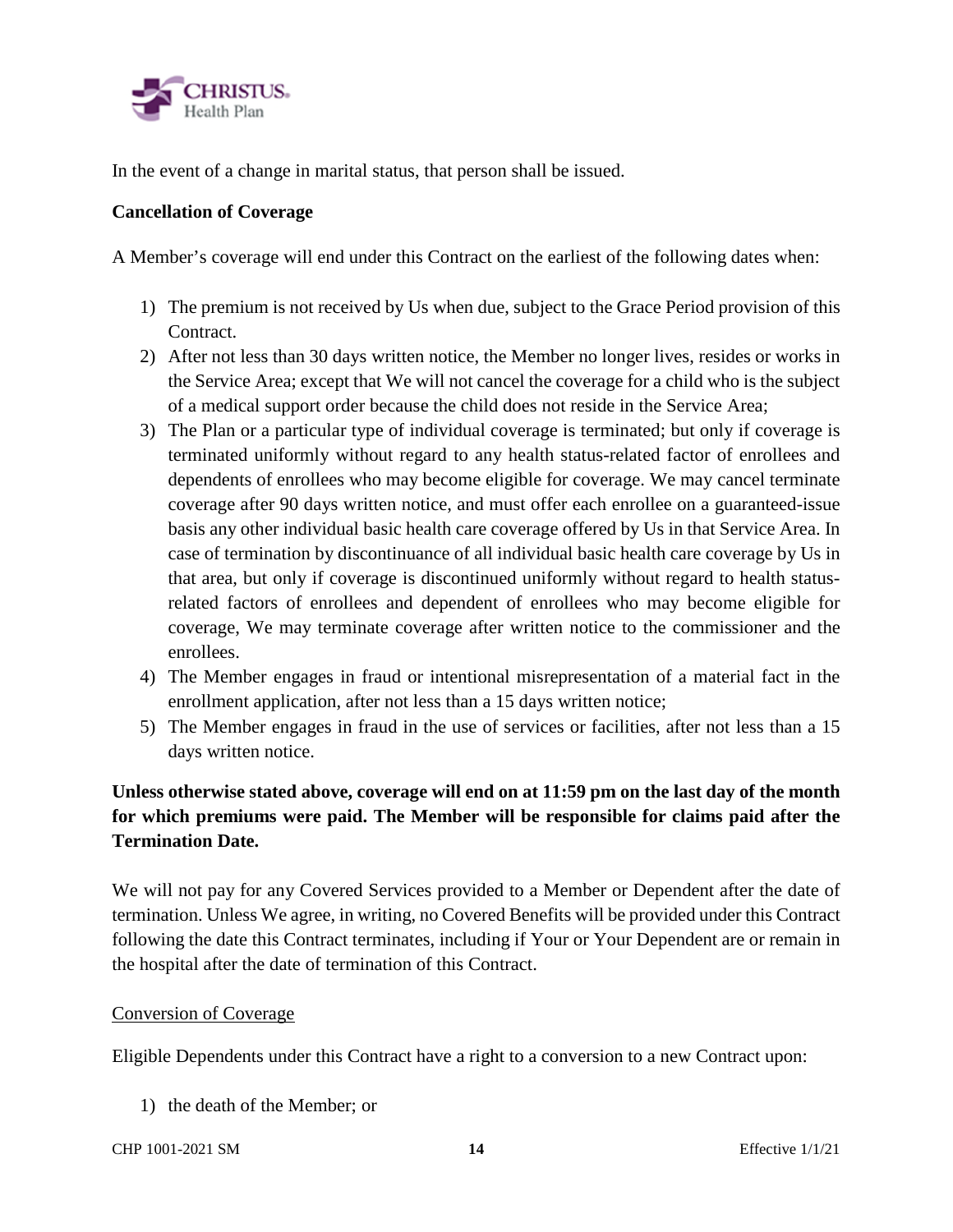In the event of a change in marital status, that person shall be issued.

**Cancellation of Coverage**

A Member's coverage will end under this Contract on the earliest of the following dates when:

1) The premium is not received by Us when due, subject to the Grace Period provision of this Contract.
2) After not less than 30 days written notice, the Member no longer lives, resides or works in the Service Area; except that We will not cancel the coverage for a child who is the subject of a medical support order because the child does not reside in the Service Area;
3) The Plan or a particular type of individual coverage is terminated; but only if coverage is terminated uniformly without regard to any health status-related factor of enrollees and dependents of enrollees who may become eligible for coverage. We may cancel terminate coverage after 90 days written notice, and must offer each enrollee on a guaranteed-issue basis any other individual basic health care coverage offered by Us in that Service Area. In case of termination by discontinuance of all individual basic health care coverage by Us in that area, but only if coverage is discontinued uniformly without regard to health status-related factors of enrollees and dependent of enrollees who may become eligible for coverage, We may terminate coverage after written notice to the commissioner and the enrollees.
4) The Member engages in fraud or intentional misrepresentation of a material fact in the enrollment application, after not less than a 15 days written notice;
5) The Member engages in fraud in the use of services or facilities, after not less than a 15 days written notice.

**Unless otherwise stated above, coverage will end on at 11:59 pm on the last day of the month for which premiums were paid. The Member will be responsible for claims paid after the Termination Date.**

We will not pay for any Covered Services provided to a Member or Dependent after the date of termination. Unless We agree, in writing, no Covered Benefits will be provided under this Contract following the date this Contract terminates, including if Your or Your Dependent are or remain in the hospital after the date of termination of this Contract.

<u>Conversion of Coverage</u>

Eligible Dependents under this Contract have a right to a conversion to a new Contract upon:

1) the death of the Member; or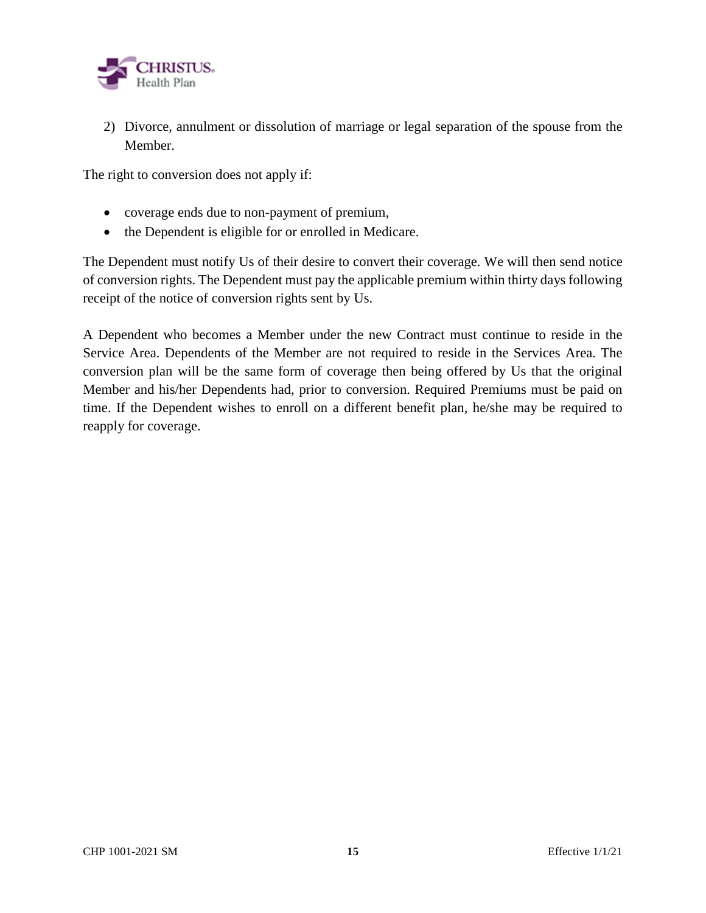2) Divorce, annulment or dissolution of marriage or legal separation of the spouse from the Member.

The right to conversion does not apply if:

- coverage ends due to non-payment of premium,
- the Dependent is eligible for or enrolled in Medicare.

The Dependent must notify Us of their desire to convert their coverage. We will then send notice of conversion rights. The Dependent must pay the applicable premium within thirty days following receipt of the notice of conversion rights sent by Us.

A Dependent who becomes a Member under the new Contract must continue to reside in the Service Area. Dependents of the Member are not required to reside in the Services Area. The conversion plan will be the same form of coverage then being offered by Us that the original Member and his/her Dependents had, prior to conversion. Required Premiums must be paid on time. If the Dependent wishes to enroll on a different benefit plan, he/she may be required to reapply for coverage.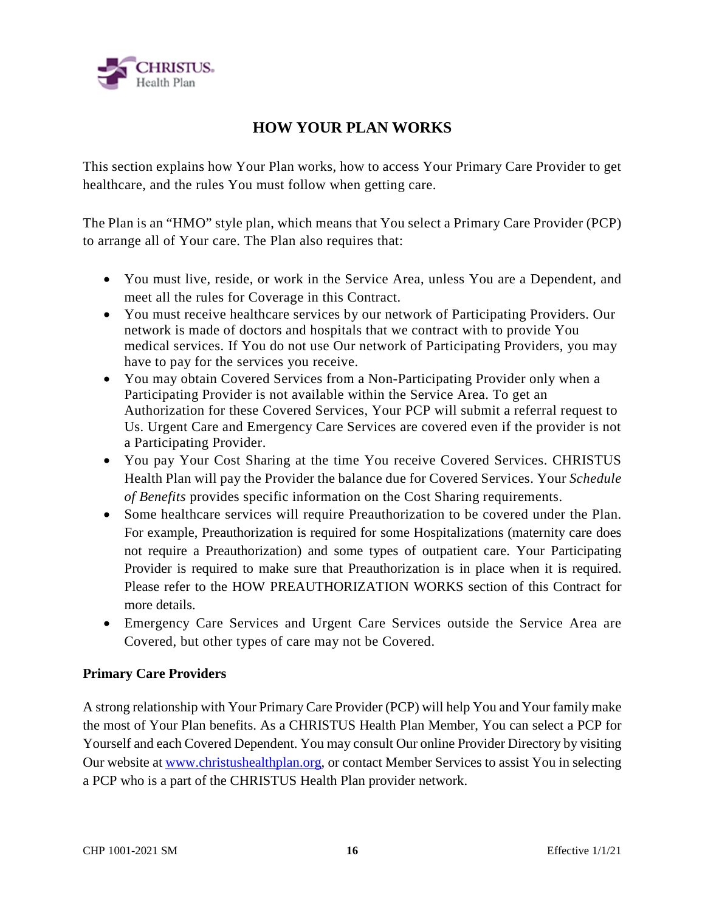## HOW YOUR PLAN WORKS

This section explains how Your Plan works, how to access Your Primary Care Provider to get healthcare, and the rules You must follow when getting care.

The Plan is an "HMO" style plan, which means that You select a Primary Care Provider (PCP) to arrange all of Your care. The Plan also requires that:

- You must live, reside, or work in the Service Area, unless You are a Dependent, and meet all the rules for Coverage in this Contract.
- You must receive healthcare services by our network of Participating Providers. Our network is made of doctors and hospitals that we contract with to provide You medical services. If You do not use Our network of Participating Providers, you may have to pay for the services you receive.
- You may obtain Covered Services from a Non-Participating Provider only when a Participating Provider is not available within the Service Area. To get an Authorization for these Covered Services, Your PCP will submit a referral request to Us. Urgent Care and Emergency Care Services are covered even if the provider is not a Participating Provider.
- You pay Your Cost Sharing at the time You receive Covered Services. CHRISTUS Health Plan will pay the Provider the balance due for Covered Services. Your *Schedule of Benefits* provides specific information on the Cost Sharing requirements.
- Some healthcare services will require Preauthorization to be covered under the Plan. For example, Preauthorization is required for some Hospitalizations (maternity care does not require a Preauthorization) and some types of outpatient care. Your Participating Provider is required to make sure that Preauthorization is in place when it is required. Please refer to the HOW PREAUTHORIZATION WORKS section of this Contract for more details.
- Emergency Care Services and Urgent Care Services outside the Service Area are Covered, but other types of care may not be Covered.

**Primary Care Providers**

A strong relationship with Your Primary Care Provider (PCP) will help You and Your family make the most of Your Plan benefits. As a CHRISTUS Health Plan Member, You can select a PCP for Yourself and each Covered Dependent. You may consult Our online Provider Directory by visiting Our website at www.christushealthplan.org, or contact Member Services to assist You in selecting a PCP who is a part of the CHRISTUS Health Plan provider network.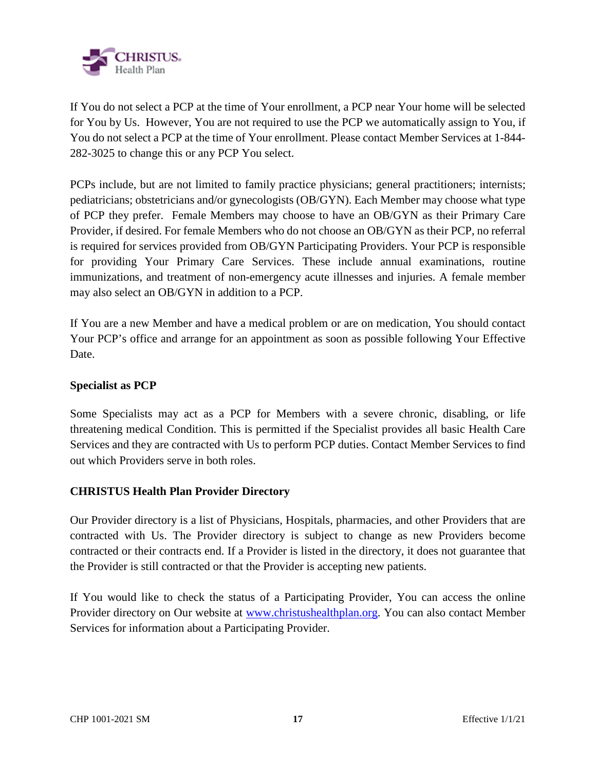If You do not select a PCP at the time of Your enrollment, a PCP near Your home will be selected for You by Us. However, You are not required to use the PCP we automatically assign to You, if You do not select a PCP at the time of Your enrollment. Please contact Member Services at 1-844-282-3025 to change this or any PCP You select.

PCPs include, but are not limited to family practice physicians; general practitioners; internists; pediatricians; obstetricians and/or gynecologists (OB/GYN). Each Member may choose what type of PCP they prefer. Female Members may choose to have an OB/GYN as their Primary Care Provider, if desired. For female Members who do not choose an OB/GYN as their PCP, no referral is required for services provided from OB/GYN Participating Providers. Your PCP is responsible for providing Your Primary Care Services. These include annual examinations, routine immunizations, and treatment of non-emergency acute illnesses and injuries. A female member may also select an OB/GYN in addition to a PCP.

If You are a new Member and have a medical problem or are on medication, You should contact Your PCP's office and arrange for an appointment as soon as possible following Your Effective Date.

**Specialist as PCP**

Some Specialists may act as a PCP for Members with a severe chronic, disabling, or life threatening medical Condition. This is permitted if the Specialist provides all basic Health Care Services and they are contracted with Us to perform PCP duties. Contact Member Services to find out which Providers serve in both roles.

**CHRISTUS Health Plan Provider Directory**

Our Provider directory is a list of Physicians, Hospitals, pharmacies, and other Providers that are contracted with Us. The Provider directory is subject to change as new Providers become contracted or their contracts end. If a Provider is listed in the directory, it does not guarantee that the Provider is still contracted or that the Provider is accepting new patients.

If You would like to check the status of a Participating Provider, You can access the online Provider directory on Our website at www.christushealthplan.org. You can also contact Member Services for information about a Participating Provider.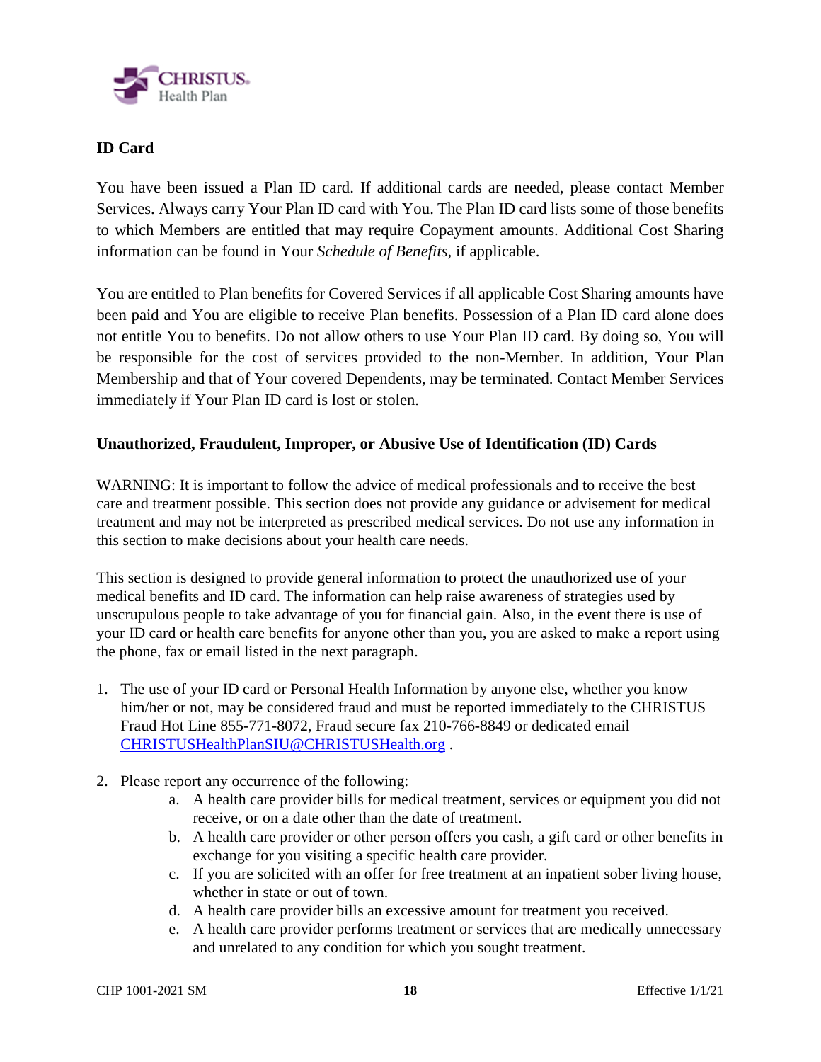## ID Card

You have been issued a Plan ID card. If additional cards are needed, please contact Member Services. Always carry Your Plan ID card with You. The Plan ID card lists some of those benefits to which Members are entitled that may require Copayment amounts. Additional Cost Sharing information can be found in Your *Schedule of Benefits*, if applicable.

You are entitled to Plan benefits for Covered Services if all applicable Cost Sharing amounts have been paid and You are eligible to receive Plan benefits. Possession of a Plan ID card alone does not entitle You to benefits. Do not allow others to use Your Plan ID card. By doing so, You will be responsible for the cost of services provided to the non-Member. In addition, Your Plan Membership and that of Your covered Dependents, may be terminated. Contact Member Services immediately if Your Plan ID card is lost or stolen.

## Unauthorized, Fraudulent, Improper, or Abusive Use of Identification (ID) Cards

WARNING: It is important to follow the advice of medical professionals and to receive the best care and treatment possible. This section does not provide any guidance or advisement for medical treatment and may not be interpreted as prescribed medical services. Do not use any information in this section to make decisions about your health care needs.

This section is designed to provide general information to protect the unauthorized use of your medical benefits and ID card. The information can help raise awareness of strategies used by unscrupulous people to take advantage of you for financial gain. Also, in the event there is use of your ID card or health care benefits for anyone other than you, you are asked to make a report using the phone, fax or email listed in the next paragraph.

1. The use of your ID card or Personal Health Information by anyone else, whether you know him/her or not, may be considered fraud and must be reported immediately to the CHRISTUS Fraud Hot Line 855-771-8072, Fraud secure fax 210-766-8849 or dedicated email CHRISTUSHealthPlanSIU@CHRISTUSHealth.org .

2. Please report any occurrence of the following:
    a. A health care provider bills for medical treatment, services or equipment you did not receive, or on a date other than the date of treatment.
    b. A health care provider or other person offers you cash, a gift card or other benefits in exchange for you visiting a specific health care provider.
    c. If you are solicited with an offer for free treatment at an inpatient sober living house, whether in state or out of town.
    d. A health care provider bills an excessive amount for treatment you received.
    e. A health care provider performs treatment or services that are medically unnecessary and unrelated to any condition for which you sought treatment.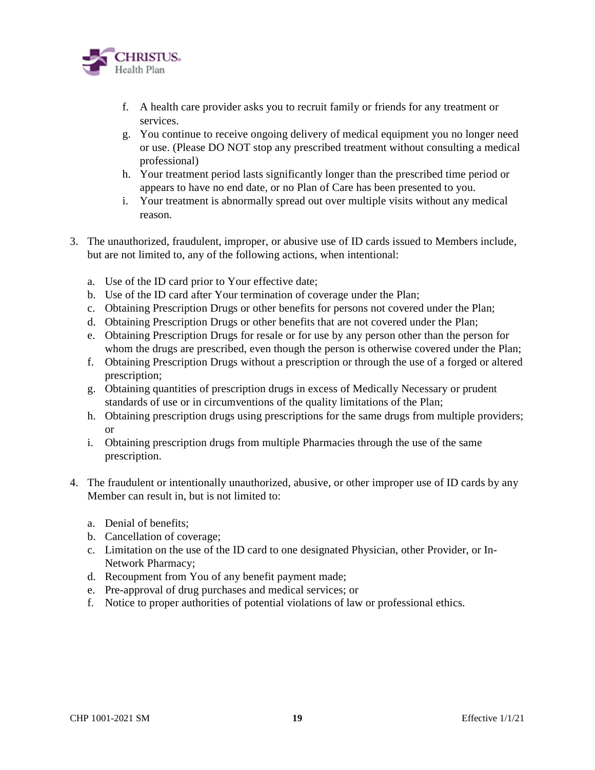f. A health care provider asks you to recruit family or friends for any treatment or services.
   g. You continue to receive ongoing delivery of medical equipment you no longer need or use. (Please DO NOT stop any prescribed treatment without consulting a medical professional)
   h. Your treatment period lasts significantly longer than the prescribed time period or appears to have no end date, or no Plan of Care has been presented to you.
   i. Your treatment is abnormally spread out over multiple visits without any medical reason.

3. The unauthorized, fraudulent, improper, or abusive use of ID cards issued to Members include, but are not limited to, any of the following actions, when intentional:

   a. Use of the ID card prior to Your effective date;
   b. Use of the ID card after Your termination of coverage under the Plan;
   c. Obtaining Prescription Drugs or other benefits for persons not covered under the Plan;
   d. Obtaining Prescription Drugs or other benefits that are not covered under the Plan;
   e. Obtaining Prescription Drugs for resale or for use by any person other than the person for whom the drugs are prescribed, even though the person is otherwise covered under the Plan;
   f. Obtaining Prescription Drugs without a prescription or through the use of a forged or altered prescription;
   g. Obtaining quantities of prescription drugs in excess of Medically Necessary or prudent standards of use or in circumventions of the quality limitations of the Plan;
   h. Obtaining prescription drugs using prescriptions for the same drugs from multiple providers; or
   i. Obtaining prescription drugs from multiple Pharmacies through the use of the same prescription.

4. The fraudulent or intentionally unauthorized, abusive, or other improper use of ID cards by any Member can result in, but is not limited to:

   a. Denial of benefits;
   b. Cancellation of coverage;
   c. Limitation on the use of the ID card to one designated Physician, other Provider, or In-Network Pharmacy;
   d. Recoupment from You of any benefit payment made;
   e. Pre-approval of drug purchases and medical services; or
   f. Notice to proper authorities of potential violations of law or professional ethics.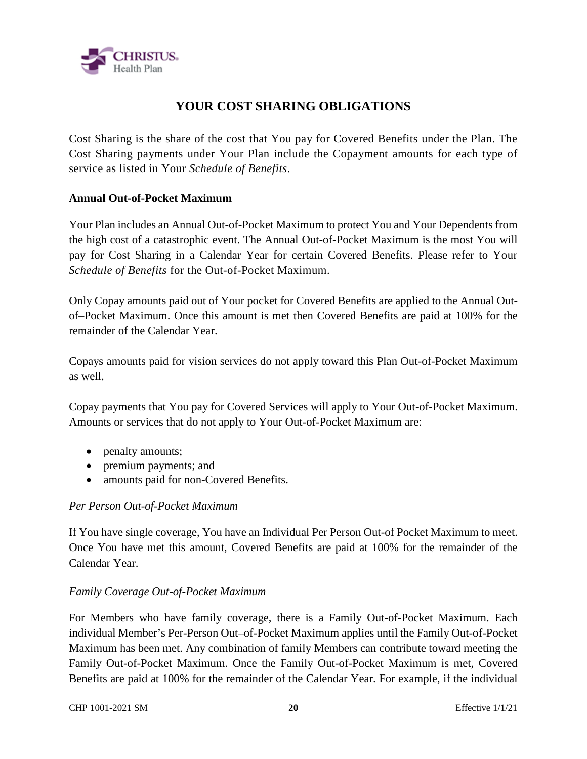# YOUR COST SHARING OBLIGATIONS

Cost Sharing is the share of the cost that You pay for Covered Benefits under the Plan. The Cost Sharing payments under Your Plan include the Copayment amounts for each type of service as listed in Your *Schedule of Benefits*.

**Annual Out-of-Pocket Maximum**

Your Plan includes an Annual Out-of-Pocket Maximum to protect You and Your Dependents from the high cost of a catastrophic event. The Annual Out-of-Pocket Maximum is the most You will pay for Cost Sharing in a Calendar Year for certain Covered Benefits. Please refer to Your *Schedule of Benefits* for the Out-of-Pocket Maximum.

Only Copay amounts paid out of Your pocket for Covered Benefits are applied to the Annual Out-of–Pocket Maximum. Once this amount is met then Covered Benefits are paid at 100% for the remainder of the Calendar Year.

Copays amounts paid for vision services do not apply toward this Plan Out-of-Pocket Maximum as well.

Copay payments that You pay for Covered Services will apply to Your Out-of-Pocket Maximum. Amounts or services that do not apply to Your Out-of-Pocket Maximum are:

- penalty amounts;
- premium payments; and
- amounts paid for non-Covered Benefits.

*Per Person Out-of-Pocket Maximum*

If You have single coverage, You have an Individual Per Person Out-of Pocket Maximum to meet. Once You have met this amount, Covered Benefits are paid at 100% for the remainder of the Calendar Year.

*Family Coverage Out-of-Pocket Maximum*

For Members who have family coverage, there is a Family Out-of-Pocket Maximum. Each individual Member's Per-Person Out–of-Pocket Maximum applies until the Family Out-of-Pocket Maximum has been met. Any combination of family Members can contribute toward meeting the Family Out-of-Pocket Maximum. Once the Family Out-of-Pocket Maximum is met, Covered Benefits are paid at 100% for the remainder of the Calendar Year. For example, if the individual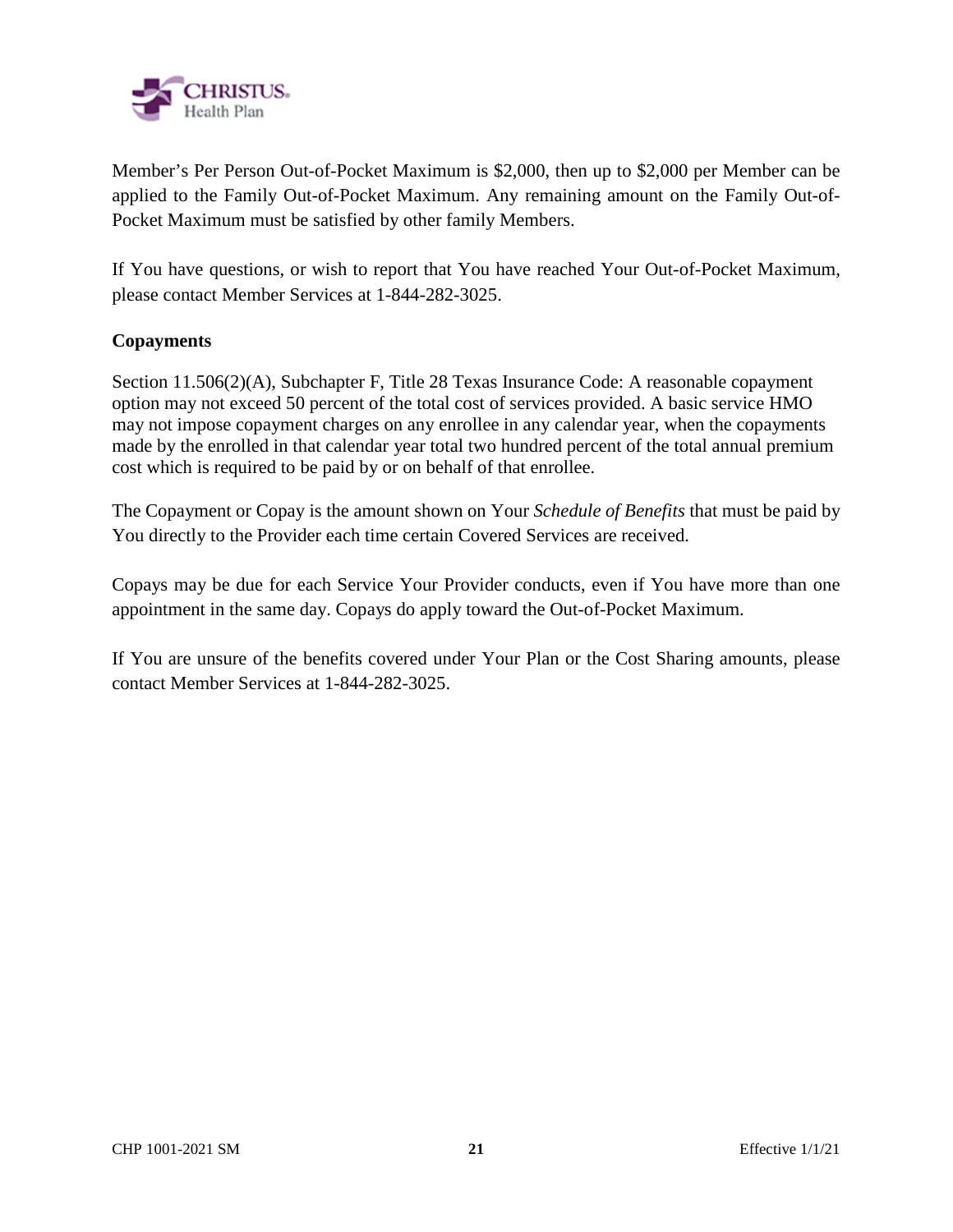Member's Per Person Out-of-Pocket Maximum is $2,000, then up to $2,000 per Member can be applied to the Family Out-of-Pocket Maximum. Any remaining amount on the Family Out-of-Pocket Maximum must be satisfied by other family Members.

If You have questions, or wish to report that You have reached Your Out-of-Pocket Maximum, please contact Member Services at 1-844-282-3025.

**Copayments**

Section 11.506(2)(A), Subchapter F, Title 28 Texas Insurance Code: A reasonable copayment option may not exceed 50 percent of the total cost of services provided. A basic service HMO may not impose copayment charges on any enrollee in any calendar year, when the copayments made by the enrolled in that calendar year total two hundred percent of the total annual premium cost which is required to be paid by or on behalf of that enrollee.

The Copayment or Copay is the amount shown on Your *Schedule of Benefits* that must be paid by You directly to the Provider each time certain Covered Services are received.

Copays may be due for each Service Your Provider conducts, even if You have more than one appointment in the same day. Copays do apply toward the Out-of-Pocket Maximum.

If You are unsure of the benefits covered under Your Plan or the Cost Sharing amounts, please contact Member Services at 1-844-282-3025.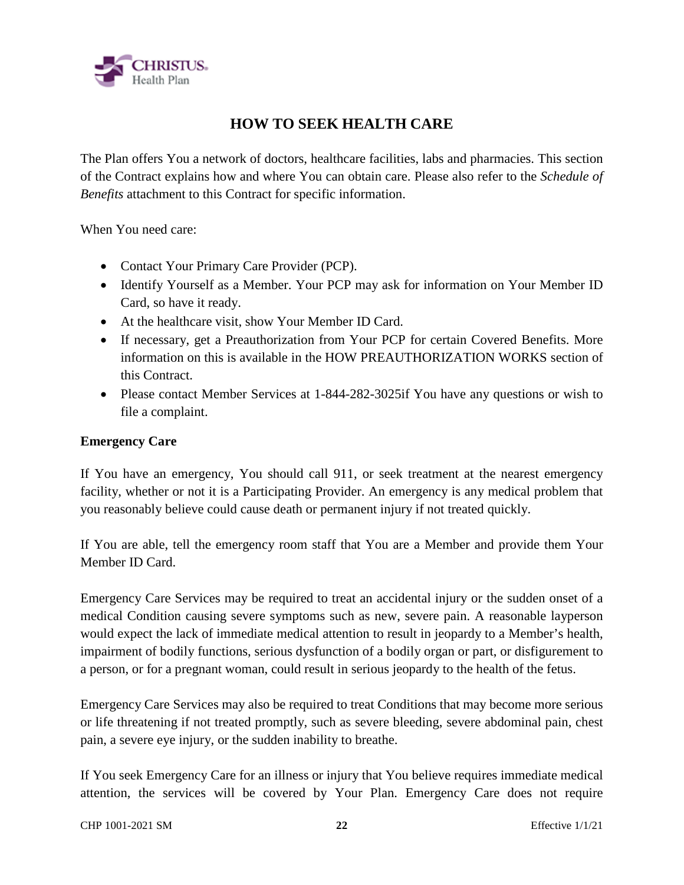# HOW TO SEEK HEALTH CARE

The Plan offers You a network of doctors, healthcare facilities, labs and pharmacies. This section of the Contract explains how and where You can obtain care. Please also refer to the *Schedule of Benefits* attachment to this Contract for specific information.

When You need care:

- Contact Your Primary Care Provider (PCP).
- Identify Yourself as a Member. Your PCP may ask for information on Your Member ID Card, so have it ready.
- At the healthcare visit, show Your Member ID Card.
- If necessary, get a Preauthorization from Your PCP for certain Covered Benefits. More information on this is available in the HOW PREAUTHORIZATION WORKS section of this Contract.
- Please contact Member Services at 1-844-282-3025if You have any questions or wish to file a complaint.

**Emergency Care**

If You have an emergency, You should call 911, or seek treatment at the nearest emergency facility, whether or not it is a Participating Provider. An emergency is any medical problem that you reasonably believe could cause death or permanent injury if not treated quickly.

If You are able, tell the emergency room staff that You are a Member and provide them Your Member ID Card.

Emergency Care Services may be required to treat an accidental injury or the sudden onset of a medical Condition causing severe symptoms such as new, severe pain. A reasonable layperson would expect the lack of immediate medical attention to result in jeopardy to a Member's health, impairment of bodily functions, serious dysfunction of a bodily organ or part, or disfigurement to a person, or for a pregnant woman, could result in serious jeopardy to the health of the fetus.

Emergency Care Services may also be required to treat Conditions that may become more serious or life threatening if not treated promptly, such as severe bleeding, severe abdominal pain, chest pain, a severe eye injury, or the sudden inability to breathe.

If You seek Emergency Care for an illness or injury that You believe requires immediate medical attention, the services will be covered by Your Plan. Emergency Care does not require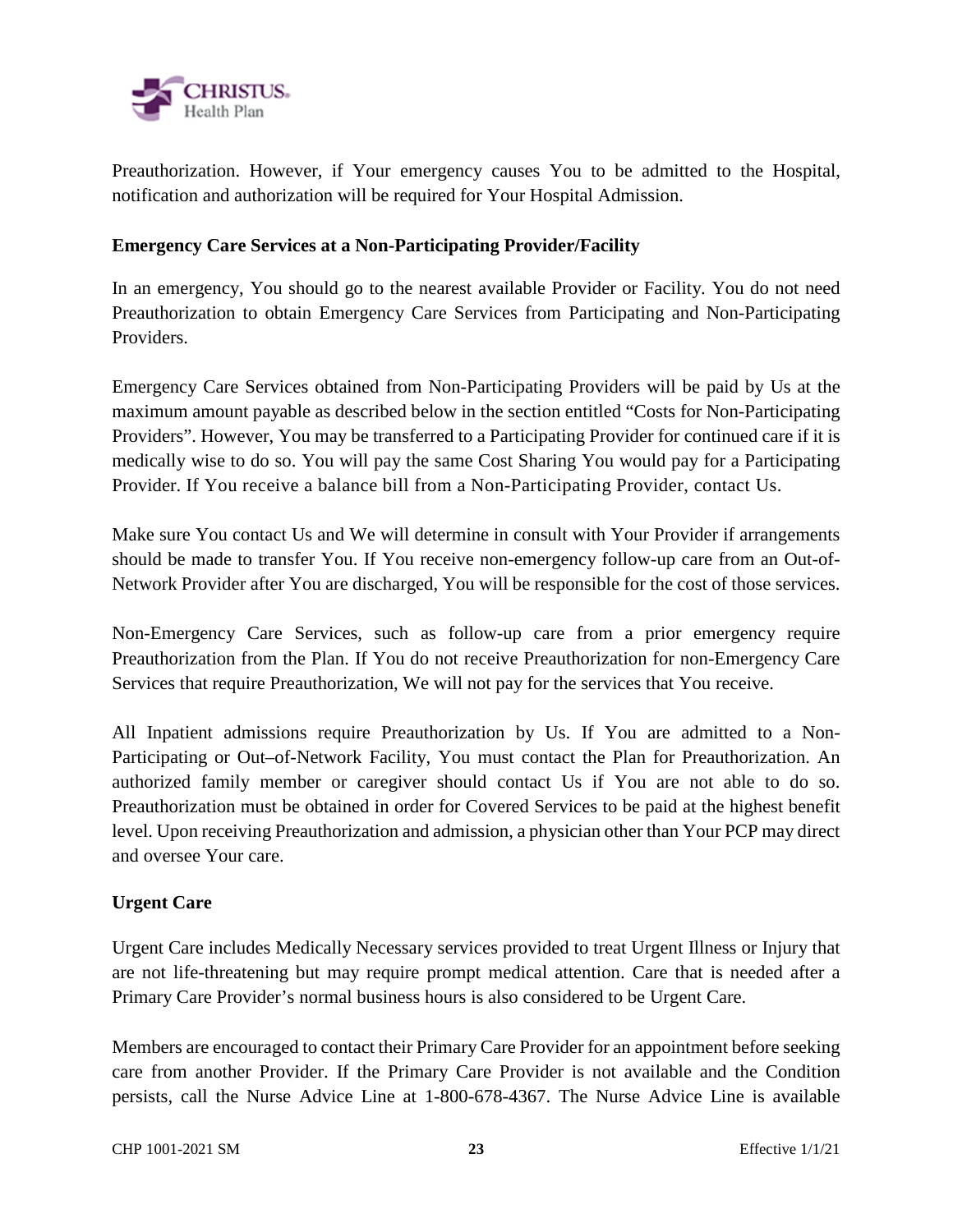Preauthorization. However, if Your emergency causes You to be admitted to the Hospital, notification and authorization will be required for Your Hospital Admission.

**Emergency Care Services at a Non-Participating Provider/Facility**

In an emergency, You should go to the nearest available Provider or Facility. You do not need Preauthorization to obtain Emergency Care Services from Participating and Non-Participating Providers.

Emergency Care Services obtained from Non-Participating Providers will be paid by Us at the maximum amount payable as described below in the section entitled "Costs for Non-Participating Providers". However, You may be transferred to a Participating Provider for continued care if it is medically wise to do so. You will pay the same Cost Sharing You would pay for a Participating Provider. If You receive a balance bill from a Non-Participating Provider, contact Us.

Make sure You contact Us and We will determine in consult with Your Provider if arrangements should be made to transfer You. If You receive non-emergency follow-up care from an Out-of-Network Provider after You are discharged, You will be responsible for the cost of those services.

Non-Emergency Care Services, such as follow-up care from a prior emergency require Preauthorization from the Plan. If You do not receive Preauthorization for non-Emergency Care Services that require Preauthorization, We will not pay for the services that You receive.

All Inpatient admissions require Preauthorization by Us. If You are admitted to a Non-Participating or Out–of-Network Facility, You must contact the Plan for Preauthorization. An authorized family member or caregiver should contact Us if You are not able to do so. Preauthorization must be obtained in order for Covered Services to be paid at the highest benefit level. Upon receiving Preauthorization and admission, a physician other than Your PCP may direct and oversee Your care.

**Urgent Care**

Urgent Care includes Medically Necessary services provided to treat Urgent Illness or Injury that are not life-threatening but may require prompt medical attention. Care that is needed after a Primary Care Provider's normal business hours is also considered to be Urgent Care.

Members are encouraged to contact their Primary Care Provider for an appointment before seeking care from another Provider. If the Primary Care Provider is not available and the Condition persists, call the Nurse Advice Line at 1-800-678-4367. The Nurse Advice Line is available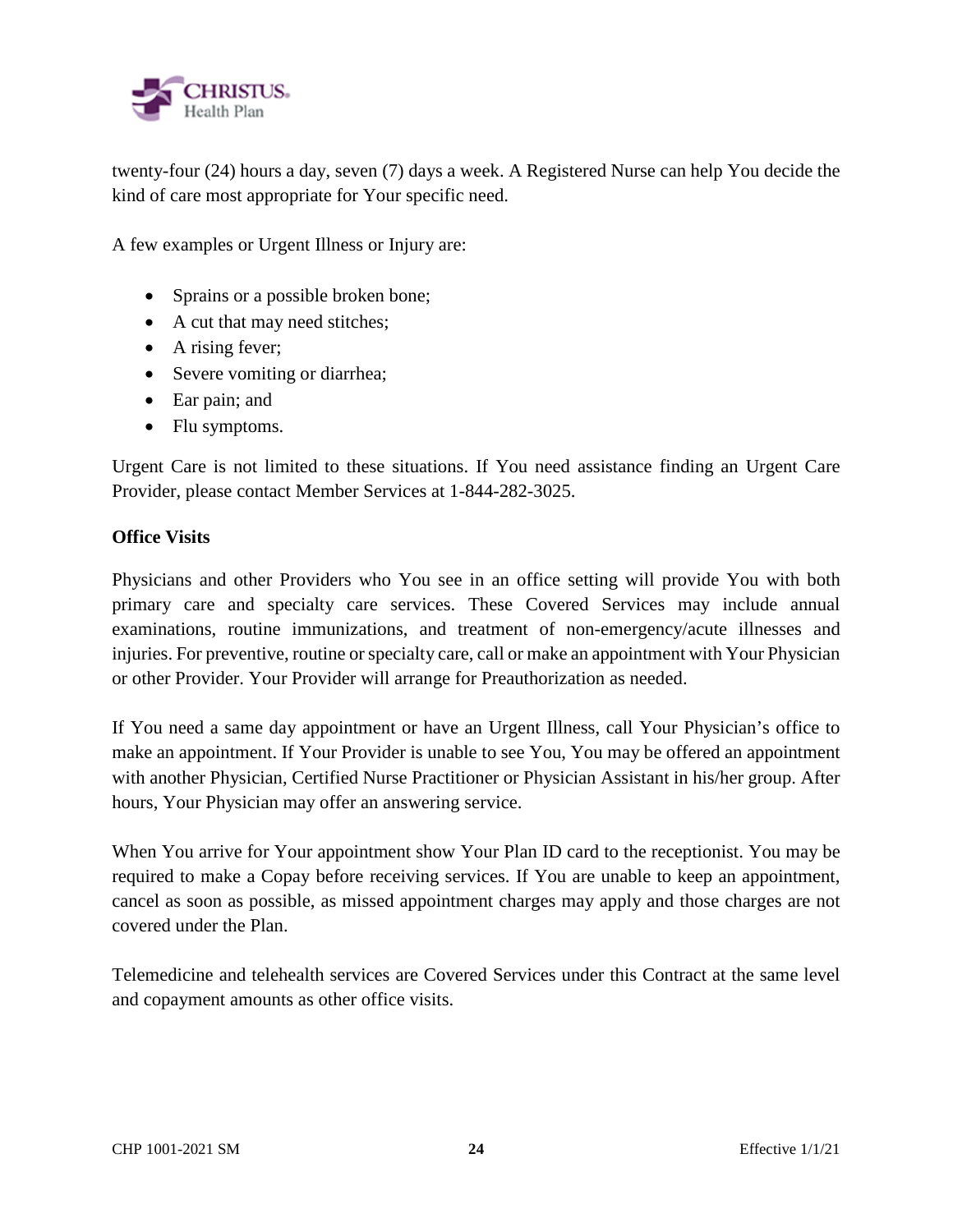twenty-four (24) hours a day, seven (7) days a week. A Registered Nurse can help You decide the kind of care most appropriate for Your specific need.

A few examples or Urgent Illness or Injury are:

- Sprains or a possible broken bone;
- A cut that may need stitches;
- A rising fever;
- Severe vomiting or diarrhea;
- Ear pain; and
- Flu symptoms.

Urgent Care is not limited to these situations. If You need assistance finding an Urgent Care Provider, please contact Member Services at 1-844-282-3025.

**Office Visits**

Physicians and other Providers who You see in an office setting will provide You with both primary care and specialty care services. These Covered Services may include annual examinations, routine immunizations, and treatment of non-emergency/acute illnesses and injuries. For preventive, routine or specialty care, call or make an appointment with Your Physician or other Provider. Your Provider will arrange for Preauthorization as needed.

If You need a same day appointment or have an Urgent Illness, call Your Physician's office to make an appointment. If Your Provider is unable to see You, You may be offered an appointment with another Physician, Certified Nurse Practitioner or Physician Assistant in his/her group. After hours, Your Physician may offer an answering service.

When You arrive for Your appointment show Your Plan ID card to the receptionist. You may be required to make a Copay before receiving services. If You are unable to keep an appointment, cancel as soon as possible, as missed appointment charges may apply and those charges are not covered under the Plan.

Telemedicine and telehealth services are Covered Services under this Contract at the same level and copayment amounts as other office visits.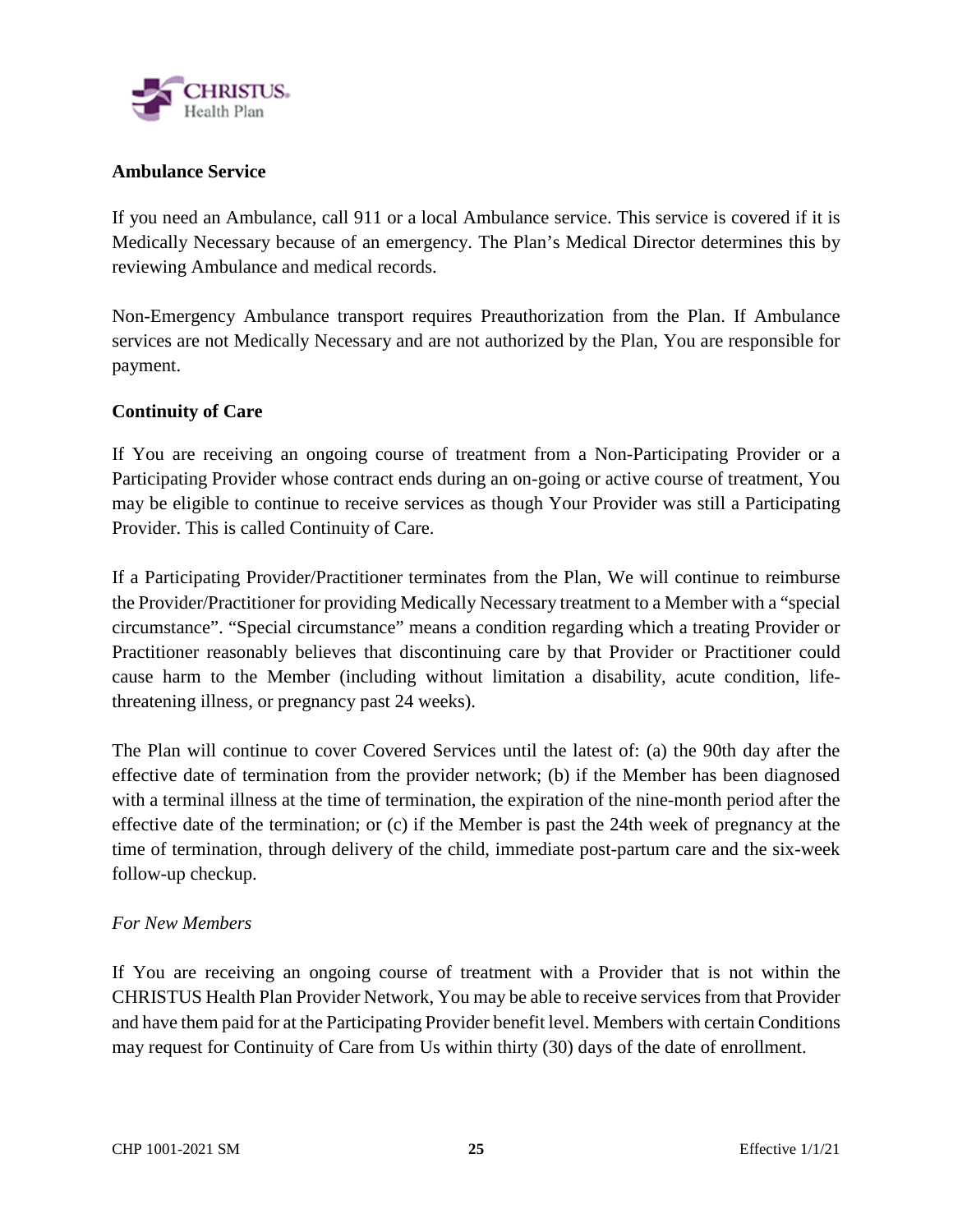**Ambulance Service**

If you need an Ambulance, call 911 or a local Ambulance service. This service is covered if it is Medically Necessary because of an emergency. The Plan's Medical Director determines this by reviewing Ambulance and medical records.

Non-Emergency Ambulance transport requires Preauthorization from the Plan. If Ambulance services are not Medically Necessary and are not authorized by the Plan, You are responsible for payment.

**Continuity of Care**

If You are receiving an ongoing course of treatment from a Non-Participating Provider or a Participating Provider whose contract ends during an on-going or active course of treatment, You may be eligible to continue to receive services as though Your Provider was still a Participating Provider. This is called Continuity of Care.

If a Participating Provider/Practitioner terminates from the Plan, We will continue to reimburse the Provider/Practitioner for providing Medically Necessary treatment to a Member with a "special circumstance". "Special circumstance" means a condition regarding which a treating Provider or Practitioner reasonably believes that discontinuing care by that Provider or Practitioner could cause harm to the Member (including without limitation a disability, acute condition, life-threatening illness, or pregnancy past 24 weeks).

The Plan will continue to cover Covered Services until the latest of: (a) the 90th day after the effective date of termination from the provider network; (b) if the Member has been diagnosed with a terminal illness at the time of termination, the expiration of the nine-month period after the effective date of the termination; or (c) if the Member is past the 24th week of pregnancy at the time of termination, through delivery of the child, immediate post-partum care and the six-week follow-up checkup.

*For New Members*

If You are receiving an ongoing course of treatment with a Provider that is not within the CHRISTUS Health Plan Provider Network, You may be able to receive services from that Provider and have them paid for at the Participating Provider benefit level. Members with certain Conditions may request for Continuity of Care from Us within thirty (30) days of the date of enrollment.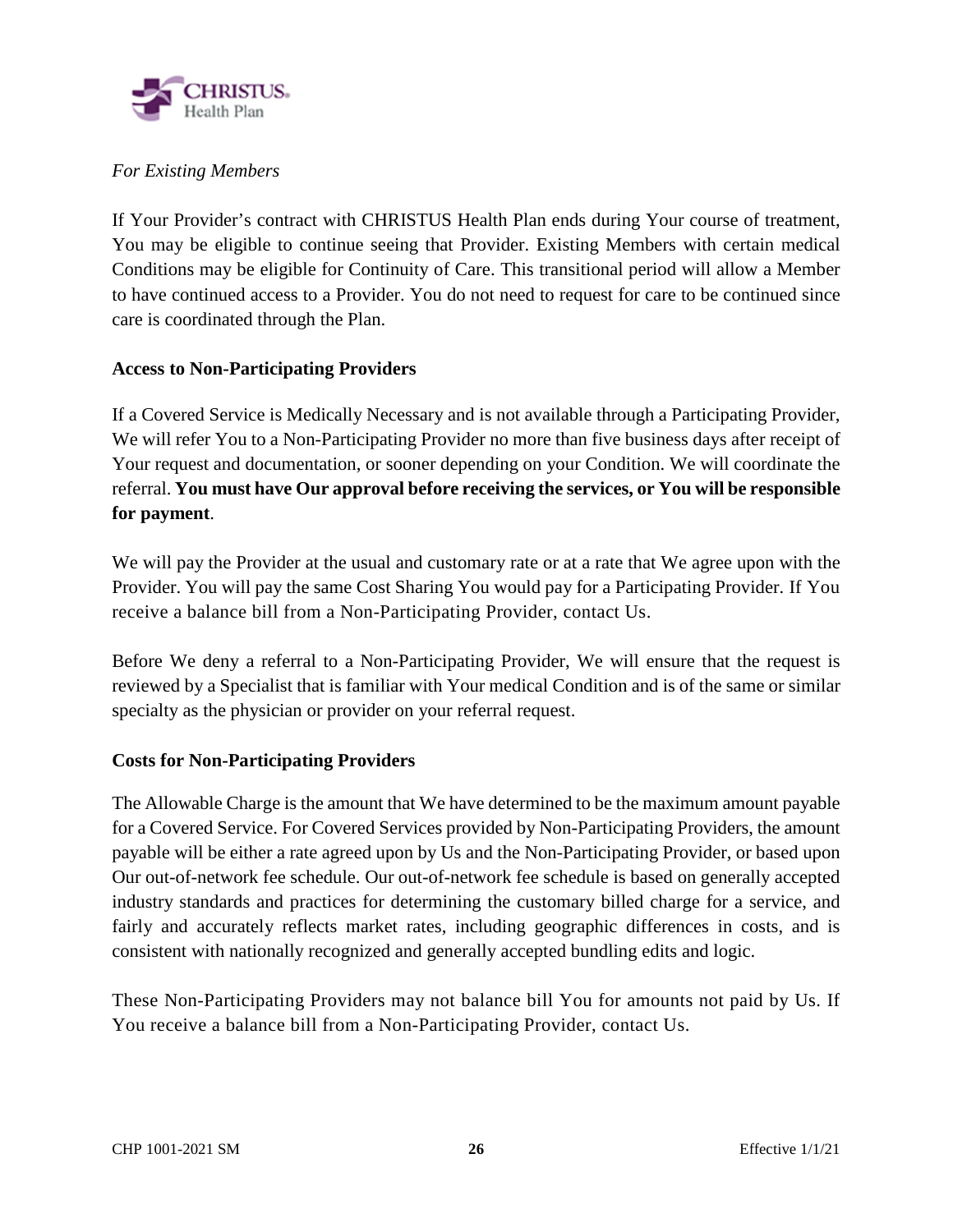*For Existing Members*

If Your Provider's contract with CHRISTUS Health Plan ends during Your course of treatment, You may be eligible to continue seeing that Provider. Existing Members with certain medical Conditions may be eligible for Continuity of Care. This transitional period will allow a Member to have continued access to a Provider. You do not need to request for care to be continued since care is coordinated through the Plan.

**Access to Non-Participating Providers**

If a Covered Service is Medically Necessary and is not available through a Participating Provider, We will refer You to a Non-Participating Provider no more than five business days after receipt of Your request and documentation, or sooner depending on your Condition. We will coordinate the referral. **You must have Our approval before receiving the services, or You will be responsible for payment**.

We will pay the Provider at the usual and customary rate or at a rate that We agree upon with the Provider. You will pay the same Cost Sharing You would pay for a Participating Provider. If You receive a balance bill from a Non-Participating Provider, contact Us.

Before We deny a referral to a Non-Participating Provider, We will ensure that the request is reviewed by a Specialist that is familiar with Your medical Condition and is of the same or similar specialty as the physician or provider on your referral request.

**Costs for Non-Participating Providers**

The Allowable Charge is the amount that We have determined to be the maximum amount payable for a Covered Service. For Covered Services provided by Non-Participating Providers, the amount payable will be either a rate agreed upon by Us and the Non-Participating Provider, or based upon Our out-of-network fee schedule. Our out-of-network fee schedule is based on generally accepted industry standards and practices for determining the customary billed charge for a service, and fairly and accurately reflects market rates, including geographic differences in costs, and is consistent with nationally recognized and generally accepted bundling edits and logic.

These Non-Participating Providers may not balance bill You for amounts not paid by Us. If You receive a balance bill from a Non-Participating Provider, contact Us.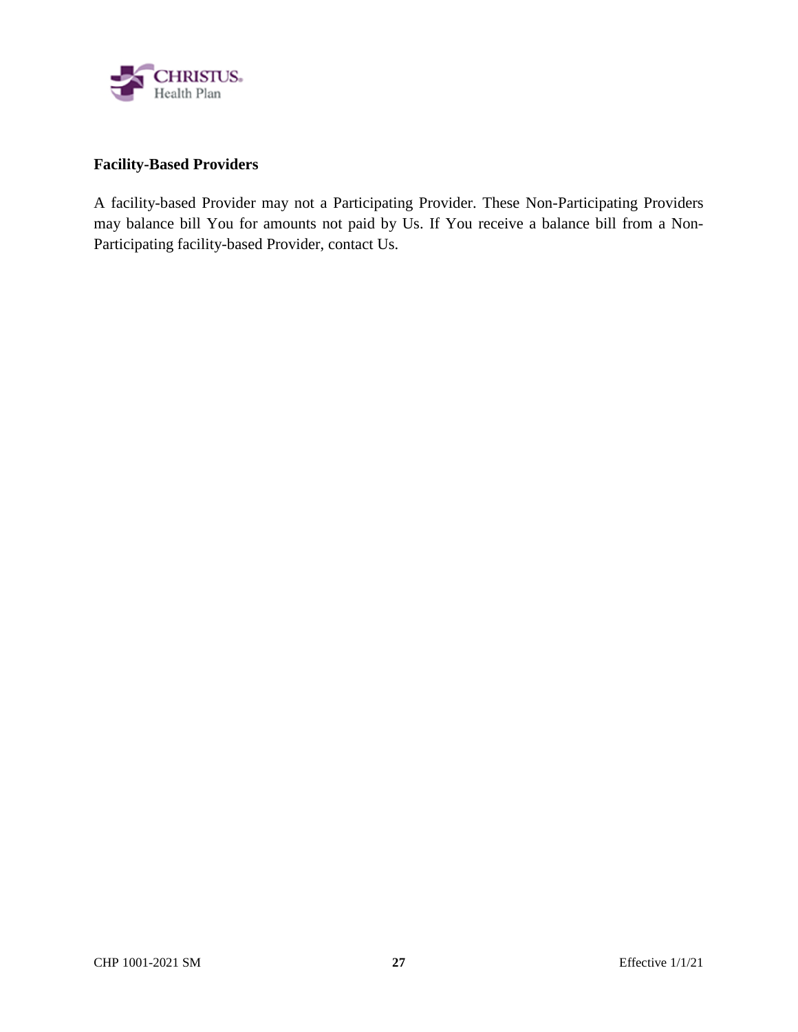### Facility-Based Providers

A facility-based Provider may not a Participating Provider. These Non-Participating Providers may balance bill You for amounts not paid by Us. If You receive a balance bill from a Non-Participating facility-based Provider, contact Us.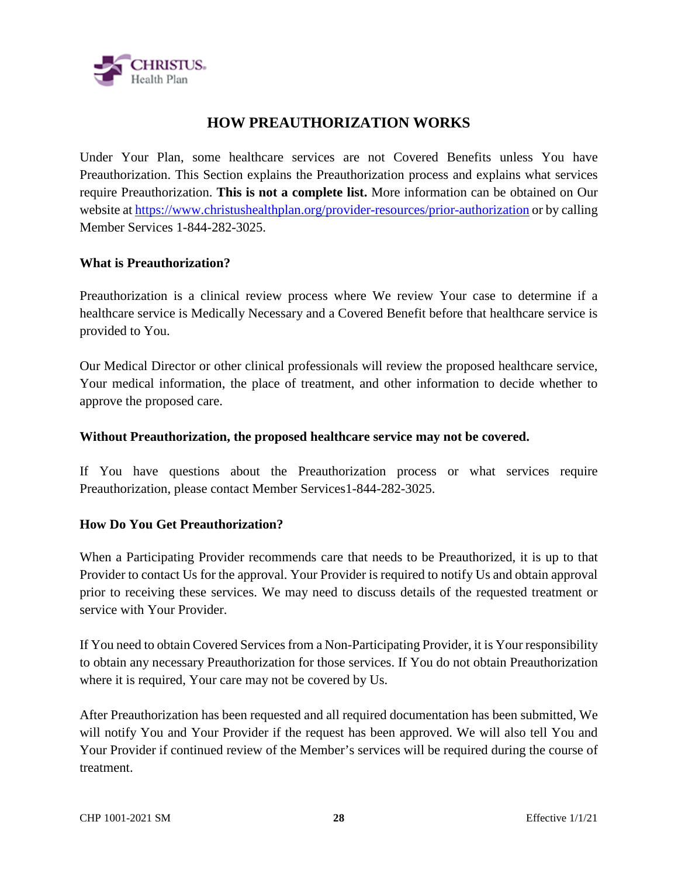# HOW PREAUTHORIZATION WORKS

Under Your Plan, some healthcare services are not Covered Benefits unless You have Preauthorization. This Section explains the Preauthorization process and explains what services require Preauthorization. **This is not a complete list.** More information can be obtained on Our website at [https://www.christushealthplan.org/provider-resources/prior-authorization](https://www.christushealthplan.org/provider-resources/prior-authorization) or by calling Member Services 1-844-282-3025.

**What is Preauthorization?**

Preauthorization is a clinical review process where We review Your case to determine if a healthcare service is Medically Necessary and a Covered Benefit before that healthcare service is provided to You.

Our Medical Director or other clinical professionals will review the proposed healthcare service, Your medical information, the place of treatment, and other information to decide whether to approve the proposed care.

**Without Preauthorization, the proposed healthcare service may not be covered.**

If You have questions about the Preauthorization process or what services require Preauthorization, please contact Member Services1-844-282-3025.

**How Do You Get Preauthorization?**

When a Participating Provider recommends care that needs to be Preauthorized, it is up to that Provider to contact Us for the approval. Your Provider is required to notify Us and obtain approval prior to receiving these services. We may need to discuss details of the requested treatment or service with Your Provider.

If You need to obtain Covered Services from a Non-Participating Provider, it is Your responsibility to obtain any necessary Preauthorization for those services. If You do not obtain Preauthorization where it is required, Your care may not be covered by Us.

After Preauthorization has been requested and all required documentation has been submitted, We will notify You and Your Provider if the request has been approved. We will also tell You and Your Provider if continued review of the Member's services will be required during the course of treatment.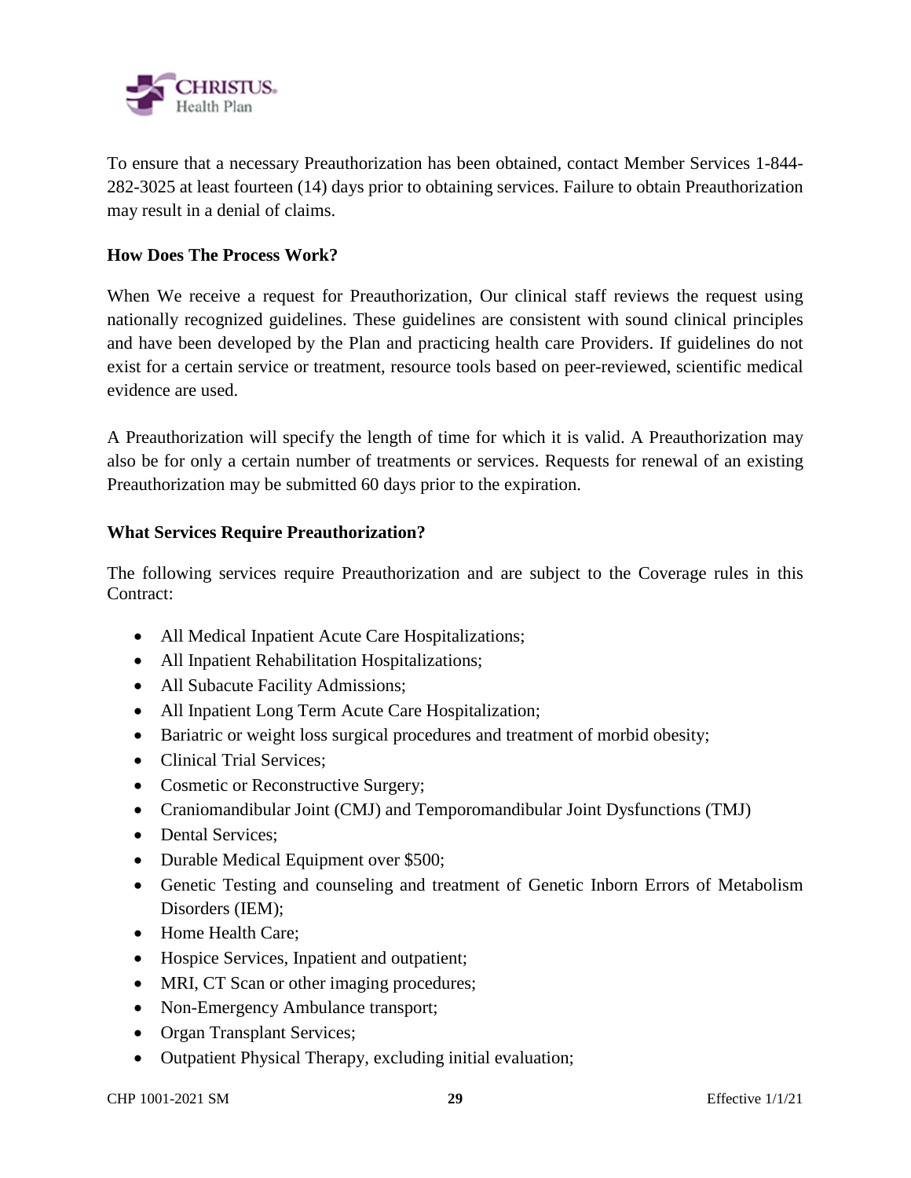To ensure that a necessary Preauthorization has been obtained, contact Member Services 1-844-282-3025 at least fourteen (14) days prior to obtaining services. Failure to obtain Preauthorization may result in a denial of claims.

**How Does The Process Work?**

When We receive a request for Preauthorization, Our clinical staff reviews the request using nationally recognized guidelines. These guidelines are consistent with sound clinical principles and have been developed by the Plan and practicing health care Providers. If guidelines do not exist for a certain service or treatment, resource tools based on peer-reviewed, scientific medical evidence are used.

A Preauthorization will specify the length of time for which it is valid. A Preauthorization may also be for only a certain number of treatments or services. Requests for renewal of an existing Preauthorization may be submitted 60 days prior to the expiration.

**What Services Require Preauthorization?**

The following services require Preauthorization and are subject to the Coverage rules in this Contract:

- All Medical Inpatient Acute Care Hospitalizations;
- All Inpatient Rehabilitation Hospitalizations;
- All Subacute Facility Admissions;
- All Inpatient Long Term Acute Care Hospitalization;
- Bariatric or weight loss surgical procedures and treatment of morbid obesity;
- Clinical Trial Services;
- Cosmetic or Reconstructive Surgery;
- Craniomandibular Joint (CMJ) and Temporomandibular Joint Dysfunctions (TMJ)
- Dental Services;
- Durable Medical Equipment over $500;
- Genetic Testing and counseling and treatment of Genetic Inborn Errors of Metabolism Disorders (IEM);
- Home Health Care;
- Hospice Services, Inpatient and outpatient;
- MRI, CT Scan or other imaging procedures;
- Non-Emergency Ambulance transport;
- Organ Transplant Services;
- Outpatient Physical Therapy, excluding initial evaluation;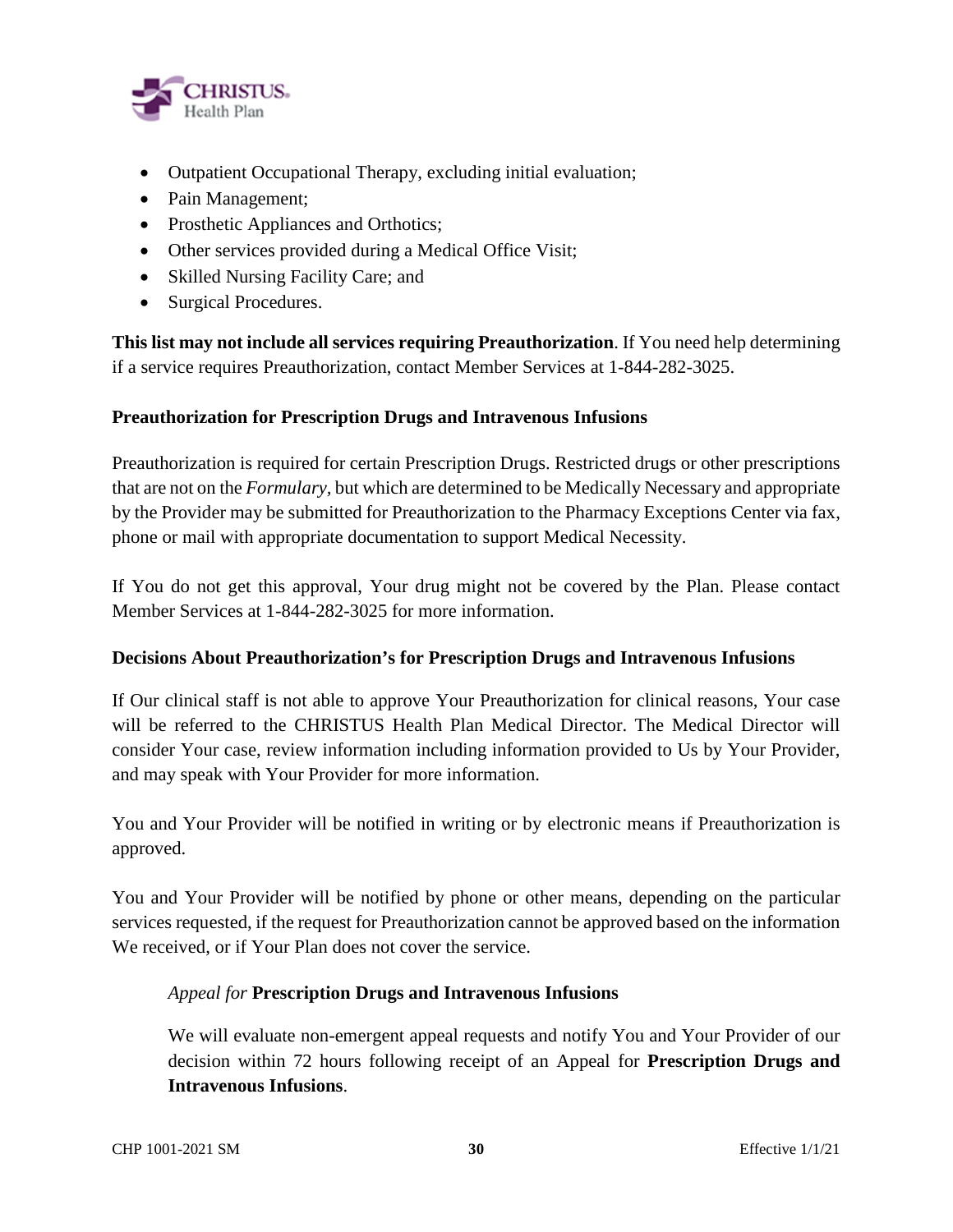- Outpatient Occupational Therapy, excluding initial evaluation;
- Pain Management;
- Prosthetic Appliances and Orthotics;
- Other services provided during a Medical Office Visit;
- Skilled Nursing Facility Care; and
- Surgical Procedures.

**This list may not include all services requiring Preauthorization**. If You need help determining if a service requires Preauthorization, contact Member Services at 1-844-282-3025.

**Preauthorization for Prescription Drugs and Intravenous Infusions**

Preauthorization is required for certain Prescription Drugs. Restricted drugs or other prescriptions that are not on the *Formulary*, but which are determined to be Medically Necessary and appropriate by the Provider may be submitted for Preauthorization to the Pharmacy Exceptions Center via fax, phone or mail with appropriate documentation to support Medical Necessity.

If You do not get this approval, Your drug might not be covered by the Plan. Please contact Member Services at 1-844-282-3025 for more information.

**Decisions About Preauthorization's for Prescription Drugs and Intravenous Infusions**

If Our clinical staff is not able to approve Your Preauthorization for clinical reasons, Your case will be referred to the CHRISTUS Health Plan Medical Director. The Medical Director will consider Your case, review information including information provided to Us by Your Provider, and may speak with Your Provider for more information.

You and Your Provider will be notified in writing or by electronic means if Preauthorization is approved.

You and Your Provider will be notified by phone or other means, depending on the particular services requested, if the request for Preauthorization cannot be approved based on the information We received, or if Your Plan does not cover the service.

*Appeal for* **Prescription Drugs and Intravenous Infusions**

We will evaluate non-emergent appeal requests and notify You and Your Provider of our decision within 72 hours following receipt of an Appeal for **Prescription Drugs and Intravenous Infusions**.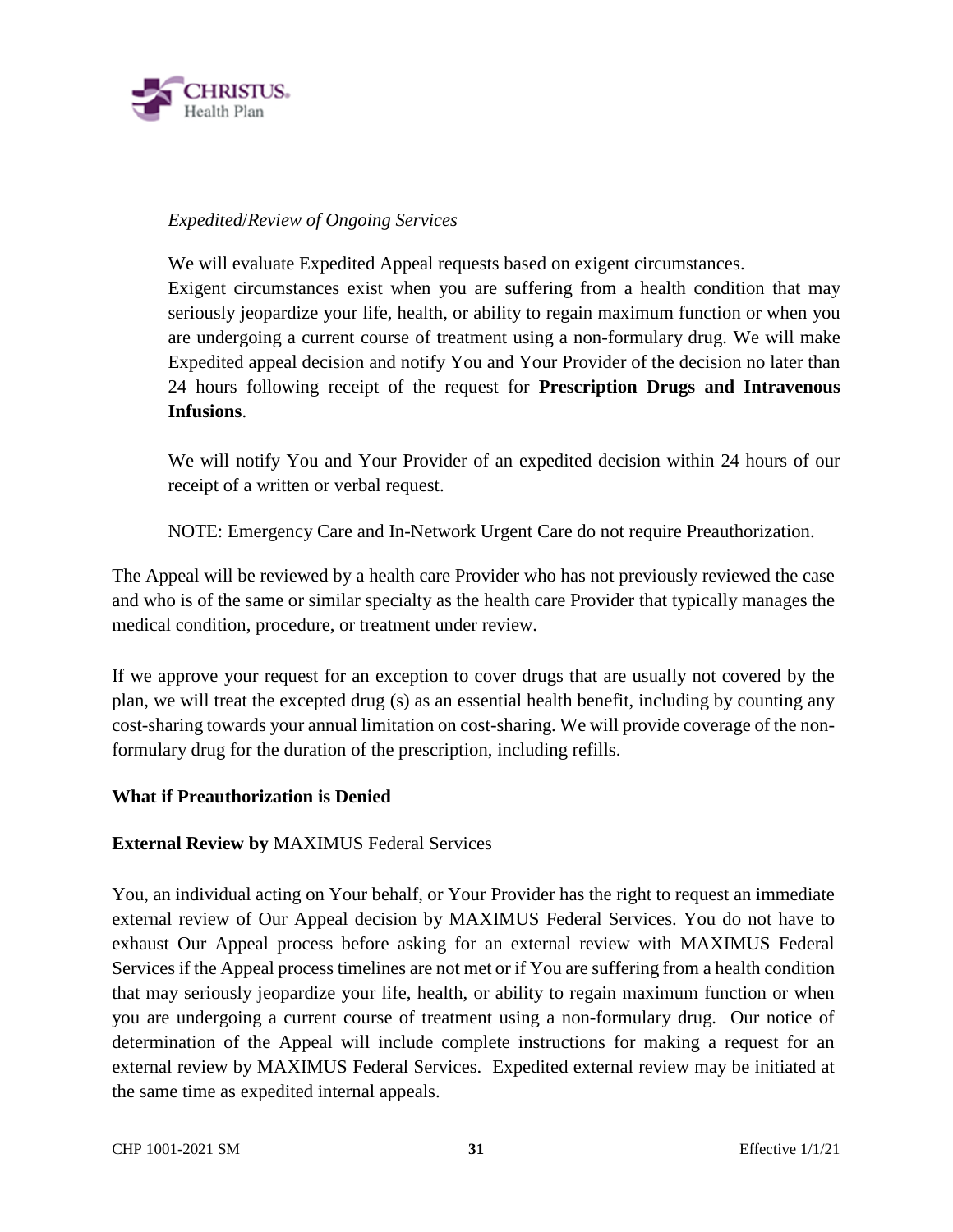*Expedited/Review of Ongoing Services*

We will evaluate Expedited Appeal requests based on exigent circumstances. Exigent circumstances exist when you are suffering from a health condition that may seriously jeopardize your life, health, or ability to regain maximum function or when you are undergoing a current course of treatment using a non-formulary drug. We will make Expedited appeal decision and notify You and Your Provider of the decision no later than 24 hours following receipt of the request for **Prescription Drugs and Intravenous Infusions**.

We will notify You and Your Provider of an expedited decision within 24 hours of our receipt of a written or verbal request.

NOTE: <u>Emergency Care and In-Network Urgent Care do not require Preauthorization</u>.

The Appeal will be reviewed by a health care Provider who has not previously reviewed the case and who is of the same or similar specialty as the health care Provider that typically manages the medical condition, procedure, or treatment under review.

If we approve your request for an exception to cover drugs that are usually not covered by the plan, we will treat the excepted drug (s) as an essential health benefit, including by counting any cost-sharing towards your annual limitation on cost-sharing. We will provide coverage of the non-formulary drug for the duration of the prescription, including refills.

**What if Preauthorization is Denied**

**External Review by** MAXIMUS Federal Services

You, an individual acting on Your behalf, or Your Provider has the right to request an immediate external review of Our Appeal decision by MAXIMUS Federal Services. You do not have to exhaust Our Appeal process before asking for an external review with MAXIMUS Federal Services if the Appeal process timelines are not met or if You are suffering from a health condition that may seriously jeopardize your life, health, or ability to regain maximum function or when you are undergoing a current course of treatment using a non-formulary drug. Our notice of determination of the Appeal will include complete instructions for making a request for an external review by MAXIMUS Federal Services. Expedited external review may be initiated at the same time as expedited internal appeals.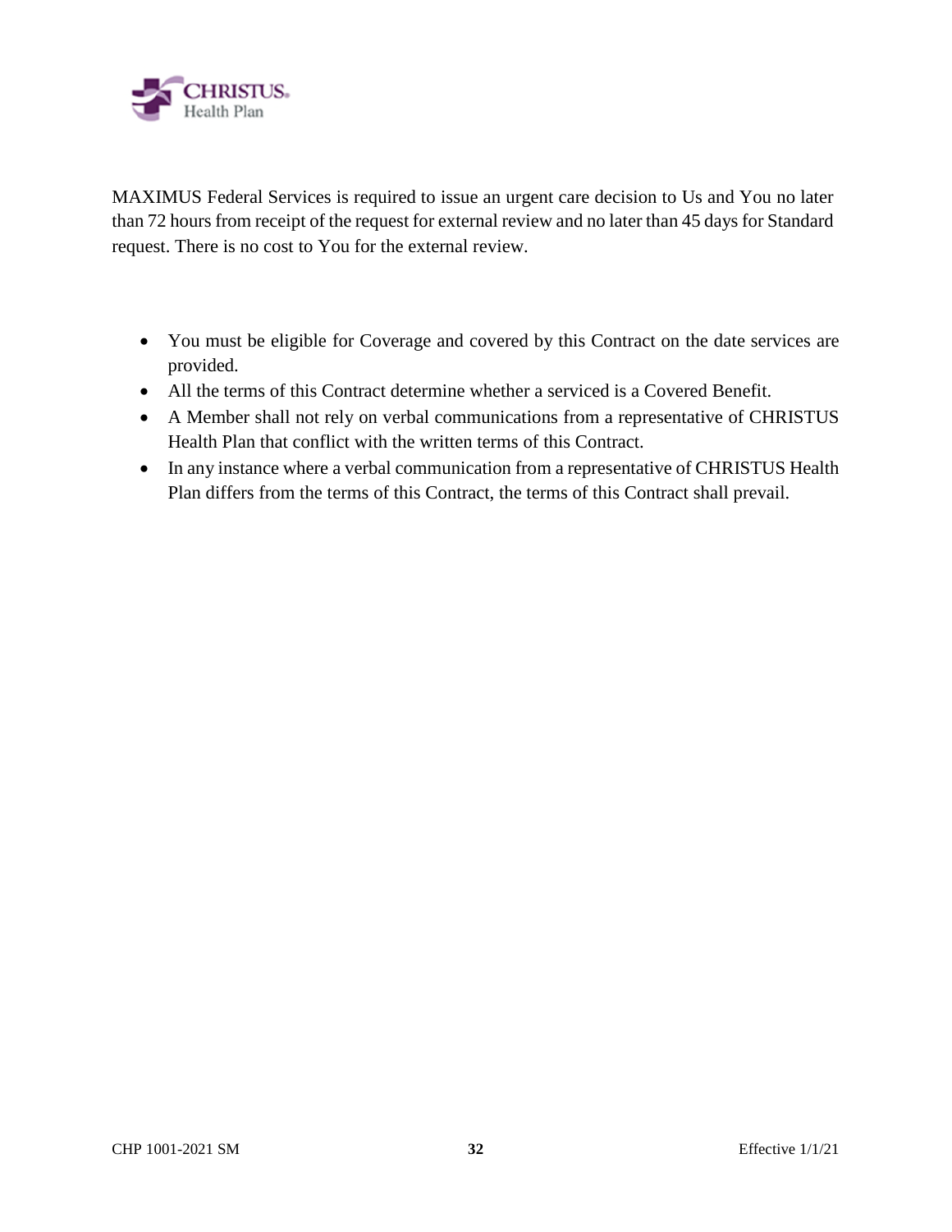MAXIMUS Federal Services is required to issue an urgent care decision to Us and You no later than 72 hours from receipt of the request for external review and no later than 45 days for Standard request. There is no cost to You for the external review.

- You must be eligible for Coverage and covered by this Contract on the date services are provided.
- All the terms of this Contract determine whether a serviced is a Covered Benefit.
- A Member shall not rely on verbal communications from a representative of CHRISTUS Health Plan that conflict with the written terms of this Contract.
- In any instance where a verbal communication from a representative of CHRISTUS Health Plan differs from the terms of this Contract, the terms of this Contract shall prevail.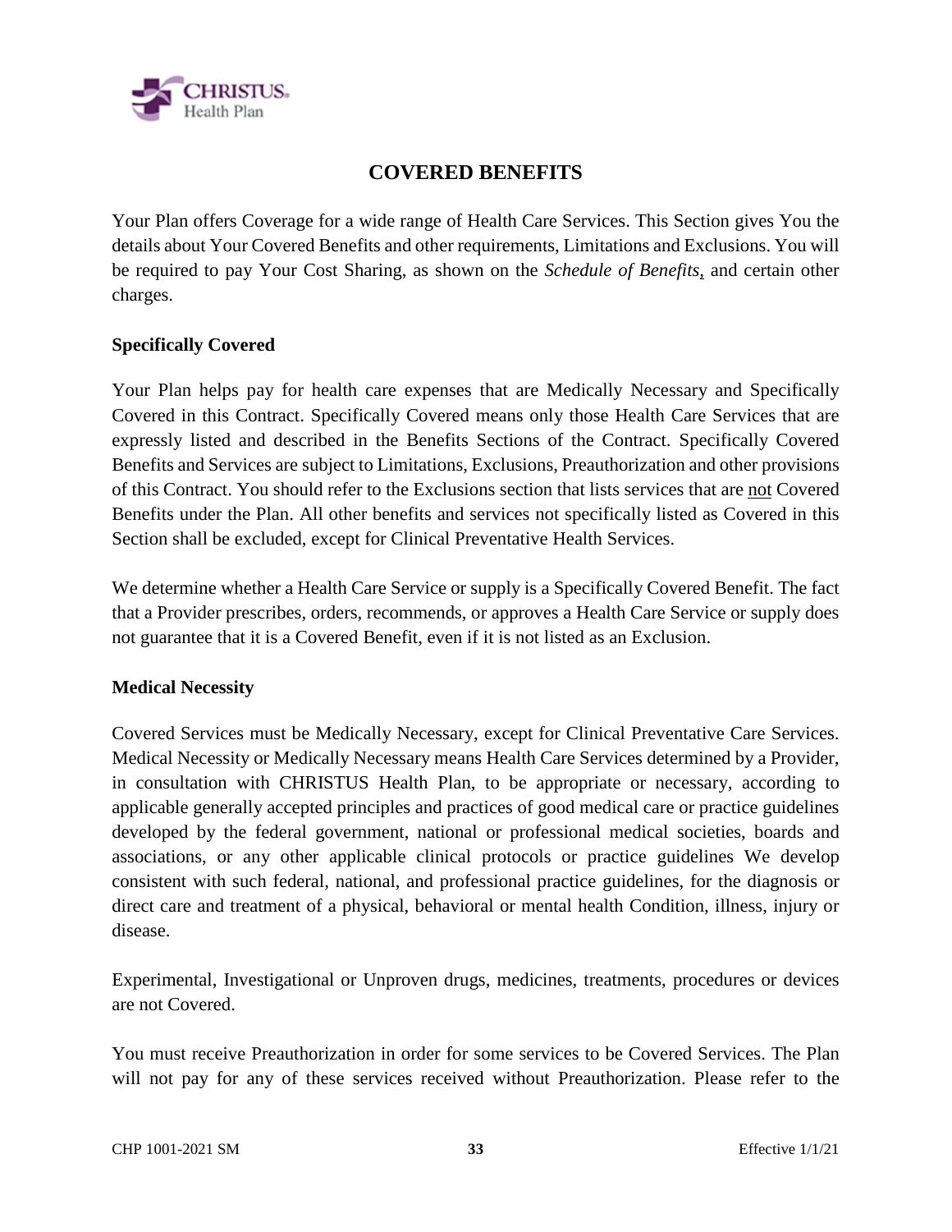# COVERED BENEFITS

Your Plan offers Coverage for a wide range of Health Care Services. This Section gives You the details about Your Covered Benefits and other requirements, Limitations and Exclusions. You will be required to pay Your Cost Sharing, as shown on the *Schedule of Benefits*, and certain other charges.

**Specifically Covered**

Your Plan helps pay for health care expenses that are Medically Necessary and Specifically Covered in this Contract. Specifically Covered means only those Health Care Services that are expressly listed and described in the Benefits Sections of the Contract. Specifically Covered Benefits and Services are subject to Limitations, Exclusions, Preauthorization and other provisions of this Contract. You should refer to the Exclusions section that lists services that are not Covered Benefits under the Plan. All other benefits and services not specifically listed as Covered in this Section shall be excluded, except for Clinical Preventative Health Services.

We determine whether a Health Care Service or supply is a Specifically Covered Benefit. The fact that a Provider prescribes, orders, recommends, or approves a Health Care Service or supply does not guarantee that it is a Covered Benefit, even if it is not listed as an Exclusion.

**Medical Necessity**

Covered Services must be Medically Necessary, except for Clinical Preventative Care Services. Medical Necessity or Medically Necessary means Health Care Services determined by a Provider, in consultation with CHRISTUS Health Plan, to be appropriate or necessary, according to applicable generally accepted principles and practices of good medical care or practice guidelines developed by the federal government, national or professional medical societies, boards and associations, or any other applicable clinical protocols or practice guidelines We develop consistent with such federal, national, and professional practice guidelines, for the diagnosis or direct care and treatment of a physical, behavioral or mental health Condition, illness, injury or disease.

Experimental, Investigational or Unproven drugs, medicines, treatments, procedures or devices are not Covered.

You must receive Preauthorization in order for some services to be Covered Services. The Plan will not pay for any of these services received without Preauthorization. Please refer to the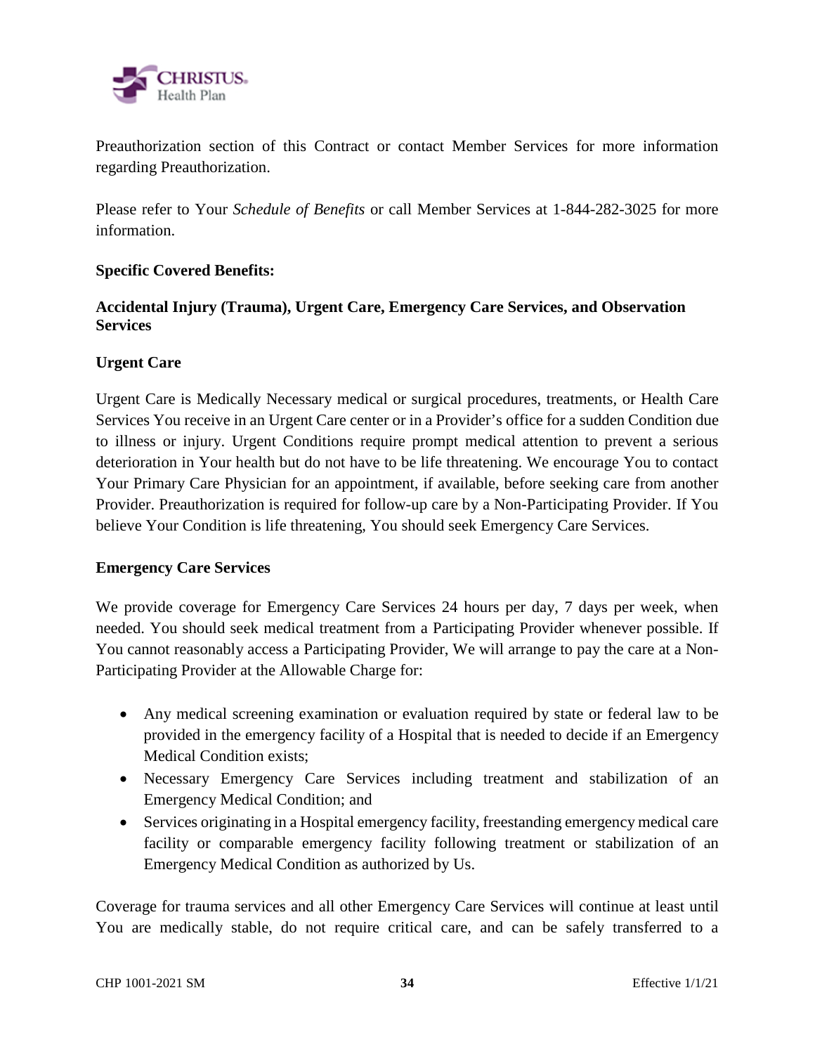Preauthorization section of this Contract or contact Member Services for more information regarding Preauthorization.

Please refer to Your *Schedule of Benefits* or call Member Services at 1-844-282-3025 for more information.

**Specific Covered Benefits:**

**Accidental Injury (Trauma), Urgent Care, Emergency Care Services, and Observation Services**

**Urgent Care**

Urgent Care is Medically Necessary medical or surgical procedures, treatments, or Health Care Services You receive in an Urgent Care center or in a Provider's office for a sudden Condition due to illness or injury. Urgent Conditions require prompt medical attention to prevent a serious deterioration in Your health but do not have to be life threatening. We encourage You to contact Your Primary Care Physician for an appointment, if available, before seeking care from another Provider. Preauthorization is required for follow-up care by a Non-Participating Provider. If You believe Your Condition is life threatening, You should seek Emergency Care Services.

**Emergency Care Services**

We provide coverage for Emergency Care Services 24 hours per day, 7 days per week, when needed. You should seek medical treatment from a Participating Provider whenever possible. If You cannot reasonably access a Participating Provider, We will arrange to pay the care at a Non-Participating Provider at the Allowable Charge for:

- Any medical screening examination or evaluation required by state or federal law to be provided in the emergency facility of a Hospital that is needed to decide if an Emergency Medical Condition exists;
- Necessary Emergency Care Services including treatment and stabilization of an Emergency Medical Condition; and
- Services originating in a Hospital emergency facility, freestanding emergency medical care facility or comparable emergency facility following treatment or stabilization of an Emergency Medical Condition as authorized by Us.

Coverage for trauma services and all other Emergency Care Services will continue at least until You are medically stable, do not require critical care, and can be safely transferred to a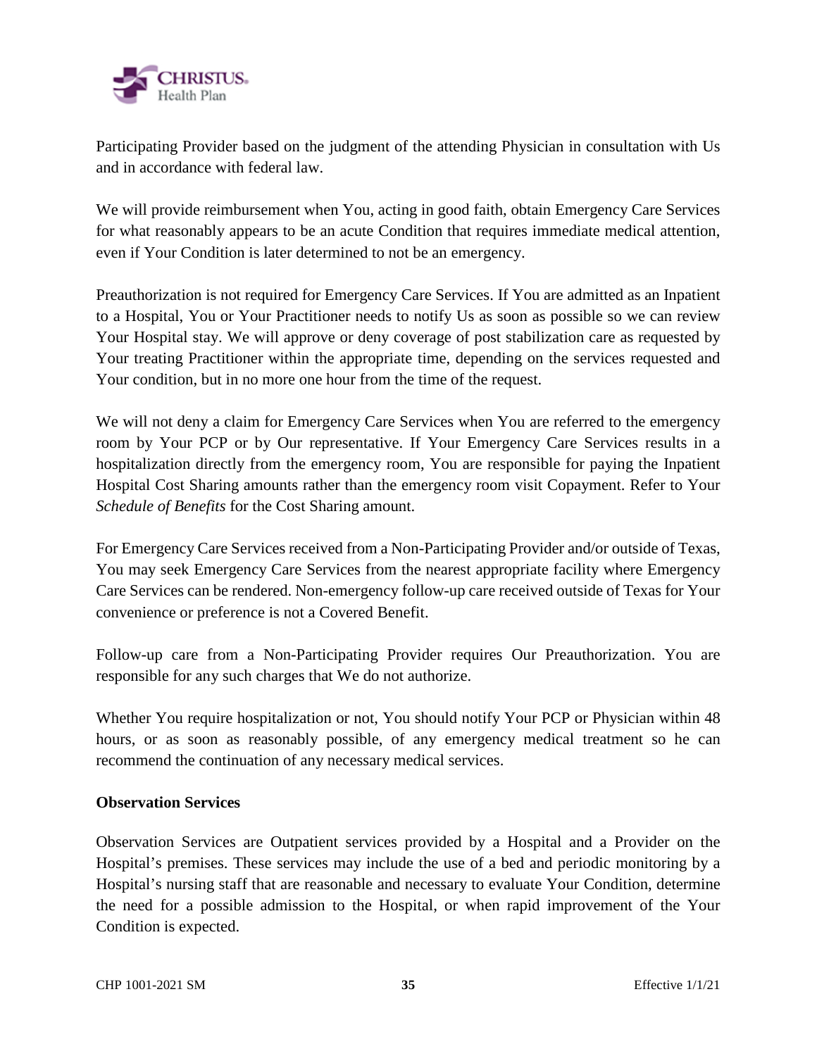Participating Provider based on the judgment of the attending Physician in consultation with Us and in accordance with federal law.

We will provide reimbursement when You, acting in good faith, obtain Emergency Care Services for what reasonably appears to be an acute Condition that requires immediate medical attention, even if Your Condition is later determined to not be an emergency.

Preauthorization is not required for Emergency Care Services. If You are admitted as an Inpatient to a Hospital, You or Your Practitioner needs to notify Us as soon as possible so we can review Your Hospital stay. We will approve or deny coverage of post stabilization care as requested by Your treating Practitioner within the appropriate time, depending on the services requested and Your condition, but in no more one hour from the time of the request.

We will not deny a claim for Emergency Care Services when You are referred to the emergency room by Your PCP or by Our representative. If Your Emergency Care Services results in a hospitalization directly from the emergency room, You are responsible for paying the Inpatient Hospital Cost Sharing amounts rather than the emergency room visit Copayment. Refer to Your *Schedule of Benefits* for the Cost Sharing amount.

For Emergency Care Services received from a Non-Participating Provider and/or outside of Texas, You may seek Emergency Care Services from the nearest appropriate facility where Emergency Care Services can be rendered. Non-emergency follow-up care received outside of Texas for Your convenience or preference is not a Covered Benefit.

Follow-up care from a Non-Participating Provider requires Our Preauthorization. You are responsible for any such charges that We do not authorize.

Whether You require hospitalization or not, You should notify Your PCP or Physician within 48 hours, or as soon as reasonably possible, of any emergency medical treatment so he can recommend the continuation of any necessary medical services.

**Observation Services**

Observation Services are Outpatient services provided by a Hospital and a Provider on the Hospital's premises. These services may include the use of a bed and periodic monitoring by a Hospital's nursing staff that are reasonable and necessary to evaluate Your Condition, determine the need for a possible admission to the Hospital, or when rapid improvement of the Your Condition is expected.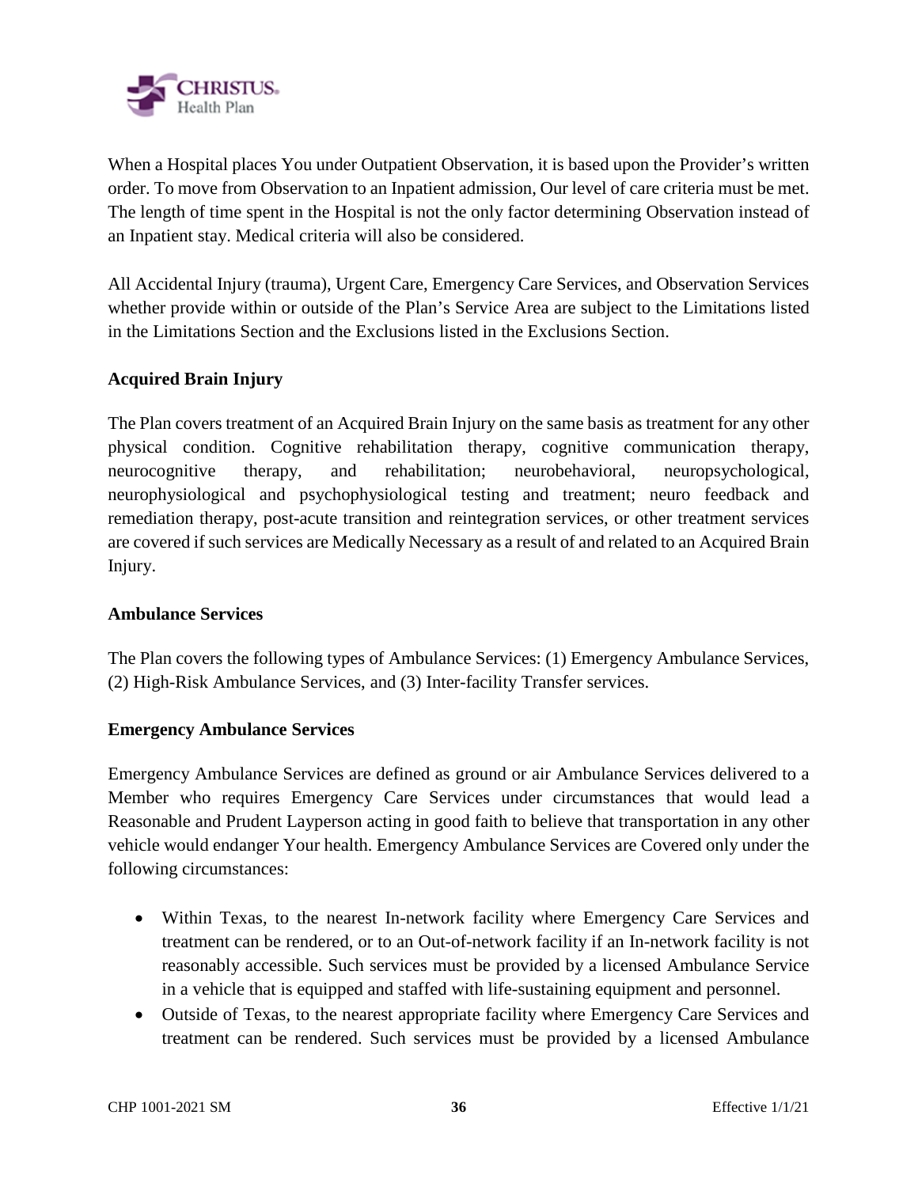When a Hospital places You under Outpatient Observation, it is based upon the Provider's written order. To move from Observation to an Inpatient admission, Our level of care criteria must be met. The length of time spent in the Hospital is not the only factor determining Observation instead of an Inpatient stay. Medical criteria will also be considered.

All Accidental Injury (trauma), Urgent Care, Emergency Care Services, and Observation Services whether provide within or outside of the Plan's Service Area are subject to the Limitations listed in the Limitations Section and the Exclusions listed in the Exclusions Section.

**Acquired Brain Injury**

The Plan covers treatment of an Acquired Brain Injury on the same basis as treatment for any other physical condition. Cognitive rehabilitation therapy, cognitive communication therapy, neurocognitive therapy, and rehabilitation; neurobehavioral, neuropsychological, neurophysiological and psychophysiological testing and treatment; neuro feedback and remediation therapy, post-acute transition and reintegration services, or other treatment services are covered if such services are Medically Necessary as a result of and related to an Acquired Brain Injury.

**Ambulance Services**

The Plan covers the following types of Ambulance Services: (1) Emergency Ambulance Services, (2) High-Risk Ambulance Services, and (3) Inter-facility Transfer services.

**Emergency Ambulance Services**

Emergency Ambulance Services are defined as ground or air Ambulance Services delivered to a Member who requires Emergency Care Services under circumstances that would lead a Reasonable and Prudent Layperson acting in good faith to believe that transportation in any other vehicle would endanger Your health. Emergency Ambulance Services are Covered only under the following circumstances:

- Within Texas, to the nearest In-network facility where Emergency Care Services and treatment can be rendered, or to an Out-of-network facility if an In-network facility is not reasonably accessible. Such services must be provided by a licensed Ambulance Service in a vehicle that is equipped and staffed with life-sustaining equipment and personnel.
- Outside of Texas, to the nearest appropriate facility where Emergency Care Services and treatment can be rendered. Such services must be provided by a licensed Ambulance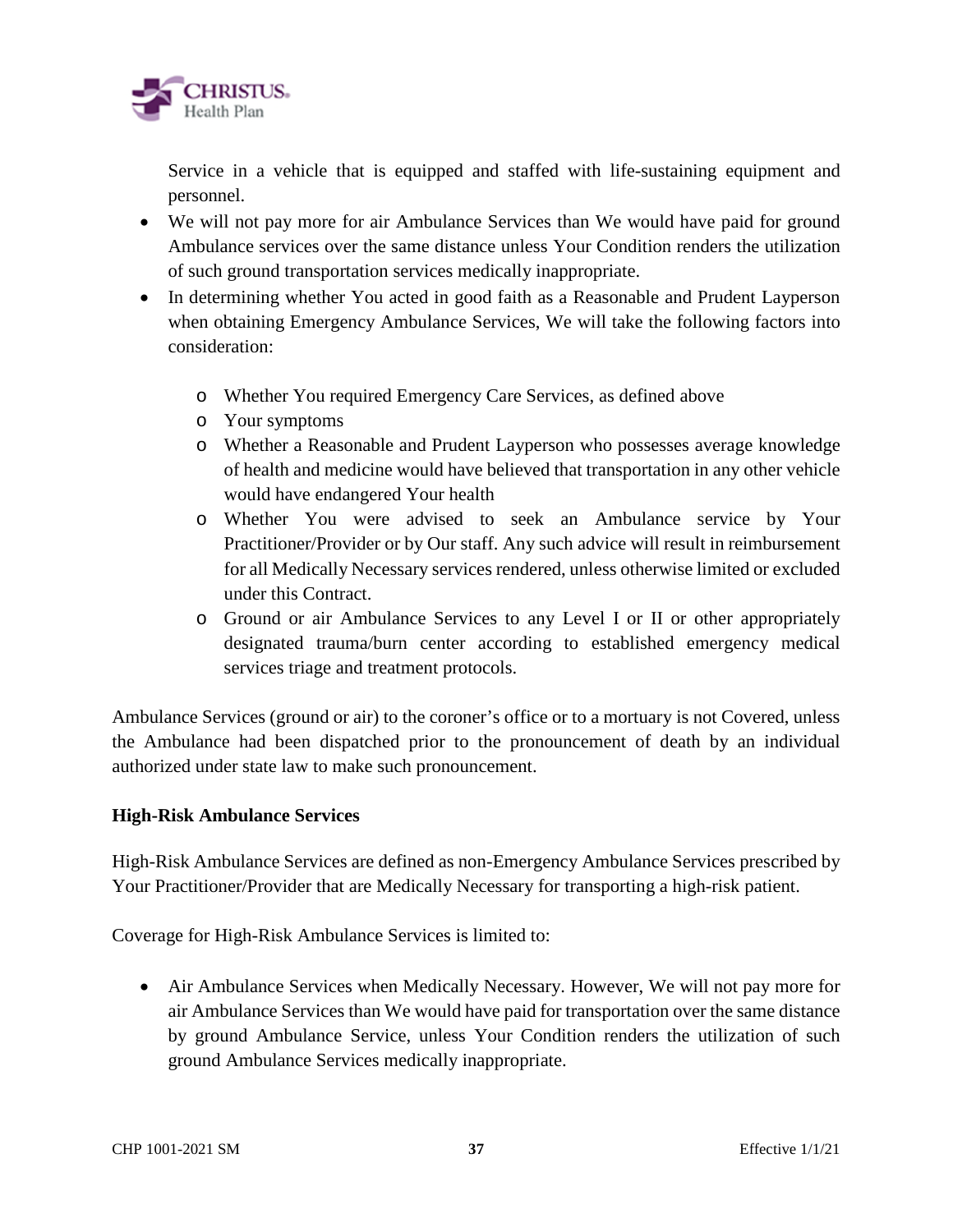Service in a vehicle that is equipped and staffed with life-sustaining equipment and personnel.

- We will not pay more for air Ambulance Services than We would have paid for ground Ambulance services over the same distance unless Your Condition renders the utilization of such ground transportation services medically inappropriate.
- In determining whether You acted in good faith as a Reasonable and Prudent Layperson when obtaining Emergency Ambulance Services, We will take the following factors into consideration:
  - Whether You required Emergency Care Services, as defined above
  - Your symptoms
  - Whether a Reasonable and Prudent Layperson who possesses average knowledge of health and medicine would have believed that transportation in any other vehicle would have endangered Your health
  - Whether You were advised to seek an Ambulance service by Your Practitioner/Provider or by Our staff. Any such advice will result in reimbursement for all Medically Necessary services rendered, unless otherwise limited or excluded under this Contract.
  - Ground or air Ambulance Services to any Level I or II or other appropriately designated trauma/burn center according to established emergency medical services triage and treatment protocols.

Ambulance Services (ground or air) to the coroner's office or to a mortuary is not Covered, unless the Ambulance had been dispatched prior to the pronouncement of death by an individual authorized under state law to make such pronouncement.

**High-Risk Ambulance Services**

High-Risk Ambulance Services are defined as non-Emergency Ambulance Services prescribed by Your Practitioner/Provider that are Medically Necessary for transporting a high-risk patient.

Coverage for High-Risk Ambulance Services is limited to:

- Air Ambulance Services when Medically Necessary. However, We will not pay more for air Ambulance Services than We would have paid for transportation over the same distance by ground Ambulance Service, unless Your Condition renders the utilization of such ground Ambulance Services medically inappropriate.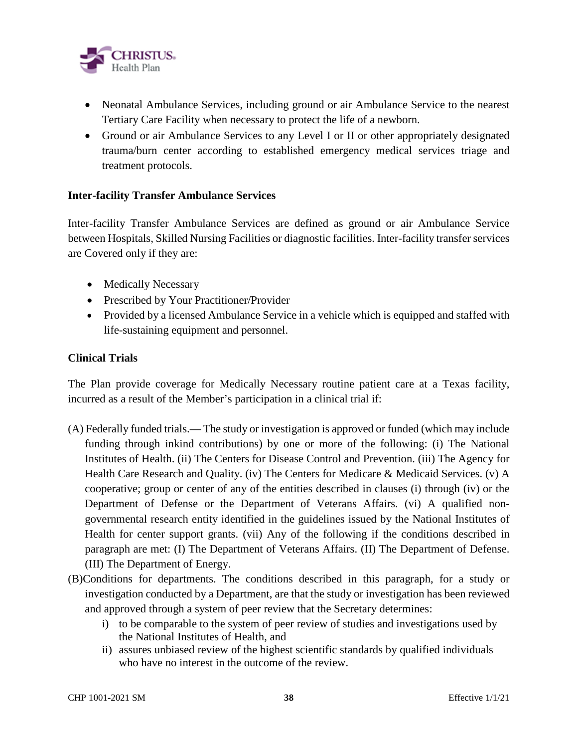- Neonatal Ambulance Services, including ground or air Ambulance Service to the nearest Tertiary Care Facility when necessary to protect the life of a newborn.
- Ground or air Ambulance Services to any Level I or II or other appropriately designated trauma/burn center according to established emergency medical services triage and treatment protocols.

**Inter-facility Transfer Ambulance Services**

Inter-facility Transfer Ambulance Services are defined as ground or air Ambulance Service between Hospitals, Skilled Nursing Facilities or diagnostic facilities. Inter-facility transfer services are Covered only if they are:

- Medically Necessary
- Prescribed by Your Practitioner/Provider
- Provided by a licensed Ambulance Service in a vehicle which is equipped and staffed with life-sustaining equipment and personnel.

**Clinical Trials**

The Plan provide coverage for Medically Necessary routine patient care at a Texas facility, incurred as a result of the Member's participation in a clinical trial if:

(A) Federally funded trials.— The study or investigation is approved or funded (which may include funding through inkind contributions) by one or more of the following: (i) The National Institutes of Health. (ii) The Centers for Disease Control and Prevention. (iii) The Agency for Health Care Research and Quality. (iv) The Centers for Medicare & Medicaid Services. (v) A cooperative; group or center of any of the entities described in clauses (i) through (iv) or the Department of Defense or the Department of Veterans Affairs. (vi) A qualified non-governmental research entity identified in the guidelines issued by the National Institutes of Health for center support grants. (vii) Any of the following if the conditions described in paragraph are met: (I) The Department of Veterans Affairs. (II) The Department of Defense. (III) The Department of Energy.

(B)Conditions for departments. The conditions described in this paragraph, for a study or investigation conducted by a Department, are that the study or investigation has been reviewed and approved through a system of peer review that the Secretary determines:

i) to be comparable to the system of peer review of studies and investigations used by the National Institutes of Health, and
ii) assures unbiased review of the highest scientific standards by qualified individuals who have no interest in the outcome of the review.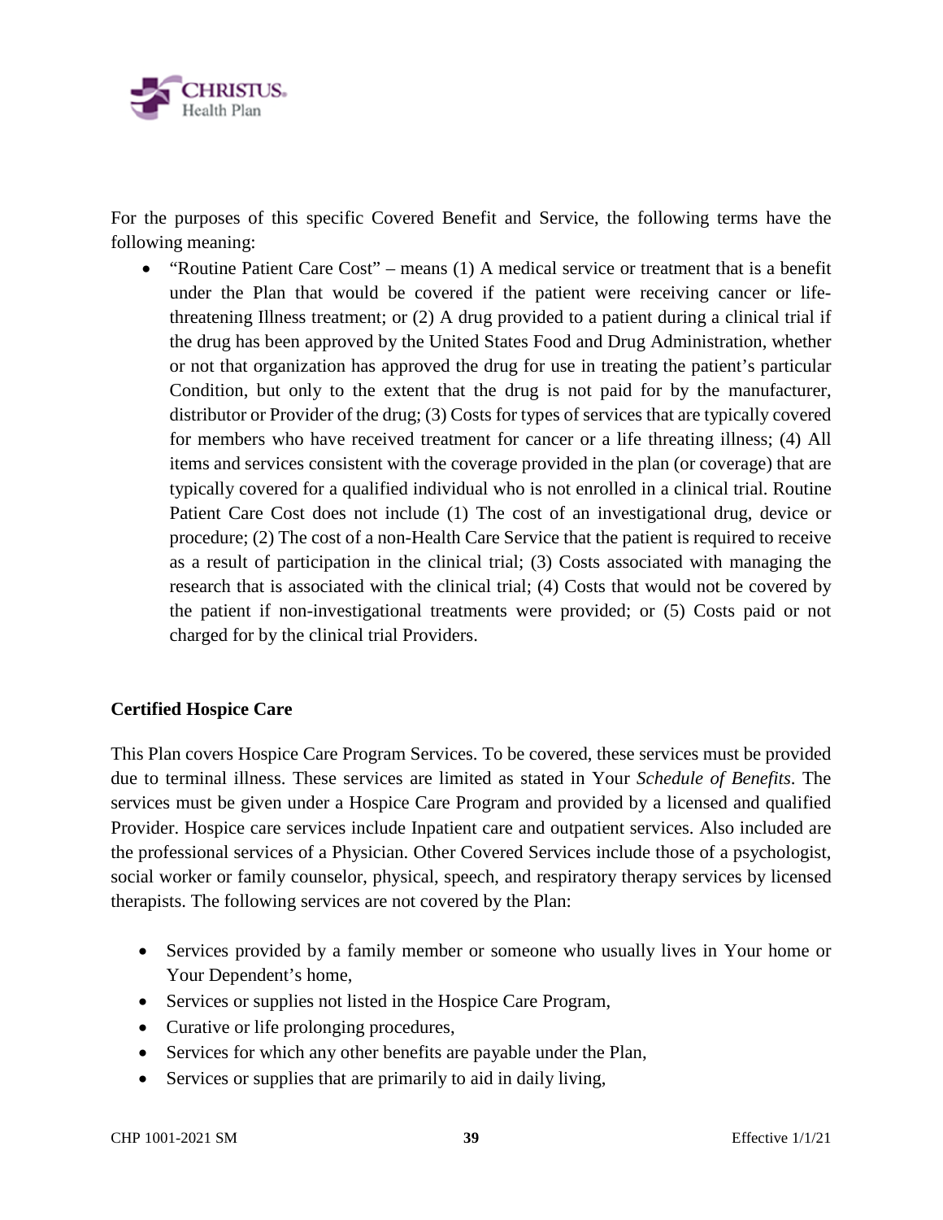For the purposes of this specific Covered Benefit and Service, the following terms have the following meaning:

- "Routine Patient Care Cost" – means (1) A medical service or treatment that is a benefit under the Plan that would be covered if the patient were receiving cancer or life-threatening Illness treatment; or (2) A drug provided to a patient during a clinical trial if the drug has been approved by the United States Food and Drug Administration, whether or not that organization has approved the drug for use in treating the patient's particular Condition, but only to the extent that the drug is not paid for by the manufacturer, distributor or Provider of the drug; (3) Costs for types of services that are typically covered for members who have received treatment for cancer or a life threating illness; (4) All items and services consistent with the coverage provided in the plan (or coverage) that are typically covered for a qualified individual who is not enrolled in a clinical trial. Routine Patient Care Cost does not include (1) The cost of an investigational drug, device or procedure; (2) The cost of a non-Health Care Service that the patient is required to receive as a result of participation in the clinical trial; (3) Costs associated with managing the research that is associated with the clinical trial; (4) Costs that would not be covered by the patient if non-investigational treatments were provided; or (5) Costs paid or not charged for by the clinical trial Providers.

**Certified Hospice Care**

This Plan covers Hospice Care Program Services. To be covered, these services must be provided due to terminal illness. These services are limited as stated in Your *Schedule of Benefits*. The services must be given under a Hospice Care Program and provided by a licensed and qualified Provider. Hospice care services include Inpatient care and outpatient services. Also included are the professional services of a Physician. Other Covered Services include those of a psychologist, social worker or family counselor, physical, speech, and respiratory therapy services by licensed therapists. The following services are not covered by the Plan:

- Services provided by a family member or someone who usually lives in Your home or Your Dependent's home,
- Services or supplies not listed in the Hospice Care Program,
- Curative or life prolonging procedures,
- Services for which any other benefits are payable under the Plan,
- Services or supplies that are primarily to aid in daily living,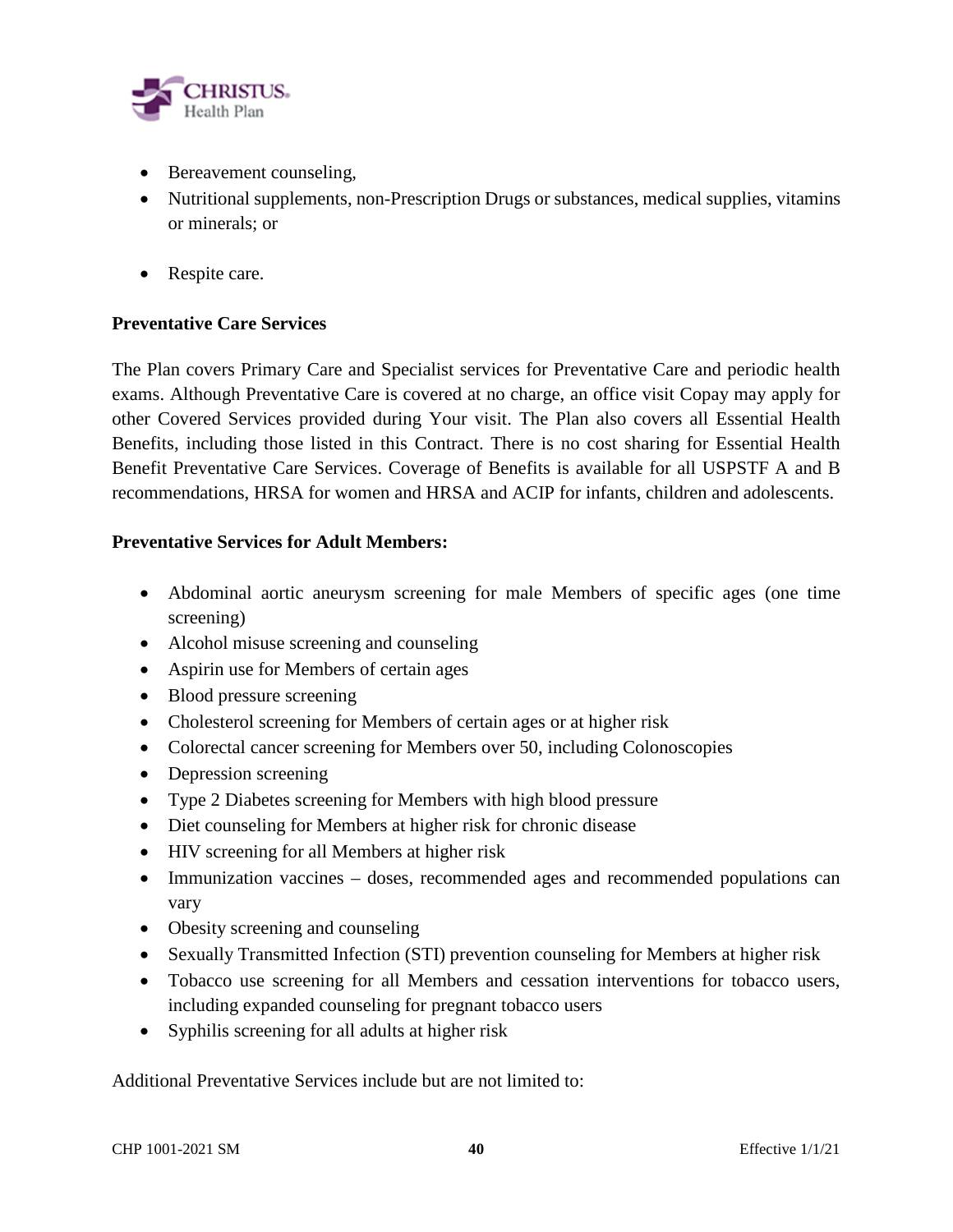- Bereavement counseling,
- Nutritional supplements, non-Prescription Drugs or substances, medical supplies, vitamins or minerals; or
- Respite care.

**Preventative Care Services**

The Plan covers Primary Care and Specialist services for Preventative Care and periodic health exams. Although Preventative Care is covered at no charge, an office visit Copay may apply for other Covered Services provided during Your visit. The Plan also covers all Essential Health Benefits, including those listed in this Contract. There is no cost sharing for Essential Health Benefit Preventative Care Services. Coverage of Benefits is available for all USPSTF A and B recommendations, HRSA for women and HRSA and ACIP for infants, children and adolescents.

**Preventative Services for Adult Members:**

- Abdominal aortic aneurysm screening for male Members of specific ages (one time screening)
- Alcohol misuse screening and counseling
- Aspirin use for Members of certain ages
- Blood pressure screening
- Cholesterol screening for Members of certain ages or at higher risk
- Colorectal cancer screening for Members over 50, including Colonoscopies
- Depression screening
- Type 2 Diabetes screening for Members with high blood pressure
- Diet counseling for Members at higher risk for chronic disease
- HIV screening for all Members at higher risk
- Immunization vaccines – doses, recommended ages and recommended populations can vary
- Obesity screening and counseling
- Sexually Transmitted Infection (STI) prevention counseling for Members at higher risk
- Tobacco use screening for all Members and cessation interventions for tobacco users, including expanded counseling for pregnant tobacco users
- Syphilis screening for all adults at higher risk

Additional Preventative Services include but are not limited to: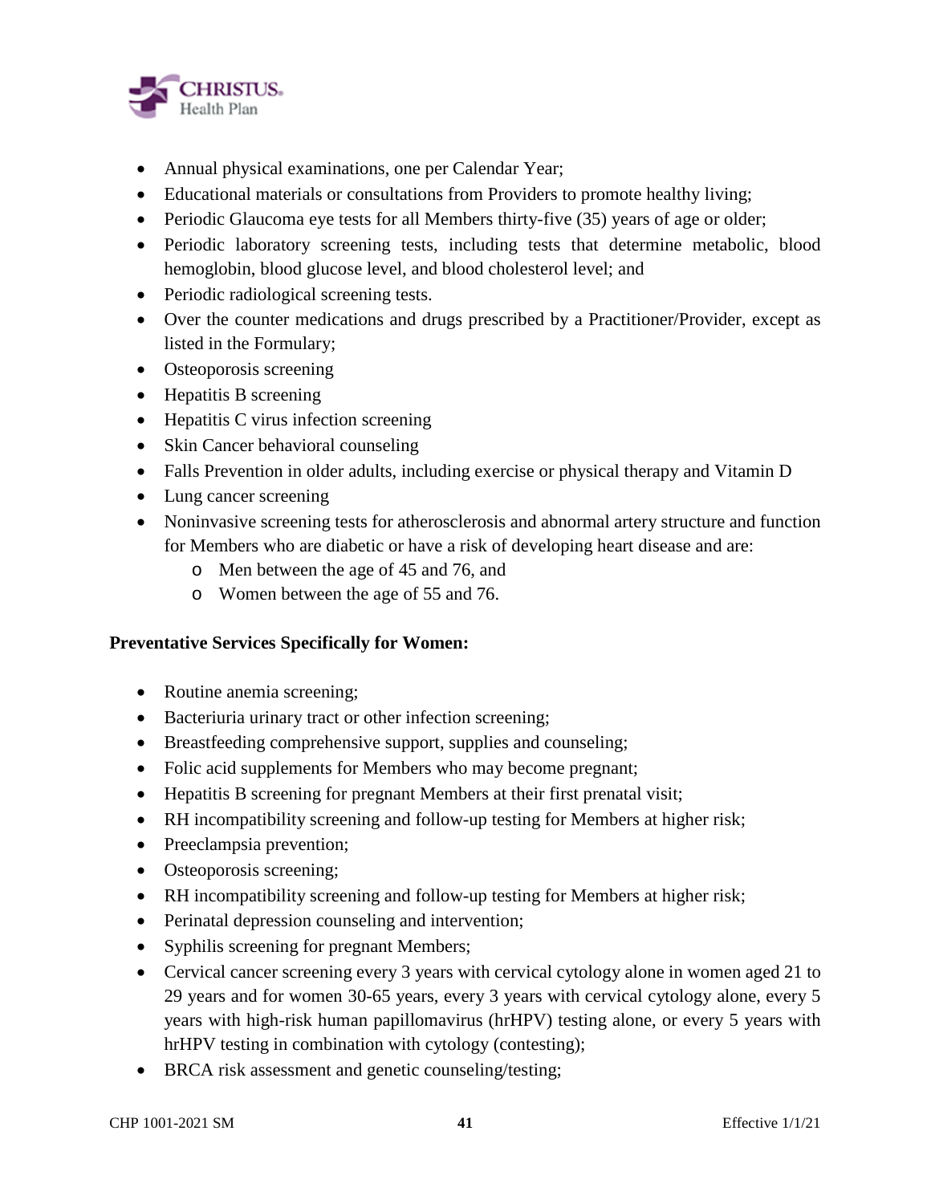- Annual physical examinations, one per Calendar Year;
- Educational materials or consultations from Providers to promote healthy living;
- Periodic Glaucoma eye tests for all Members thirty-five (35) years of age or older;
- Periodic laboratory screening tests, including tests that determine metabolic, blood hemoglobin, blood glucose level, and blood cholesterol level; and
- Periodic radiological screening tests.
- Over the counter medications and drugs prescribed by a Practitioner/Provider, except as listed in the Formulary;
- Osteoporosis screening
- Hepatitis B screening
- Hepatitis C virus infection screening
- Skin Cancer behavioral counseling
- Falls Prevention in older adults, including exercise or physical therapy and Vitamin D
- Lung cancer screening
- Noninvasive screening tests for atherosclerosis and abnormal artery structure and function for Members who are diabetic or have a risk of developing heart disease and are:
  - Men between the age of 45 and 76, and
  - Women between the age of 55 and 76.

**Preventative Services Specifically for Women:**

- Routine anemia screening;
- Bacteriuria urinary tract or other infection screening;
- Breastfeeding comprehensive support, supplies and counseling;
- Folic acid supplements for Members who may become pregnant;
- Hepatitis B screening for pregnant Members at their first prenatal visit;
- RH incompatibility screening and follow-up testing for Members at higher risk;
- Preeclampsia prevention;
- Osteoporosis screening;
- RH incompatibility screening and follow-up testing for Members at higher risk;
- Perinatal depression counseling and intervention;
- Syphilis screening for pregnant Members;
- Cervical cancer screening every 3 years with cervical cytology alone in women aged 21 to 29 years and for women 30-65 years, every 3 years with cervical cytology alone, every 5 years with high-risk human papillomavirus (hrHPV) testing alone, or every 5 years with hrHPV testing in combination with cytology (contesting);
- BRCA risk assessment and genetic counseling/testing;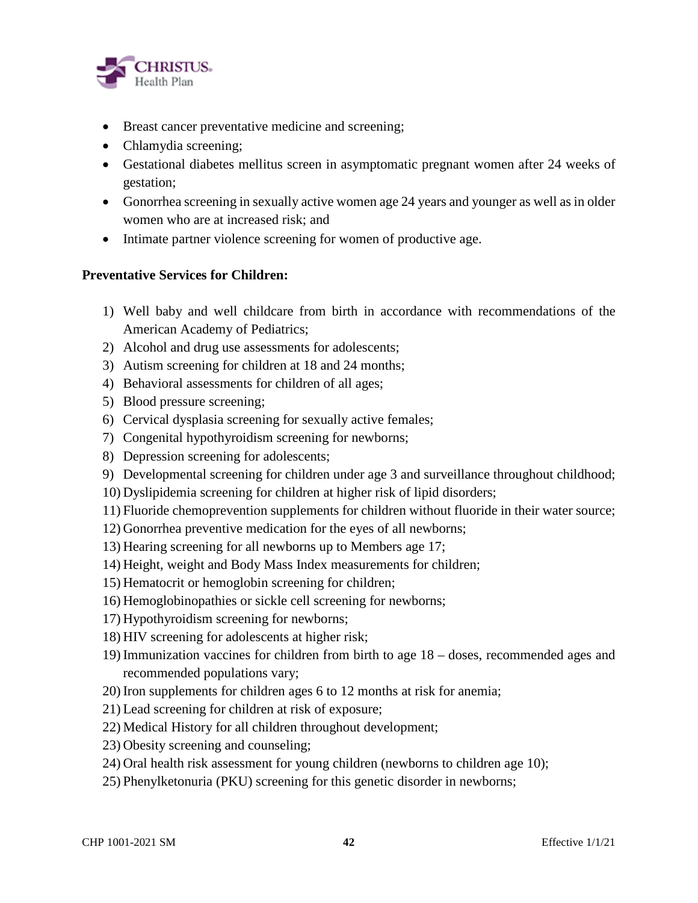- Breast cancer preventative medicine and screening;
- Chlamydia screening;
- Gestational diabetes mellitus screen in asymptomatic pregnant women after 24 weeks of gestation;
- Gonorrhea screening in sexually active women age 24 years and younger as well as in older women who are at increased risk; and
- Intimate partner violence screening for women of productive age.

**Preventative Services for Children:**

1) Well baby and well childcare from birth in accordance with recommendations of the American Academy of Pediatrics;
2) Alcohol and drug use assessments for adolescents;
3) Autism screening for children at 18 and 24 months;
4) Behavioral assessments for children of all ages;
5) Blood pressure screening;
6) Cervical dysplasia screening for sexually active females;
7) Congenital hypothyroidism screening for newborns;
8) Depression screening for adolescents;
9) Developmental screening for children under age 3 and surveillance throughout childhood;
10) Dyslipidemia screening for children at higher risk of lipid disorders;
11) Fluoride chemoprevention supplements for children without fluoride in their water source;
12) Gonorrhea preventive medication for the eyes of all newborns;
13) Hearing screening for all newborns up to Members age 17;
14) Height, weight and Body Mass Index measurements for children;
15) Hematocrit or hemoglobin screening for children;
16) Hemoglobinopathies or sickle cell screening for newborns;
17) Hypothyroidism screening for newborns;
18) HIV screening for adolescents at higher risk;
19) Immunization vaccines for children from birth to age 18 – doses, recommended ages and recommended populations vary;
20) Iron supplements for children ages 6 to 12 months at risk for anemia;
21) Lead screening for children at risk of exposure;
22) Medical History for all children throughout development;
23) Obesity screening and counseling;
24) Oral health risk assessment for young children (newborns to children age 10);
25) Phenylketonuria (PKU) screening for this genetic disorder in newborns;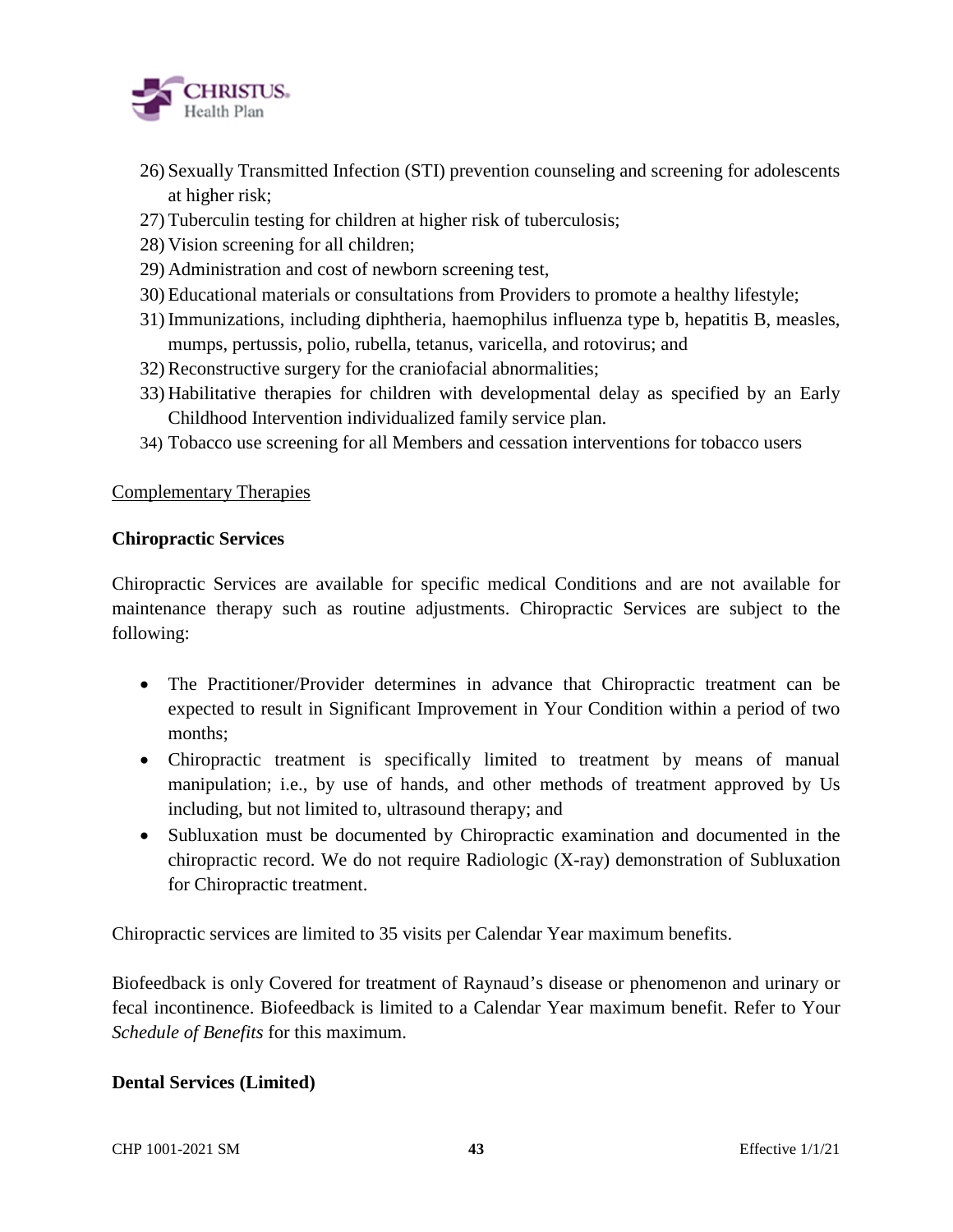26) Sexually Transmitted Infection (STI) prevention counseling and screening for adolescents at higher risk;
27) Tuberculin testing for children at higher risk of tuberculosis;
28) Vision screening for all children;
29) Administration and cost of newborn screening test,
30) Educational materials or consultations from Providers to promote a healthy lifestyle;
31) Immunizations, including diphtheria, haemophilus influenza type b, hepatitis B, measles, mumps, pertussis, polio, rubella, tetanus, varicella, and rotovirus; and
32) Reconstructive surgery for the craniofacial abnormalities;
33) Habilitative therapies for children with developmental delay as specified by an Early Childhood Intervention individualized family service plan.
34) Tobacco use screening for all Members and cessation interventions for tobacco users

<u>Complementary Therapies</u>

**Chiropractic Services**

Chiropractic Services are available for specific medical Conditions and are not available for maintenance therapy such as routine adjustments. Chiropractic Services are subject to the following:

- The Practitioner/Provider determines in advance that Chiropractic treatment can be expected to result in Significant Improvement in Your Condition within a period of two months;
- Chiropractic treatment is specifically limited to treatment by means of manual manipulation; i.e., by use of hands, and other methods of treatment approved by Us including, but not limited to, ultrasound therapy; and
- Subluxation must be documented by Chiropractic examination and documented in the chiropractic record. We do not require Radiologic (X-ray) demonstration of Subluxation for Chiropractic treatment.

Chiropractic services are limited to 35 visits per Calendar Year maximum benefits.

Biofeedback is only Covered for treatment of Raynaud's disease or phenomenon and urinary or fecal incontinence. Biofeedback is limited to a Calendar Year maximum benefit. Refer to Your *Schedule of Benefits* for this maximum.

**Dental Services (Limited)**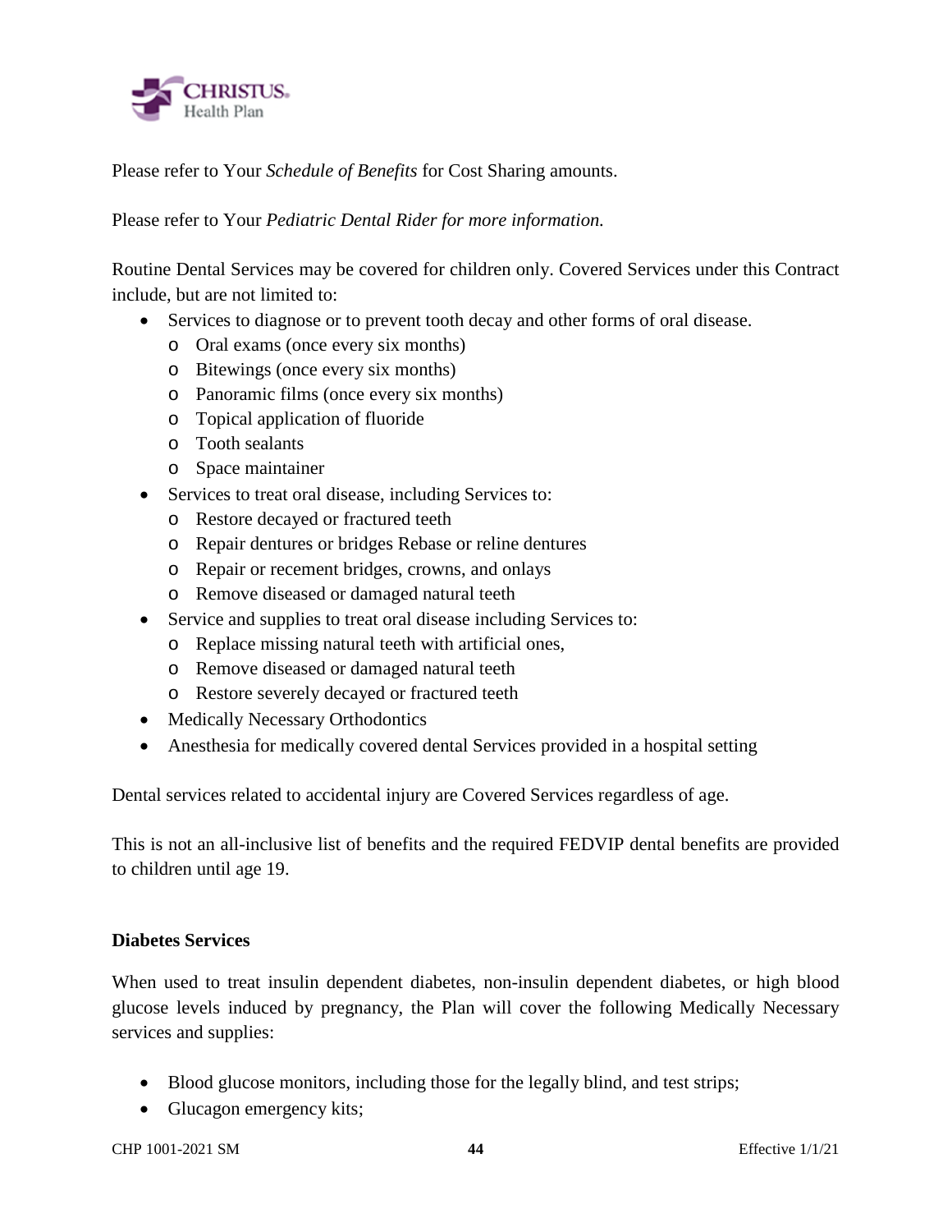Please refer to Your *Schedule of Benefits* for Cost Sharing amounts.

Please refer to Your *Pediatric Dental Rider for more information.*

Routine Dental Services may be covered for children only. Covered Services under this Contract include, but are not limited to:

- Services to diagnose or to prevent tooth decay and other forms of oral disease.
  - Oral exams (once every six months)
  - Bitewings (once every six months)
  - Panoramic films (once every six months)
  - Topical application of fluoride
  - Tooth sealants
  - Space maintainer
- Services to treat oral disease, including Services to:
  - Restore decayed or fractured teeth
  - Repair dentures or bridges Rebase or reline dentures
  - Repair or recement bridges, crowns, and onlays
  - Remove diseased or damaged natural teeth
- Service and supplies to treat oral disease including Services to:
  - Replace missing natural teeth with artificial ones,
  - Remove diseased or damaged natural teeth
  - Restore severely decayed or fractured teeth
- Medically Necessary Orthodontics
- Anesthesia for medically covered dental Services provided in a hospital setting

Dental services related to accidental injury are Covered Services regardless of age.

This is not an all-inclusive list of benefits and the required FEDVIP dental benefits are provided to children until age 19.

**Diabetes Services**

When used to treat insulin dependent diabetes, non-insulin dependent diabetes, or high blood glucose levels induced by pregnancy, the Plan will cover the following Medically Necessary services and supplies:

- Blood glucose monitors, including those for the legally blind, and test strips;
- Glucagon emergency kits;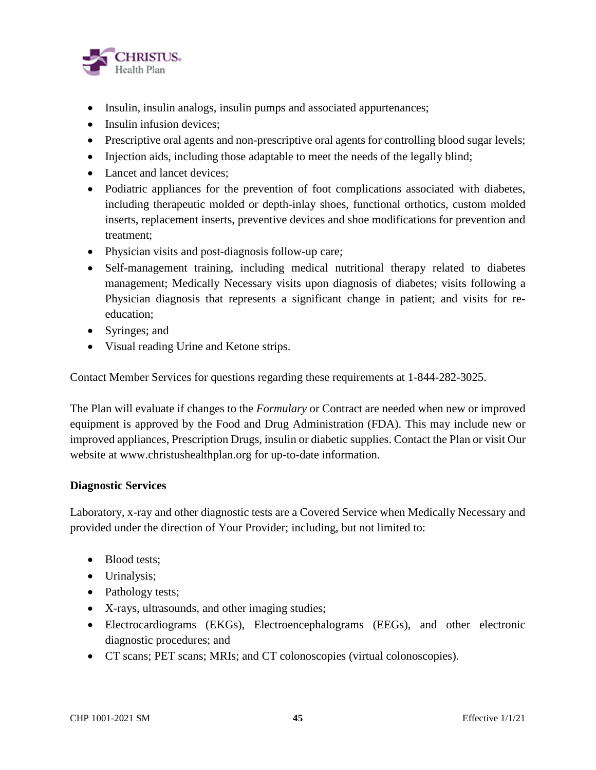- Insulin, insulin analogs, insulin pumps and associated appurtenances;
- Insulin infusion devices;
- Prescriptive oral agents and non-prescriptive oral agents for controlling blood sugar levels;
- Injection aids, including those adaptable to meet the needs of the legally blind;
- Lancet and lancet devices;
- Podiatric appliances for the prevention of foot complications associated with diabetes, including therapeutic molded or depth-inlay shoes, functional orthotics, custom molded inserts, replacement inserts, preventive devices and shoe modifications for prevention and treatment;
- Physician visits and post-diagnosis follow-up care;
- Self-management training, including medical nutritional therapy related to diabetes management; Medically Necessary visits upon diagnosis of diabetes; visits following a Physician diagnosis that represents a significant change in patient; and visits for re-education;
- Syringes; and
- Visual reading Urine and Ketone strips.

Contact Member Services for questions regarding these requirements at 1-844-282-3025.

The Plan will evaluate if changes to the *Formulary* or Contract are needed when new or improved equipment is approved by the Food and Drug Administration (FDA). This may include new or improved appliances, Prescription Drugs, insulin or diabetic supplies. Contact the Plan or visit Our website at www.christushealthplan.org for up-to-date information.

**Diagnostic Services**

Laboratory, x-ray and other diagnostic tests are a Covered Service when Medically Necessary and provided under the direction of Your Provider; including, but not limited to:

- Blood tests;
- Urinalysis;
- Pathology tests;
- X-rays, ultrasounds, and other imaging studies;
- Electrocardiograms (EKGs), Electroencephalograms (EEGs), and other electronic diagnostic procedures; and
- CT scans; PET scans; MRIs; and CT colonoscopies (virtual colonoscopies).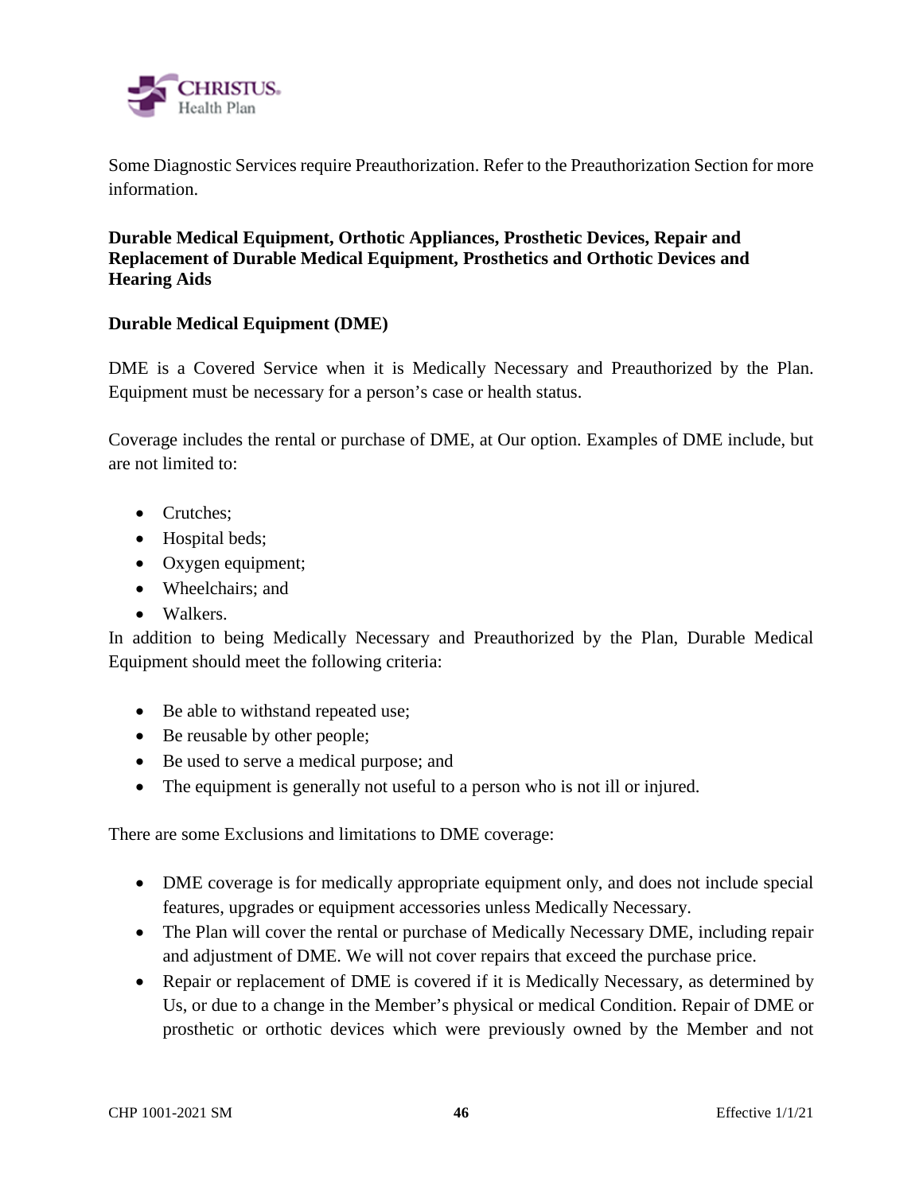Some Diagnostic Services require Preauthorization. Refer to the Preauthorization Section for more information.

**Durable Medical Equipment, Orthotic Appliances, Prosthetic Devices, Repair and Replacement of Durable Medical Equipment, Prosthetics and Orthotic Devices and Hearing Aids**

**Durable Medical Equipment (DME)**

DME is a Covered Service when it is Medically Necessary and Preauthorized by the Plan. Equipment must be necessary for a person's case or health status.

Coverage includes the rental or purchase of DME, at Our option. Examples of DME include, but are not limited to:

- Crutches;
- Hospital beds;
- Oxygen equipment;
- Wheelchairs; and
- Walkers.

In addition to being Medically Necessary and Preauthorized by the Plan, Durable Medical Equipment should meet the following criteria:

- Be able to withstand repeated use;
- Be reusable by other people;
- Be used to serve a medical purpose; and
- The equipment is generally not useful to a person who is not ill or injured.

There are some Exclusions and limitations to DME coverage:

- DME coverage is for medically appropriate equipment only, and does not include special features, upgrades or equipment accessories unless Medically Necessary.
- The Plan will cover the rental or purchase of Medically Necessary DME, including repair and adjustment of DME. We will not cover repairs that exceed the purchase price.
- Repair or replacement of DME is covered if it is Medically Necessary, as determined by Us, or due to a change in the Member's physical or medical Condition. Repair of DME or prosthetic or orthotic devices which were previously owned by the Member and not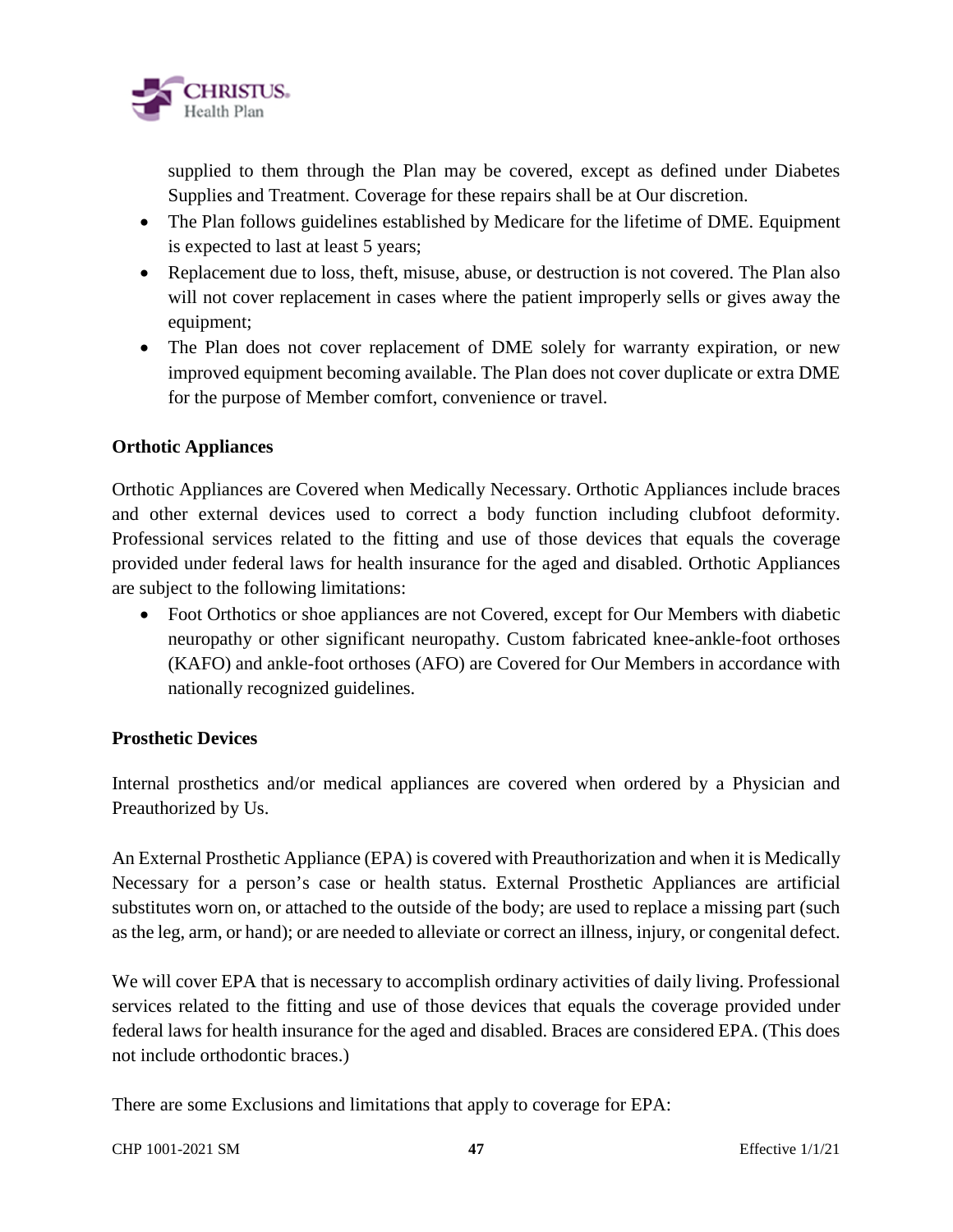supplied to them through the Plan may be covered, except as defined under Diabetes Supplies and Treatment. Coverage for these repairs shall be at Our discretion.

- The Plan follows guidelines established by Medicare for the lifetime of DME. Equipment is expected to last at least 5 years;
- Replacement due to loss, theft, misuse, abuse, or destruction is not covered. The Plan also will not cover replacement in cases where the patient improperly sells or gives away the equipment;
- The Plan does not cover replacement of DME solely for warranty expiration, or new improved equipment becoming available. The Plan does not cover duplicate or extra DME for the purpose of Member comfort, convenience or travel.

**Orthotic Appliances**

Orthotic Appliances are Covered when Medically Necessary. Orthotic Appliances include braces and other external devices used to correct a body function including clubfoot deformity. Professional services related to the fitting and use of those devices that equals the coverage provided under federal laws for health insurance for the aged and disabled. Orthotic Appliances are subject to the following limitations:

- Foot Orthotics or shoe appliances are not Covered, except for Our Members with diabetic neuropathy or other significant neuropathy. Custom fabricated knee-ankle-foot orthoses (KAFO) and ankle-foot orthoses (AFO) are Covered for Our Members in accordance with nationally recognized guidelines.

**Prosthetic Devices**

Internal prosthetics and/or medical appliances are covered when ordered by a Physician and Preauthorized by Us.

An External Prosthetic Appliance (EPA) is covered with Preauthorization and when it is Medically Necessary for a person's case or health status. External Prosthetic Appliances are artificial substitutes worn on, or attached to the outside of the body; are used to replace a missing part (such as the leg, arm, or hand); or are needed to alleviate or correct an illness, injury, or congenital defect.

We will cover EPA that is necessary to accomplish ordinary activities of daily living. Professional services related to the fitting and use of those devices that equals the coverage provided under federal laws for health insurance for the aged and disabled. Braces are considered EPA. (This does not include orthodontic braces.)

There are some Exclusions and limitations that apply to coverage for EPA: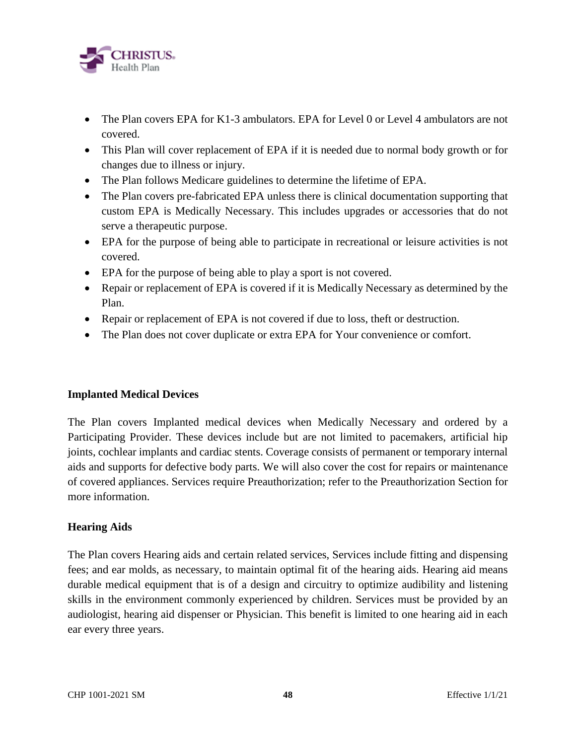- The Plan covers EPA for K1-3 ambulators. EPA for Level 0 or Level 4 ambulators are not covered.
- This Plan will cover replacement of EPA if it is needed due to normal body growth or for changes due to illness or injury.
- The Plan follows Medicare guidelines to determine the lifetime of EPA.
- The Plan covers pre-fabricated EPA unless there is clinical documentation supporting that custom EPA is Medically Necessary. This includes upgrades or accessories that do not serve a therapeutic purpose.
- EPA for the purpose of being able to participate in recreational or leisure activities is not covered.
- EPA for the purpose of being able to play a sport is not covered.
- Repair or replacement of EPA is covered if it is Medically Necessary as determined by the Plan.
- Repair or replacement of EPA is not covered if due to loss, theft or destruction.
- The Plan does not cover duplicate or extra EPA for Your convenience or comfort.

**Implanted Medical Devices**

The Plan covers Implanted medical devices when Medically Necessary and ordered by a Participating Provider. These devices include but are not limited to pacemakers, artificial hip joints, cochlear implants and cardiac stents. Coverage consists of permanent or temporary internal aids and supports for defective body parts. We will also cover the cost for repairs or maintenance of covered appliances. Services require Preauthorization; refer to the Preauthorization Section for more information.

**Hearing Aids**

The Plan covers Hearing aids and certain related services, Services include fitting and dispensing fees; and ear molds, as necessary, to maintain optimal fit of the hearing aids. Hearing aid means durable medical equipment that is of a design and circuitry to optimize audibility and listening skills in the environment commonly experienced by children. Services must be provided by an audiologist, hearing aid dispenser or Physician. This benefit is limited to one hearing aid in each ear every three years.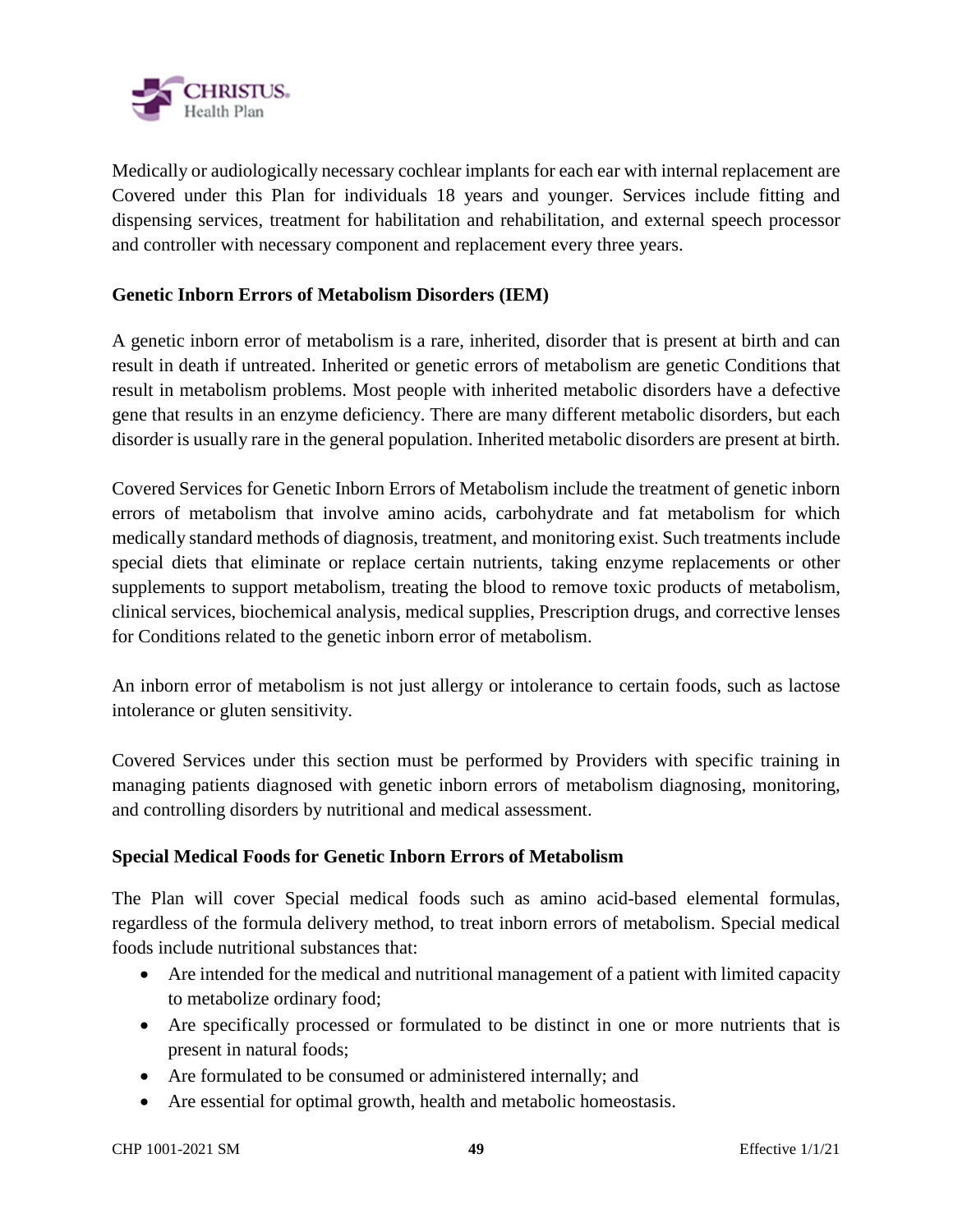Medically or audiologically necessary cochlear implants for each ear with internal replacement are Covered under this Plan for individuals 18 years and younger. Services include fitting and dispensing services, treatment for habilitation and rehabilitation, and external speech processor and controller with necessary component and replacement every three years.

**Genetic Inborn Errors of Metabolism Disorders (IEM)**

A genetic inborn error of metabolism is a rare, inherited, disorder that is present at birth and can result in death if untreated. Inherited or genetic errors of metabolism are genetic Conditions that result in metabolism problems. Most people with inherited metabolic disorders have a defective gene that results in an enzyme deficiency. There are many different metabolic disorders, but each disorder is usually rare in the general population. Inherited metabolic disorders are present at birth.

Covered Services for Genetic Inborn Errors of Metabolism include the treatment of genetic inborn errors of metabolism that involve amino acids, carbohydrate and fat metabolism for which medically standard methods of diagnosis, treatment, and monitoring exist. Such treatments include special diets that eliminate or replace certain nutrients, taking enzyme replacements or other supplements to support metabolism, treating the blood to remove toxic products of metabolism, clinical services, biochemical analysis, medical supplies, Prescription drugs, and corrective lenses for Conditions related to the genetic inborn error of metabolism.

An inborn error of metabolism is not just allergy or intolerance to certain foods, such as lactose intolerance or gluten sensitivity.

Covered Services under this section must be performed by Providers with specific training in managing patients diagnosed with genetic inborn errors of metabolism diagnosing, monitoring, and controlling disorders by nutritional and medical assessment.

**Special Medical Foods for Genetic Inborn Errors of Metabolism**

The Plan will cover Special medical foods such as amino acid-based elemental formulas, regardless of the formula delivery method, to treat inborn errors of metabolism. Special medical foods include nutritional substances that:

- Are intended for the medical and nutritional management of a patient with limited capacity to metabolize ordinary food;
- Are specifically processed or formulated to be distinct in one or more nutrients that is present in natural foods;
- Are formulated to be consumed or administered internally; and
- Are essential for optimal growth, health and metabolic homeostasis.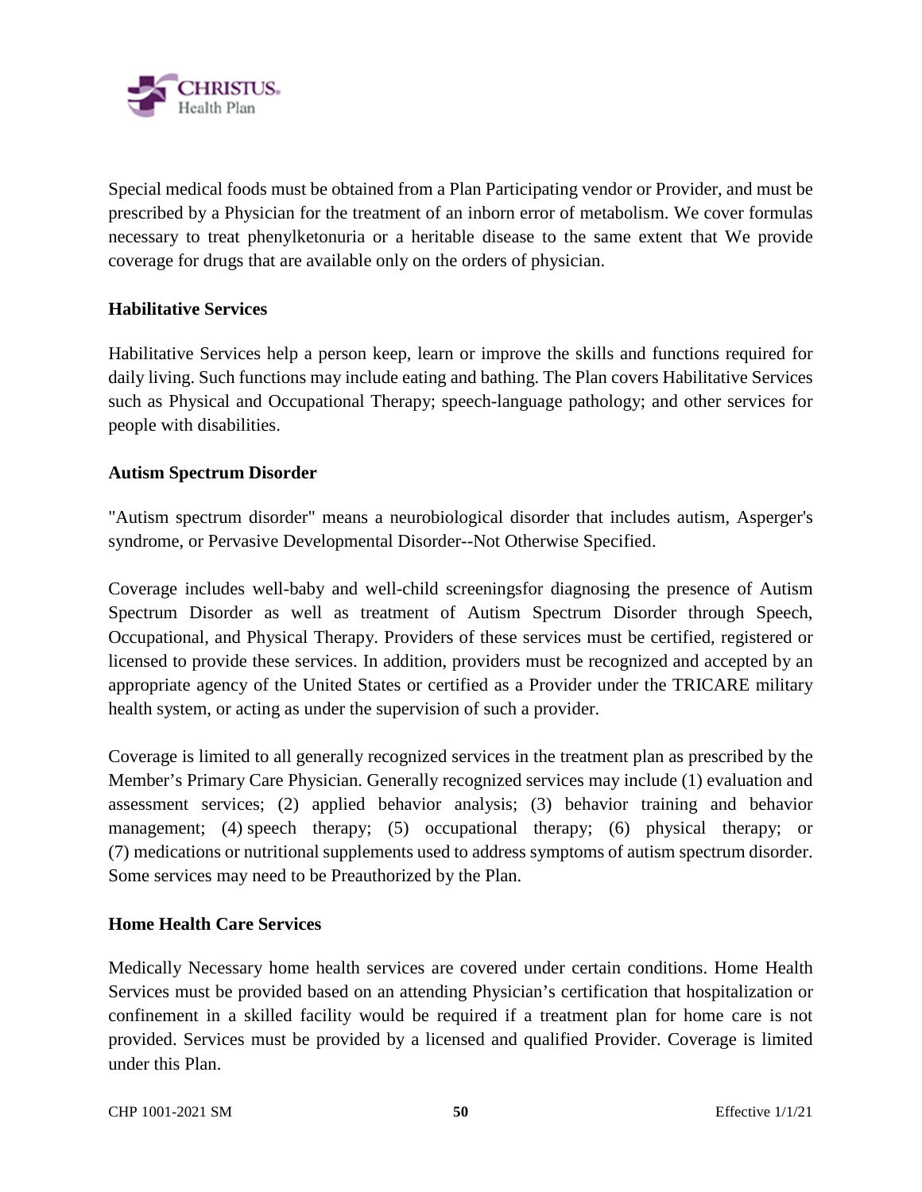Special medical foods must be obtained from a Plan Participating vendor or Provider, and must be prescribed by a Physician for the treatment of an inborn error of metabolism. We cover formulas necessary to treat phenylketonuria or a heritable disease to the same extent that We provide coverage for drugs that are available only on the orders of physician.

**Habilitative Services**

Habilitative Services help a person keep, learn or improve the skills and functions required for daily living. Such functions may include eating and bathing. The Plan covers Habilitative Services such as Physical and Occupational Therapy; speech-language pathology; and other services for people with disabilities.

**Autism Spectrum Disorder**

"Autism spectrum disorder" means a neurobiological disorder that includes autism, Asperger's syndrome, or Pervasive Developmental Disorder--Not Otherwise Specified.

Coverage includes well-baby and well-child screeningsfor diagnosing the presence of Autism Spectrum Disorder as well as treatment of Autism Spectrum Disorder through Speech, Occupational, and Physical Therapy. Providers of these services must be certified, registered or licensed to provide these services. In addition, providers must be recognized and accepted by an appropriate agency of the United States or certified as a Provider under the TRICARE military health system, or acting as under the supervision of such a provider.

Coverage is limited to all generally recognized services in the treatment plan as prescribed by the Member's Primary Care Physician. Generally recognized services may include (1) evaluation and assessment services; (2) applied behavior analysis; (3) behavior training and behavior management; (4) speech therapy; (5) occupational therapy; (6) physical therapy; or (7) medications or nutritional supplements used to address symptoms of autism spectrum disorder. Some services may need to be Preauthorized by the Plan.

**Home Health Care Services**

Medically Necessary home health services are covered under certain conditions. Home Health Services must be provided based on an attending Physician's certification that hospitalization or confinement in a skilled facility would be required if a treatment plan for home care is not provided. Services must be provided by a licensed and qualified Provider. Coverage is limited under this Plan.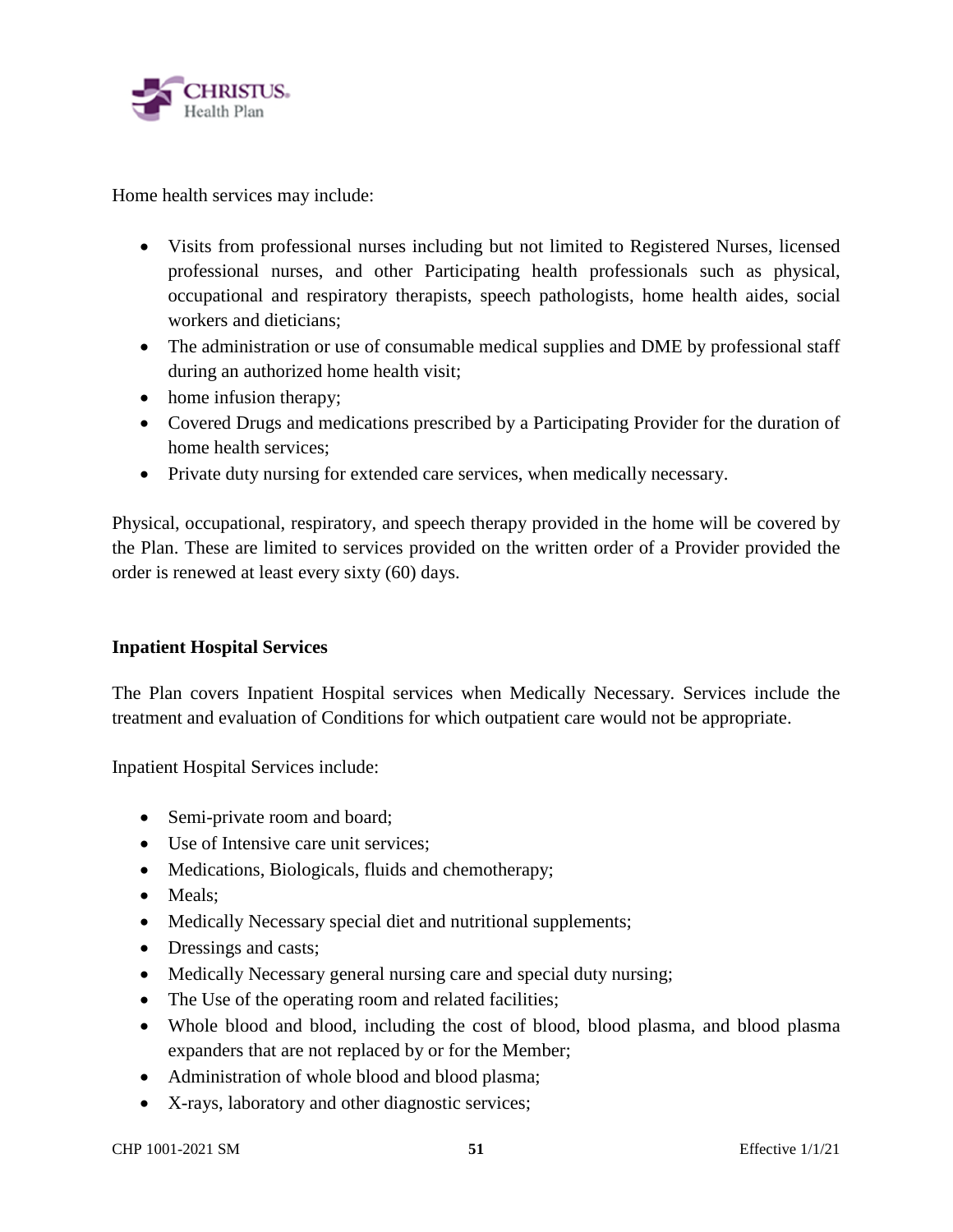Home health services may include:

- Visits from professional nurses including but not limited to Registered Nurses, licensed professional nurses, and other Participating health professionals such as physical, occupational and respiratory therapists, speech pathologists, home health aides, social workers and dieticians;
- The administration or use of consumable medical supplies and DME by professional staff during an authorized home health visit;
- home infusion therapy;
- Covered Drugs and medications prescribed by a Participating Provider for the duration of home health services;
- Private duty nursing for extended care services, when medically necessary.

Physical, occupational, respiratory, and speech therapy provided in the home will be covered by the Plan. These are limited to services provided on the written order of a Provider provided the order is renewed at least every sixty (60) days.

**Inpatient Hospital Services**

The Plan covers Inpatient Hospital services when Medically Necessary. Services include the treatment and evaluation of Conditions for which outpatient care would not be appropriate.

Inpatient Hospital Services include:

- Semi-private room and board;
- Use of Intensive care unit services;
- Medications, Biologicals, fluids and chemotherapy;
- Meals;
- Medically Necessary special diet and nutritional supplements;
- Dressings and casts;
- Medically Necessary general nursing care and special duty nursing;
- The Use of the operating room and related facilities;
- Whole blood and blood, including the cost of blood, blood plasma, and blood plasma expanders that are not replaced by or for the Member;
- Administration of whole blood and blood plasma;
- X-rays, laboratory and other diagnostic services;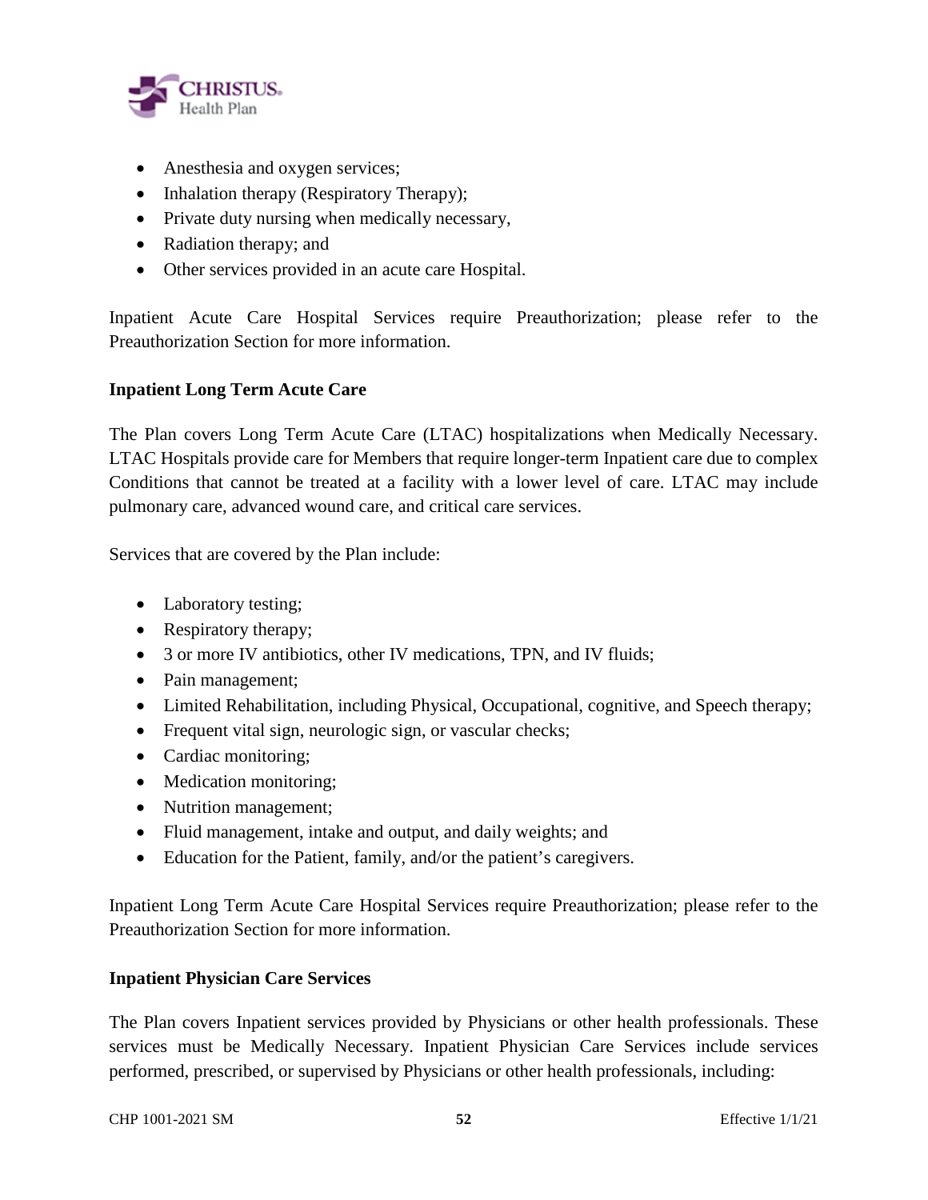- Anesthesia and oxygen services;
- Inhalation therapy (Respiratory Therapy);
- Private duty nursing when medically necessary,
- Radiation therapy; and
- Other services provided in an acute care Hospital.

Inpatient Acute Care Hospital Services require Preauthorization; please refer to the Preauthorization Section for more information.

**Inpatient Long Term Acute Care**

The Plan covers Long Term Acute Care (LTAC) hospitalizations when Medically Necessary. LTAC Hospitals provide care for Members that require longer-term Inpatient care due to complex Conditions that cannot be treated at a facility with a lower level of care. LTAC may include pulmonary care, advanced wound care, and critical care services.

Services that are covered by the Plan include:

- Laboratory testing;
- Respiratory therapy;
- 3 or more IV antibiotics, other IV medications, TPN, and IV fluids;
- Pain management;
- Limited Rehabilitation, including Physical, Occupational, cognitive, and Speech therapy;
- Frequent vital sign, neurologic sign, or vascular checks;
- Cardiac monitoring;
- Medication monitoring;
- Nutrition management;
- Fluid management, intake and output, and daily weights; and
- Education for the Patient, family, and/or the patient's caregivers.

Inpatient Long Term Acute Care Hospital Services require Preauthorization; please refer to the Preauthorization Section for more information.

**Inpatient Physician Care Services**

The Plan covers Inpatient services provided by Physicians or other health professionals. These services must be Medically Necessary. Inpatient Physician Care Services include services performed, prescribed, or supervised by Physicians or other health professionals, including: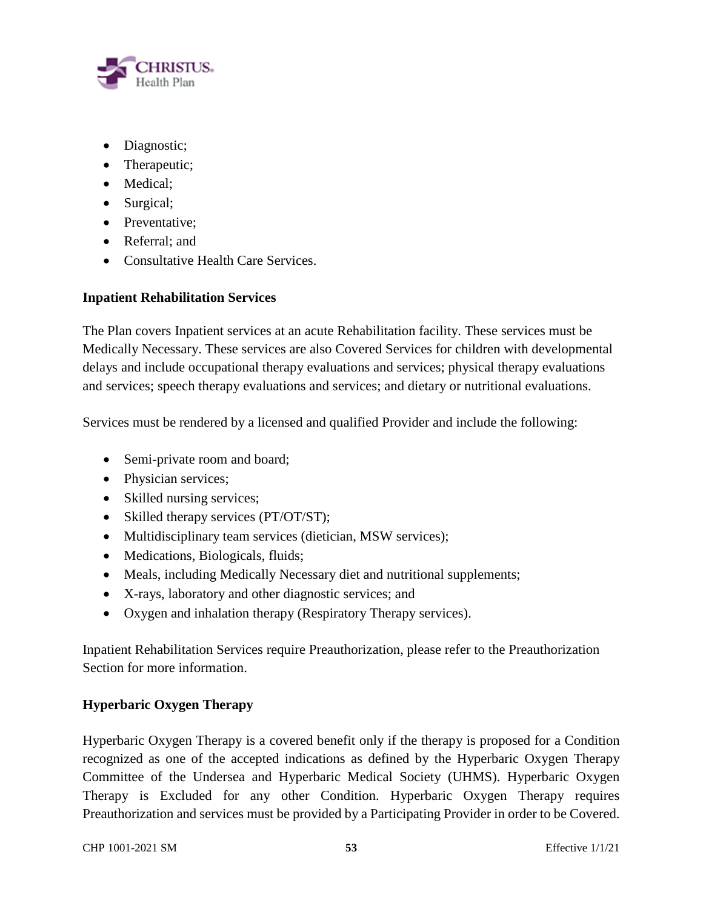- Diagnostic;
- Therapeutic;
- Medical;
- Surgical;
- Preventative;
- Referral; and
- Consultative Health Care Services.

**Inpatient Rehabilitation Services**

The Plan covers Inpatient services at an acute Rehabilitation facility. These services must be Medically Necessary. These services are also Covered Services for children with developmental delays and include occupational therapy evaluations and services; physical therapy evaluations and services; speech therapy evaluations and services; and dietary or nutritional evaluations.

Services must be rendered by a licensed and qualified Provider and include the following:

- Semi-private room and board;
- Physician services;
- Skilled nursing services;
- Skilled therapy services (PT/OT/ST);
- Multidisciplinary team services (dietician, MSW services);
- Medications, Biologicals, fluids;
- Meals, including Medically Necessary diet and nutritional supplements;
- X-rays, laboratory and other diagnostic services; and
- Oxygen and inhalation therapy (Respiratory Therapy services).

Inpatient Rehabilitation Services require Preauthorization, please refer to the Preauthorization Section for more information.

**Hyperbaric Oxygen Therapy**

Hyperbaric Oxygen Therapy is a covered benefit only if the therapy is proposed for a Condition recognized as one of the accepted indications as defined by the Hyperbaric Oxygen Therapy Committee of the Undersea and Hyperbaric Medical Society (UHMS). Hyperbaric Oxygen Therapy is Excluded for any other Condition. Hyperbaric Oxygen Therapy requires Preauthorization and services must be provided by a Participating Provider in order to be Covered.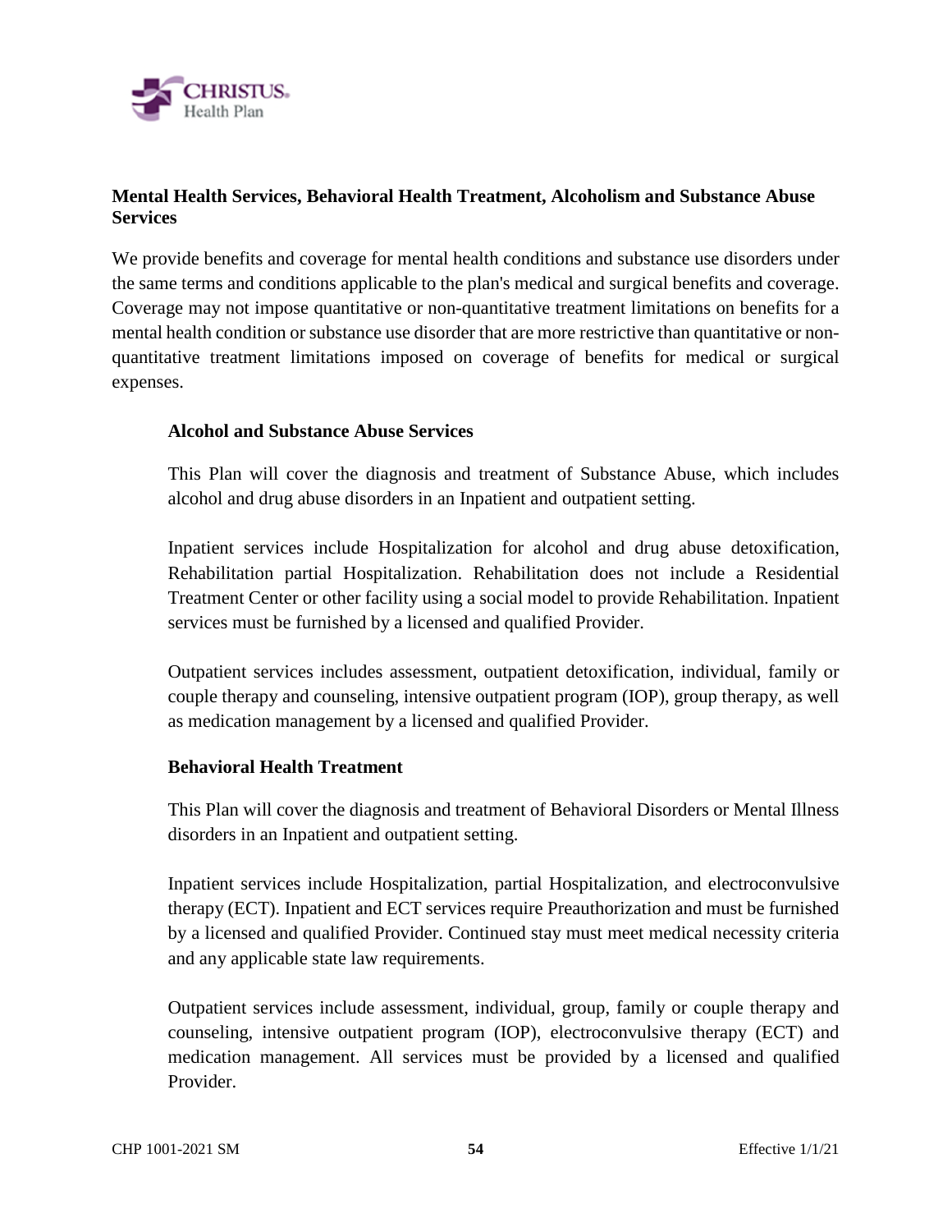## Mental Health Services, Behavioral Health Treatment, Alcoholism and Substance Abuse Services

We provide benefits and coverage for mental health conditions and substance use disorders under the same terms and conditions applicable to the plan's medical and surgical benefits and coverage. Coverage may not impose quantitative or non-quantitative treatment limitations on benefits for a mental health condition or substance use disorder that are more restrictive than quantitative or non-quantitative treatment limitations imposed on coverage of benefits for medical or surgical expenses.

### Alcohol and Substance Abuse Services

This Plan will cover the diagnosis and treatment of Substance Abuse, which includes alcohol and drug abuse disorders in an Inpatient and outpatient setting.

Inpatient services include Hospitalization for alcohol and drug abuse detoxification, Rehabilitation partial Hospitalization. Rehabilitation does not include a Residential Treatment Center or other facility using a social model to provide Rehabilitation. Inpatient services must be furnished by a licensed and qualified Provider.

Outpatient services includes assessment, outpatient detoxification, individual, family or couple therapy and counseling, intensive outpatient program (IOP), group therapy, as well as medication management by a licensed and qualified Provider.

### Behavioral Health Treatment

This Plan will cover the diagnosis and treatment of Behavioral Disorders or Mental Illness disorders in an Inpatient and outpatient setting.

Inpatient services include Hospitalization, partial Hospitalization, and electroconvulsive therapy (ECT). Inpatient and ECT services require Preauthorization and must be furnished by a licensed and qualified Provider. Continued stay must meet medical necessity criteria and any applicable state law requirements.

Outpatient services include assessment, individual, group, family or couple therapy and counseling, intensive outpatient program (IOP), electroconvulsive therapy (ECT) and medication management. All services must be provided by a licensed and qualified Provider.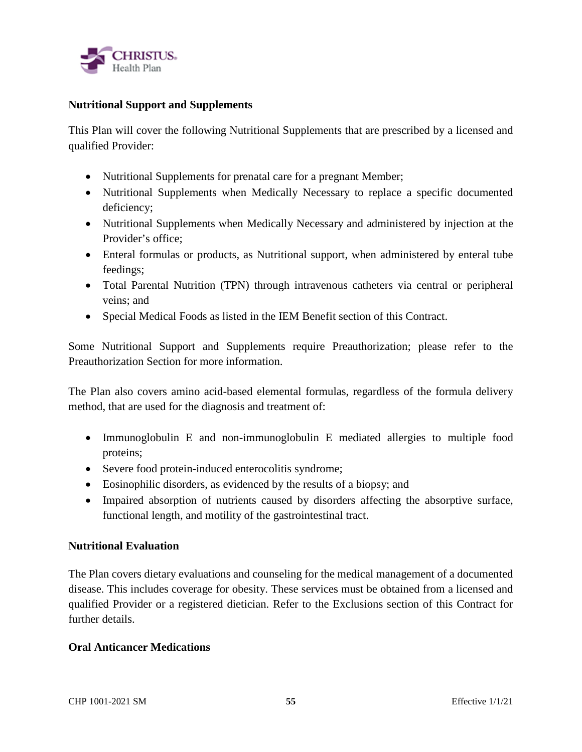**Nutritional Support and Supplements**

This Plan will cover the following Nutritional Supplements that are prescribed by a licensed and qualified Provider:

- Nutritional Supplements for prenatal care for a pregnant Member;
- Nutritional Supplements when Medically Necessary to replace a specific documented deficiency;
- Nutritional Supplements when Medically Necessary and administered by injection at the Provider's office;
- Enteral formulas or products, as Nutritional support, when administered by enteral tube feedings;
- Total Parental Nutrition (TPN) through intravenous catheters via central or peripheral veins; and
- Special Medical Foods as listed in the IEM Benefit section of this Contract.

Some Nutritional Support and Supplements require Preauthorization; please refer to the Preauthorization Section for more information.

The Plan also covers amino acid-based elemental formulas, regardless of the formula delivery method, that are used for the diagnosis and treatment of:

- Immunoglobulin E and non-immunoglobulin E mediated allergies to multiple food proteins;
- Severe food protein-induced enterocolitis syndrome;
- Eosinophilic disorders, as evidenced by the results of a biopsy; and
- Impaired absorption of nutrients caused by disorders affecting the absorptive surface, functional length, and motility of the gastrointestinal tract.

**Nutritional Evaluation**

The Plan covers dietary evaluations and counseling for the medical management of a documented disease. This includes coverage for obesity. These services must be obtained from a licensed and qualified Provider or a registered dietician. Refer to the Exclusions section of this Contract for further details.

**Oral Anticancer Medications**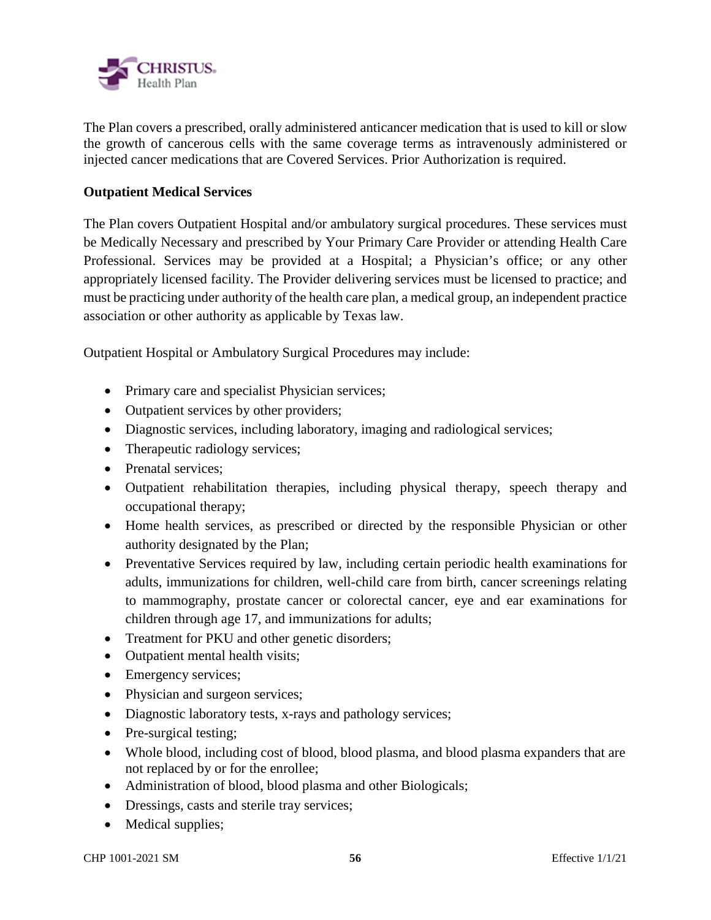The Plan covers a prescribed, orally administered anticancer medication that is used to kill or slow the growth of cancerous cells with the same coverage terms as intravenously administered or injected cancer medications that are Covered Services. Prior Authorization is required.

**Outpatient Medical Services**

The Plan covers Outpatient Hospital and/or ambulatory surgical procedures. These services must be Medically Necessary and prescribed by Your Primary Care Provider or attending Health Care Professional. Services may be provided at a Hospital; a Physician's office; or any other appropriately licensed facility. The Provider delivering services must be licensed to practice; and must be practicing under authority of the health care plan, a medical group, an independent practice association or other authority as applicable by Texas law.

Outpatient Hospital or Ambulatory Surgical Procedures may include:

- Primary care and specialist Physician services;
- Outpatient services by other providers;
- Diagnostic services, including laboratory, imaging and radiological services;
- Therapeutic radiology services;
- Prenatal services;
- Outpatient rehabilitation therapies, including physical therapy, speech therapy and occupational therapy;
- Home health services, as prescribed or directed by the responsible Physician or other authority designated by the Plan;
- Preventative Services required by law, including certain periodic health examinations for adults, immunizations for children, well-child care from birth, cancer screenings relating to mammography, prostate cancer or colorectal cancer, eye and ear examinations for children through age 17, and immunizations for adults;
- Treatment for PKU and other genetic disorders;
- Outpatient mental health visits;
- Emergency services;
- Physician and surgeon services;
- Diagnostic laboratory tests, x-rays and pathology services;
- Pre-surgical testing;
- Whole blood, including cost of blood, blood plasma, and blood plasma expanders that are not replaced by or for the enrollee;
- Administration of blood, blood plasma and other Biologicals;
- Dressings, casts and sterile tray services;
- Medical supplies;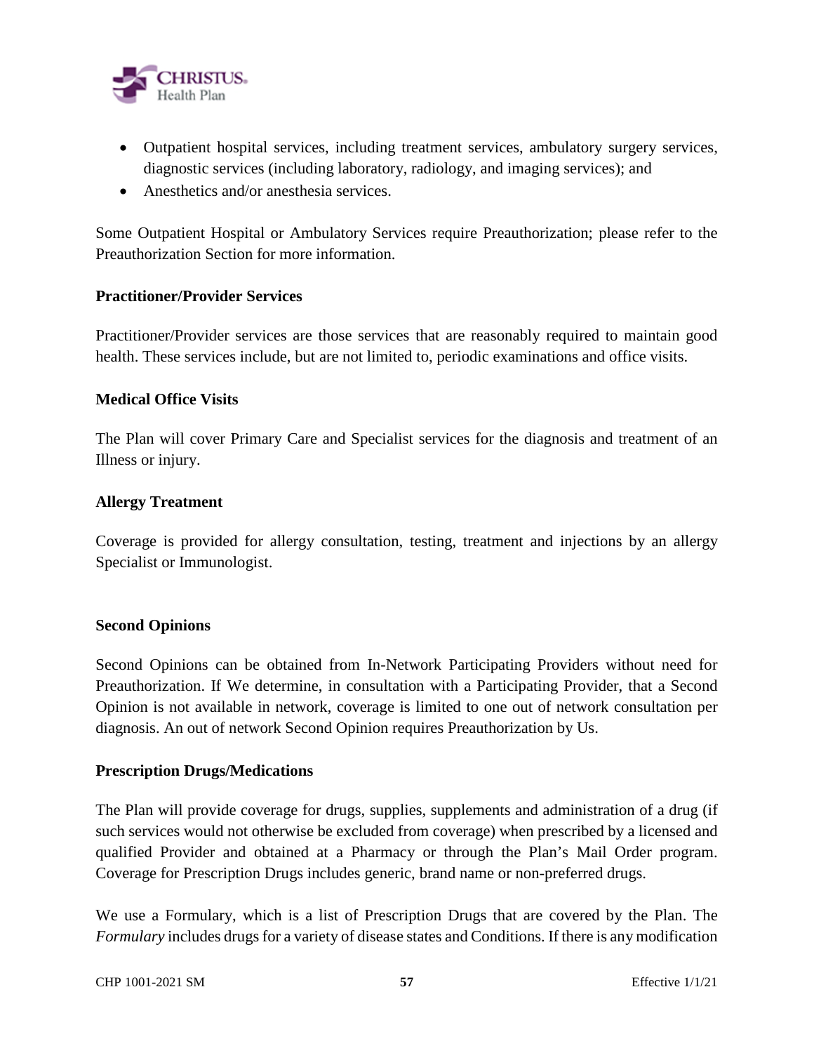- Outpatient hospital services, including treatment services, ambulatory surgery services, diagnostic services (including laboratory, radiology, and imaging services); and
- Anesthetics and/or anesthesia services.

Some Outpatient Hospital or Ambulatory Services require Preauthorization; please refer to the Preauthorization Section for more information.

**Practitioner/Provider Services**

Practitioner/Provider services are those services that are reasonably required to maintain good health. These services include, but are not limited to, periodic examinations and office visits.

**Medical Office Visits**

The Plan will cover Primary Care and Specialist services for the diagnosis and treatment of an Illness or injury.

**Allergy Treatment**

Coverage is provided for allergy consultation, testing, treatment and injections by an allergy Specialist or Immunologist.

**Second Opinions**

Second Opinions can be obtained from In-Network Participating Providers without need for Preauthorization. If We determine, in consultation with a Participating Provider, that a Second Opinion is not available in network, coverage is limited to one out of network consultation per diagnosis. An out of network Second Opinion requires Preauthorization by Us.

**Prescription Drugs/Medications**

The Plan will provide coverage for drugs, supplies, supplements and administration of a drug (if such services would not otherwise be excluded from coverage) when prescribed by a licensed and qualified Provider and obtained at a Pharmacy or through the Plan's Mail Order program. Coverage for Prescription Drugs includes generic, brand name or non-preferred drugs.

We use a Formulary, which is a list of Prescription Drugs that are covered by the Plan. The *Formulary* includes drugs for a variety of disease states and Conditions. If there is any modification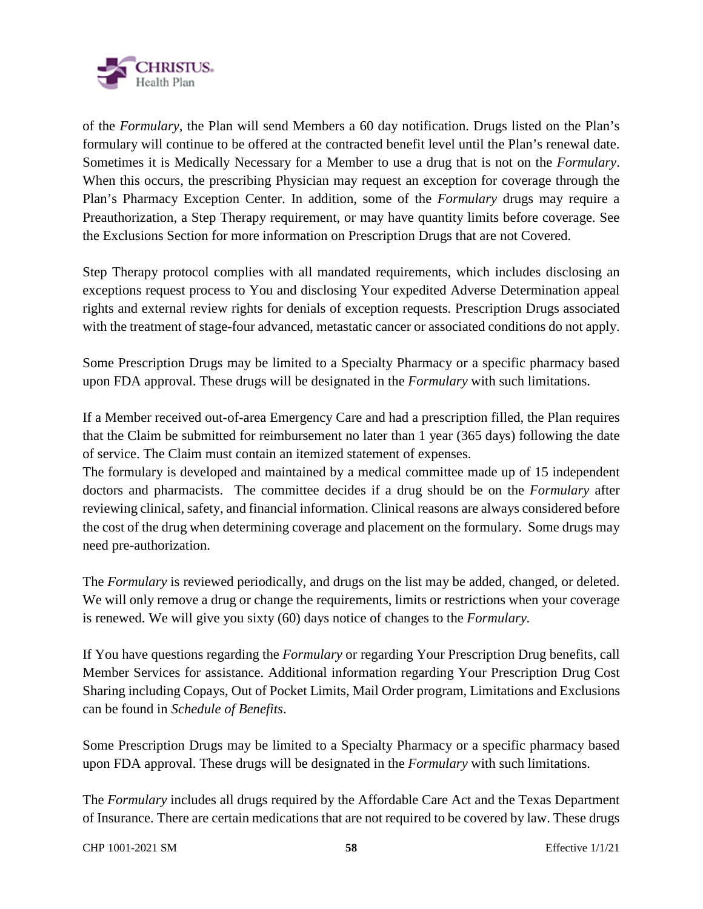of the *Formulary*, the Plan will send Members a 60 day notification. Drugs listed on the Plan's formulary will continue to be offered at the contracted benefit level until the Plan's renewal date. Sometimes it is Medically Necessary for a Member to use a drug that is not on the *Formulary*. When this occurs, the prescribing Physician may request an exception for coverage through the Plan's Pharmacy Exception Center. In addition, some of the *Formulary* drugs may require a Preauthorization, a Step Therapy requirement, or may have quantity limits before coverage. See the Exclusions Section for more information on Prescription Drugs that are not Covered.

Step Therapy protocol complies with all mandated requirements, which includes disclosing an exceptions request process to You and disclosing Your expedited Adverse Determination appeal rights and external review rights for denials of exception requests. Prescription Drugs associated with the treatment of stage-four advanced, metastatic cancer or associated conditions do not apply.

Some Prescription Drugs may be limited to a Specialty Pharmacy or a specific pharmacy based upon FDA approval. These drugs will be designated in the *Formulary* with such limitations.

If a Member received out-of-area Emergency Care and had a prescription filled, the Plan requires that the Claim be submitted for reimbursement no later than 1 year (365 days) following the date of service. The Claim must contain an itemized statement of expenses.

The formulary is developed and maintained by a medical committee made up of 15 independent doctors and pharmacists. The committee decides if a drug should be on the *Formulary* after reviewing clinical, safety, and financial information. Clinical reasons are always considered before the cost of the drug when determining coverage and placement on the formulary. Some drugs may need pre-authorization.

The *Formulary* is reviewed periodically, and drugs on the list may be added, changed, or deleted. We will only remove a drug or change the requirements, limits or restrictions when your coverage is renewed. We will give you sixty (60) days notice of changes to the *Formulary.*

If You have questions regarding the *Formulary* or regarding Your Prescription Drug benefits, call Member Services for assistance. Additional information regarding Your Prescription Drug Cost Sharing including Copays, Out of Pocket Limits, Mail Order program, Limitations and Exclusions can be found in *Schedule of Benefits*.

Some Prescription Drugs may be limited to a Specialty Pharmacy or a specific pharmacy based upon FDA approval. These drugs will be designated in the *Formulary* with such limitations.

The *Formulary* includes all drugs required by the Affordable Care Act and the Texas Department of Insurance. There are certain medications that are not required to be covered by law. These drugs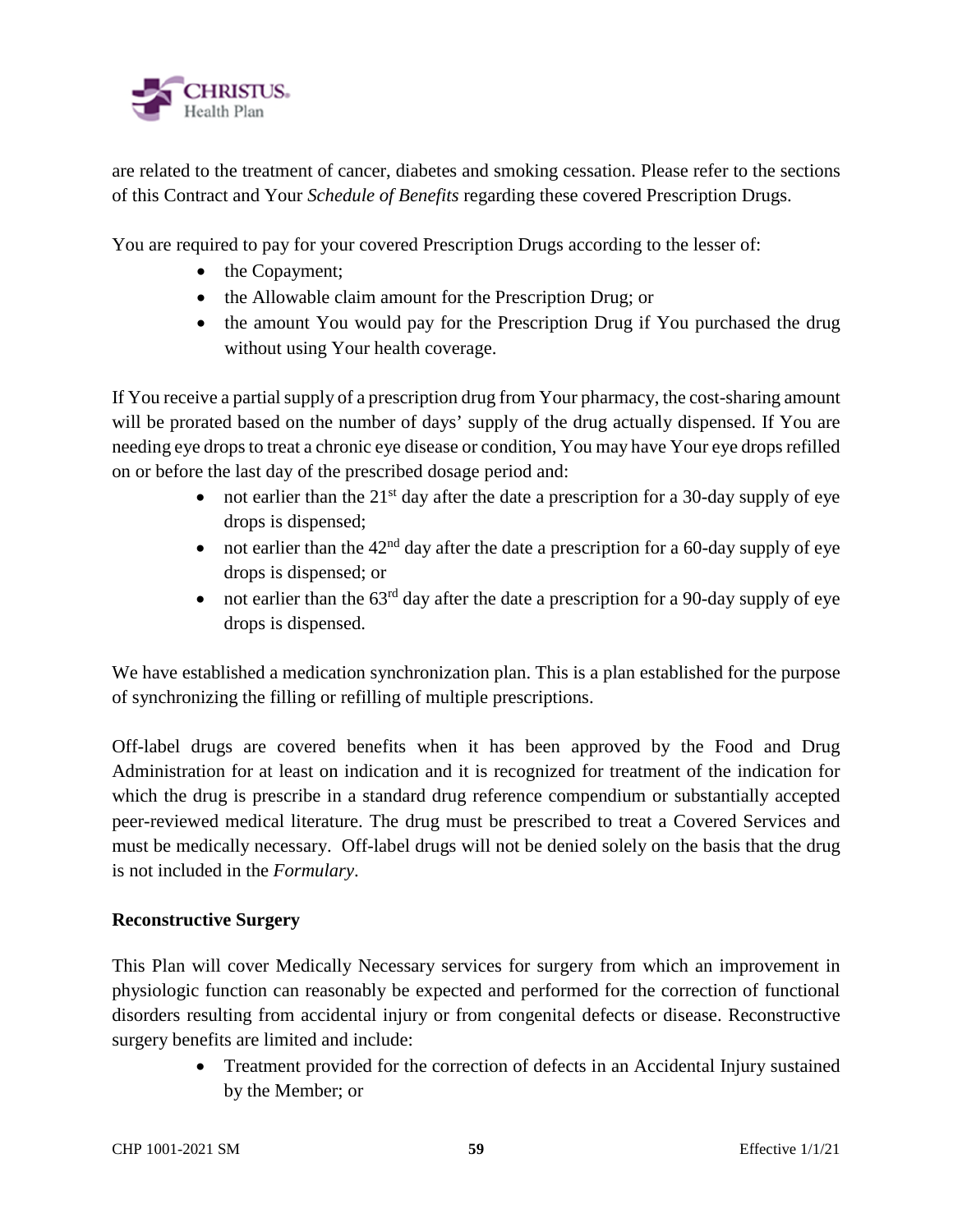are related to the treatment of cancer, diabetes and smoking cessation. Please refer to the sections of this Contract and Your *Schedule of Benefits* regarding these covered Prescription Drugs.

You are required to pay for your covered Prescription Drugs according to the lesser of:

- the Copayment;
- the Allowable claim amount for the Prescription Drug; or
- the amount You would pay for the Prescription Drug if You purchased the drug without using Your health coverage.

If You receive a partial supply of a prescription drug from Your pharmacy, the cost-sharing amount will be prorated based on the number of days' supply of the drug actually dispensed. If You are needing eye drops to treat a chronic eye disease or condition, You may have Your eye drops refilled on or before the last day of the prescribed dosage period and:

- not earlier than the 21st day after the date a prescription for a 30-day supply of eye drops is dispensed;
- not earlier than the 42nd day after the date a prescription for a 60-day supply of eye drops is dispensed; or
- not earlier than the 63rd day after the date a prescription for a 90-day supply of eye drops is dispensed.

We have established a medication synchronization plan. This is a plan established for the purpose of synchronizing the filling or refilling of multiple prescriptions.

Off-label drugs are covered benefits when it has been approved by the Food and Drug Administration for at least on indication and it is recognized for treatment of the indication for which the drug is prescribe in a standard drug reference compendium or substantially accepted peer-reviewed medical literature. The drug must be prescribed to treat a Covered Services and must be medically necessary. Off-label drugs will not be denied solely on the basis that the drug is not included in the *Formulary*.

**Reconstructive Surgery**

This Plan will cover Medically Necessary services for surgery from which an improvement in physiologic function can reasonably be expected and performed for the correction of functional disorders resulting from accidental injury or from congenital defects or disease. Reconstructive surgery benefits are limited and include:

- Treatment provided for the correction of defects in an Accidental Injury sustained by the Member; or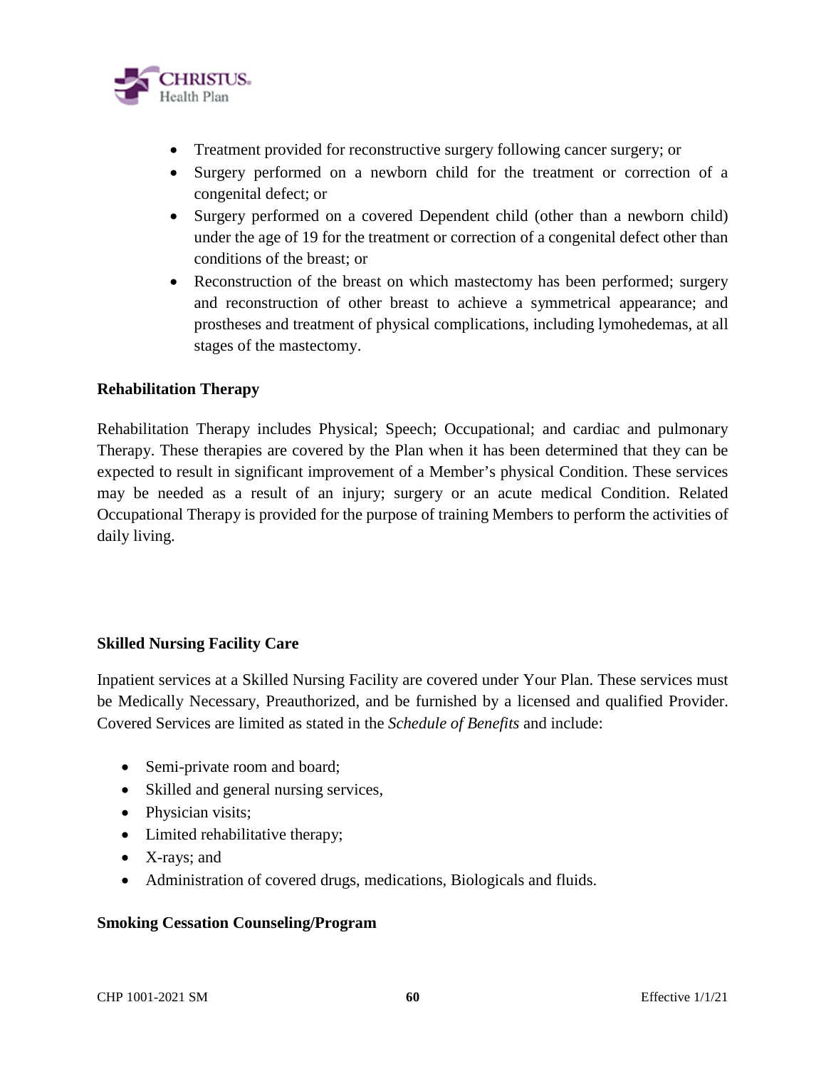- Treatment provided for reconstructive surgery following cancer surgery; or
- Surgery performed on a newborn child for the treatment or correction of a congenital defect; or
- Surgery performed on a covered Dependent child (other than a newborn child) under the age of 19 for the treatment or correction of a congenital defect other than conditions of the breast; or
- Reconstruction of the breast on which mastectomy has been performed; surgery and reconstruction of other breast to achieve a symmetrical appearance; and prostheses and treatment of physical complications, including lymohedemas, at all stages of the mastectomy.

**Rehabilitation Therapy**

Rehabilitation Therapy includes Physical; Speech; Occupational; and cardiac and pulmonary Therapy. These therapies are covered by the Plan when it has been determined that they can be expected to result in significant improvement of a Member's physical Condition. These services may be needed as a result of an injury; surgery or an acute medical Condition. Related Occupational Therapy is provided for the purpose of training Members to perform the activities of daily living.

**Skilled Nursing Facility Care**

Inpatient services at a Skilled Nursing Facility are covered under Your Plan. These services must be Medically Necessary, Preauthorized, and be furnished by a licensed and qualified Provider. Covered Services are limited as stated in the *Schedule of Benefits* and include:

- Semi-private room and board;
- Skilled and general nursing services,
- Physician visits;
- Limited rehabilitative therapy;
- X-rays; and
- Administration of covered drugs, medications, Biologicals and fluids.

**Smoking Cessation Counseling/Program**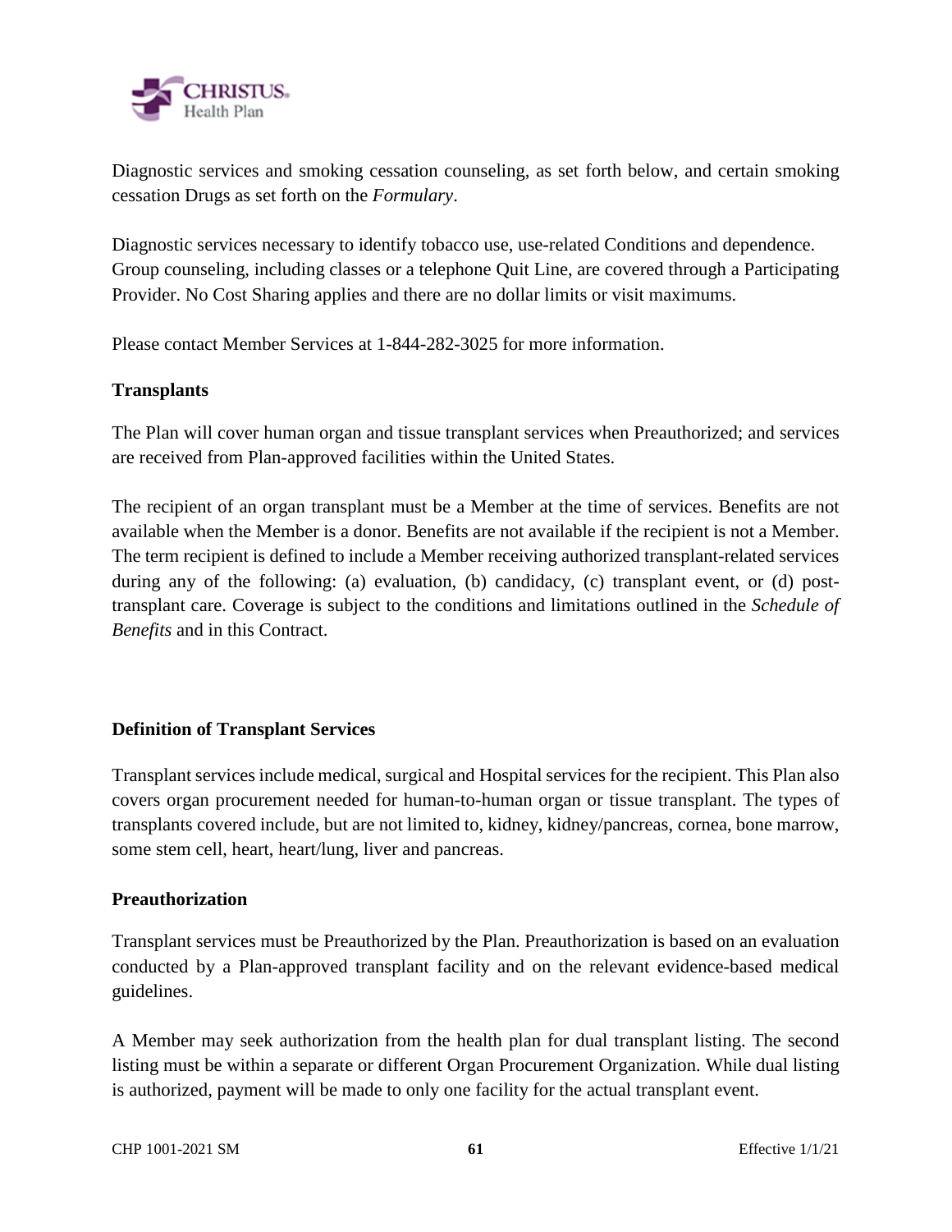Diagnostic services and smoking cessation counseling, as set forth below, and certain smoking cessation Drugs as set forth on the *Formulary*.

Diagnostic services necessary to identify tobacco use, use-related Conditions and dependence. Group counseling, including classes or a telephone Quit Line, are covered through a Participating Provider. No Cost Sharing applies and there are no dollar limits or visit maximums.

Please contact Member Services at 1-844-282-3025 for more information.

**Transplants**

The Plan will cover human organ and tissue transplant services when Preauthorized; and services are received from Plan-approved facilities within the United States.

The recipient of an organ transplant must be a Member at the time of services. Benefits are not available when the Member is a donor. Benefits are not available if the recipient is not a Member. The term recipient is defined to include a Member receiving authorized transplant-related services during any of the following: (a) evaluation, (b) candidacy, (c) transplant event, or (d) post-transplant care. Coverage is subject to the conditions and limitations outlined in the *Schedule of Benefits* and in this Contract.

**Definition of Transplant Services**

Transplant services include medical, surgical and Hospital services for the recipient. This Plan also covers organ procurement needed for human-to-human organ or tissue transplant. The types of transplants covered include, but are not limited to, kidney, kidney/pancreas, cornea, bone marrow, some stem cell, heart, heart/lung, liver and pancreas.

**Preauthorization**

Transplant services must be Preauthorized by the Plan. Preauthorization is based on an evaluation conducted by a Plan-approved transplant facility and on the relevant evidence-based medical guidelines.

A Member may seek authorization from the health plan for dual transplant listing. The second listing must be within a separate or different Organ Procurement Organization. While dual listing is authorized, payment will be made to only one facility for the actual transplant event.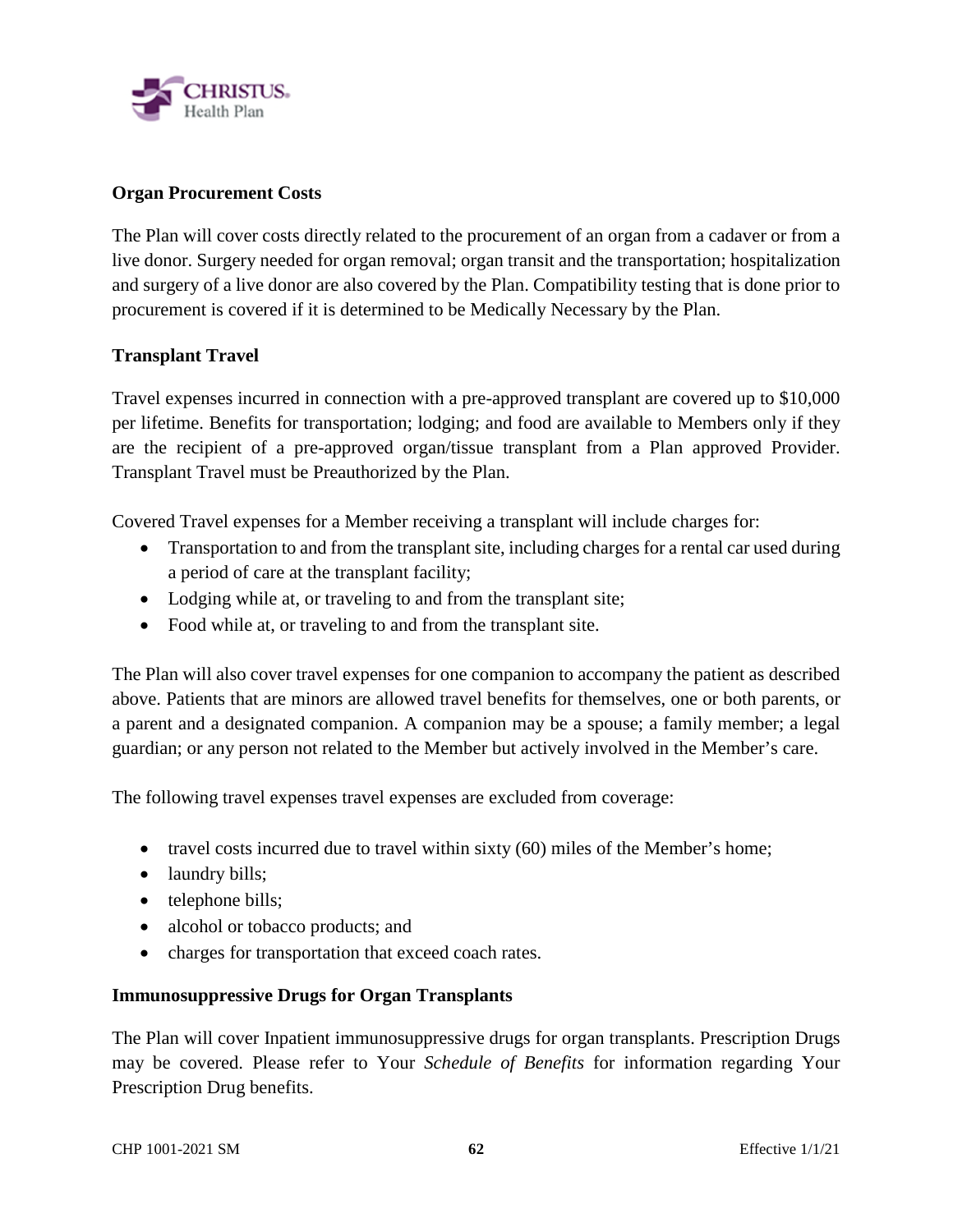**Organ Procurement Costs**

The Plan will cover costs directly related to the procurement of an organ from a cadaver or from a live donor. Surgery needed for organ removal; organ transit and the transportation; hospitalization and surgery of a live donor are also covered by the Plan. Compatibility testing that is done prior to procurement is covered if it is determined to be Medically Necessary by the Plan.

**Transplant Travel**

Travel expenses incurred in connection with a pre-approved transplant are covered up to $10,000 per lifetime. Benefits for transportation; lodging; and food are available to Members only if they are the recipient of a pre-approved organ/tissue transplant from a Plan approved Provider. Transplant Travel must be Preauthorized by the Plan.

Covered Travel expenses for a Member receiving a transplant will include charges for:

- Transportation to and from the transplant site, including charges for a rental car used during a period of care at the transplant facility;
- Lodging while at, or traveling to and from the transplant site;
- Food while at, or traveling to and from the transplant site.

The Plan will also cover travel expenses for one companion to accompany the patient as described above. Patients that are minors are allowed travel benefits for themselves, one or both parents, or a parent and a designated companion. A companion may be a spouse; a family member; a legal guardian; or any person not related to the Member but actively involved in the Member's care.

The following travel expenses travel expenses are excluded from coverage:

- travel costs incurred due to travel within sixty (60) miles of the Member's home;
- laundry bills;
- telephone bills;
- alcohol or tobacco products; and
- charges for transportation that exceed coach rates.

**Immunosuppressive Drugs for Organ Transplants**

The Plan will cover Inpatient immunosuppressive drugs for organ transplants. Prescription Drugs may be covered. Please refer to Your *Schedule of Benefits* for information regarding Your Prescription Drug benefits.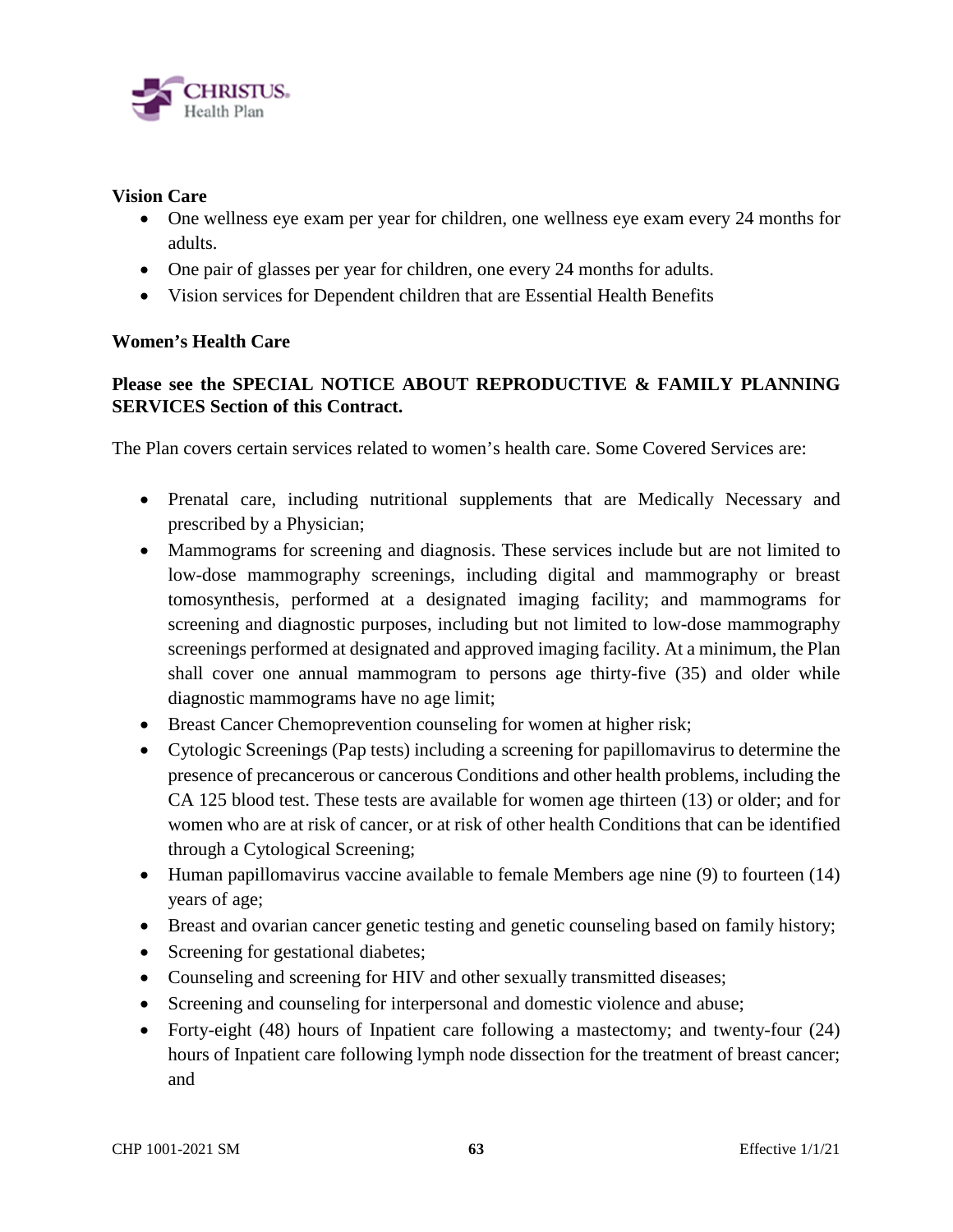**Vision Care**

- One wellness eye exam per year for children, one wellness eye exam every 24 months for adults.
- One pair of glasses per year for children, one every 24 months for adults.
- Vision services for Dependent children that are Essential Health Benefits

**Women's Health Care**

**Please see the SPECIAL NOTICE ABOUT REPRODUCTIVE & FAMILY PLANNING SERVICES Section of this Contract.**

The Plan covers certain services related to women's health care. Some Covered Services are:

- Prenatal care, including nutritional supplements that are Medically Necessary and prescribed by a Physician;
- Mammograms for screening and diagnosis. These services include but are not limited to low-dose mammography screenings, including digital and mammography or breast tomosynthesis, performed at a designated imaging facility; and mammograms for screening and diagnostic purposes, including but not limited to low-dose mammography screenings performed at designated and approved imaging facility. At a minimum, the Plan shall cover one annual mammogram to persons age thirty-five (35) and older while diagnostic mammograms have no age limit;
- Breast Cancer Chemoprevention counseling for women at higher risk;
- Cytologic Screenings (Pap tests) including a screening for papillomavirus to determine the presence of precancerous or cancerous Conditions and other health problems, including the CA 125 blood test. These tests are available for women age thirteen (13) or older; and for women who are at risk of cancer, or at risk of other health Conditions that can be identified through a Cytological Screening;
- Human papillomavirus vaccine available to female Members age nine (9) to fourteen (14) years of age;
- Breast and ovarian cancer genetic testing and genetic counseling based on family history;
- Screening for gestational diabetes;
- Counseling and screening for HIV and other sexually transmitted diseases;
- Screening and counseling for interpersonal and domestic violence and abuse;
- Forty-eight (48) hours of Inpatient care following a mastectomy; and twenty-four (24) hours of Inpatient care following lymph node dissection for the treatment of breast cancer; and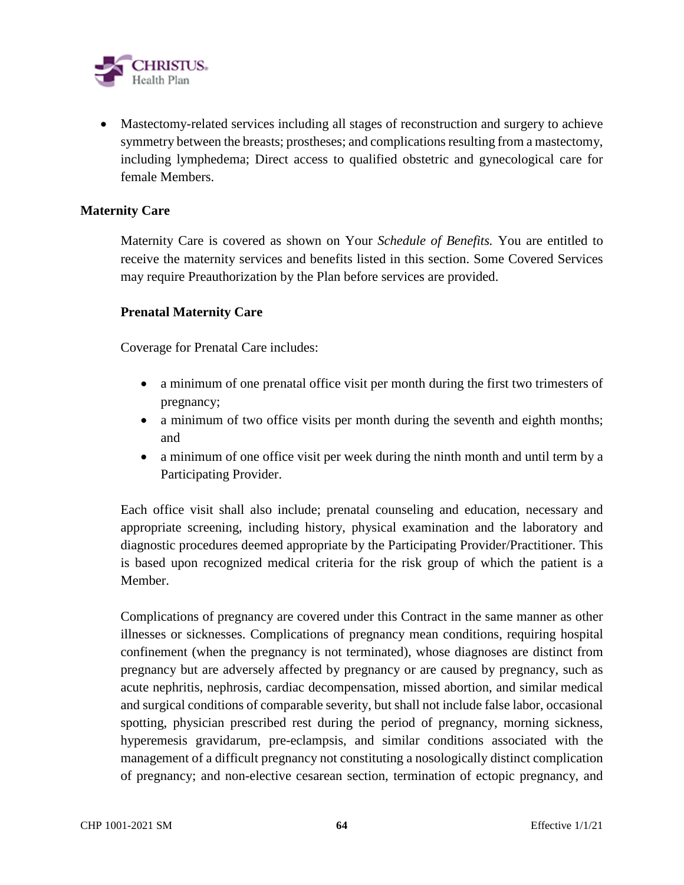- Mastectomy-related services including all stages of reconstruction and surgery to achieve symmetry between the breasts; prostheses; and complications resulting from a mastectomy, including lymphedema; Direct access to qualified obstetric and gynecological care for female Members.

## Maternity Care

Maternity Care is covered as shown on Your *Schedule of Benefits.* You are entitled to receive the maternity services and benefits listed in this section. Some Covered Services may require Preauthorization by the Plan before services are provided.

### Prenatal Maternity Care

Coverage for Prenatal Care includes:

- a minimum of one prenatal office visit per month during the first two trimesters of pregnancy;
- a minimum of two office visits per month during the seventh and eighth months; and
- a minimum of one office visit per week during the ninth month and until term by a Participating Provider.

Each office visit shall also include; prenatal counseling and education, necessary and appropriate screening, including history, physical examination and the laboratory and diagnostic procedures deemed appropriate by the Participating Provider/Practitioner. This is based upon recognized medical criteria for the risk group of which the patient is a Member.

Complications of pregnancy are covered under this Contract in the same manner as other illnesses or sicknesses. Complications of pregnancy mean conditions, requiring hospital confinement (when the pregnancy is not terminated), whose diagnoses are distinct from pregnancy but are adversely affected by pregnancy or are caused by pregnancy, such as acute nephritis, nephrosis, cardiac decompensation, missed abortion, and similar medical and surgical conditions of comparable severity, but shall not include false labor, occasional spotting, physician prescribed rest during the period of pregnancy, morning sickness, hyperemesis gravidarum, pre-eclampsia, and similar conditions associated with the management of a difficult pregnancy not constituting a nosologically distinct complication of pregnancy; and non-elective cesarean section, termination of ectopic pregnancy, and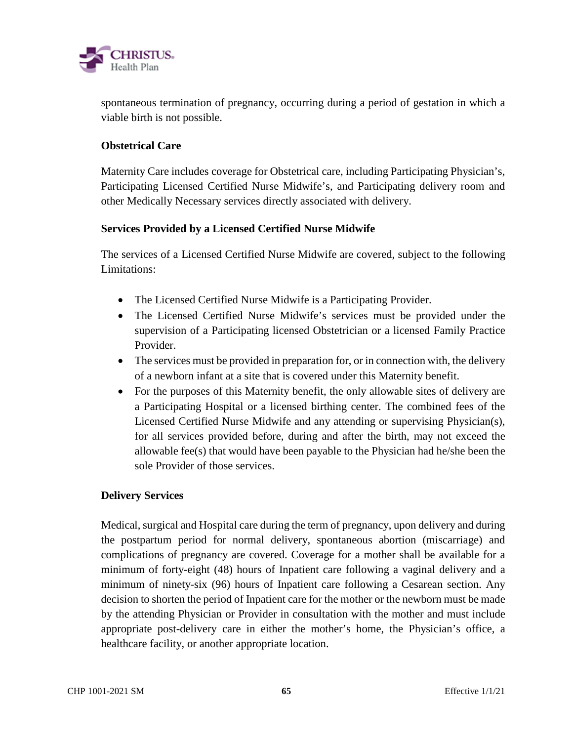spontaneous termination of pregnancy, occurring during a period of gestation in which a viable birth is not possible.

**Obstetrical Care**

Maternity Care includes coverage for Obstetrical care, including Participating Physician's, Participating Licensed Certified Nurse Midwife's, and Participating delivery room and other Medically Necessary services directly associated with delivery.

**Services Provided by a Licensed Certified Nurse Midwife**

The services of a Licensed Certified Nurse Midwife are covered, subject to the following Limitations:

- The Licensed Certified Nurse Midwife is a Participating Provider.
- The Licensed Certified Nurse Midwife's services must be provided under the supervision of a Participating licensed Obstetrician or a licensed Family Practice Provider.
- The services must be provided in preparation for, or in connection with, the delivery of a newborn infant at a site that is covered under this Maternity benefit.
- For the purposes of this Maternity benefit, the only allowable sites of delivery are a Participating Hospital or a licensed birthing center. The combined fees of the Licensed Certified Nurse Midwife and any attending or supervising Physician(s), for all services provided before, during and after the birth, may not exceed the allowable fee(s) that would have been payable to the Physician had he/she been the sole Provider of those services.

**Delivery Services**

Medical, surgical and Hospital care during the term of pregnancy, upon delivery and during the postpartum period for normal delivery, spontaneous abortion (miscarriage) and complications of pregnancy are covered. Coverage for a mother shall be available for a minimum of forty-eight (48) hours of Inpatient care following a vaginal delivery and a minimum of ninety-six (96) hours of Inpatient care following a Cesarean section. Any decision to shorten the period of Inpatient care for the mother or the newborn must be made by the attending Physician or Provider in consultation with the mother and must include appropriate post-delivery care in either the mother's home, the Physician's office, a healthcare facility, or another appropriate location.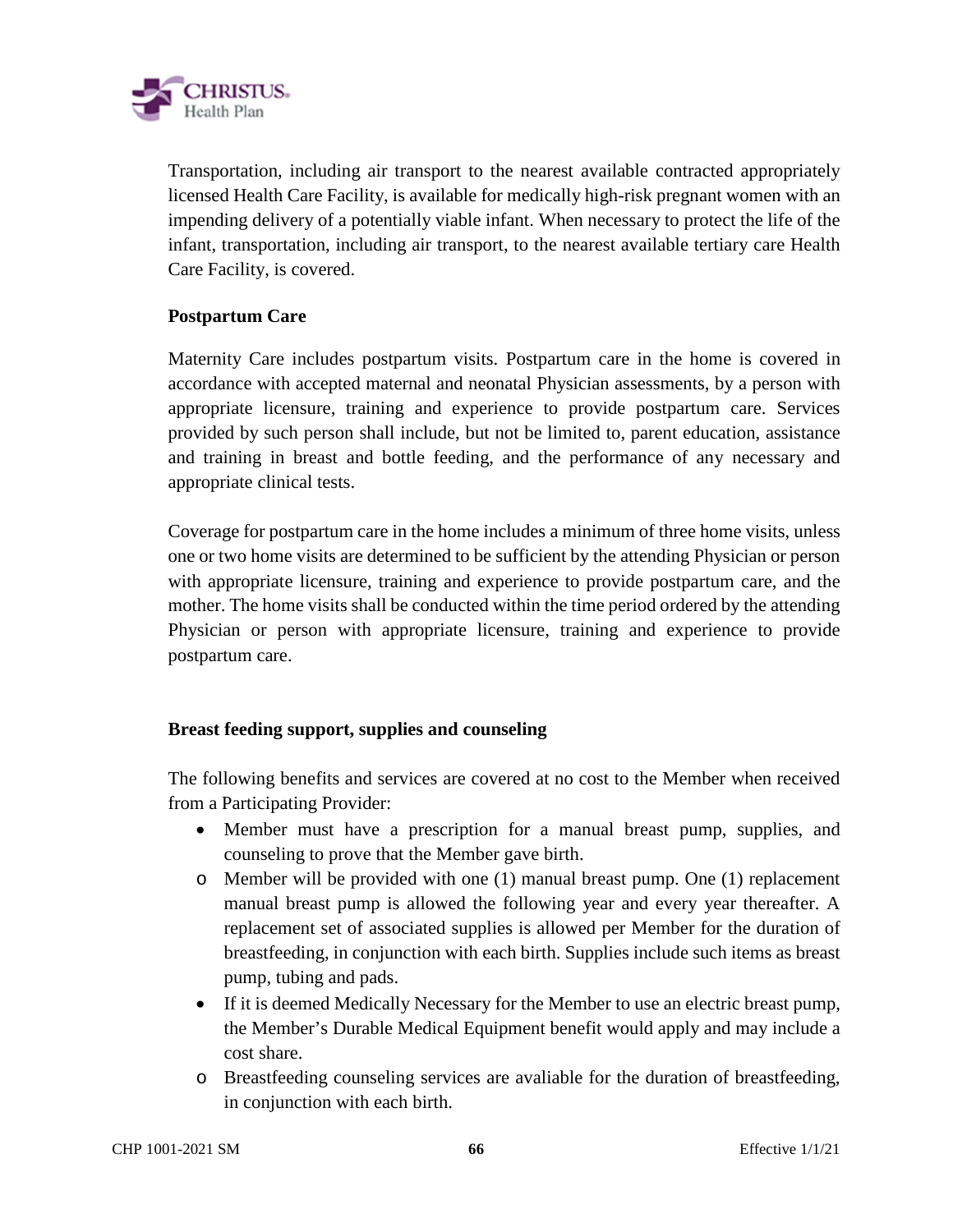Transportation, including air transport to the nearest available contracted appropriately licensed Health Care Facility, is available for medically high-risk pregnant women with an impending delivery of a potentially viable infant. When necessary to protect the life of the infant, transportation, including air transport, to the nearest available tertiary care Health Care Facility, is covered.

**Postpartum Care**

Maternity Care includes postpartum visits. Postpartum care in the home is covered in accordance with accepted maternal and neonatal Physician assessments, by a person with appropriate licensure, training and experience to provide postpartum care. Services provided by such person shall include, but not be limited to, parent education, assistance and training in breast and bottle feeding, and the performance of any necessary and appropriate clinical tests.

Coverage for postpartum care in the home includes a minimum of three home visits, unless one or two home visits are determined to be sufficient by the attending Physician or person with appropriate licensure, training and experience to provide postpartum care, and the mother. The home visits shall be conducted within the time period ordered by the attending Physician or person with appropriate licensure, training and experience to provide postpartum care.

**Breast feeding support, supplies and counseling**

The following benefits and services are covered at no cost to the Member when received from a Participating Provider:

- Member must have a prescription for a manual breast pump, supplies, and counseling to prove that the Member gave birth.
  - Member will be provided with one (1) manual breast pump. One (1) replacement manual breast pump is allowed the following year and every year thereafter. A replacement set of associated supplies is allowed per Member for the duration of breastfeeding, in conjunction with each birth. Supplies include such items as breast pump, tubing and pads.
- If it is deemed Medically Necessary for the Member to use an electric breast pump, the Member's Durable Medical Equipment benefit would apply and may include a cost share.
  - Breastfeeding counseling services are avaliable for the duration of breastfeeding, in conjunction with each birth.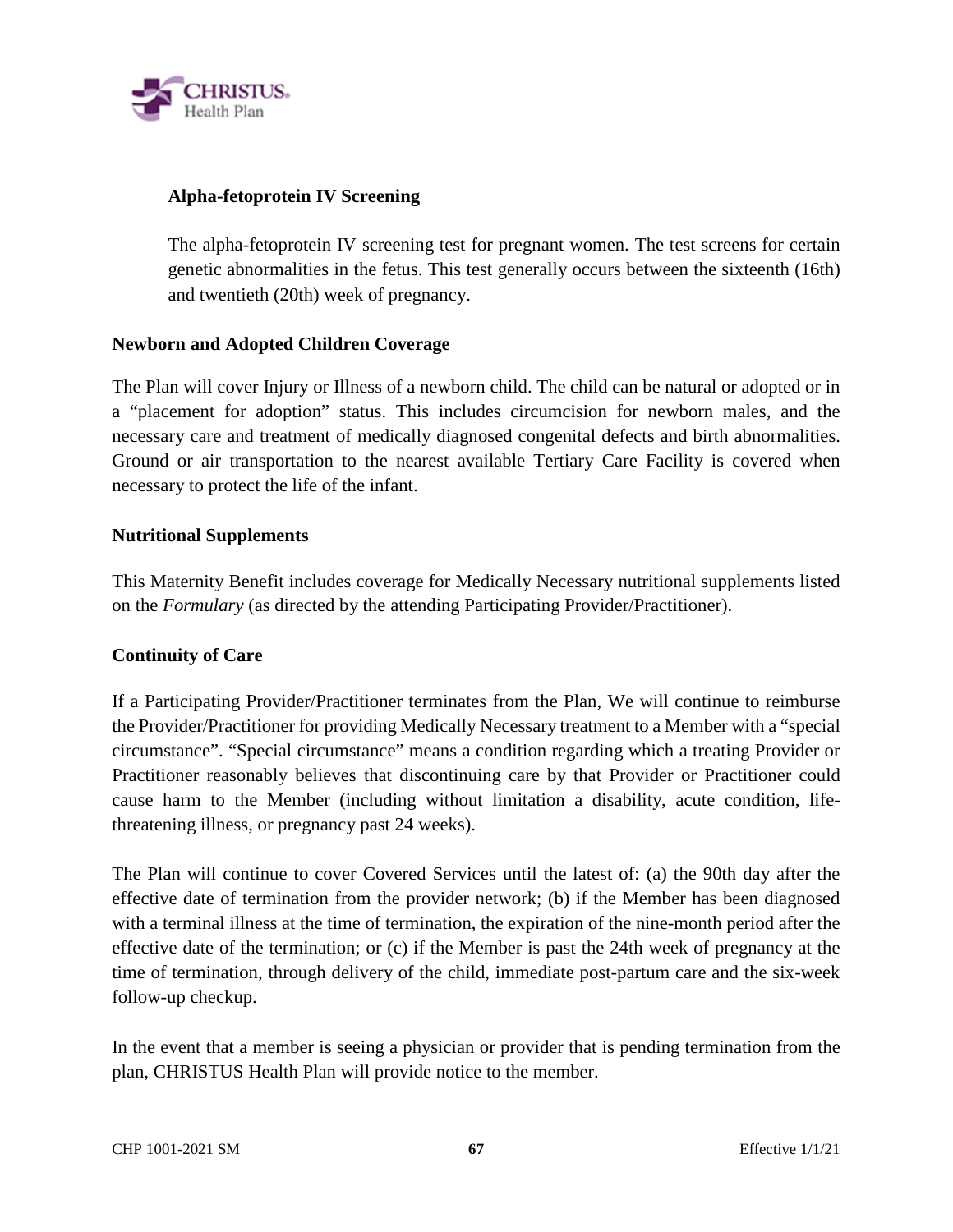### Alpha-fetoprotein IV Screening

The alpha-fetoprotein IV screening test for pregnant women. The test screens for certain genetic abnormalities in the fetus. This test generally occurs between the sixteenth (16th) and twentieth (20th) week of pregnancy.

### Newborn and Adopted Children Coverage

The Plan will cover Injury or Illness of a newborn child. The child can be natural or adopted or in a "placement for adoption" status. This includes circumcision for newborn males, and the necessary care and treatment of medically diagnosed congenital defects and birth abnormalities. Ground or air transportation to the nearest available Tertiary Care Facility is covered when necessary to protect the life of the infant.

### Nutritional Supplements

This Maternity Benefit includes coverage for Medically Necessary nutritional supplements listed on the *Formulary* (as directed by the attending Participating Provider/Practitioner).

### Continuity of Care

If a Participating Provider/Practitioner terminates from the Plan, We will continue to reimburse the Provider/Practitioner for providing Medically Necessary treatment to a Member with a "special circumstance". "Special circumstance" means a condition regarding which a treating Provider or Practitioner reasonably believes that discontinuing care by that Provider or Practitioner could cause harm to the Member (including without limitation a disability, acute condition, life-threatening illness, or pregnancy past 24 weeks).

The Plan will continue to cover Covered Services until the latest of: (a) the 90th day after the effective date of termination from the provider network; (b) if the Member has been diagnosed with a terminal illness at the time of termination, the expiration of the nine-month period after the effective date of the termination; or (c) if the Member is past the 24th week of pregnancy at the time of termination, through delivery of the child, immediate post-partum care and the six-week follow-up checkup.

In the event that a member is seeing a physician or provider that is pending termination from the plan, CHRISTUS Health Plan will provide notice to the member.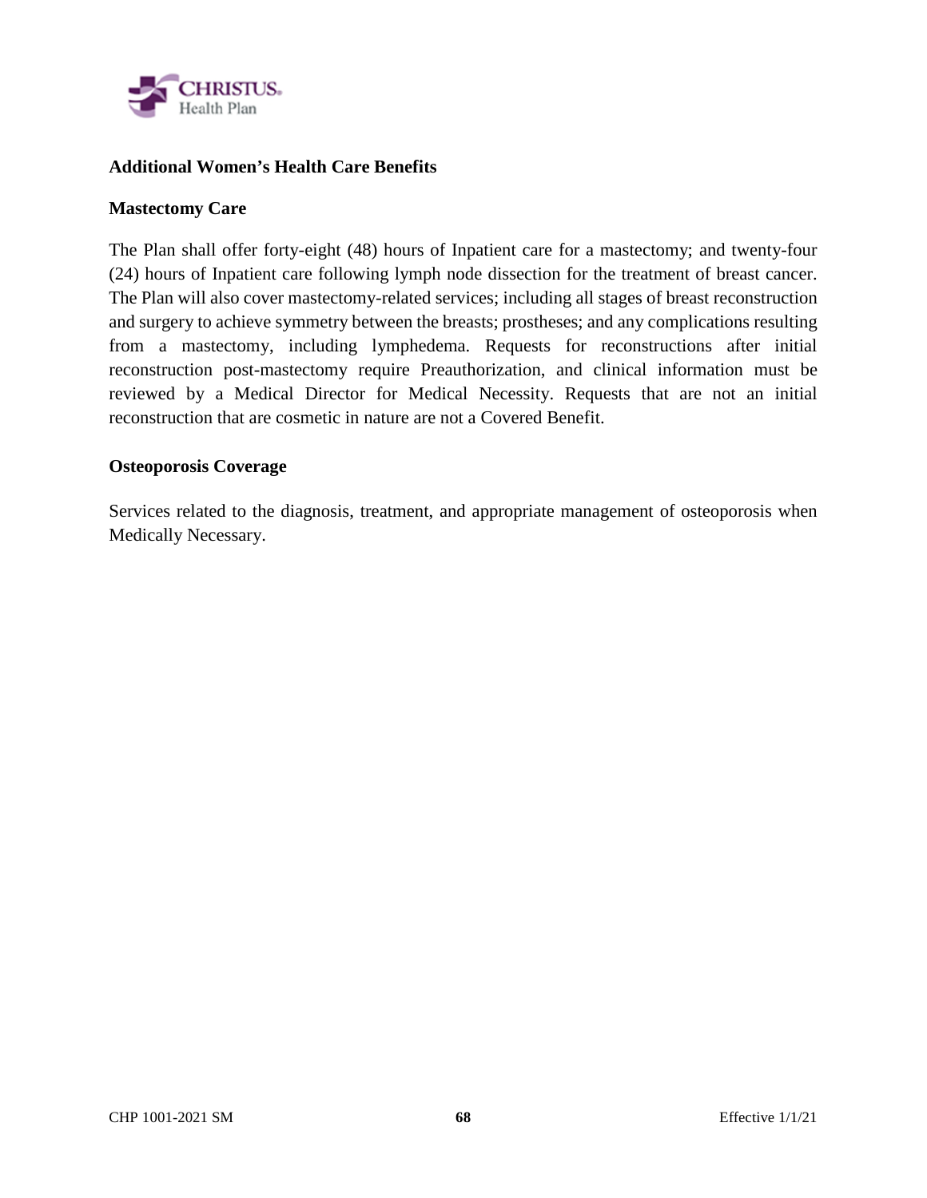## Additional Women's Health Care Benefits

### Mastectomy Care

The Plan shall offer forty-eight (48) hours of Inpatient care for a mastectomy; and twenty-four (24) hours of Inpatient care following lymph node dissection for the treatment of breast cancer. The Plan will also cover mastectomy-related services; including all stages of breast reconstruction and surgery to achieve symmetry between the breasts; prostheses; and any complications resulting from a mastectomy, including lymphedema. Requests for reconstructions after initial reconstruction post-mastectomy require Preauthorization, and clinical information must be reviewed by a Medical Director for Medical Necessity. Requests that are not an initial reconstruction that are cosmetic in nature are not a Covered Benefit.

### Osteoporosis Coverage

Services related to the diagnosis, treatment, and appropriate management of osteoporosis when Medically Necessary.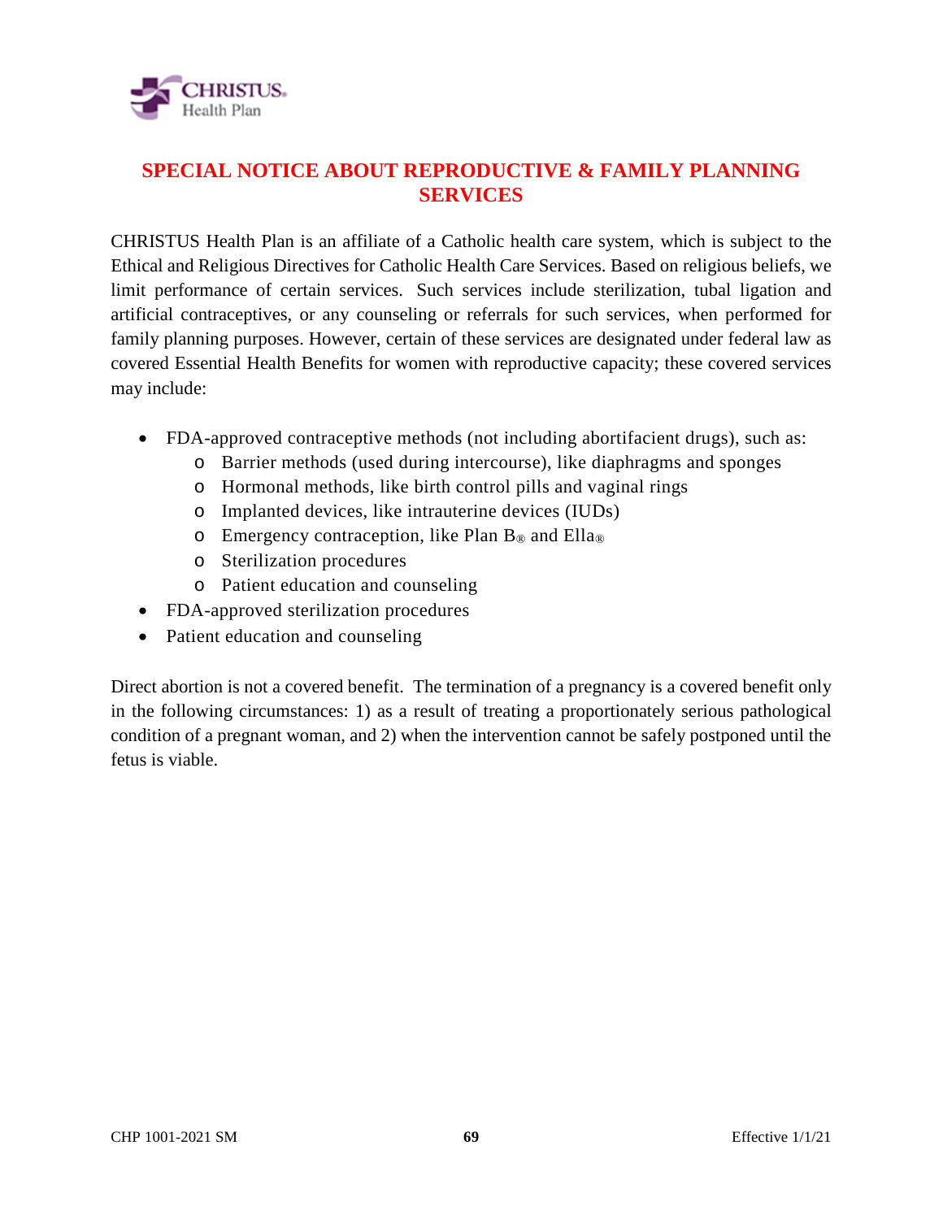## SPECIAL NOTICE ABOUT REPRODUCTIVE & FAMILY PLANNING SERVICES

CHRISTUS Health Plan is an affiliate of a Catholic health care system, which is subject to the Ethical and Religious Directives for Catholic Health Care Services. Based on religious beliefs, we limit performance of certain services. Such services include sterilization, tubal ligation and artificial contraceptives, or any counseling or referrals for such services, when performed for family planning purposes. However, certain of these services are designated under federal law as covered Essential Health Benefits for women with reproductive capacity; these covered services may include:

- FDA-approved contraceptive methods (not including abortifacient drugs), such as:
  - Barrier methods (used during intercourse), like diaphragms and sponges
  - Hormonal methods, like birth control pills and vaginal rings
  - Implanted devices, like intrauterine devices (IUDs)
  - Emergency contraception, like Plan B® and Ella®
  - Sterilization procedures
  - Patient education and counseling
- FDA-approved sterilization procedures
- Patient education and counseling

Direct abortion is not a covered benefit. The termination of a pregnancy is a covered benefit only in the following circumstances: 1) as a result of treating a proportionately serious pathological condition of a pregnant woman, and 2) when the intervention cannot be safely postponed until the fetus is viable.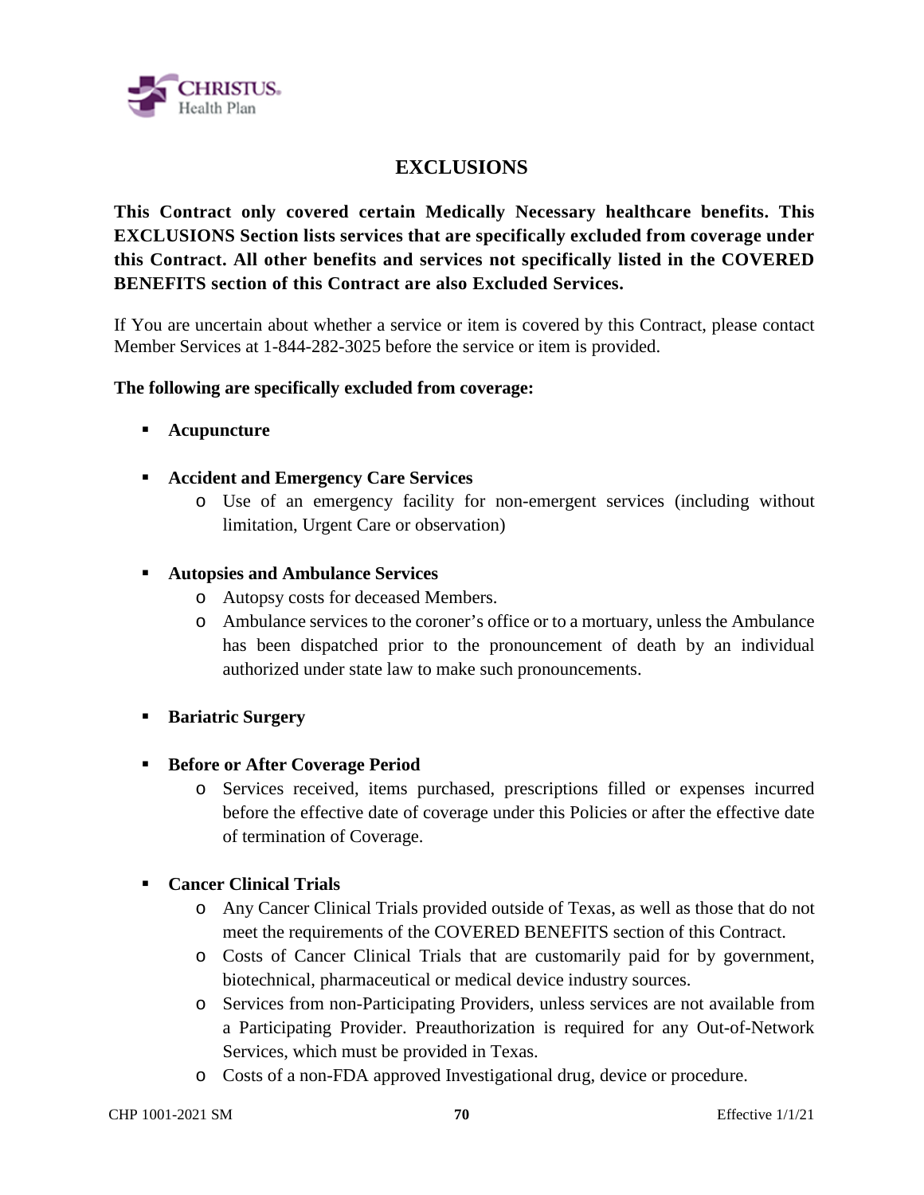# EXCLUSIONS

**This Contract only covered certain Medically Necessary healthcare benefits. This EXCLUSIONS Section lists services that are specifically excluded from coverage under this Contract. All other benefits and services not specifically listed in the COVERED BENEFITS section of this Contract are also Excluded Services.**

If You are uncertain about whether a service or item is covered by this Contract, please contact Member Services at 1-844-282-3025 before the service or item is provided.

**The following are specifically excluded from coverage:**

- **Acupuncture**

- **Accident and Emergency Care Services**
  - Use of an emergency facility for non-emergent services (including without limitation, Urgent Care or observation)

- **Autopsies and Ambulance Services**
  - Autopsy costs for deceased Members.
  - Ambulance services to the coroner's office or to a mortuary, unless the Ambulance has been dispatched prior to the pronouncement of death by an individual authorized under state law to make such pronouncements.

- **Bariatric Surgery**

- **Before or After Coverage Period**
  - Services received, items purchased, prescriptions filled or expenses incurred before the effective date of coverage under this Policies or after the effective date of termination of Coverage.

- **Cancer Clinical Trials**
  - Any Cancer Clinical Trials provided outside of Texas, as well as those that do not meet the requirements of the COVERED BENEFITS section of this Contract.
  - Costs of Cancer Clinical Trials that are customarily paid for by government, biotechnical, pharmaceutical or medical device industry sources.
  - Services from non-Participating Providers, unless services are not available from a Participating Provider. Preauthorization is required for any Out-of-Network Services, which must be provided in Texas.
  - Costs of a non-FDA approved Investigational drug, device or procedure.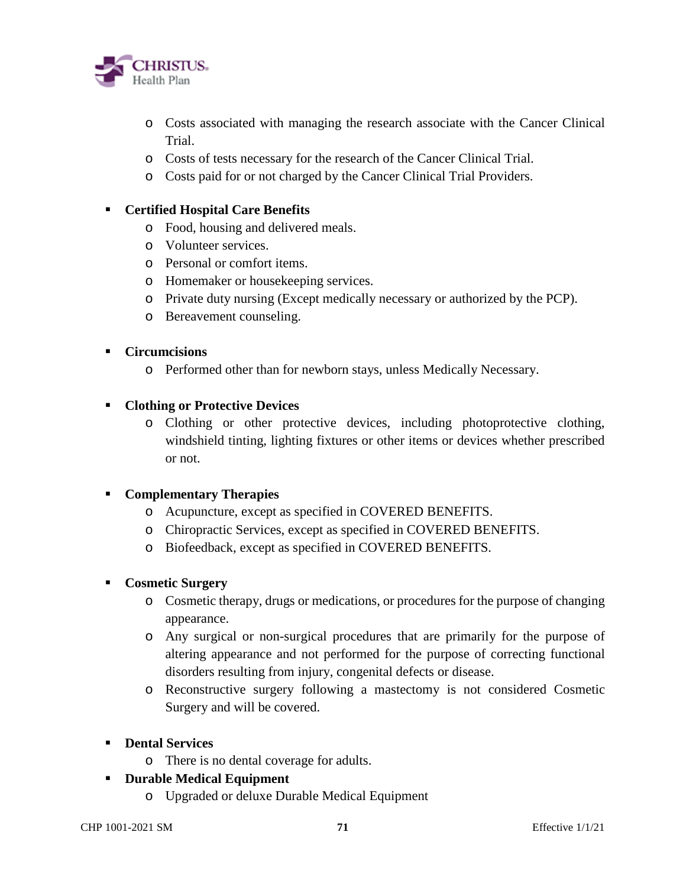- Costs associated with managing the research associate with the Cancer Clinical Trial.
  - Costs of tests necessary for the research of the Cancer Clinical Trial.
  - Costs paid for or not charged by the Cancer Clinical Trial Providers.

- **Certified Hospital Care Benefits**
  - Food, housing and delivered meals.
  - Volunteer services.
  - Personal or comfort items.
  - Homemaker or housekeeping services.
  - Private duty nursing (Except medically necessary or authorized by the PCP).
  - Bereavement counseling.

- **Circumcisions**
  - Performed other than for newborn stays, unless Medically Necessary.

- **Clothing or Protective Devices**
  - Clothing or other protective devices, including photoprotective clothing, windshield tinting, lighting fixtures or other items or devices whether prescribed or not.

- **Complementary Therapies**
  - Acupuncture, except as specified in COVERED BENEFITS.
  - Chiropractic Services, except as specified in COVERED BENEFITS.
  - Biofeedback, except as specified in COVERED BENEFITS.

- **Cosmetic Surgery**
  - Cosmetic therapy, drugs or medications, or procedures for the purpose of changing appearance.
  - Any surgical or non-surgical procedures that are primarily for the purpose of altering appearance and not performed for the purpose of correcting functional disorders resulting from injury, congenital defects or disease.
  - Reconstructive surgery following a mastectomy is not considered Cosmetic Surgery and will be covered.

- **Dental Services**
  - There is no dental coverage for adults.
- **Durable Medical Equipment**
  - Upgraded or deluxe Durable Medical Equipment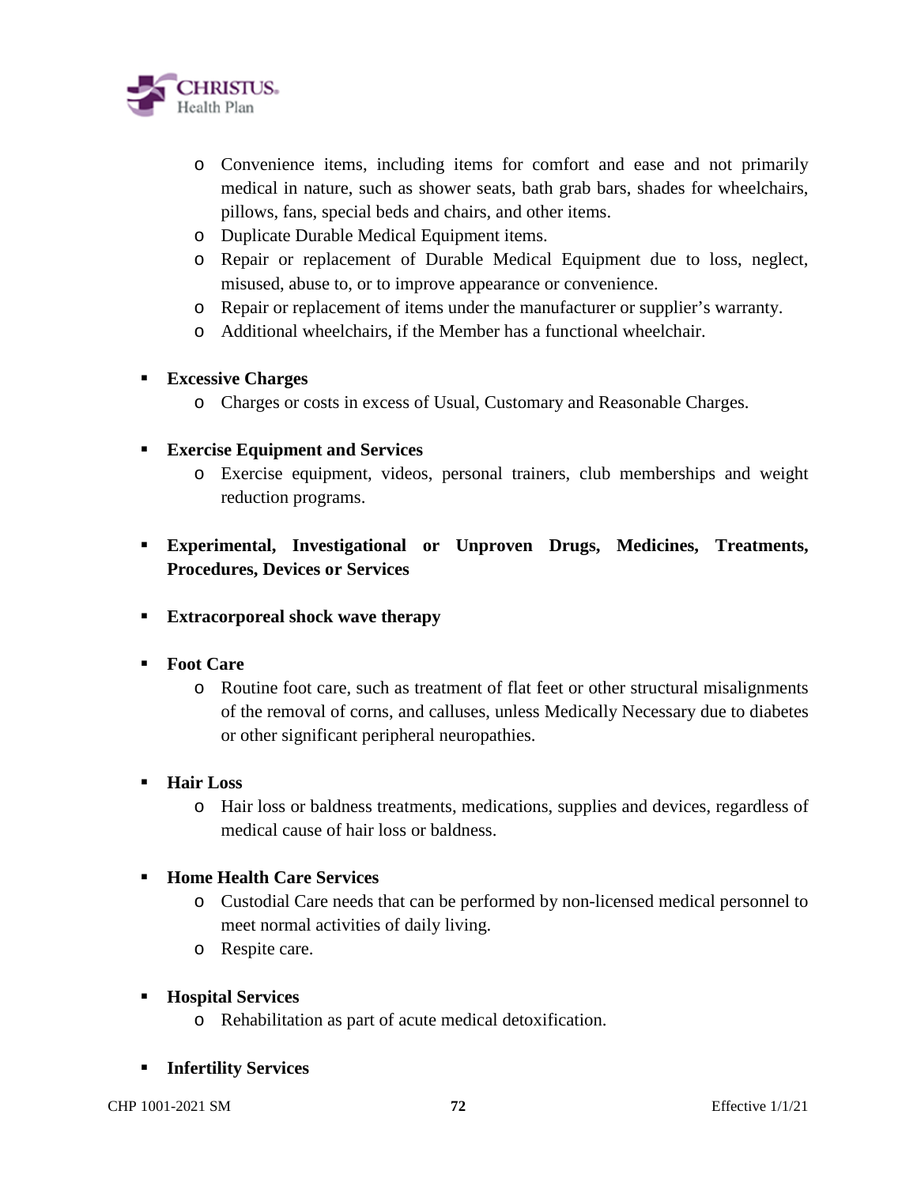- Convenience items, including items for comfort and ease and not primarily medical in nature, such as shower seats, bath grab bars, shades for wheelchairs, pillows, fans, special beds and chairs, and other items.
  - Duplicate Durable Medical Equipment items.
  - Repair or replacement of Durable Medical Equipment due to loss, neglect, misused, abuse to, or to improve appearance or convenience.
  - Repair or replacement of items under the manufacturer or supplier's warranty.
  - Additional wheelchairs, if the Member has a functional wheelchair.

- **Excessive Charges**
  - Charges or costs in excess of Usual, Customary and Reasonable Charges.

- **Exercise Equipment and Services**
  - Exercise equipment, videos, personal trainers, club memberships and weight reduction programs.

- **Experimental, Investigational or Unproven Drugs, Medicines, Treatments, Procedures, Devices or Services**

- **Extracorporeal shock wave therapy**

- **Foot Care**
  - Routine foot care, such as treatment of flat feet or other structural misalignments of the removal of corns, and calluses, unless Medically Necessary due to diabetes or other significant peripheral neuropathies.

- **Hair Loss**
  - Hair loss or baldness treatments, medications, supplies and devices, regardless of medical cause of hair loss or baldness.

- **Home Health Care Services**
  - Custodial Care needs that can be performed by non-licensed medical personnel to meet normal activities of daily living.
  - Respite care.

- **Hospital Services**
  - Rehabilitation as part of acute medical detoxification.

- **Infertility Services**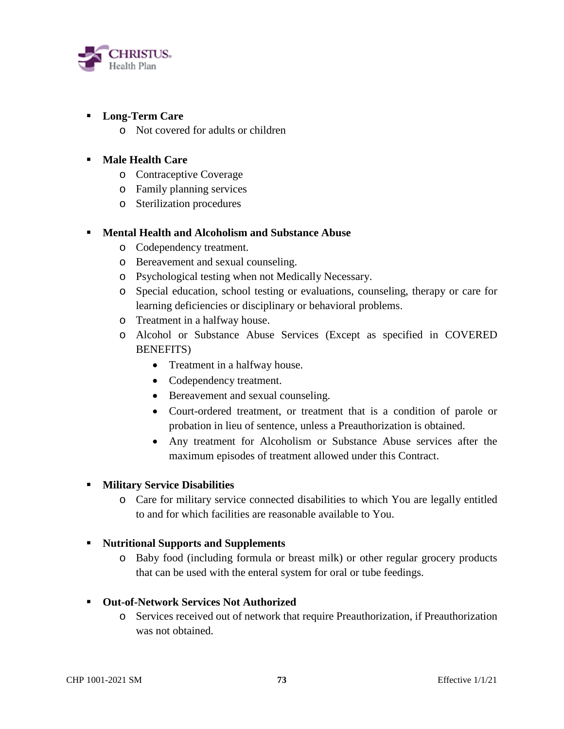- **Long-Term Care**
  - Not covered for adults or children

- **Male Health Care**
  - Contraceptive Coverage
  - Family planning services
  - Sterilization procedures

- **Mental Health and Alcoholism and Substance Abuse**
  - Codependency treatment.
  - Bereavement and sexual counseling.
  - Psychological testing when not Medically Necessary.
  - Special education, school testing or evaluations, counseling, therapy or care for learning deficiencies or disciplinary or behavioral problems.
  - Treatment in a halfway house.
  - Alcohol or Substance Abuse Services (Except as specified in COVERED BENEFITS)
    - Treatment in a halfway house.
    - Codependency treatment.
    - Bereavement and sexual counseling.
    - Court-ordered treatment, or treatment that is a condition of parole or probation in lieu of sentence, unless a Preauthorization is obtained.
    - Any treatment for Alcoholism or Substance Abuse services after the maximum episodes of treatment allowed under this Contract.

- **Military Service Disabilities**
  - Care for military service connected disabilities to which You are legally entitled to and for which facilities are reasonable available to You.

- **Nutritional Supports and Supplements**
  - Baby food (including formula or breast milk) or other regular grocery products that can be used with the enteral system for oral or tube feedings.

- **Out-of-Network Services Not Authorized**
  - Services received out of network that require Preauthorization, if Preauthorization was not obtained.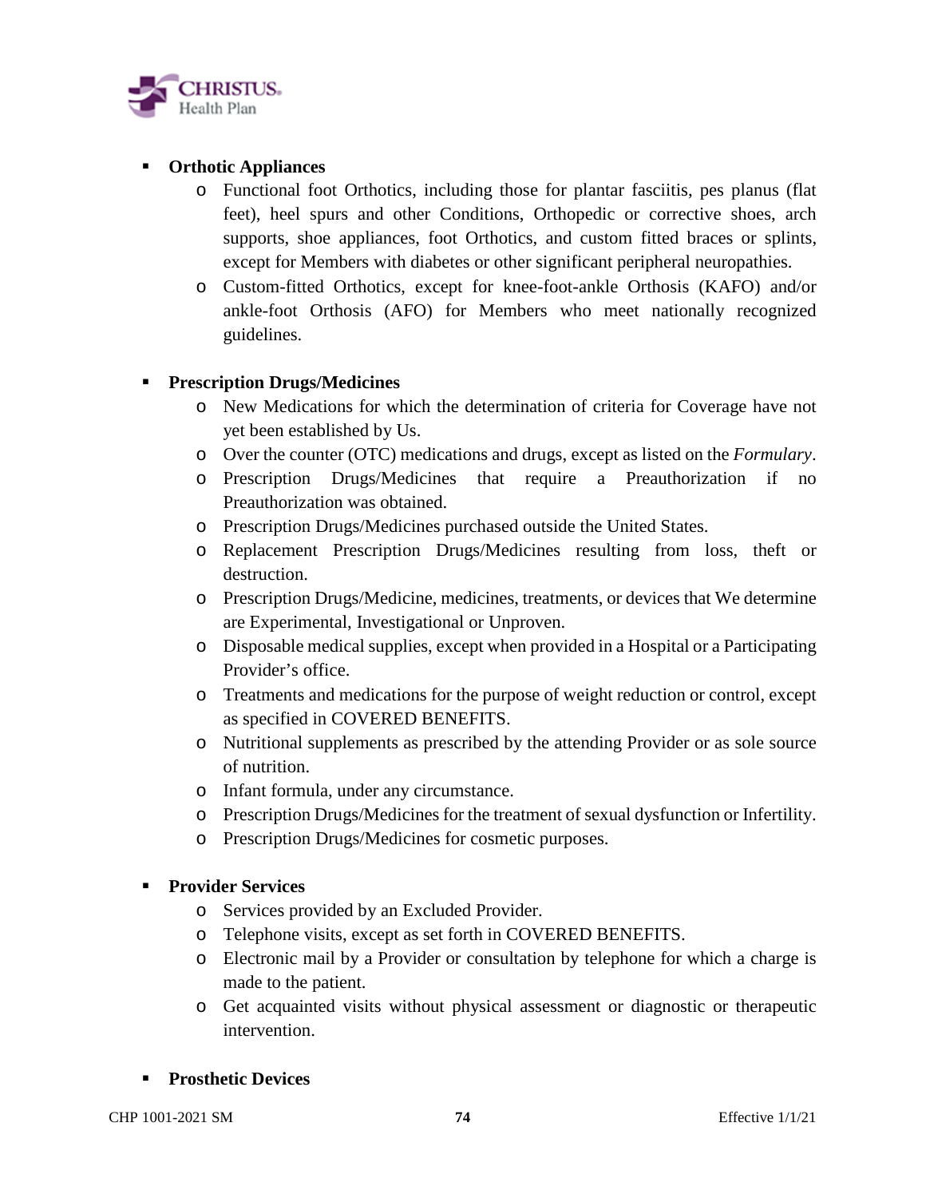- **Orthotic Appliances**
  - Functional foot Orthotics, including those for plantar fasciitis, pes planus (flat feet), heel spurs and other Conditions, Orthopedic or corrective shoes, arch supports, shoe appliances, foot Orthotics, and custom fitted braces or splints, except for Members with diabetes or other significant peripheral neuropathies.
  - Custom-fitted Orthotics, except for knee-foot-ankle Orthosis (KAFO) and/or ankle-foot Orthosis (AFO) for Members who meet nationally recognized guidelines.

- **Prescription Drugs/Medicines**
  - New Medications for which the determination of criteria for Coverage have not yet been established by Us.
  - Over the counter (OTC) medications and drugs, except as listed on the *Formulary*.
  - Prescription Drugs/Medicines that require a Preauthorization if no Preauthorization was obtained.
  - Prescription Drugs/Medicines purchased outside the United States.
  - Replacement Prescription Drugs/Medicines resulting from loss, theft or destruction.
  - Prescription Drugs/Medicine, medicines, treatments, or devices that We determine are Experimental, Investigational or Unproven.
  - Disposable medical supplies, except when provided in a Hospital or a Participating Provider's office.
  - Treatments and medications for the purpose of weight reduction or control, except as specified in COVERED BENEFITS.
  - Nutritional supplements as prescribed by the attending Provider or as sole source of nutrition.
  - Infant formula, under any circumstance.
  - Prescription Drugs/Medicines for the treatment of sexual dysfunction or Infertility.
  - Prescription Drugs/Medicines for cosmetic purposes.

- **Provider Services**
  - Services provided by an Excluded Provider.
  - Telephone visits, except as set forth in COVERED BENEFITS.
  - Electronic mail by a Provider or consultation by telephone for which a charge is made to the patient.
  - Get acquainted visits without physical assessment or diagnostic or therapeutic intervention.

- **Prosthetic Devices**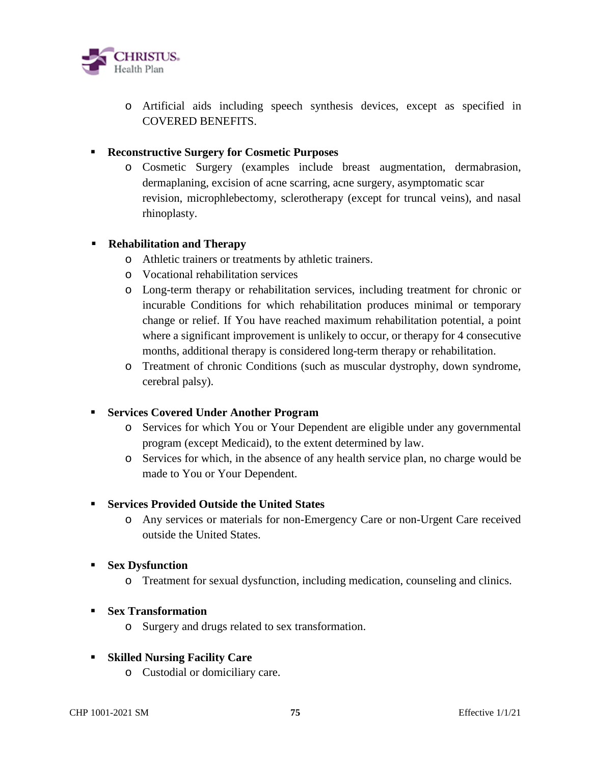- Artificial aids including speech synthesis devices, except as specified in COVERED BENEFITS.

- **Reconstructive Surgery for Cosmetic Purposes**
  - Cosmetic Surgery (examples include breast augmentation, dermabrasion, dermaplaning, excision of acne scarring, acne surgery, asymptomatic scar revision, microphlebectomy, sclerotherapy (except for truncal veins), and nasal rhinoplasty.

- **Rehabilitation and Therapy**
  - Athletic trainers or treatments by athletic trainers.
  - Vocational rehabilitation services
  - Long-term therapy or rehabilitation services, including treatment for chronic or incurable Conditions for which rehabilitation produces minimal or temporary change or relief. If You have reached maximum rehabilitation potential, a point where a significant improvement is unlikely to occur, or therapy for 4 consecutive months, additional therapy is considered long-term therapy or rehabilitation.
  - Treatment of chronic Conditions (such as muscular dystrophy, down syndrome, cerebral palsy).

- **Services Covered Under Another Program**
  - Services for which You or Your Dependent are eligible under any governmental program (except Medicaid), to the extent determined by law.
  - Services for which, in the absence of any health service plan, no charge would be made to You or Your Dependent.

- **Services Provided Outside the United States**
  - Any services or materials for non-Emergency Care or non-Urgent Care received outside the United States.

- **Sex Dysfunction**
  - Treatment for sexual dysfunction, including medication, counseling and clinics.

- **Sex Transformation**
  - Surgery and drugs related to sex transformation.

- **Skilled Nursing Facility Care**
  - Custodial or domiciliary care.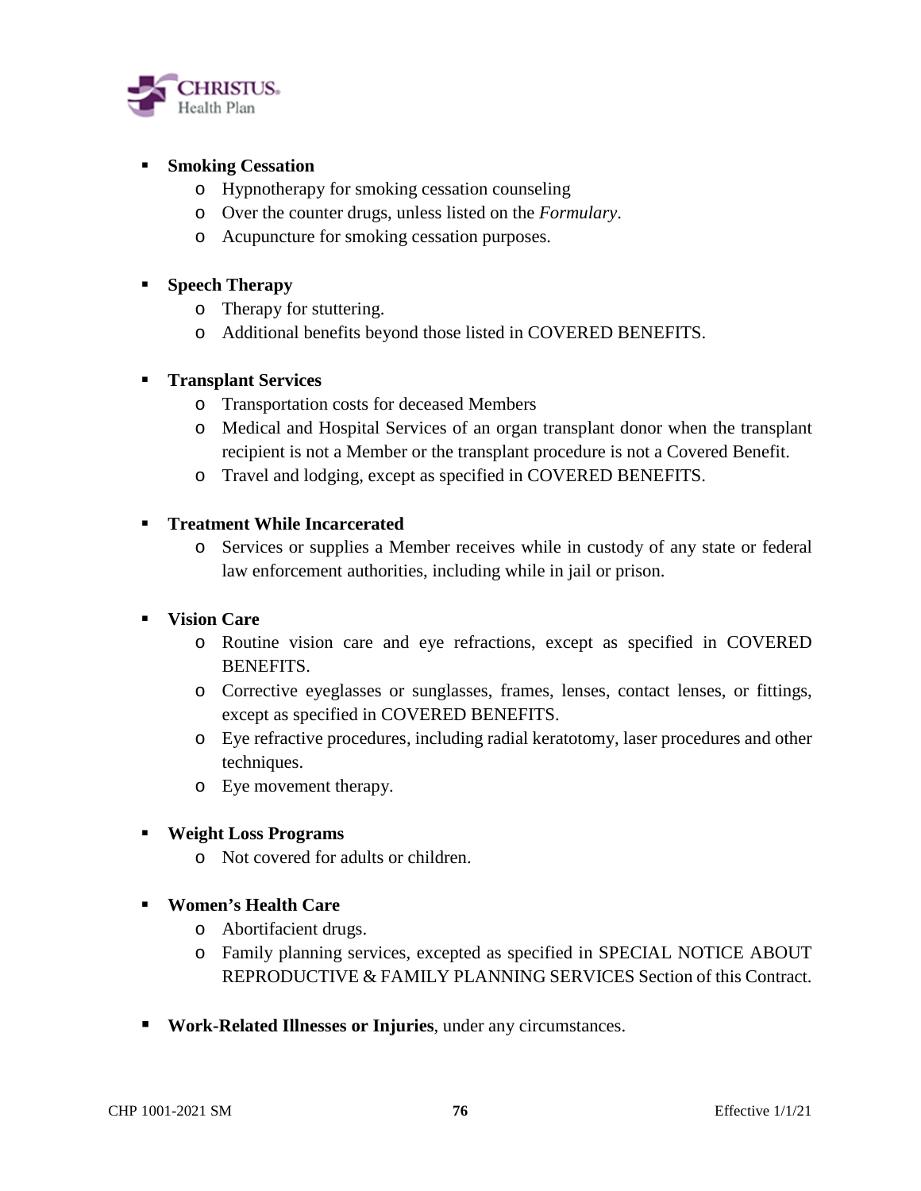- **Smoking Cessation**
  - Hypnotherapy for smoking cessation counseling
  - Over the counter drugs, unless listed on the *Formulary*.
  - Acupuncture for smoking cessation purposes.

- **Speech Therapy**
  - Therapy for stuttering.
  - Additional benefits beyond those listed in COVERED BENEFITS.

- **Transplant Services**
  - Transportation costs for deceased Members
  - Medical and Hospital Services of an organ transplant donor when the transplant recipient is not a Member or the transplant procedure is not a Covered Benefit.
  - Travel and lodging, except as specified in COVERED BENEFITS.

- **Treatment While Incarcerated**
  - Services or supplies a Member receives while in custody of any state or federal law enforcement authorities, including while in jail or prison.

- **Vision Care**
  - Routine vision care and eye refractions, except as specified in COVERED BENEFITS.
  - Corrective eyeglasses or sunglasses, frames, lenses, contact lenses, or fittings, except as specified in COVERED BENEFITS.
  - Eye refractive procedures, including radial keratotomy, laser procedures and other techniques.
  - Eye movement therapy.

- **Weight Loss Programs**
  - Not covered for adults or children.

- **Women's Health Care**
  - Abortifacient drugs.
  - Family planning services, excepted as specified in SPECIAL NOTICE ABOUT REPRODUCTIVE & FAMILY PLANNING SERVICES Section of this Contract.

- **Work-Related Illnesses or Injuries**, under any circumstances.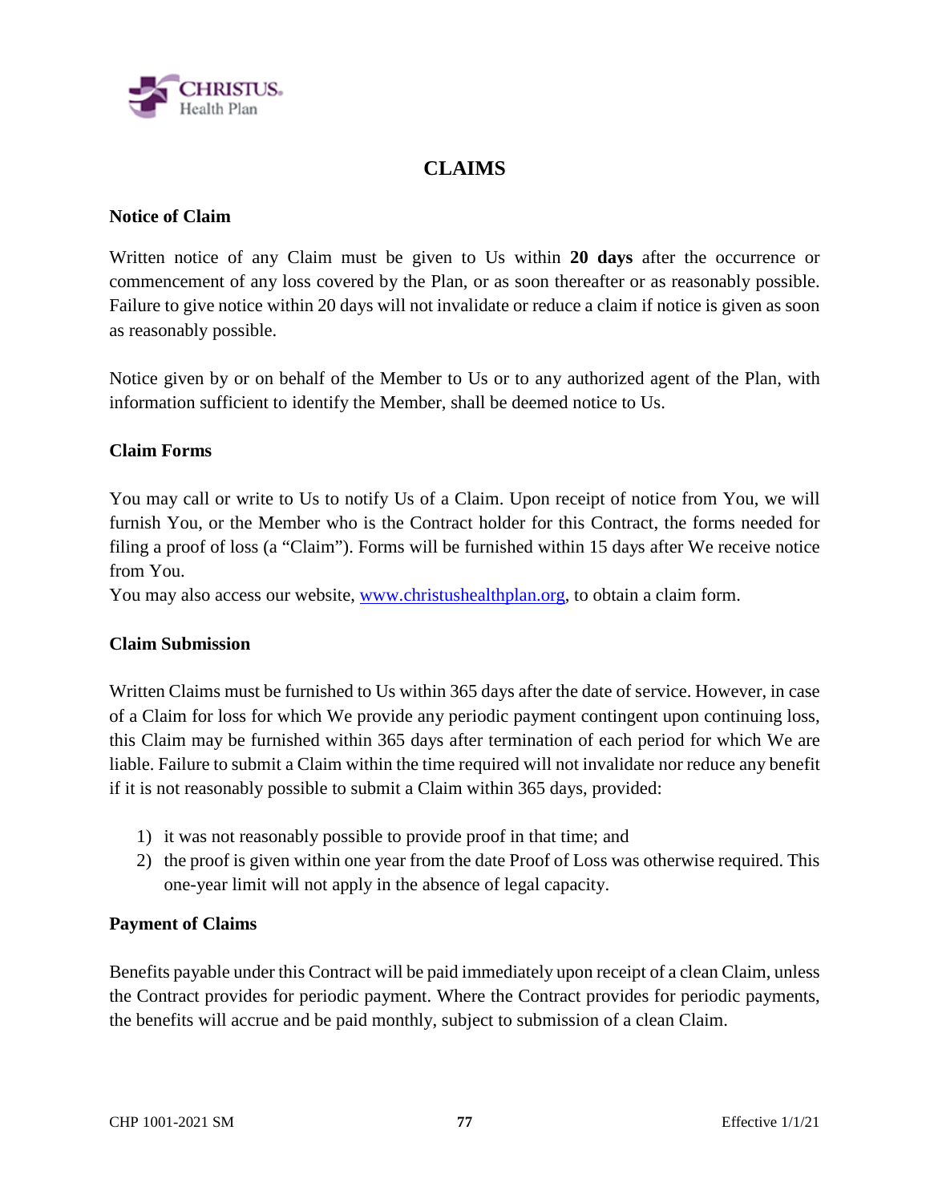# CLAIMS

### Notice of Claim

Written notice of any Claim must be given to Us within **20 days** after the occurrence or commencement of any loss covered by the Plan, or as soon thereafter or as reasonably possible. Failure to give notice within 20 days will not invalidate or reduce a claim if notice is given as soon as reasonably possible.

Notice given by or on behalf of the Member to Us or to any authorized agent of the Plan, with information sufficient to identify the Member, shall be deemed notice to Us.

### Claim Forms

You may call or write to Us to notify Us of a Claim. Upon receipt of notice from You, we will furnish You, or the Member who is the Contract holder for this Contract, the forms needed for filing a proof of loss (a "Claim"). Forms will be furnished within 15 days after We receive notice from You.

You may also access our website, [www.christushealthplan.org](http://www.christushealthplan.org), to obtain a claim form.

### Claim Submission

Written Claims must be furnished to Us within 365 days after the date of service. However, in case of a Claim for loss for which We provide any periodic payment contingent upon continuing loss, this Claim may be furnished within 365 days after termination of each period for which We are liable. Failure to submit a Claim within the time required will not invalidate nor reduce any benefit if it is not reasonably possible to submit a Claim within 365 days, provided:

1) it was not reasonably possible to provide proof in that time; and
2) the proof is given within one year from the date Proof of Loss was otherwise required. This one-year limit will not apply in the absence of legal capacity.

### Payment of Claims

Benefits payable under this Contract will be paid immediately upon receipt of a clean Claim, unless the Contract provides for periodic payment. Where the Contract provides for periodic payments, the benefits will accrue and be paid monthly, subject to submission of a clean Claim.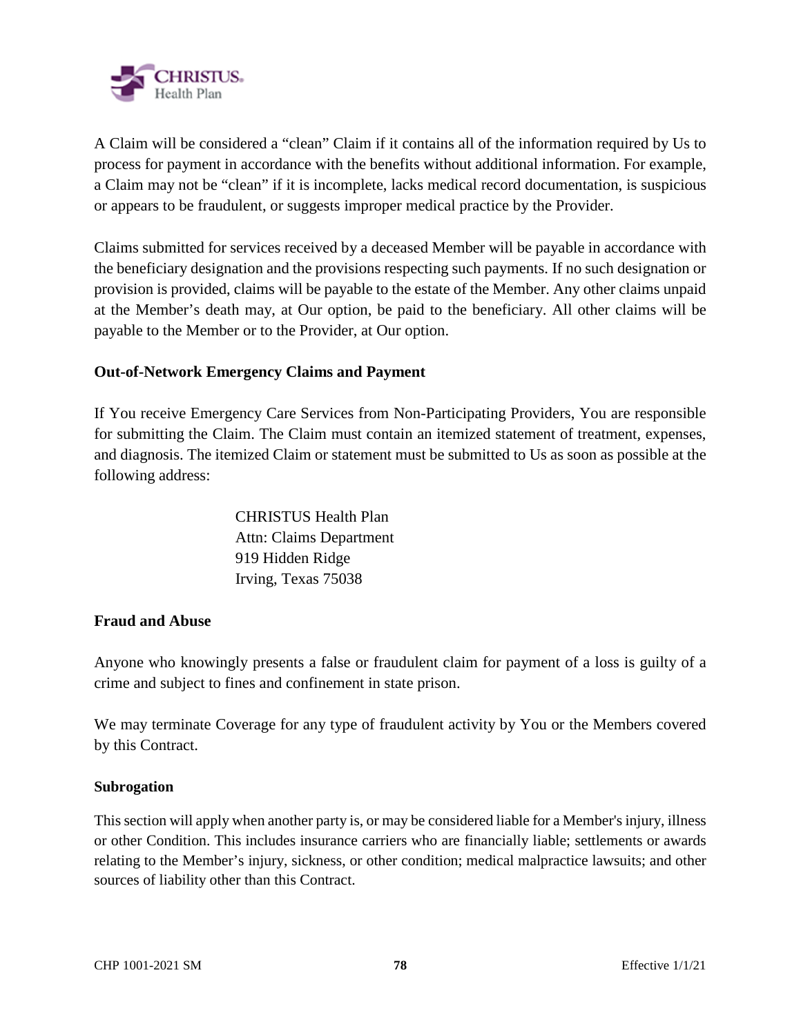A Claim will be considered a "clean" Claim if it contains all of the information required by Us to process for payment in accordance with the benefits without additional information. For example, a Claim may not be "clean" if it is incomplete, lacks medical record documentation, is suspicious or appears to be fraudulent, or suggests improper medical practice by the Provider.

Claims submitted for services received by a deceased Member will be payable in accordance with the beneficiary designation and the provisions respecting such payments. If no such designation or provision is provided, claims will be payable to the estate of the Member. Any other claims unpaid at the Member's death may, at Our option, be paid to the beneficiary. All other claims will be payable to the Member or to the Provider, at Our option.

**Out-of-Network Emergency Claims and Payment**

If You receive Emergency Care Services from Non-Participating Providers, You are responsible for submitting the Claim. The Claim must contain an itemized statement of treatment, expenses, and diagnosis. The itemized Claim or statement must be submitted to Us as soon as possible at the following address:

CHRISTUS Health Plan
Attn: Claims Department
919 Hidden Ridge
Irving, Texas 75038

**Fraud and Abuse**

Anyone who knowingly presents a false or fraudulent claim for payment of a loss is guilty of a crime and subject to fines and confinement in state prison.

We may terminate Coverage for any type of fraudulent activity by You or the Members covered by this Contract.

**Subrogation**

This section will apply when another party is, or may be considered liable for a Member's injury, illness or other Condition. This includes insurance carriers who are financially liable; settlements or awards relating to the Member's injury, sickness, or other condition; medical malpractice lawsuits; and other sources of liability other than this Contract.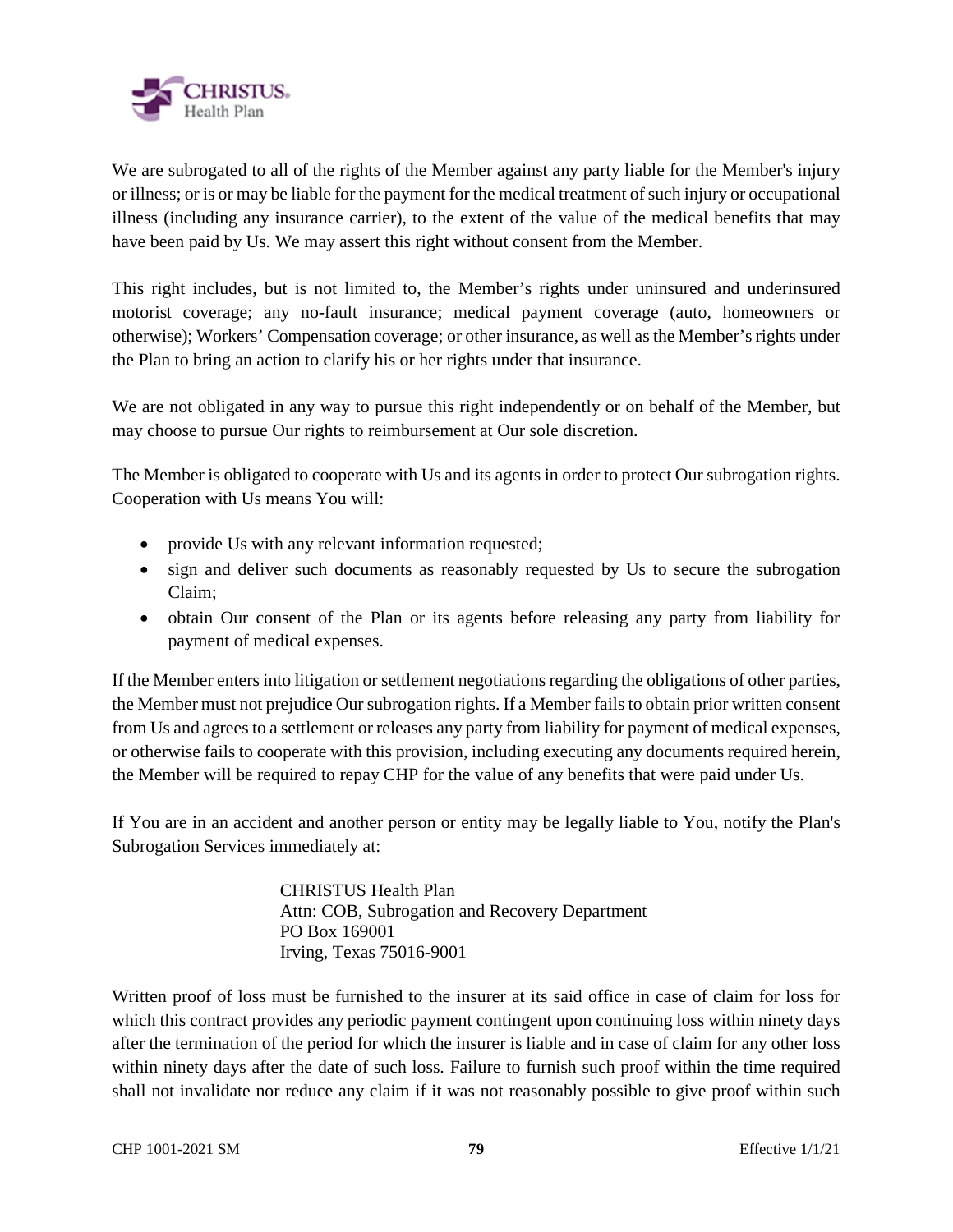We are subrogated to all of the rights of the Member against any party liable for the Member's injury or illness; or is or may be liable for the payment for the medical treatment of such injury or occupational illness (including any insurance carrier), to the extent of the value of the medical benefits that may have been paid by Us. We may assert this right without consent from the Member.

This right includes, but is not limited to, the Member's rights under uninsured and underinsured motorist coverage; any no-fault insurance; medical payment coverage (auto, homeowners or otherwise); Workers' Compensation coverage; or other insurance, as well as the Member's rights under the Plan to bring an action to clarify his or her rights under that insurance.

We are not obligated in any way to pursue this right independently or on behalf of the Member, but may choose to pursue Our rights to reimbursement at Our sole discretion.

The Member is obligated to cooperate with Us and its agents in order to protect Our subrogation rights. Cooperation with Us means You will:

- provide Us with any relevant information requested;
- sign and deliver such documents as reasonably requested by Us to secure the subrogation Claim;
- obtain Our consent of the Plan or its agents before releasing any party from liability for payment of medical expenses.

If the Member enters into litigation or settlement negotiations regarding the obligations of other parties, the Member must not prejudice Our subrogation rights. If a Member fails to obtain prior written consent from Us and agrees to a settlement or releases any party from liability for payment of medical expenses, or otherwise fails to cooperate with this provision, including executing any documents required herein, the Member will be required to repay CHP for the value of any benefits that were paid under Us.

If You are in an accident and another person or entity may be legally liable to You, notify the Plan's Subrogation Services immediately at:

CHRISTUS Health Plan
Attn: COB, Subrogation and Recovery Department
PO Box 169001
Irving, Texas 75016-9001

Written proof of loss must be furnished to the insurer at its said office in case of claim for loss for which this contract provides any periodic payment contingent upon continuing loss within ninety days after the termination of the period for which the insurer is liable and in case of claim for any other loss within ninety days after the date of such loss. Failure to furnish such proof within the time required shall not invalidate nor reduce any claim if it was not reasonably possible to give proof within such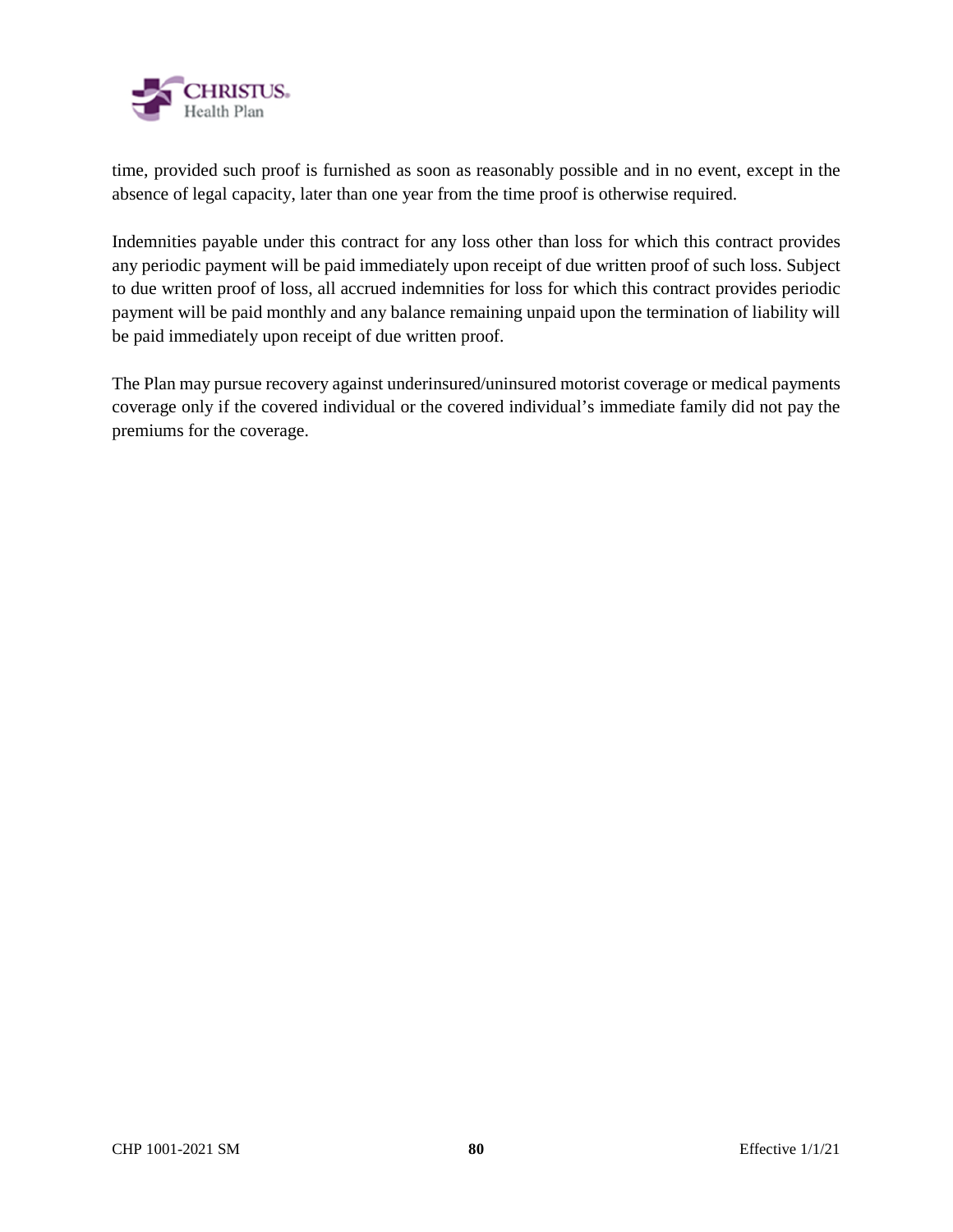time, provided such proof is furnished as soon as reasonably possible and in no event, except in the absence of legal capacity, later than one year from the time proof is otherwise required.

Indemnities payable under this contract for any loss other than loss for which this contract provides any periodic payment will be paid immediately upon receipt of due written proof of such loss. Subject to due written proof of loss, all accrued indemnities for loss for which this contract provides periodic payment will be paid monthly and any balance remaining unpaid upon the termination of liability will be paid immediately upon receipt of due written proof.

The Plan may pursue recovery against underinsured/uninsured motorist coverage or medical payments coverage only if the covered individual or the covered individual's immediate family did not pay the premiums for the coverage.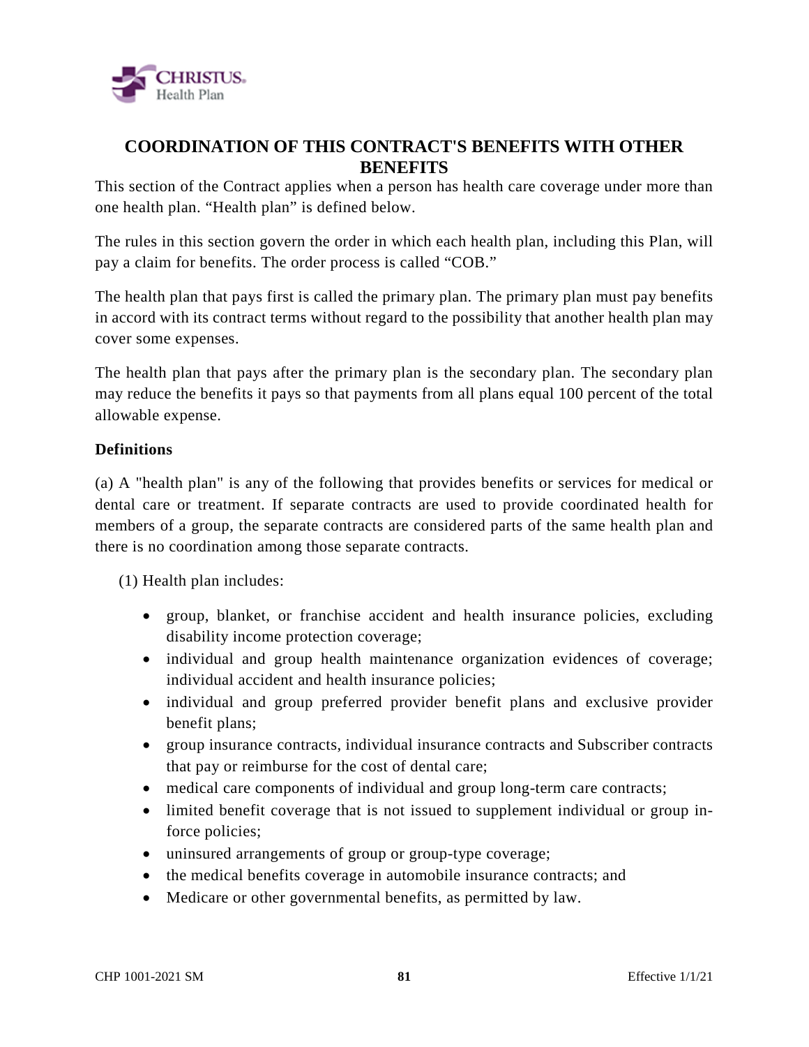## COORDINATION OF THIS CONTRACT'S BENEFITS WITH OTHER BENEFITS

This section of the Contract applies when a person has health care coverage under more than one health plan. "Health plan" is defined below.

The rules in this section govern the order in which each health plan, including this Plan, will pay a claim for benefits. The order process is called "COB."

The health plan that pays first is called the primary plan. The primary plan must pay benefits in accord with its contract terms without regard to the possibility that another health plan may cover some expenses.

The health plan that pays after the primary plan is the secondary plan. The secondary plan may reduce the benefits it pays so that payments from all plans equal 100 percent of the total allowable expense.

**Definitions**

(a) A "health plan" is any of the following that provides benefits or services for medical or dental care or treatment. If separate contracts are used to provide coordinated health for members of a group, the separate contracts are considered parts of the same health plan and there is no coordination among those separate contracts.

(1) Health plan includes:

- group, blanket, or franchise accident and health insurance policies, excluding disability income protection coverage;
- individual and group health maintenance organization evidences of coverage; individual accident and health insurance policies;
- individual and group preferred provider benefit plans and exclusive provider benefit plans;
- group insurance contracts, individual insurance contracts and Subscriber contracts that pay or reimburse for the cost of dental care;
- medical care components of individual and group long-term care contracts;
- limited benefit coverage that is not issued to supplement individual or group in-force policies;
- uninsured arrangements of group or group-type coverage;
- the medical benefits coverage in automobile insurance contracts; and
- Medicare or other governmental benefits, as permitted by law.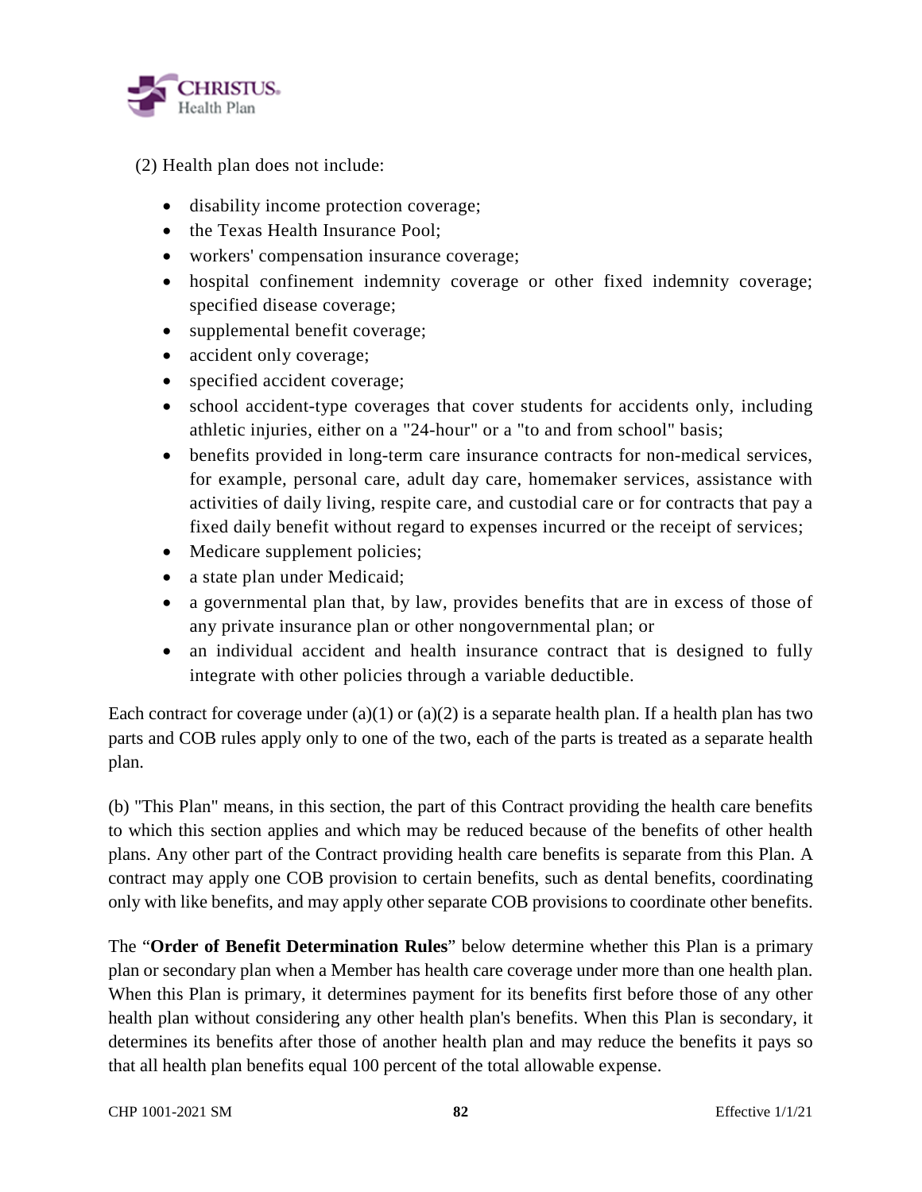(2) Health plan does not include:

- disability income protection coverage;
- the Texas Health Insurance Pool;
- workers' compensation insurance coverage;
- hospital confinement indemnity coverage or other fixed indemnity coverage; specified disease coverage;
- supplemental benefit coverage;
- accident only coverage;
- specified accident coverage;
- school accident-type coverages that cover students for accidents only, including athletic injuries, either on a "24-hour" or a "to and from school" basis;
- benefits provided in long-term care insurance contracts for non-medical services, for example, personal care, adult day care, homemaker services, assistance with activities of daily living, respite care, and custodial care or for contracts that pay a fixed daily benefit without regard to expenses incurred or the receipt of services;
- Medicare supplement policies;
- a state plan under Medicaid;
- a governmental plan that, by law, provides benefits that are in excess of those of any private insurance plan or other nongovernmental plan; or
- an individual accident and health insurance contract that is designed to fully integrate with other policies through a variable deductible.

Each contract for coverage under (a)(1) or (a)(2) is a separate health plan. If a health plan has two parts and COB rules apply only to one of the two, each of the parts is treated as a separate health plan.

(b) "This Plan" means, in this section, the part of this Contract providing the health care benefits to which this section applies and which may be reduced because of the benefits of other health plans. Any other part of the Contract providing health care benefits is separate from this Plan. A contract may apply one COB provision to certain benefits, such as dental benefits, coordinating only with like benefits, and may apply other separate COB provisions to coordinate other benefits.

The "**Order of Benefit Determination Rules**" below determine whether this Plan is a primary plan or secondary plan when a Member has health care coverage under more than one health plan. When this Plan is primary, it determines payment for its benefits first before those of any other health plan without considering any other health plan's benefits. When this Plan is secondary, it determines its benefits after those of another health plan and may reduce the benefits it pays so that all health plan benefits equal 100 percent of the total allowable expense.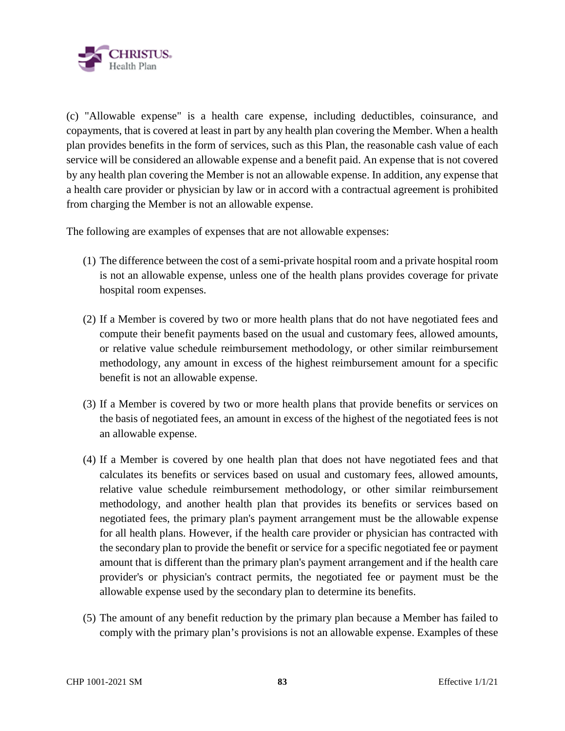(c) "Allowable expense" is a health care expense, including deductibles, coinsurance, and copayments, that is covered at least in part by any health plan covering the Member. When a health plan provides benefits in the form of services, such as this Plan, the reasonable cash value of each service will be considered an allowable expense and a benefit paid. An expense that is not covered by any health plan covering the Member is not an allowable expense. In addition, any expense that a health care provider or physician by law or in accord with a contractual agreement is prohibited from charging the Member is not an allowable expense.

The following are examples of expenses that are not allowable expenses:

(1) The difference between the cost of a semi-private hospital room and a private hospital room is not an allowable expense, unless one of the health plans provides coverage for private hospital room expenses.

(2) If a Member is covered by two or more health plans that do not have negotiated fees and compute their benefit payments based on the usual and customary fees, allowed amounts, or relative value schedule reimbursement methodology, or other similar reimbursement methodology, any amount in excess of the highest reimbursement amount for a specific benefit is not an allowable expense.

(3) If a Member is covered by two or more health plans that provide benefits or services on the basis of negotiated fees, an amount in excess of the highest of the negotiated fees is not an allowable expense.

(4) If a Member is covered by one health plan that does not have negotiated fees and that calculates its benefits or services based on usual and customary fees, allowed amounts, relative value schedule reimbursement methodology, or other similar reimbursement methodology, and another health plan that provides its benefits or services based on negotiated fees, the primary plan's payment arrangement must be the allowable expense for all health plans. However, if the health care provider or physician has contracted with the secondary plan to provide the benefit or service for a specific negotiated fee or payment amount that is different than the primary plan's payment arrangement and if the health care provider's or physician's contract permits, the negotiated fee or payment must be the allowable expense used by the secondary plan to determine its benefits.

(5) The amount of any benefit reduction by the primary plan because a Member has failed to comply with the primary plan's provisions is not an allowable expense. Examples of these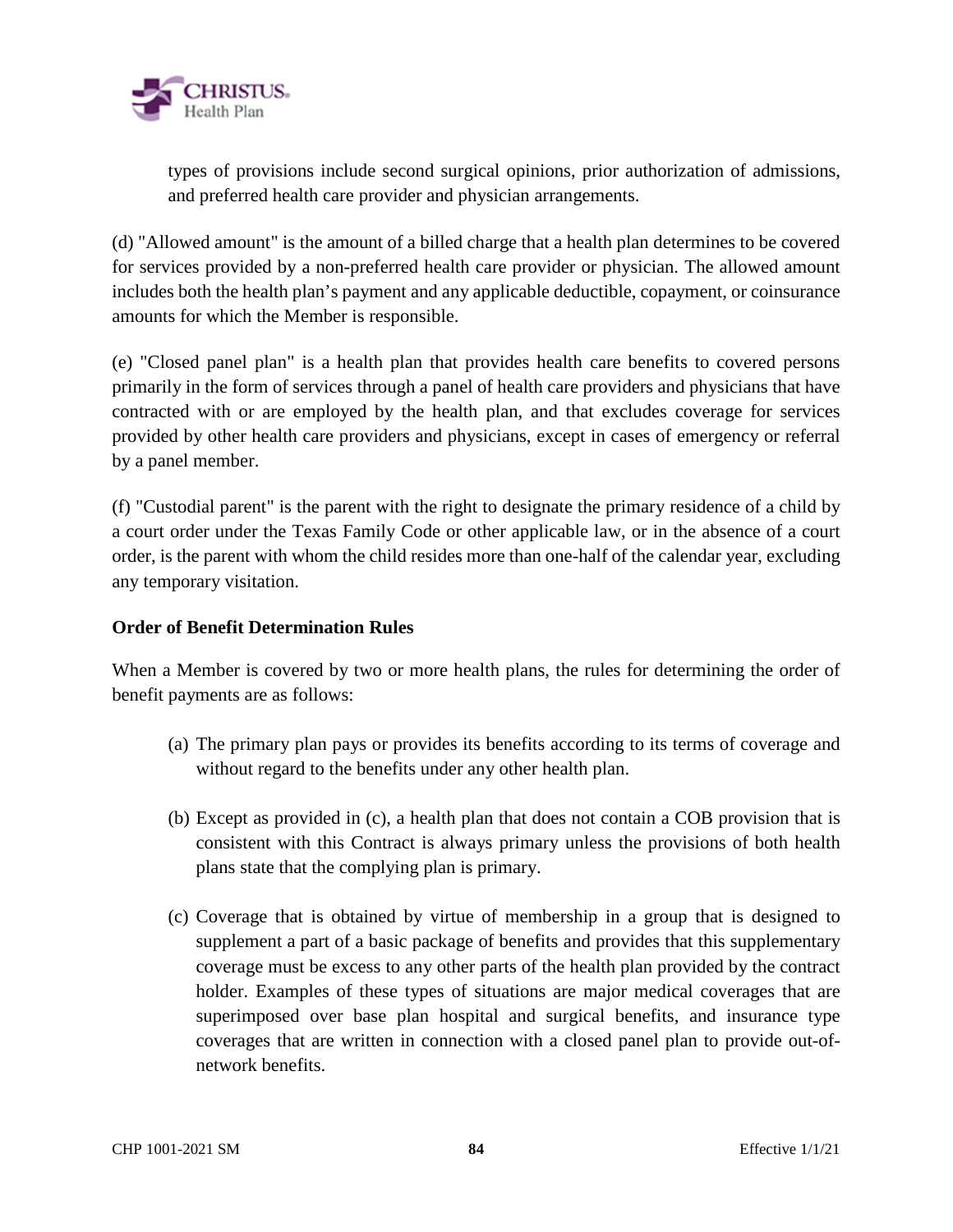types of provisions include second surgical opinions, prior authorization of admissions, and preferred health care provider and physician arrangements.

(d) "Allowed amount" is the amount of a billed charge that a health plan determines to be covered for services provided by a non-preferred health care provider or physician. The allowed amount includes both the health plan's payment and any applicable deductible, copayment, or coinsurance amounts for which the Member is responsible.

(e) "Closed panel plan" is a health plan that provides health care benefits to covered persons primarily in the form of services through a panel of health care providers and physicians that have contracted with or are employed by the health plan, and that excludes coverage for services provided by other health care providers and physicians, except in cases of emergency or referral by a panel member.

(f) "Custodial parent" is the parent with the right to designate the primary residence of a child by a court order under the Texas Family Code or other applicable law, or in the absence of a court order, is the parent with whom the child resides more than one-half of the calendar year, excluding any temporary visitation.

**Order of Benefit Determination Rules**

When a Member is covered by two or more health plans, the rules for determining the order of benefit payments are as follows:

(a) The primary plan pays or provides its benefits according to its terms of coverage and without regard to the benefits under any other health plan.

(b) Except as provided in (c), a health plan that does not contain a COB provision that is consistent with this Contract is always primary unless the provisions of both health plans state that the complying plan is primary.

(c) Coverage that is obtained by virtue of membership in a group that is designed to supplement a part of a basic package of benefits and provides that this supplementary coverage must be excess to any other parts of the health plan provided by the contract holder. Examples of these types of situations are major medical coverages that are superimposed over base plan hospital and surgical benefits, and insurance type coverages that are written in connection with a closed panel plan to provide out-of-network benefits.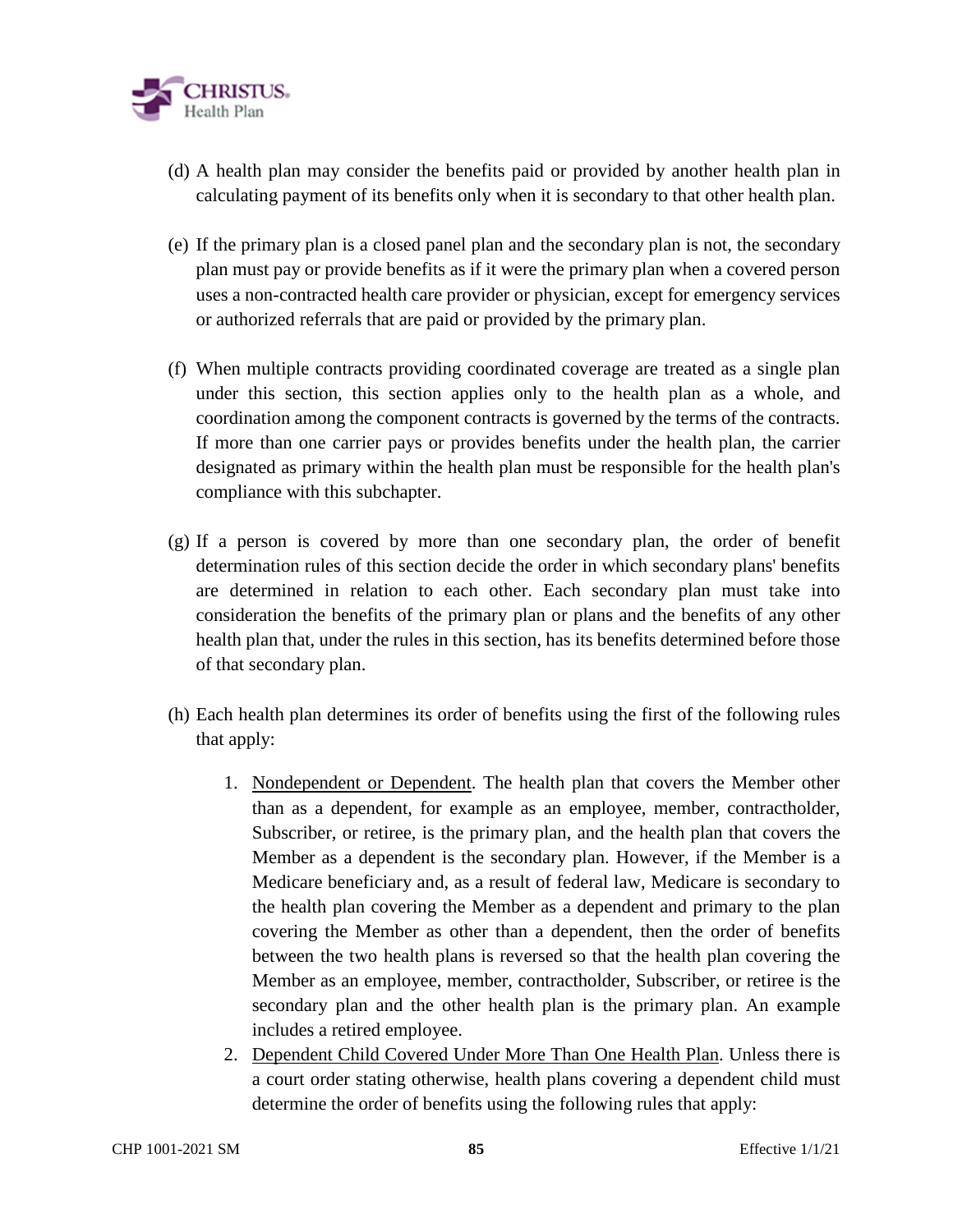(d) A health plan may consider the benefits paid or provided by another health plan in calculating payment of its benefits only when it is secondary to that other health plan.

(e) If the primary plan is a closed panel plan and the secondary plan is not, the secondary plan must pay or provide benefits as if it were the primary plan when a covered person uses a non-contracted health care provider or physician, except for emergency services or authorized referrals that are paid or provided by the primary plan.

(f) When multiple contracts providing coordinated coverage are treated as a single plan under this section, this section applies only to the health plan as a whole, and coordination among the component contracts is governed by the terms of the contracts. If more than one carrier pays or provides benefits under the health plan, the carrier designated as primary within the health plan must be responsible for the health plan's compliance with this subchapter.

(g) If a person is covered by more than one secondary plan, the order of benefit determination rules of this section decide the order in which secondary plans' benefits are determined in relation to each other. Each secondary plan must take into consideration the benefits of the primary plan or plans and the benefits of any other health plan that, under the rules in this section, has its benefits determined before those of that secondary plan.

(h) Each health plan determines its order of benefits using the first of the following rules that apply:

1. Nondependent or Dependent. The health plan that covers the Member other than as a dependent, for example as an employee, member, contractholder, Subscriber, or retiree, is the primary plan, and the health plan that covers the Member as a dependent is the secondary plan. However, if the Member is a Medicare beneficiary and, as a result of federal law, Medicare is secondary to the health plan covering the Member as a dependent and primary to the plan covering the Member as other than a dependent, then the order of benefits between the two health plans is reversed so that the health plan covering the Member as an employee, member, contractholder, Subscriber, or retiree is the secondary plan and the other health plan is the primary plan. An example includes a retired employee.
2. Dependent Child Covered Under More Than One Health Plan. Unless there is a court order stating otherwise, health plans covering a dependent child must determine the order of benefits using the following rules that apply: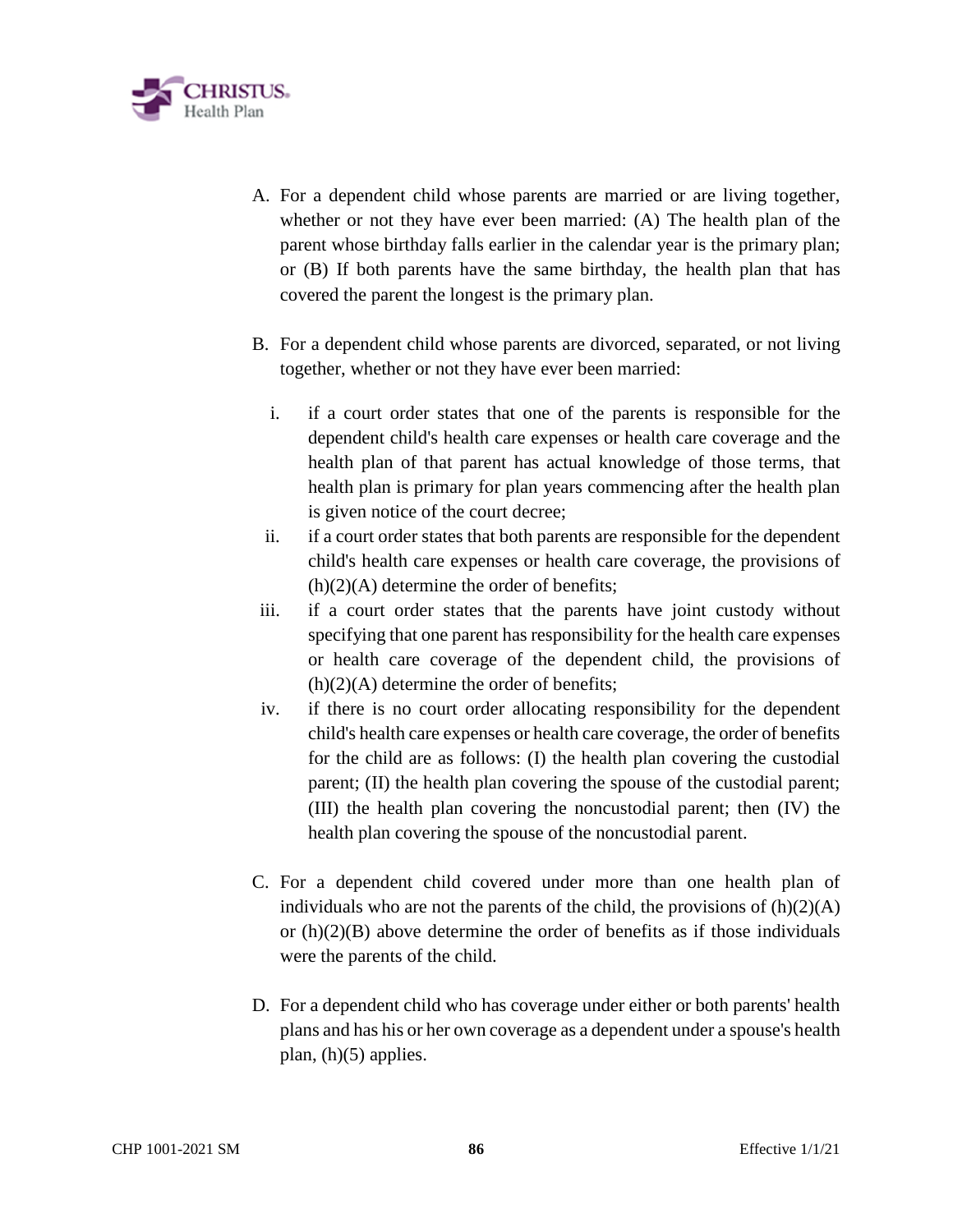A. For a dependent child whose parents are married or are living together, whether or not they have ever been married: (A) The health plan of the parent whose birthday falls earlier in the calendar year is the primary plan; or (B) If both parents have the same birthday, the health plan that has covered the parent the longest is the primary plan.

B. For a dependent child whose parents are divorced, separated, or not living together, whether or not they have ever been married:

   i. if a court order states that one of the parents is responsible for the dependent child's health care expenses or health care coverage and the health plan of that parent has actual knowledge of those terms, that health plan is primary for plan years commencing after the health plan is given notice of the court decree;
   ii. if a court order states that both parents are responsible for the dependent child's health care expenses or health care coverage, the provisions of (h)(2)(A) determine the order of benefits;
   iii. if a court order states that the parents have joint custody without specifying that one parent has responsibility for the health care expenses or health care coverage of the dependent child, the provisions of (h)(2)(A) determine the order of benefits;
   iv. if there is no court order allocating responsibility for the dependent child's health care expenses or health care coverage, the order of benefits for the child are as follows: (I) the health plan covering the custodial parent; (II) the health plan covering the spouse of the custodial parent; (III) the health plan covering the noncustodial parent; then (IV) the health plan covering the spouse of the noncustodial parent.

C. For a dependent child covered under more than one health plan of individuals who are not the parents of the child, the provisions of (h)(2)(A) or (h)(2)(B) above determine the order of benefits as if those individuals were the parents of the child.

D. For a dependent child who has coverage under either or both parents' health plans and has his or her own coverage as a dependent under a spouse's health plan, (h)(5) applies.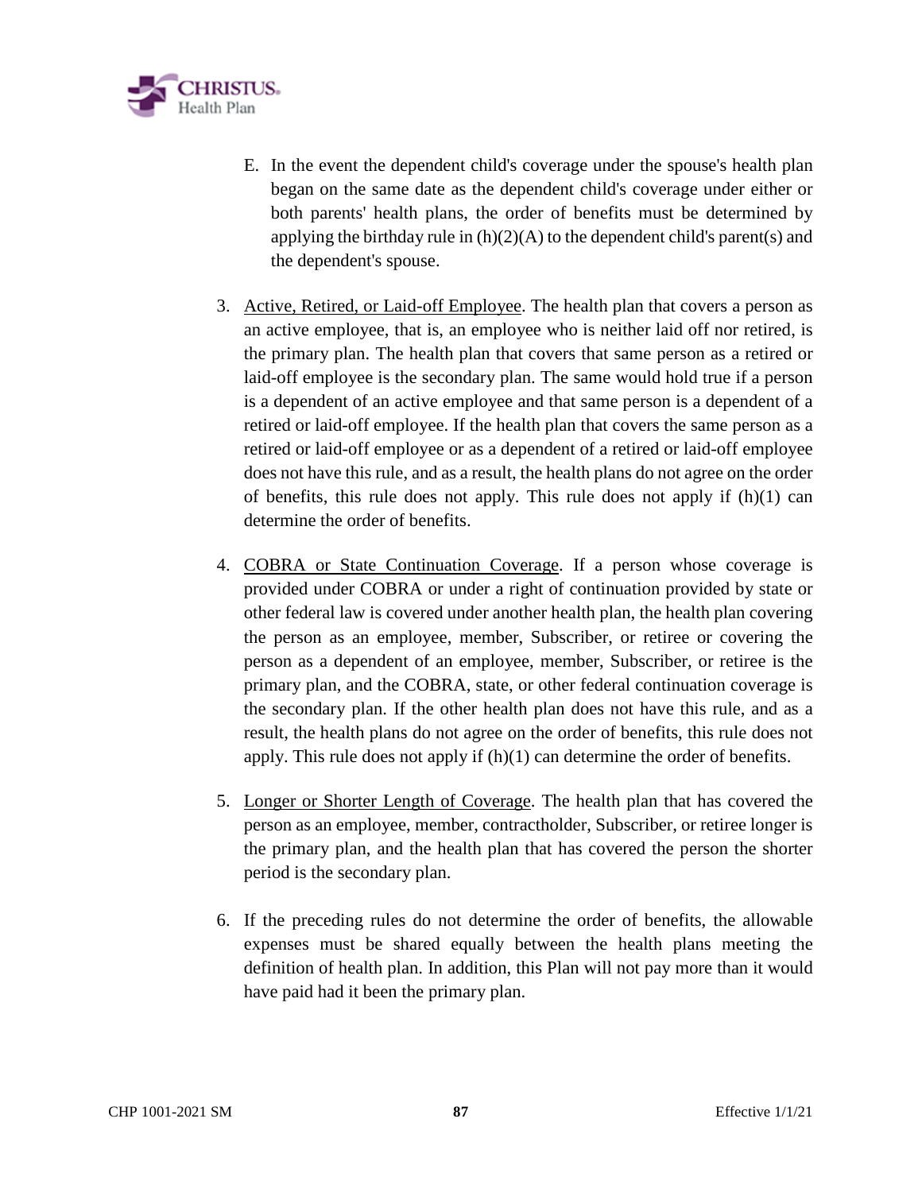E. In the event the dependent child's coverage under the spouse's health plan began on the same date as the dependent child's coverage under either or both parents' health plans, the order of benefits must be determined by applying the birthday rule in (h)(2)(A) to the dependent child's parent(s) and the dependent's spouse.

3. Active, Retired, or Laid-off Employee. The health plan that covers a person as an active employee, that is, an employee who is neither laid off nor retired, is the primary plan. The health plan that covers that same person as a retired or laid-off employee is the secondary plan. The same would hold true if a person is a dependent of an active employee and that same person is a dependent of a retired or laid-off employee. If the health plan that covers the same person as a retired or laid-off employee or as a dependent of a retired or laid-off employee does not have this rule, and as a result, the health plans do not agree on the order of benefits, this rule does not apply. This rule does not apply if (h)(1) can determine the order of benefits.

4. COBRA or State Continuation Coverage. If a person whose coverage is provided under COBRA or under a right of continuation provided by state or other federal law is covered under another health plan, the health plan covering the person as an employee, member, Subscriber, or retiree or covering the person as a dependent of an employee, member, Subscriber, or retiree is the primary plan, and the COBRA, state, or other federal continuation coverage is the secondary plan. If the other health plan does not have this rule, and as a result, the health plans do not agree on the order of benefits, this rule does not apply. This rule does not apply if (h)(1) can determine the order of benefits.

5. Longer or Shorter Length of Coverage. The health plan that has covered the person as an employee, member, contractholder, Subscriber, or retiree longer is the primary plan, and the health plan that has covered the person the shorter period is the secondary plan.

6. If the preceding rules do not determine the order of benefits, the allowable expenses must be shared equally between the health plans meeting the definition of health plan. In addition, this Plan will not pay more than it would have paid had it been the primary plan.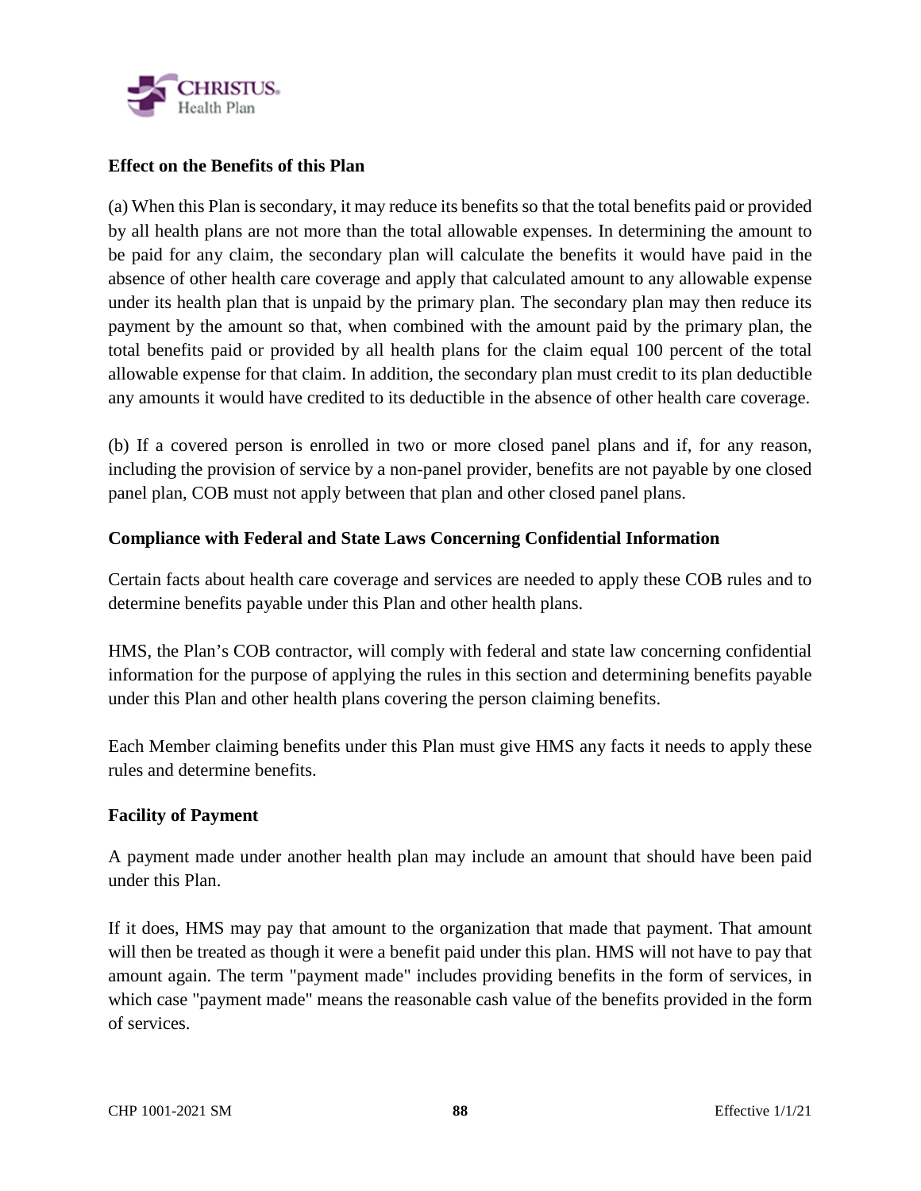**Effect on the Benefits of this Plan**

(a) When this Plan is secondary, it may reduce its benefits so that the total benefits paid or provided by all health plans are not more than the total allowable expenses. In determining the amount to be paid for any claim, the secondary plan will calculate the benefits it would have paid in the absence of other health care coverage and apply that calculated amount to any allowable expense under its health plan that is unpaid by the primary plan. The secondary plan may then reduce its payment by the amount so that, when combined with the amount paid by the primary plan, the total benefits paid or provided by all health plans for the claim equal 100 percent of the total allowable expense for that claim. In addition, the secondary plan must credit to its plan deductible any amounts it would have credited to its deductible in the absence of other health care coverage.

(b) If a covered person is enrolled in two or more closed panel plans and if, for any reason, including the provision of service by a non-panel provider, benefits are not payable by one closed panel plan, COB must not apply between that plan and other closed panel plans.

**Compliance with Federal and State Laws Concerning Confidential Information**

Certain facts about health care coverage and services are needed to apply these COB rules and to determine benefits payable under this Plan and other health plans.

HMS, the Plan's COB contractor, will comply with federal and state law concerning confidential information for the purpose of applying the rules in this section and determining benefits payable under this Plan and other health plans covering the person claiming benefits.

Each Member claiming benefits under this Plan must give HMS any facts it needs to apply these rules and determine benefits.

**Facility of Payment**

A payment made under another health plan may include an amount that should have been paid under this Plan.

If it does, HMS may pay that amount to the organization that made that payment. That amount will then be treated as though it were a benefit paid under this plan. HMS will not have to pay that amount again. The term "payment made" includes providing benefits in the form of services, in which case "payment made" means the reasonable cash value of the benefits provided in the form of services.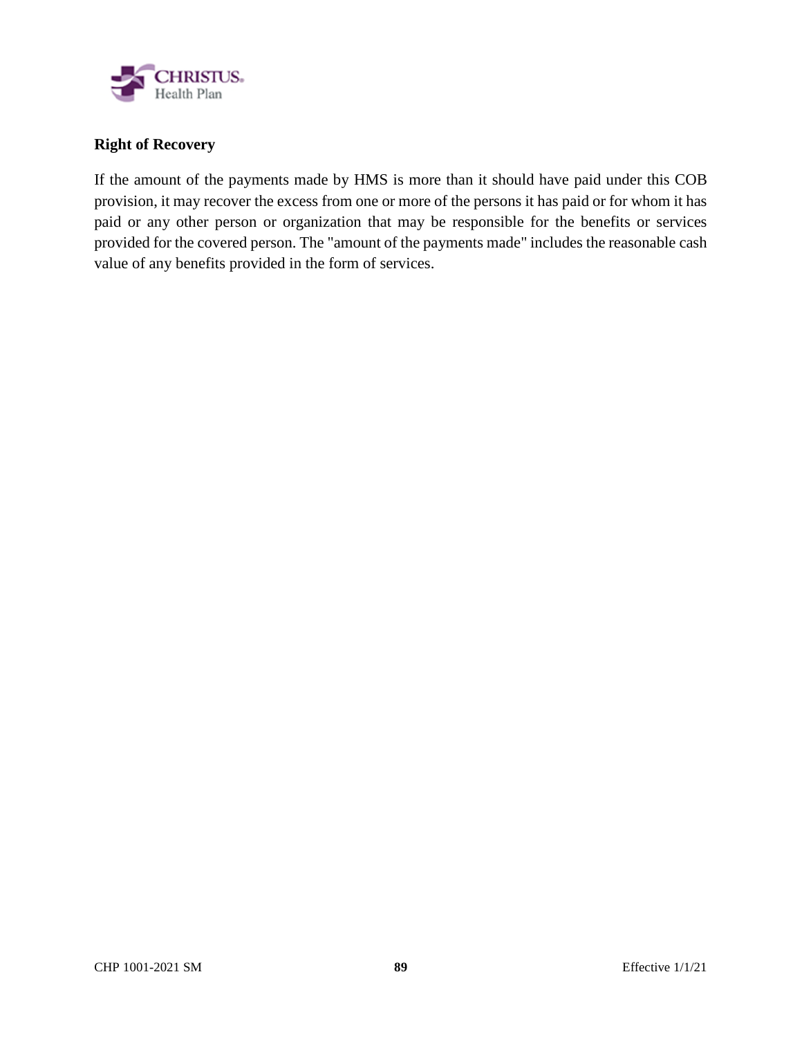**Right of Recovery**

If the amount of the payments made by HMS is more than it should have paid under this COB provision, it may recover the excess from one or more of the persons it has paid or for whom it has paid or any other person or organization that may be responsible for the benefits or services provided for the covered person. The "amount of the payments made" includes the reasonable cash value of any benefits provided in the form of services.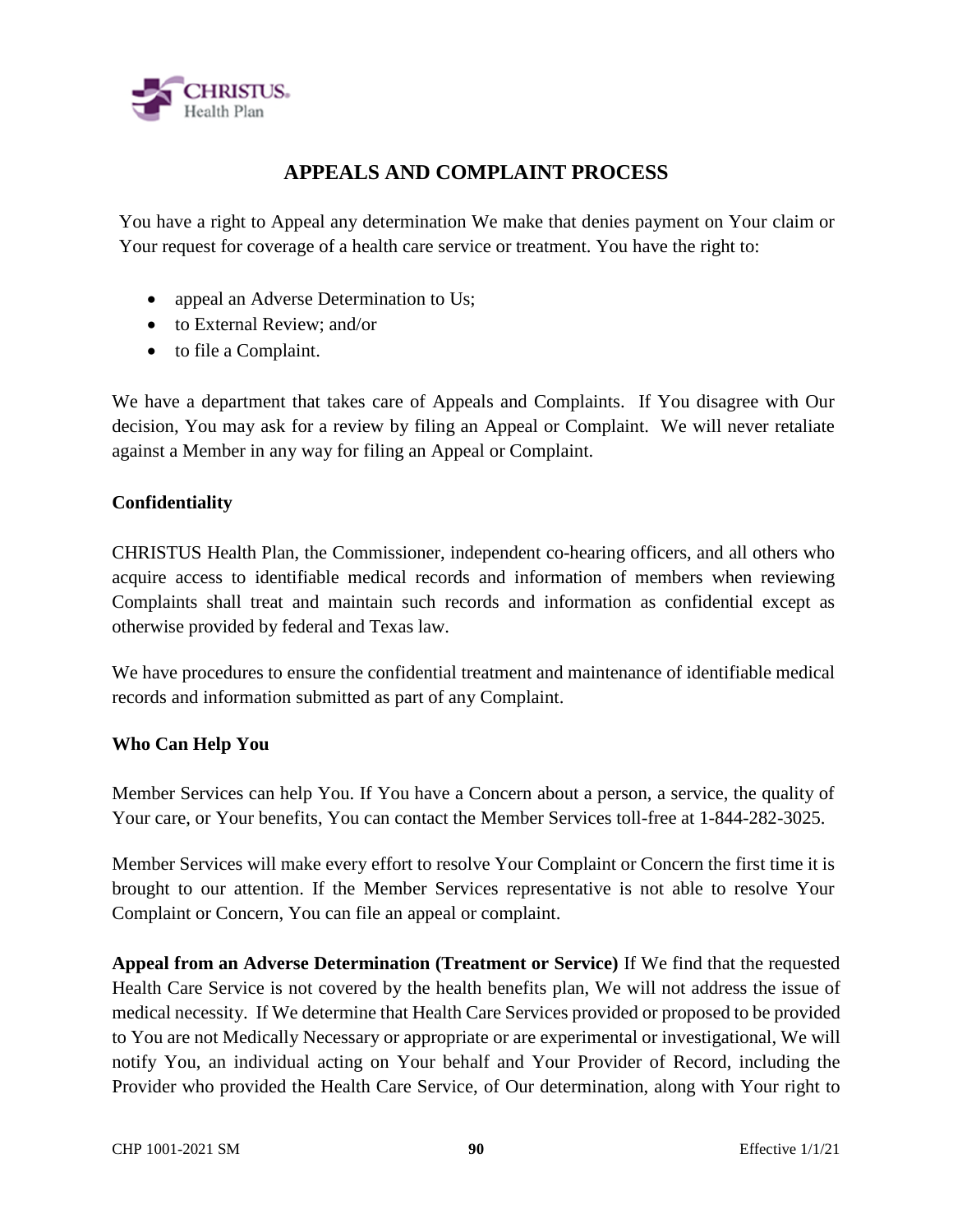# APPEALS AND COMPLAINT PROCESS

You have a right to Appeal any determination We make that denies payment on Your claim or Your request for coverage of a health care service or treatment. You have the right to:

- appeal an Adverse Determination to Us;
- to External Review; and/or
- to file a Complaint.

We have a department that takes care of Appeals and Complaints. If You disagree with Our decision, You may ask for a review by filing an Appeal or Complaint. We will never retaliate against a Member in any way for filing an Appeal or Complaint.

**Confidentiality**

CHRISTUS Health Plan, the Commissioner, independent co-hearing officers, and all others who acquire access to identifiable medical records and information of members when reviewing Complaints shall treat and maintain such records and information as confidential except as otherwise provided by federal and Texas law.

We have procedures to ensure the confidential treatment and maintenance of identifiable medical records and information submitted as part of any Complaint.

**Who Can Help You**

Member Services can help You. If You have a Concern about a person, a service, the quality of Your care, or Your benefits, You can contact the Member Services toll-free at 1-844-282-3025.

Member Services will make every effort to resolve Your Complaint or Concern the first time it is brought to our attention. If the Member Services representative is not able to resolve Your Complaint or Concern, You can file an appeal or complaint.

**Appeal from an Adverse Determination (Treatment or Service)** If We find that the requested Health Care Service is not covered by the health benefits plan, We will not address the issue of medical necessity. If We determine that Health Care Services provided or proposed to be provided to You are not Medically Necessary or appropriate or are experimental or investigational, We will notify You, an individual acting on Your behalf and Your Provider of Record, including the Provider who provided the Health Care Service, of Our determination, along with Your right to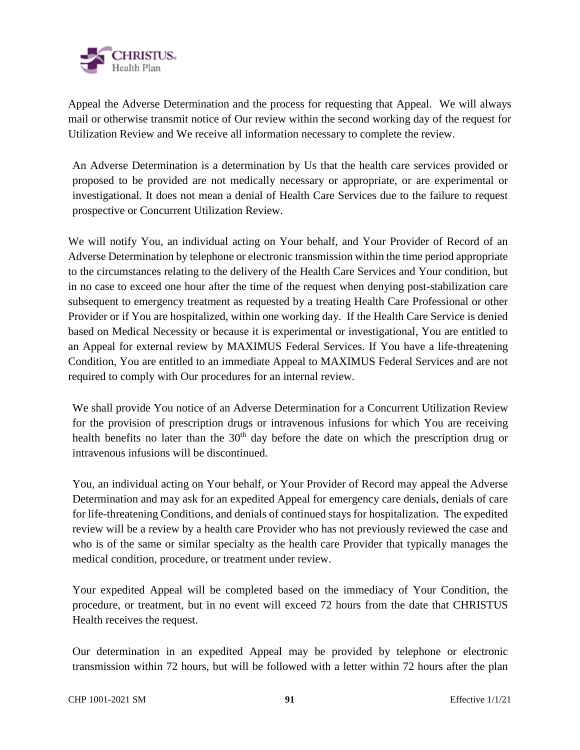Appeal the Adverse Determination and the process for requesting that Appeal. We will always mail or otherwise transmit notice of Our review within the second working day of the request for Utilization Review and We receive all information necessary to complete the review.

An Adverse Determination is a determination by Us that the health care services provided or proposed to be provided are not medically necessary or appropriate, or are experimental or investigational. It does not mean a denial of Health Care Services due to the failure to request prospective or Concurrent Utilization Review.

We will notify You, an individual acting on Your behalf, and Your Provider of Record of an Adverse Determination by telephone or electronic transmission within the time period appropriate to the circumstances relating to the delivery of the Health Care Services and Your condition, but in no case to exceed one hour after the time of the request when denying post-stabilization care subsequent to emergency treatment as requested by a treating Health Care Professional or other Provider or if You are hospitalized, within one working day. If the Health Care Service is denied based on Medical Necessity or because it is experimental or investigational, You are entitled to an Appeal for external review by MAXIMUS Federal Services. If You have a life-threatening Condition, You are entitled to an immediate Appeal to MAXIMUS Federal Services and are not required to comply with Our procedures for an internal review.

We shall provide You notice of an Adverse Determination for a Concurrent Utilization Review for the provision of prescription drugs or intravenous infusions for which You are receiving health benefits no later than the 30th day before the date on which the prescription drug or intravenous infusions will be discontinued.

You, an individual acting on Your behalf, or Your Provider of Record may appeal the Adverse Determination and may ask for an expedited Appeal for emergency care denials, denials of care for life-threatening Conditions, and denials of continued stays for hospitalization. The expedited review will be a review by a health care Provider who has not previously reviewed the case and who is of the same or similar specialty as the health care Provider that typically manages the medical condition, procedure, or treatment under review.

Your expedited Appeal will be completed based on the immediacy of Your Condition, the procedure, or treatment, but in no event will exceed 72 hours from the date that CHRISTUS Health receives the request.

Our determination in an expedited Appeal may be provided by telephone or electronic transmission within 72 hours, but will be followed with a letter within 72 hours after the plan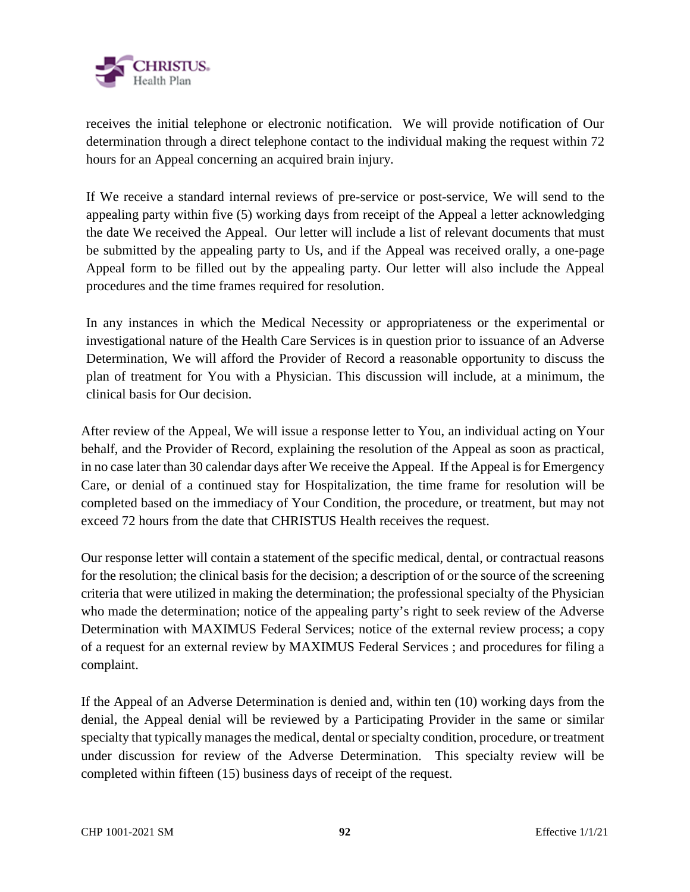receives the initial telephone or electronic notification. We will provide notification of Our determination through a direct telephone contact to the individual making the request within 72 hours for an Appeal concerning an acquired brain injury.

If We receive a standard internal reviews of pre-service or post-service, We will send to the appealing party within five (5) working days from receipt of the Appeal a letter acknowledging the date We received the Appeal. Our letter will include a list of relevant documents that must be submitted by the appealing party to Us, and if the Appeal was received orally, a one-page Appeal form to be filled out by the appealing party. Our letter will also include the Appeal procedures and the time frames required for resolution.

In any instances in which the Medical Necessity or appropriateness or the experimental or investigational nature of the Health Care Services is in question prior to issuance of an Adverse Determination, We will afford the Provider of Record a reasonable opportunity to discuss the plan of treatment for You with a Physician. This discussion will include, at a minimum, the clinical basis for Our decision.

After review of the Appeal, We will issue a response letter to You, an individual acting on Your behalf, and the Provider of Record, explaining the resolution of the Appeal as soon as practical, in no case later than 30 calendar days after We receive the Appeal. If the Appeal is for Emergency Care, or denial of a continued stay for Hospitalization, the time frame for resolution will be completed based on the immediacy of Your Condition, the procedure, or treatment, but may not exceed 72 hours from the date that CHRISTUS Health receives the request.

Our response letter will contain a statement of the specific medical, dental, or contractual reasons for the resolution; the clinical basis for the decision; a description of or the source of the screening criteria that were utilized in making the determination; the professional specialty of the Physician who made the determination; notice of the appealing party's right to seek review of the Adverse Determination with MAXIMUS Federal Services; notice of the external review process; a copy of a request for an external review by MAXIMUS Federal Services ; and procedures for filing a complaint.

If the Appeal of an Adverse Determination is denied and, within ten (10) working days from the denial, the Appeal denial will be reviewed by a Participating Provider in the same or similar specialty that typically manages the medical, dental or specialty condition, procedure, or treatment under discussion for review of the Adverse Determination. This specialty review will be completed within fifteen (15) business days of receipt of the request.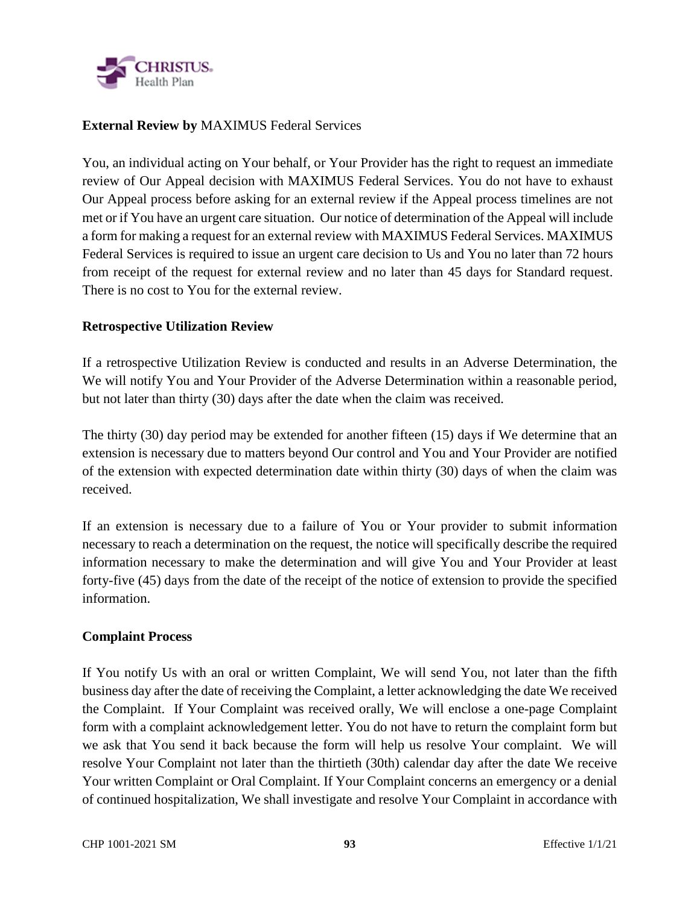**External Review by** MAXIMUS Federal Services

You, an individual acting on Your behalf, or Your Provider has the right to request an immediate review of Our Appeal decision with MAXIMUS Federal Services. You do not have to exhaust Our Appeal process before asking for an external review if the Appeal process timelines are not met or if You have an urgent care situation. Our notice of determination of the Appeal will include a form for making a request for an external review with MAXIMUS Federal Services. MAXIMUS Federal Services is required to issue an urgent care decision to Us and You no later than 72 hours from receipt of the request for external review and no later than 45 days for Standard request. There is no cost to You for the external review.

**Retrospective Utilization Review**

If a retrospective Utilization Review is conducted and results in an Adverse Determination, the We will notify You and Your Provider of the Adverse Determination within a reasonable period, but not later than thirty (30) days after the date when the claim was received.

The thirty (30) day period may be extended for another fifteen (15) days if We determine that an extension is necessary due to matters beyond Our control and You and Your Provider are notified of the extension with expected determination date within thirty (30) days of when the claim was received.

If an extension is necessary due to a failure of You or Your provider to submit information necessary to reach a determination on the request, the notice will specifically describe the required information necessary to make the determination and will give You and Your Provider at least forty-five (45) days from the date of the receipt of the notice of extension to provide the specified information.

**Complaint Process**

If You notify Us with an oral or written Complaint, We will send You, not later than the fifth business day after the date of receiving the Complaint, a letter acknowledging the date We received the Complaint. If Your Complaint was received orally, We will enclose a one-page Complaint form with a complaint acknowledgement letter. You do not have to return the complaint form but we ask that You send it back because the form will help us resolve Your complaint. We will resolve Your Complaint not later than the thirtieth (30th) calendar day after the date We receive Your written Complaint or Oral Complaint. If Your Complaint concerns an emergency or a denial of continued hospitalization, We shall investigate and resolve Your Complaint in accordance with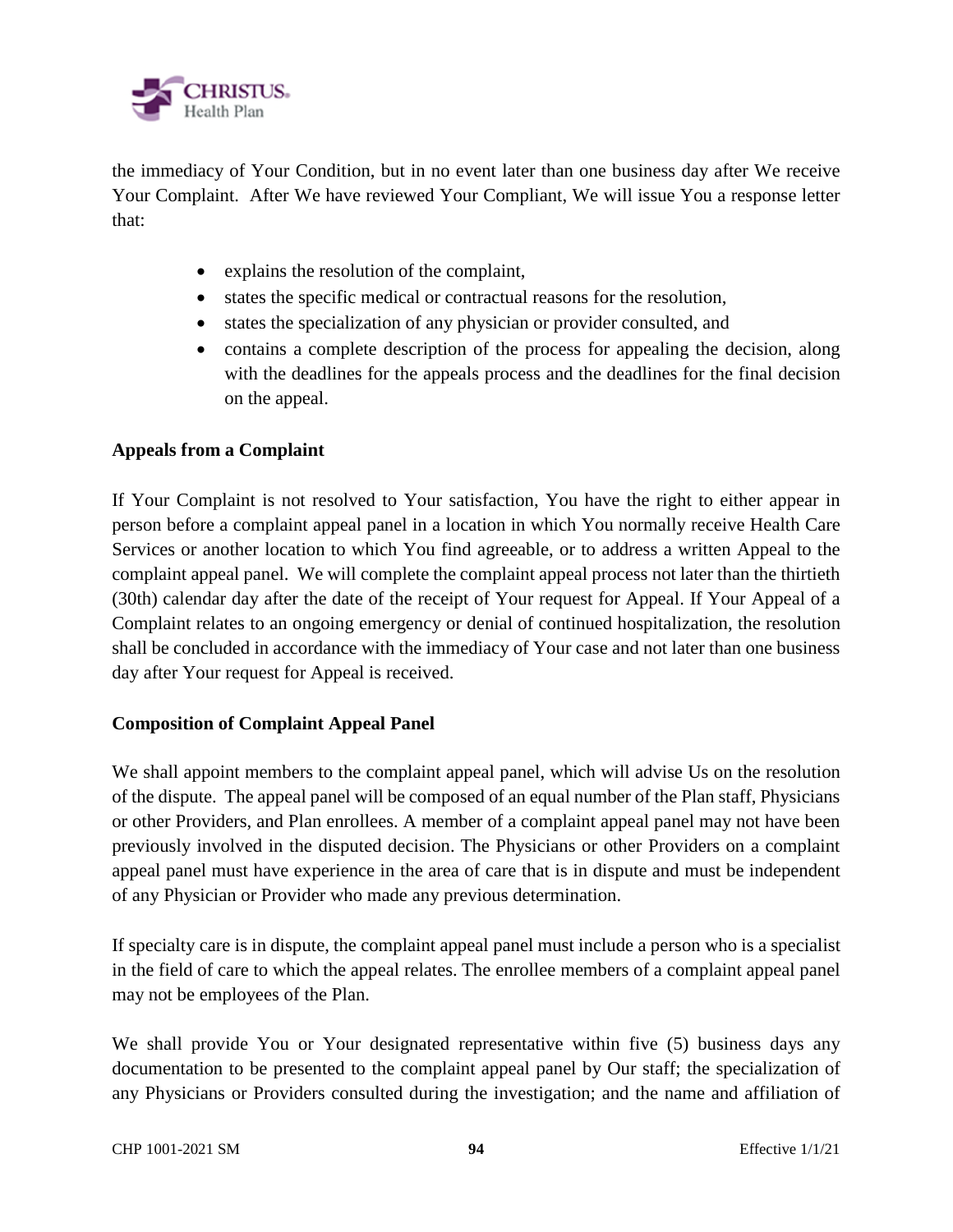the immediacy of Your Condition, but in no event later than one business day after We receive Your Complaint. After We have reviewed Your Compliant, We will issue You a response letter that:

- explains the resolution of the complaint,
- states the specific medical or contractual reasons for the resolution,
- states the specialization of any physician or provider consulted, and
- contains a complete description of the process for appealing the decision, along with the deadlines for the appeals process and the deadlines for the final decision on the appeal.

**Appeals from a Complaint**

If Your Complaint is not resolved to Your satisfaction, You have the right to either appear in person before a complaint appeal panel in a location in which You normally receive Health Care Services or another location to which You find agreeable, or to address a written Appeal to the complaint appeal panel. We will complete the complaint appeal process not later than the thirtieth (30th) calendar day after the date of the receipt of Your request for Appeal. If Your Appeal of a Complaint relates to an ongoing emergency or denial of continued hospitalization, the resolution shall be concluded in accordance with the immediacy of Your case and not later than one business day after Your request for Appeal is received.

**Composition of Complaint Appeal Panel**

We shall appoint members to the complaint appeal panel, which will advise Us on the resolution of the dispute. The appeal panel will be composed of an equal number of the Plan staff, Physicians or other Providers, and Plan enrollees. A member of a complaint appeal panel may not have been previously involved in the disputed decision. The Physicians or other Providers on a complaint appeal panel must have experience in the area of care that is in dispute and must be independent of any Physician or Provider who made any previous determination.

If specialty care is in dispute, the complaint appeal panel must include a person who is a specialist in the field of care to which the appeal relates. The enrollee members of a complaint appeal panel may not be employees of the Plan.

We shall provide You or Your designated representative within five (5) business days any documentation to be presented to the complaint appeal panel by Our staff; the specialization of any Physicians or Providers consulted during the investigation; and the name and affiliation of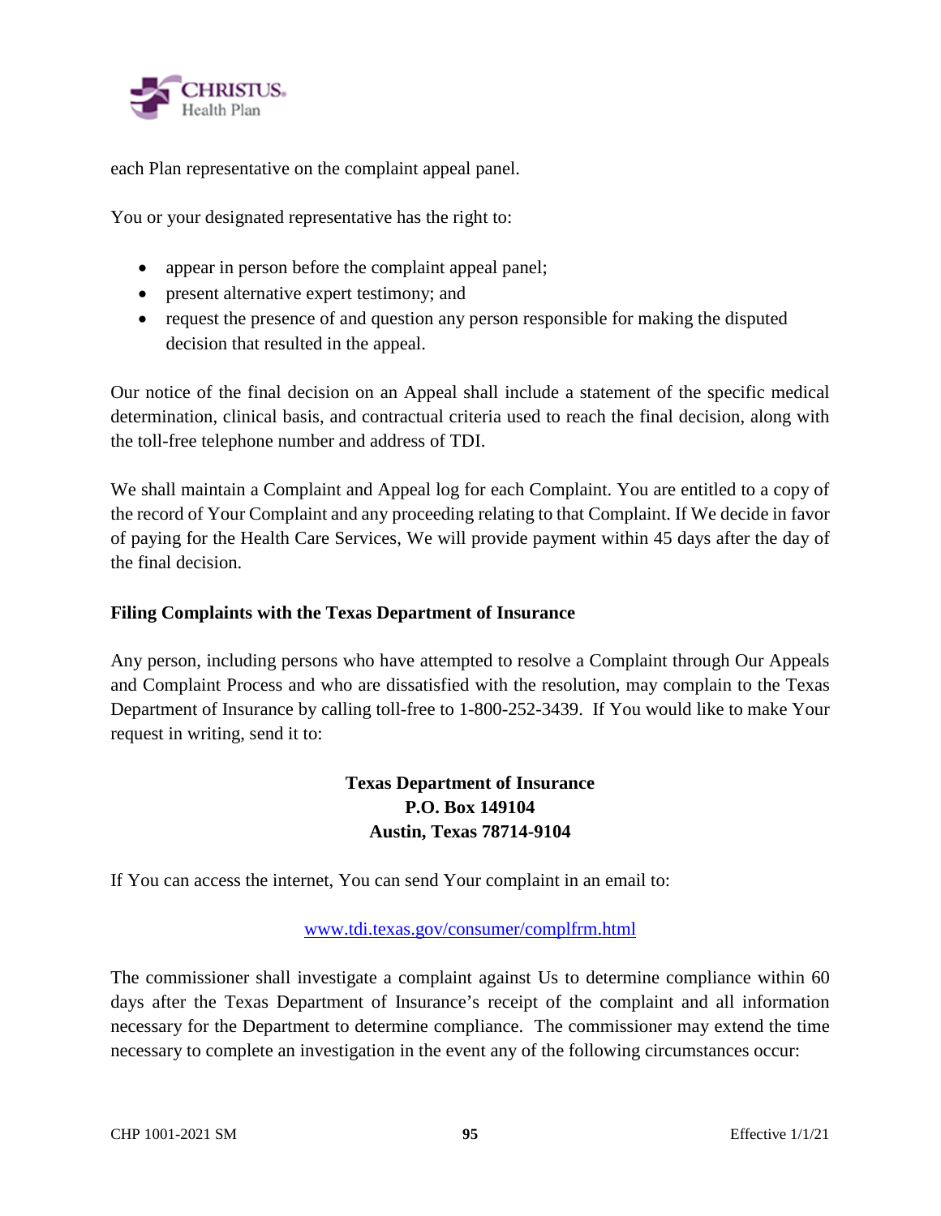each Plan representative on the complaint appeal panel.

You or your designated representative has the right to:

- appear in person before the complaint appeal panel;
- present alternative expert testimony; and
- request the presence of and question any person responsible for making the disputed decision that resulted in the appeal.

Our notice of the final decision on an Appeal shall include a statement of the specific medical determination, clinical basis, and contractual criteria used to reach the final decision, along with the toll-free telephone number and address of TDI.

We shall maintain a Complaint and Appeal log for each Complaint. You are entitled to a copy of the record of Your Complaint and any proceeding relating to that Complaint. If We decide in favor of paying for the Health Care Services, We will provide payment within 45 days after the day of the final decision.

**Filing Complaints with the Texas Department of Insurance**

Any person, including persons who have attempted to resolve a Complaint through Our Appeals and Complaint Process and who are dissatisfied with the resolution, may complain to the Texas Department of Insurance by calling toll-free to 1-800-252-3439. If You would like to make Your request in writing, send it to:

**Texas Department of Insurance**
**P.O. Box 149104**
**Austin, Texas 78714-9104**

If You can access the internet, You can send Your complaint in an email to:

[www.tdi.texas.gov/consumer/complfrm.html](www.tdi.texas.gov/consumer/complfrm.html)

The commissioner shall investigate a complaint against Us to determine compliance within 60 days after the Texas Department of Insurance's receipt of the complaint and all information necessary for the Department to determine compliance. The commissioner may extend the time necessary to complete an investigation in the event any of the following circumstances occur: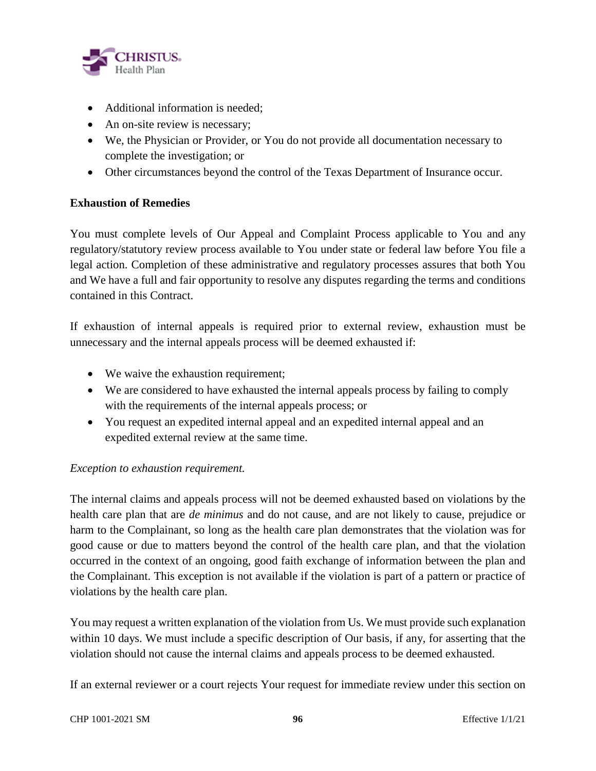- Additional information is needed;
- An on-site review is necessary;
- We, the Physician or Provider, or You do not provide all documentation necessary to complete the investigation; or
- Other circumstances beyond the control of the Texas Department of Insurance occur.

**Exhaustion of Remedies**

You must complete levels of Our Appeal and Complaint Process applicable to You and any regulatory/statutory review process available to You under state or federal law before You file a legal action. Completion of these administrative and regulatory processes assures that both You and We have a full and fair opportunity to resolve any disputes regarding the terms and conditions contained in this Contract.

If exhaustion of internal appeals is required prior to external review, exhaustion must be unnecessary and the internal appeals process will be deemed exhausted if:

- We waive the exhaustion requirement;
- We are considered to have exhausted the internal appeals process by failing to comply with the requirements of the internal appeals process; or
- You request an expedited internal appeal and an expedited internal appeal and an expedited external review at the same time.

*Exception to exhaustion requirement.*

The internal claims and appeals process will not be deemed exhausted based on violations by the health care plan that are *de minimus* and do not cause, and are not likely to cause, prejudice or harm to the Complainant, so long as the health care plan demonstrates that the violation was for good cause or due to matters beyond the control of the health care plan, and that the violation occurred in the context of an ongoing, good faith exchange of information between the plan and the Complainant. This exception is not available if the violation is part of a pattern or practice of violations by the health care plan.

You may request a written explanation of the violation from Us. We must provide such explanation within 10 days. We must include a specific description of Our basis, if any, for asserting that the violation should not cause the internal claims and appeals process to be deemed exhausted.

If an external reviewer or a court rejects Your request for immediate review under this section on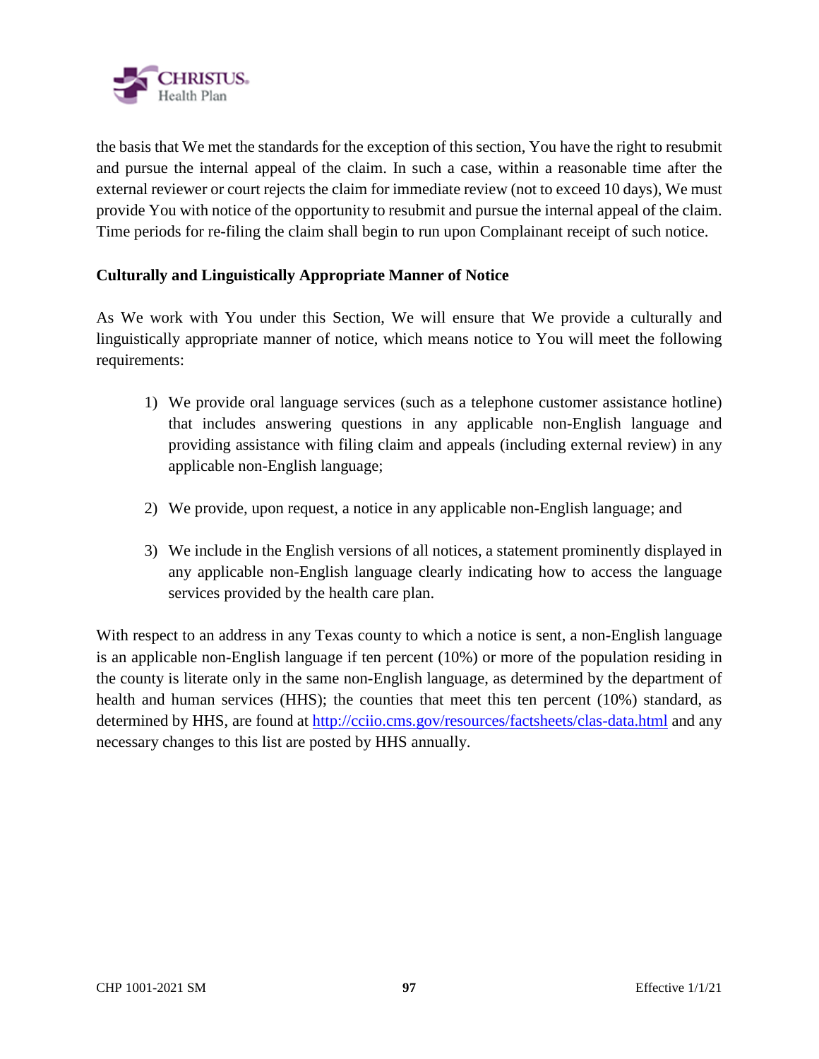the basis that We met the standards for the exception of this section, You have the right to resubmit and pursue the internal appeal of the claim. In such a case, within a reasonable time after the external reviewer or court rejects the claim for immediate review (not to exceed 10 days), We must provide You with notice of the opportunity to resubmit and pursue the internal appeal of the claim. Time periods for re-filing the claim shall begin to run upon Complainant receipt of such notice.

**Culturally and Linguistically Appropriate Manner of Notice**

As We work with You under this Section, We will ensure that We provide a culturally and linguistically appropriate manner of notice, which means notice to You will meet the following requirements:

1) We provide oral language services (such as a telephone customer assistance hotline) that includes answering questions in any applicable non-English language and providing assistance with filing claim and appeals (including external review) in any applicable non-English language;

2) We provide, upon request, a notice in any applicable non-English language; and

3) We include in the English versions of all notices, a statement prominently displayed in any applicable non-English language clearly indicating how to access the language services provided by the health care plan.

With respect to an address in any Texas county to which a notice is sent, a non-English language is an applicable non-English language if ten percent (10%) or more of the population residing in the county is literate only in the same non-English language, as determined by the department of health and human services (HHS); the counties that meet this ten percent (10%) standard, as determined by HHS, are found at http://cciio.cms.gov/resources/factsheets/clas-data.html and any necessary changes to this list are posted by HHS annually.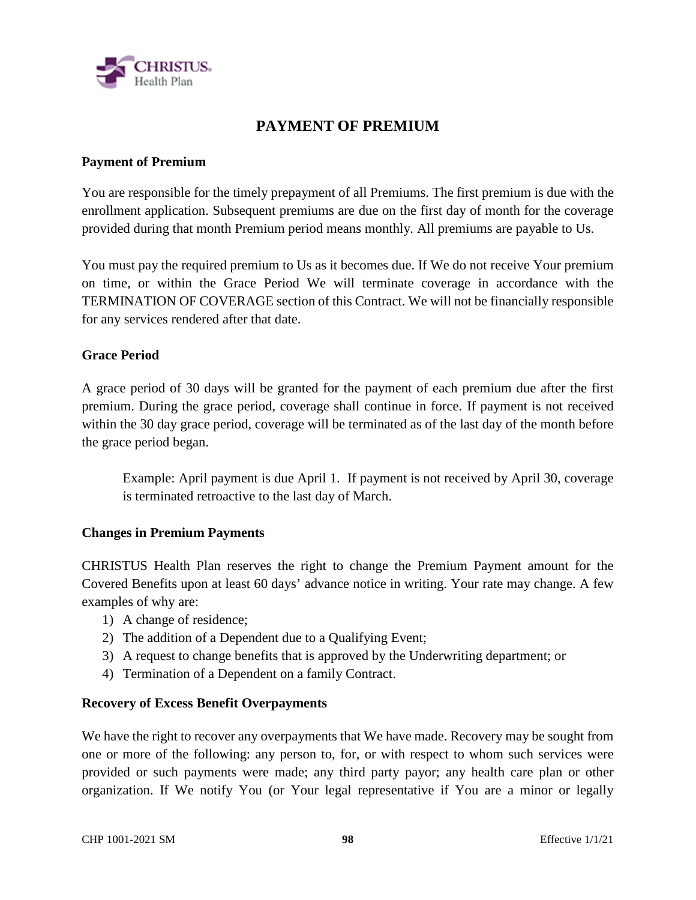# PAYMENT OF PREMIUM

**Payment of Premium**

You are responsible for the timely prepayment of all Premiums. The first premium is due with the enrollment application. Subsequent premiums are due on the first day of month for the coverage provided during that month Premium period means monthly. All premiums are payable to Us.

You must pay the required premium to Us as it becomes due. If We do not receive Your premium on time, or within the Grace Period We will terminate coverage in accordance with the TERMINATION OF COVERAGE section of this Contract. We will not be financially responsible for any services rendered after that date.

**Grace Period**

A grace period of 30 days will be granted for the payment of each premium due after the first premium. During the grace period, coverage shall continue in force. If payment is not received within the 30 day grace period, coverage will be terminated as of the last day of the month before the grace period began.

> Example: April payment is due April 1. If payment is not received by April 30, coverage is terminated retroactive to the last day of March.

**Changes in Premium Payments**

CHRISTUS Health Plan reserves the right to change the Premium Payment amount for the Covered Benefits upon at least 60 days' advance notice in writing. Your rate may change. A few examples of why are:

1) A change of residence;
2) The addition of a Dependent due to a Qualifying Event;
3) A request to change benefits that is approved by the Underwriting department; or
4) Termination of a Dependent on a family Contract.

**Recovery of Excess Benefit Overpayments**

We have the right to recover any overpayments that We have made. Recovery may be sought from one or more of the following: any person to, for, or with respect to whom such services were provided or such payments were made; any third party payor; any health care plan or other organization. If We notify You (or Your legal representative if You are a minor or legally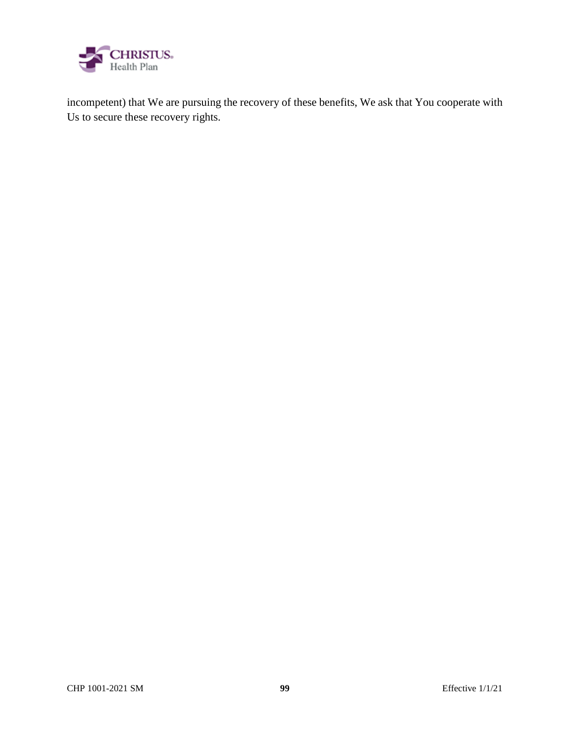incompetent) that We are pursuing the recovery of these benefits, We ask that You cooperate with Us to secure these recovery rights.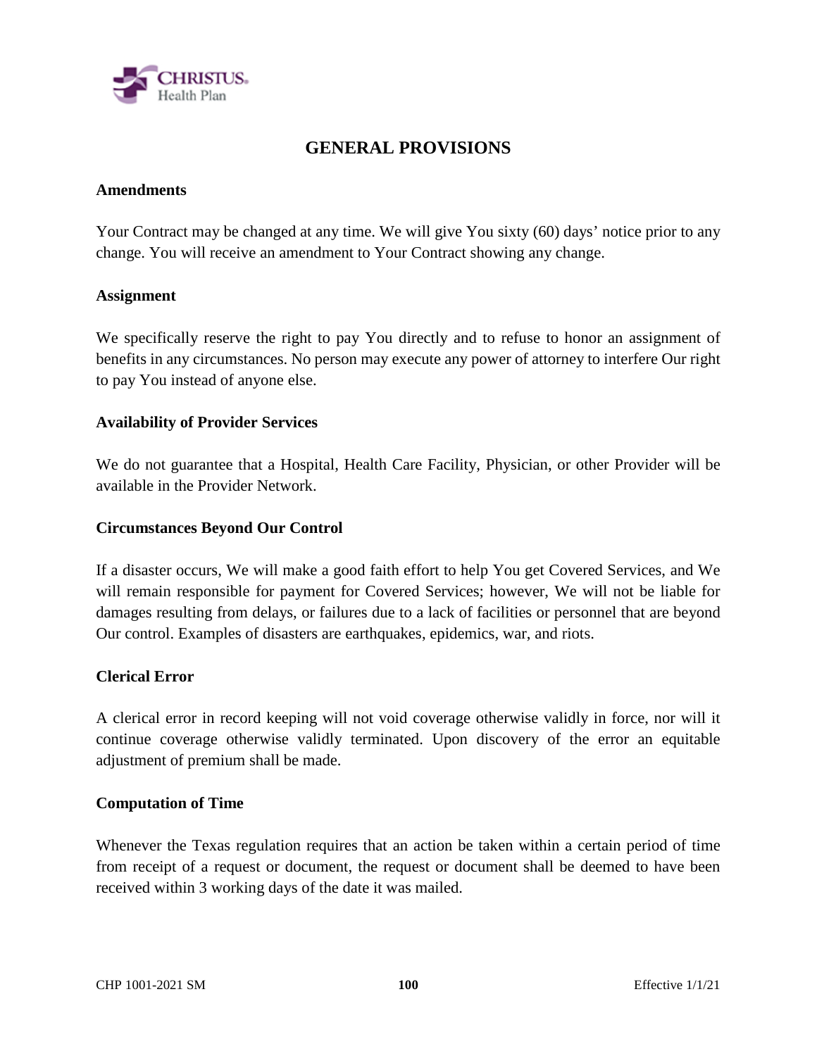# GENERAL PROVISIONS

**Amendments**

Your Contract may be changed at any time. We will give You sixty (60) days' notice prior to any change. You will receive an amendment to Your Contract showing any change.

**Assignment**

We specifically reserve the right to pay You directly and to refuse to honor an assignment of benefits in any circumstances. No person may execute any power of attorney to interfere Our right to pay You instead of anyone else.

**Availability of Provider Services**

We do not guarantee that a Hospital, Health Care Facility, Physician, or other Provider will be available in the Provider Network.

**Circumstances Beyond Our Control**

If a disaster occurs, We will make a good faith effort to help You get Covered Services, and We will remain responsible for payment for Covered Services; however, We will not be liable for damages resulting from delays, or failures due to a lack of facilities or personnel that are beyond Our control. Examples of disasters are earthquakes, epidemics, war, and riots.

**Clerical Error**

A clerical error in record keeping will not void coverage otherwise validly in force, nor will it continue coverage otherwise validly terminated. Upon discovery of the error an equitable adjustment of premium shall be made.

**Computation of Time**

Whenever the Texas regulation requires that an action be taken within a certain period of time from receipt of a request or document, the request or document shall be deemed to have been received within 3 working days of the date it was mailed.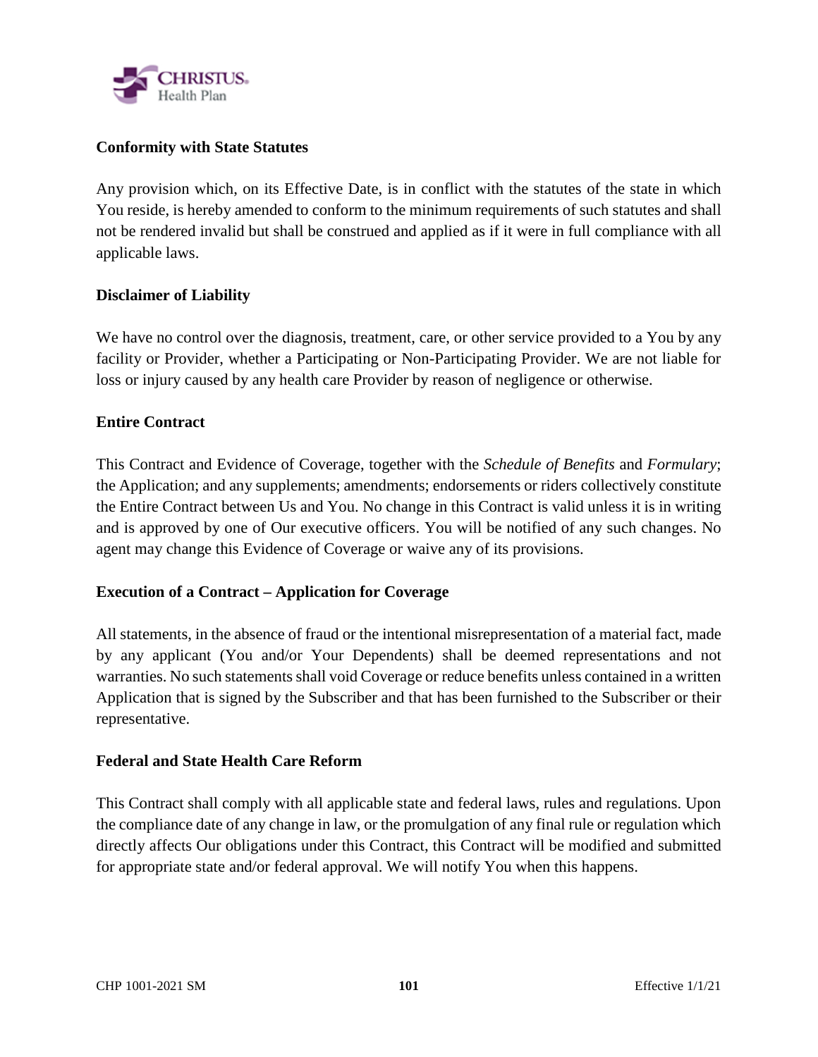**Conformity with State Statutes**

Any provision which, on its Effective Date, is in conflict with the statutes of the state in which You reside, is hereby amended to conform to the minimum requirements of such statutes and shall not be rendered invalid but shall be construed and applied as if it were in full compliance with all applicable laws.

**Disclaimer of Liability**

We have no control over the diagnosis, treatment, care, or other service provided to a You by any facility or Provider, whether a Participating or Non-Participating Provider. We are not liable for loss or injury caused by any health care Provider by reason of negligence or otherwise.

**Entire Contract**

This Contract and Evidence of Coverage, together with the *Schedule of Benefits* and *Formulary*; the Application; and any supplements; amendments; endorsements or riders collectively constitute the Entire Contract between Us and You. No change in this Contract is valid unless it is in writing and is approved by one of Our executive officers. You will be notified of any such changes. No agent may change this Evidence of Coverage or waive any of its provisions.

**Execution of a Contract – Application for Coverage**

All statements, in the absence of fraud or the intentional misrepresentation of a material fact, made by any applicant (You and/or Your Dependents) shall be deemed representations and not warranties. No such statements shall void Coverage or reduce benefits unless contained in a written Application that is signed by the Subscriber and that has been furnished to the Subscriber or their representative.

**Federal and State Health Care Reform**

This Contract shall comply with all applicable state and federal laws, rules and regulations. Upon the compliance date of any change in law, or the promulgation of any final rule or regulation which directly affects Our obligations under this Contract, this Contract will be modified and submitted for appropriate state and/or federal approval. We will notify You when this happens.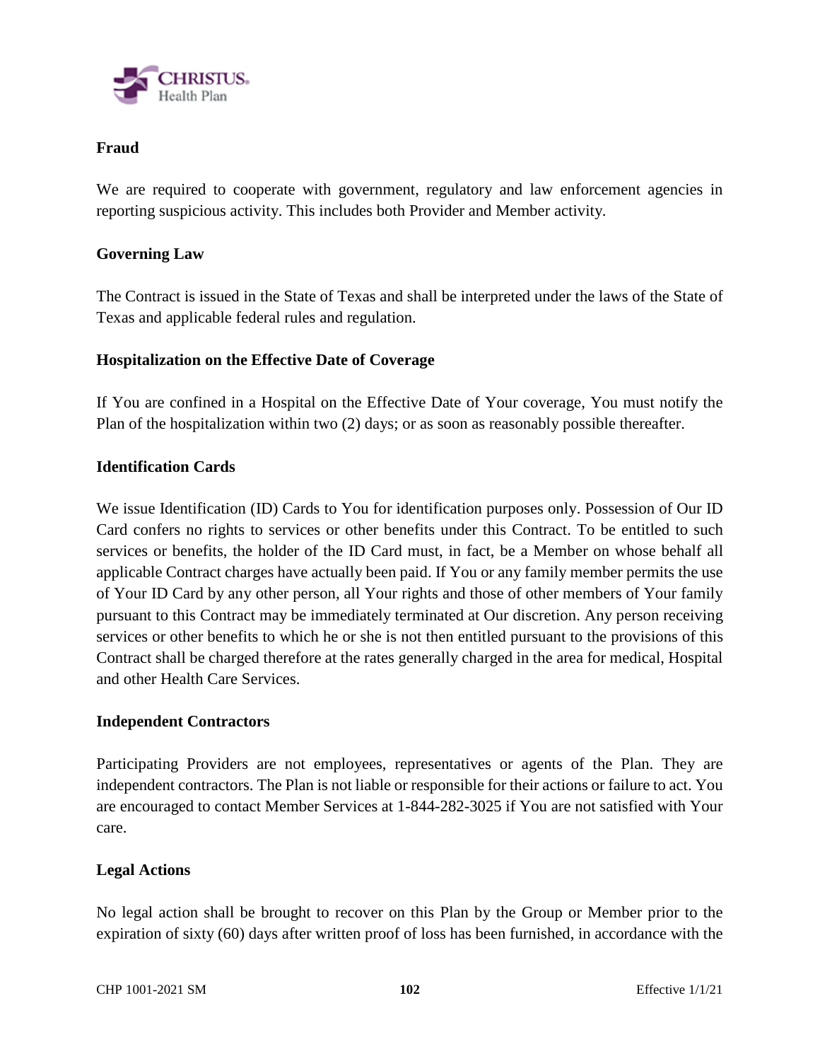**Fraud**

We are required to cooperate with government, regulatory and law enforcement agencies in reporting suspicious activity. This includes both Provider and Member activity.

**Governing Law**

The Contract is issued in the State of Texas and shall be interpreted under the laws of the State of Texas and applicable federal rules and regulation.

**Hospitalization on the Effective Date of Coverage**

If You are confined in a Hospital on the Effective Date of Your coverage, You must notify the Plan of the hospitalization within two (2) days; or as soon as reasonably possible thereafter.

**Identification Cards**

We issue Identification (ID) Cards to You for identification purposes only. Possession of Our ID Card confers no rights to services or other benefits under this Contract. To be entitled to such services or benefits, the holder of the ID Card must, in fact, be a Member on whose behalf all applicable Contract charges have actually been paid. If You or any family member permits the use of Your ID Card by any other person, all Your rights and those of other members of Your family pursuant to this Contract may be immediately terminated at Our discretion. Any person receiving services or other benefits to which he or she is not then entitled pursuant to the provisions of this Contract shall be charged therefore at the rates generally charged in the area for medical, Hospital and other Health Care Services.

**Independent Contractors**

Participating Providers are not employees, representatives or agents of the Plan. They are independent contractors. The Plan is not liable or responsible for their actions or failure to act. You are encouraged to contact Member Services at 1-844-282-3025 if You are not satisfied with Your care.

**Legal Actions**

No legal action shall be brought to recover on this Plan by the Group or Member prior to the expiration of sixty (60) days after written proof of loss has been furnished, in accordance with the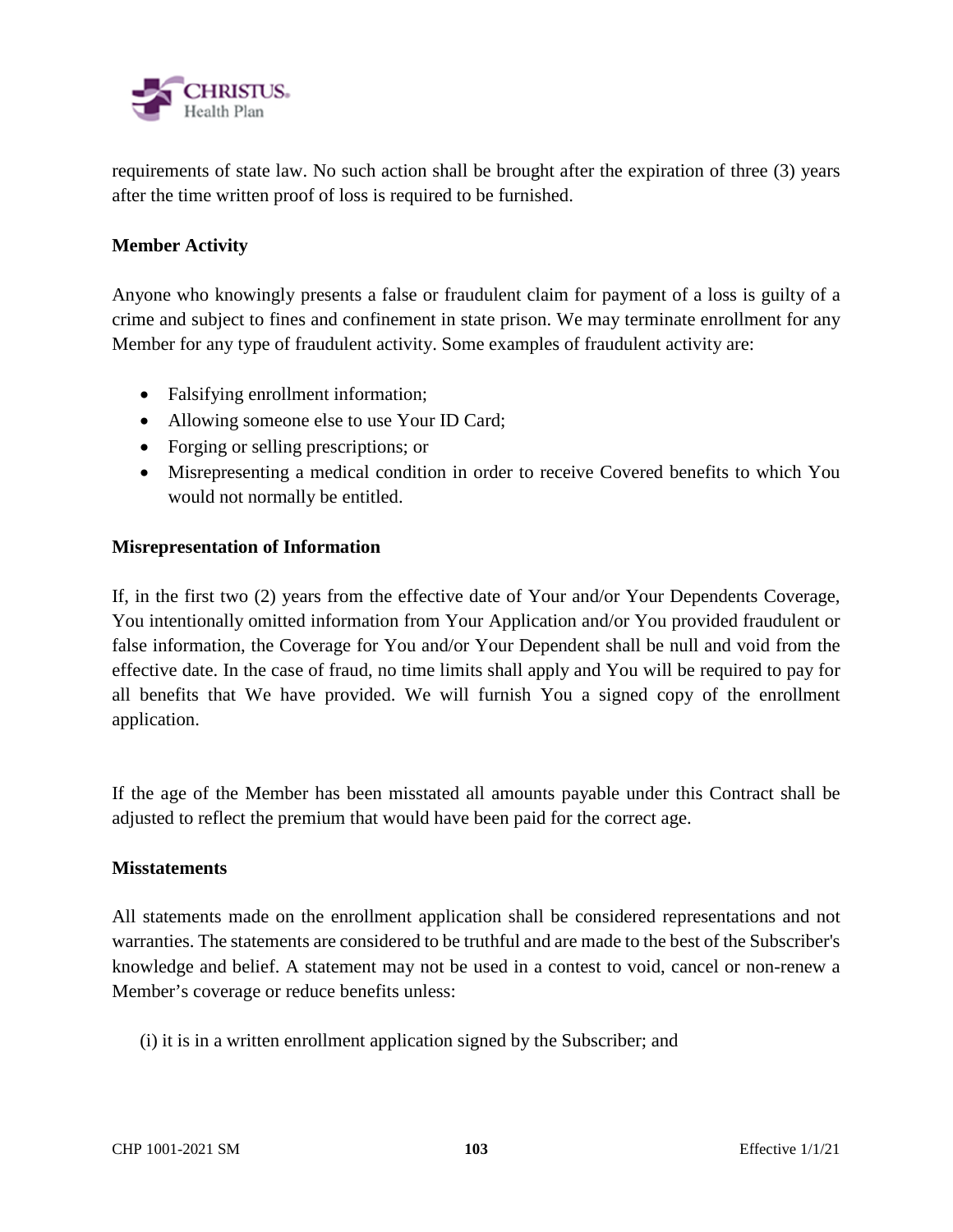requirements of state law. No such action shall be brought after the expiration of three (3) years after the time written proof of loss is required to be furnished.

**Member Activity**

Anyone who knowingly presents a false or fraudulent claim for payment of a loss is guilty of a crime and subject to fines and confinement in state prison. We may terminate enrollment for any Member for any type of fraudulent activity. Some examples of fraudulent activity are:

- Falsifying enrollment information;
- Allowing someone else to use Your ID Card;
- Forging or selling prescriptions; or
- Misrepresenting a medical condition in order to receive Covered benefits to which You would not normally be entitled.

**Misrepresentation of Information**

If, in the first two (2) years from the effective date of Your and/or Your Dependents Coverage, You intentionally omitted information from Your Application and/or You provided fraudulent or false information, the Coverage for You and/or Your Dependent shall be null and void from the effective date. In the case of fraud, no time limits shall apply and You will be required to pay for all benefits that We have provided. We will furnish You a signed copy of the enrollment application.

If the age of the Member has been misstated all amounts payable under this Contract shall be adjusted to reflect the premium that would have been paid for the correct age.

**Misstatements**

All statements made on the enrollment application shall be considered representations and not warranties. The statements are considered to be truthful and are made to the best of the Subscriber's knowledge and belief. A statement may not be used in a contest to void, cancel or non-renew a Member's coverage or reduce benefits unless:

(i) it is in a written enrollment application signed by the Subscriber; and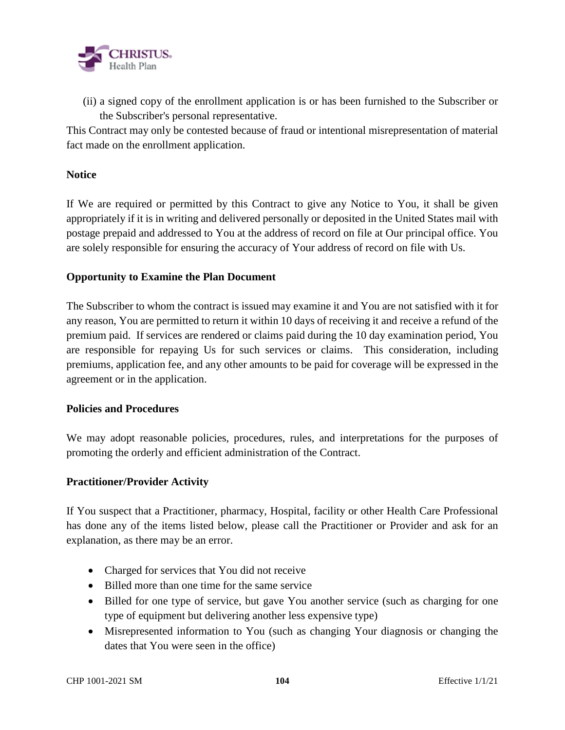(ii) a signed copy of the enrollment application is or has been furnished to the Subscriber or the Subscriber's personal representative.

This Contract may only be contested because of fraud or intentional misrepresentation of material fact made on the enrollment application.

**Notice**

If We are required or permitted by this Contract to give any Notice to You, it shall be given appropriately if it is in writing and delivered personally or deposited in the United States mail with postage prepaid and addressed to You at the address of record on file at Our principal office. You are solely responsible for ensuring the accuracy of Your address of record on file with Us.

**Opportunity to Examine the Plan Document**

The Subscriber to whom the contract is issued may examine it and You are not satisfied with it for any reason, You are permitted to return it within 10 days of receiving it and receive a refund of the premium paid. If services are rendered or claims paid during the 10 day examination period, You are responsible for repaying Us for such services or claims. This consideration, including premiums, application fee, and any other amounts to be paid for coverage will be expressed in the agreement or in the application.

**Policies and Procedures**

We may adopt reasonable policies, procedures, rules, and interpretations for the purposes of promoting the orderly and efficient administration of the Contract.

**Practitioner/Provider Activity**

If You suspect that a Practitioner, pharmacy, Hospital, facility or other Health Care Professional has done any of the items listed below, please call the Practitioner or Provider and ask for an explanation, as there may be an error.

- Charged for services that You did not receive
- Billed more than one time for the same service
- Billed for one type of service, but gave You another service (such as charging for one type of equipment but delivering another less expensive type)
- Misrepresented information to You (such as changing Your diagnosis or changing the dates that You were seen in the office)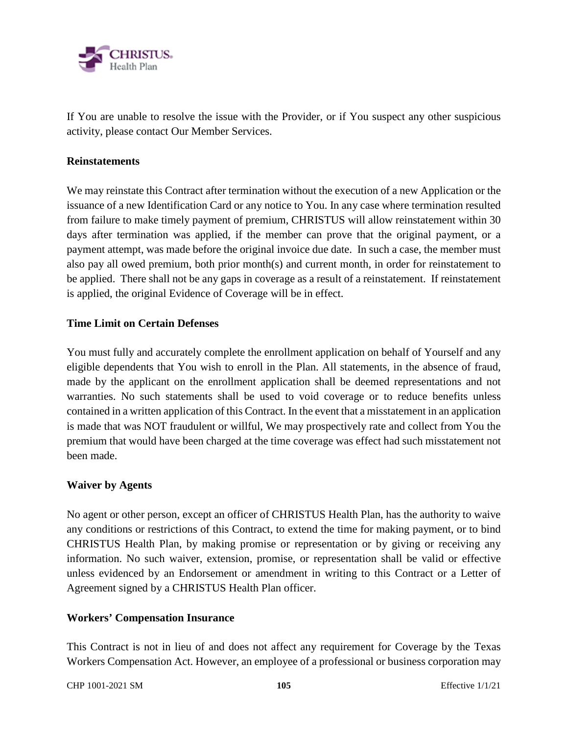If You are unable to resolve the issue with the Provider, or if You suspect any other suspicious activity, please contact Our Member Services.

**Reinstatements**

We may reinstate this Contract after termination without the execution of a new Application or the issuance of a new Identification Card or any notice to You. In any case where termination resulted from failure to make timely payment of premium, CHRISTUS will allow reinstatement within 30 days after termination was applied, if the member can prove that the original payment, or a payment attempt, was made before the original invoice due date. In such a case, the member must also pay all owed premium, both prior month(s) and current month, in order for reinstatement to be applied. There shall not be any gaps in coverage as a result of a reinstatement. If reinstatement is applied, the original Evidence of Coverage will be in effect.

**Time Limit on Certain Defenses**

You must fully and accurately complete the enrollment application on behalf of Yourself and any eligible dependents that You wish to enroll in the Plan. All statements, in the absence of fraud, made by the applicant on the enrollment application shall be deemed representations and not warranties. No such statements shall be used to void coverage or to reduce benefits unless contained in a written application of this Contract. In the event that a misstatement in an application is made that was NOT fraudulent or willful, We may prospectively rate and collect from You the premium that would have been charged at the time coverage was effect had such misstatement not been made.

**Waiver by Agents**

No agent or other person, except an officer of CHRISTUS Health Plan, has the authority to waive any conditions or restrictions of this Contract, to extend the time for making payment, or to bind CHRISTUS Health Plan, by making promise or representation or by giving or receiving any information. No such waiver, extension, promise, or representation shall be valid or effective unless evidenced by an Endorsement or amendment in writing to this Contract or a Letter of Agreement signed by a CHRISTUS Health Plan officer.

**Workers' Compensation Insurance**

This Contract is not in lieu of and does not affect any requirement for Coverage by the Texas Workers Compensation Act. However, an employee of a professional or business corporation may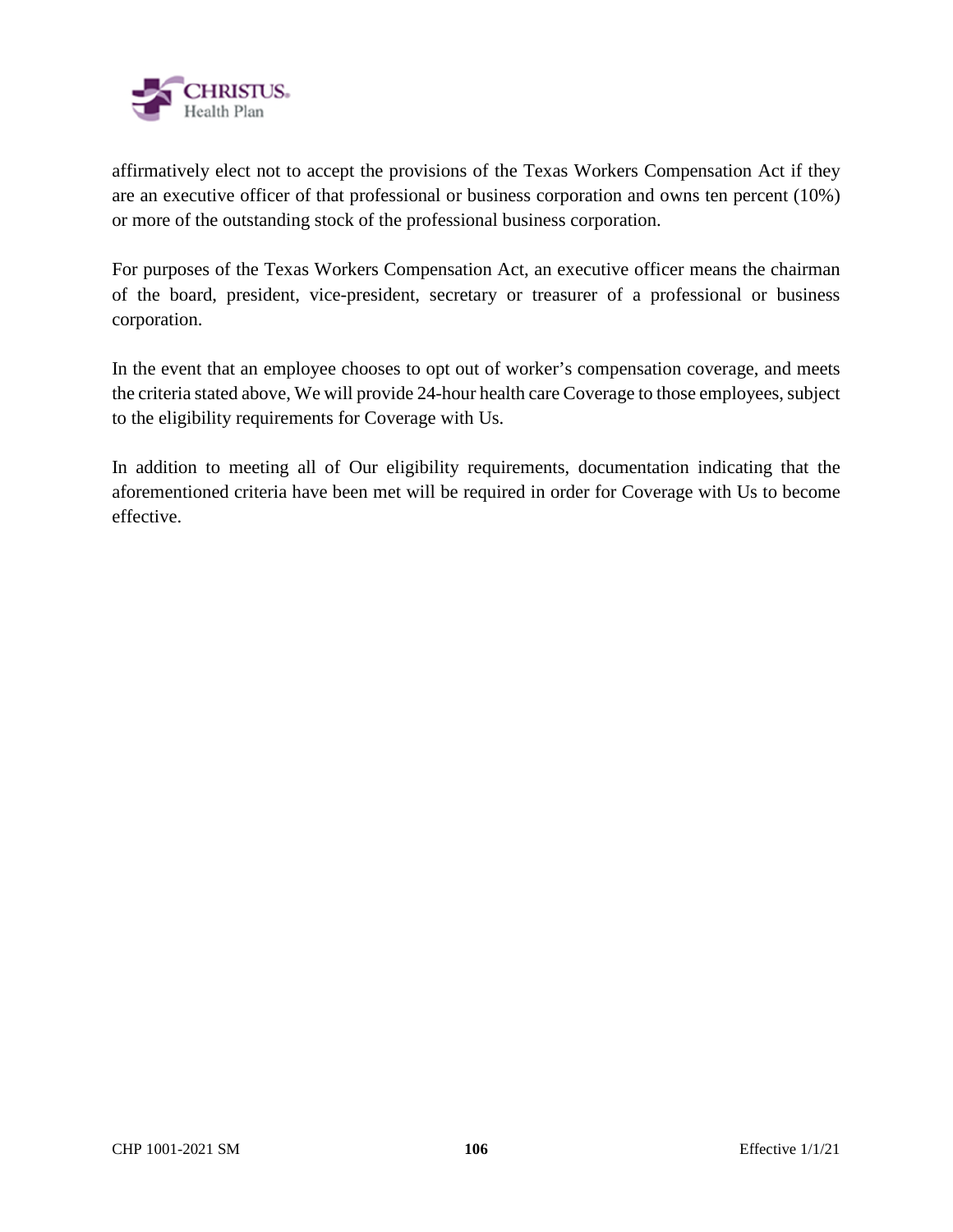affirmatively elect not to accept the provisions of the Texas Workers Compensation Act if they are an executive officer of that professional or business corporation and owns ten percent (10%) or more of the outstanding stock of the professional business corporation.

For purposes of the Texas Workers Compensation Act, an executive officer means the chairman of the board, president, vice-president, secretary or treasurer of a professional or business corporation.

In the event that an employee chooses to opt out of worker's compensation coverage, and meets the criteria stated above, We will provide 24-hour health care Coverage to those employees, subject to the eligibility requirements for Coverage with Us.

In addition to meeting all of Our eligibility requirements, documentation indicating that the aforementioned criteria have been met will be required in order for Coverage with Us to become effective.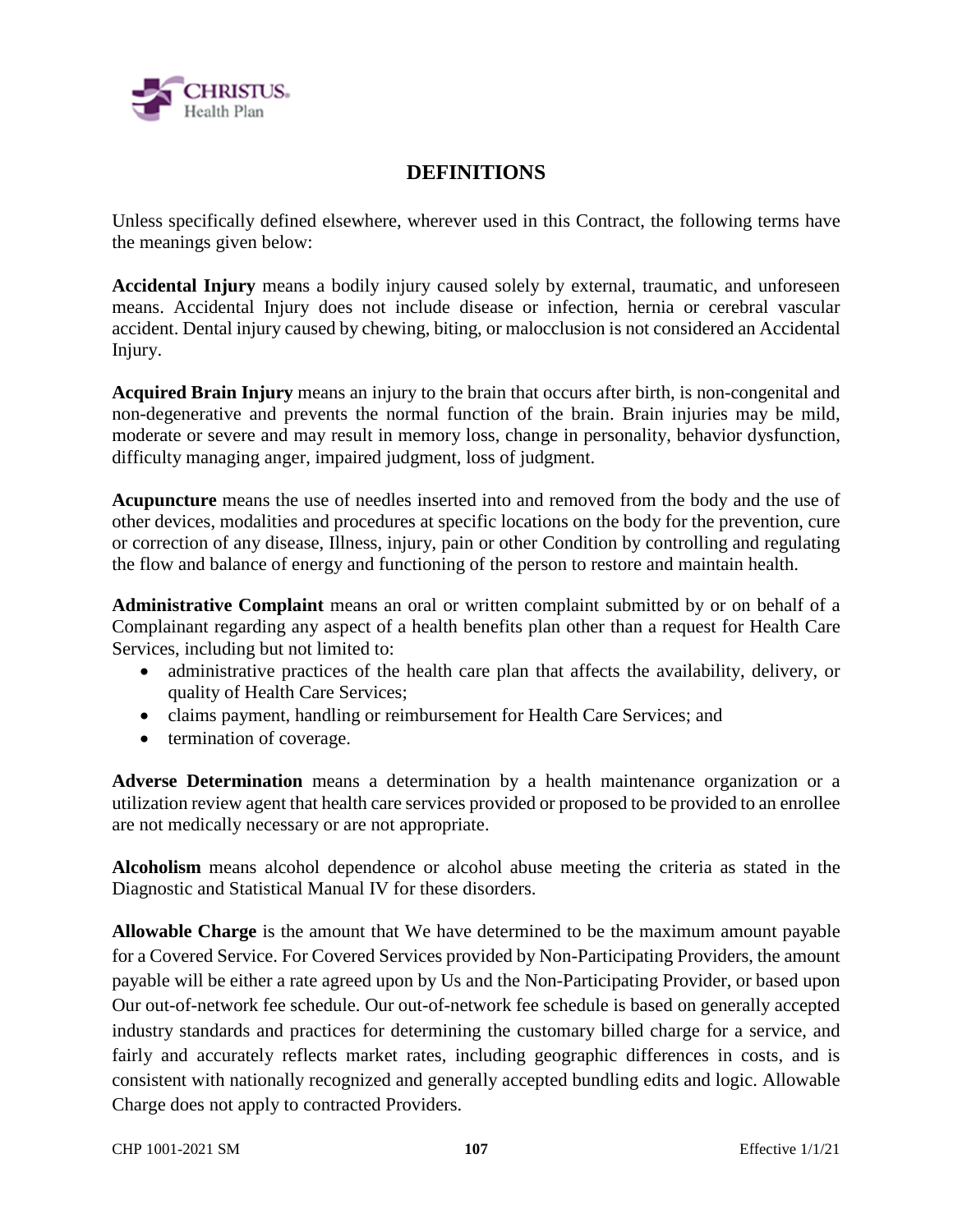## DEFINITIONS

Unless specifically defined elsewhere, wherever used in this Contract, the following terms have the meanings given below:

**Accidental Injury** means a bodily injury caused solely by external, traumatic, and unforeseen means. Accidental Injury does not include disease or infection, hernia or cerebral vascular accident. Dental injury caused by chewing, biting, or malocclusion is not considered an Accidental Injury.

**Acquired Brain Injury** means an injury to the brain that occurs after birth, is non-congenital and non-degenerative and prevents the normal function of the brain. Brain injuries may be mild, moderate or severe and may result in memory loss, change in personality, behavior dysfunction, difficulty managing anger, impaired judgment, loss of judgment.

**Acupuncture** means the use of needles inserted into and removed from the body and the use of other devices, modalities and procedures at specific locations on the body for the prevention, cure or correction of any disease, Illness, injury, pain or other Condition by controlling and regulating the flow and balance of energy and functioning of the person to restore and maintain health.

**Administrative Complaint** means an oral or written complaint submitted by or on behalf of a Complainant regarding any aspect of a health benefits plan other than a request for Health Care Services, including but not limited to:

- administrative practices of the health care plan that affects the availability, delivery, or quality of Health Care Services;
- claims payment, handling or reimbursement for Health Care Services; and
- termination of coverage.

**Adverse Determination** means a determination by a health maintenance organization or a utilization review agent that health care services provided or proposed to be provided to an enrollee are not medically necessary or are not appropriate.

**Alcoholism** means alcohol dependence or alcohol abuse meeting the criteria as stated in the Diagnostic and Statistical Manual IV for these disorders.

**Allowable Charge** is the amount that We have determined to be the maximum amount payable for a Covered Service. For Covered Services provided by Non-Participating Providers, the amount payable will be either a rate agreed upon by Us and the Non-Participating Provider, or based upon Our out-of-network fee schedule. Our out-of-network fee schedule is based on generally accepted industry standards and practices for determining the customary billed charge for a service, and fairly and accurately reflects market rates, including geographic differences in costs, and is consistent with nationally recognized and generally accepted bundling edits and logic. Allowable Charge does not apply to contracted Providers.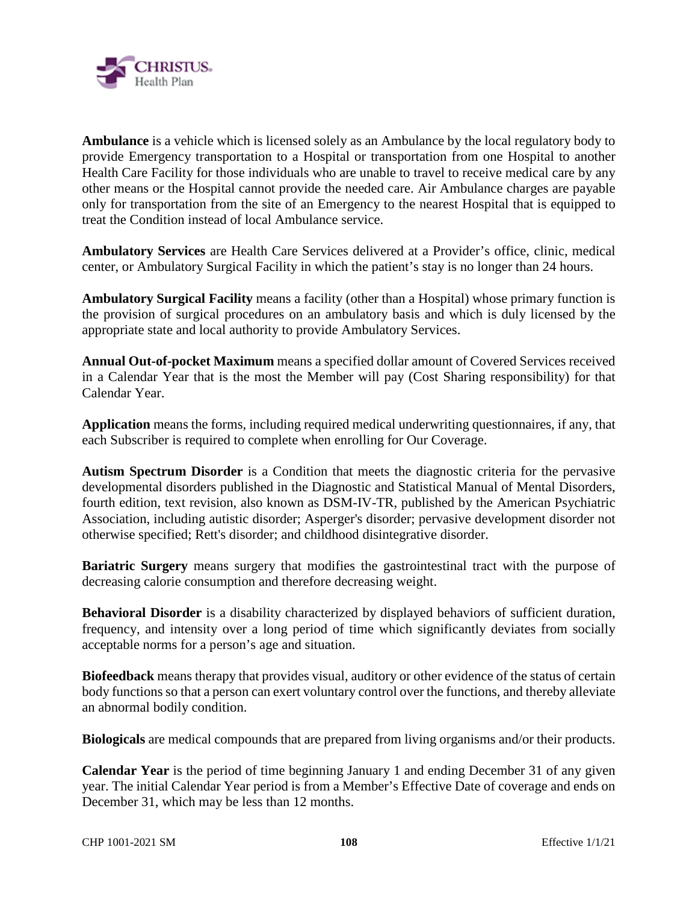**Ambulance** is a vehicle which is licensed solely as an Ambulance by the local regulatory body to provide Emergency transportation to a Hospital or transportation from one Hospital to another Health Care Facility for those individuals who are unable to travel to receive medical care by any other means or the Hospital cannot provide the needed care. Air Ambulance charges are payable only for transportation from the site of an Emergency to the nearest Hospital that is equipped to treat the Condition instead of local Ambulance service.

**Ambulatory Services** are Health Care Services delivered at a Provider's office, clinic, medical center, or Ambulatory Surgical Facility in which the patient's stay is no longer than 24 hours.

**Ambulatory Surgical Facility** means a facility (other than a Hospital) whose primary function is the provision of surgical procedures on an ambulatory basis and which is duly licensed by the appropriate state and local authority to provide Ambulatory Services.

**Annual Out-of-pocket Maximum** means a specified dollar amount of Covered Services received in a Calendar Year that is the most the Member will pay (Cost Sharing responsibility) for that Calendar Year.

**Application** means the forms, including required medical underwriting questionnaires, if any, that each Subscriber is required to complete when enrolling for Our Coverage.

**Autism Spectrum Disorder** is a Condition that meets the diagnostic criteria for the pervasive developmental disorders published in the Diagnostic and Statistical Manual of Mental Disorders, fourth edition, text revision, also known as DSM-IV-TR, published by the American Psychiatric Association, including autistic disorder; Asperger's disorder; pervasive development disorder not otherwise specified; Rett's disorder; and childhood disintegrative disorder.

**Bariatric Surgery** means surgery that modifies the gastrointestinal tract with the purpose of decreasing calorie consumption and therefore decreasing weight.

**Behavioral Disorder** is a disability characterized by displayed behaviors of sufficient duration, frequency, and intensity over a long period of time which significantly deviates from socially acceptable norms for a person's age and situation.

**Biofeedback** means therapy that provides visual, auditory or other evidence of the status of certain body functions so that a person can exert voluntary control over the functions, and thereby alleviate an abnormal bodily condition.

**Biologicals** are medical compounds that are prepared from living organisms and/or their products.

**Calendar Year** is the period of time beginning January 1 and ending December 31 of any given year. The initial Calendar Year period is from a Member's Effective Date of coverage and ends on December 31, which may be less than 12 months.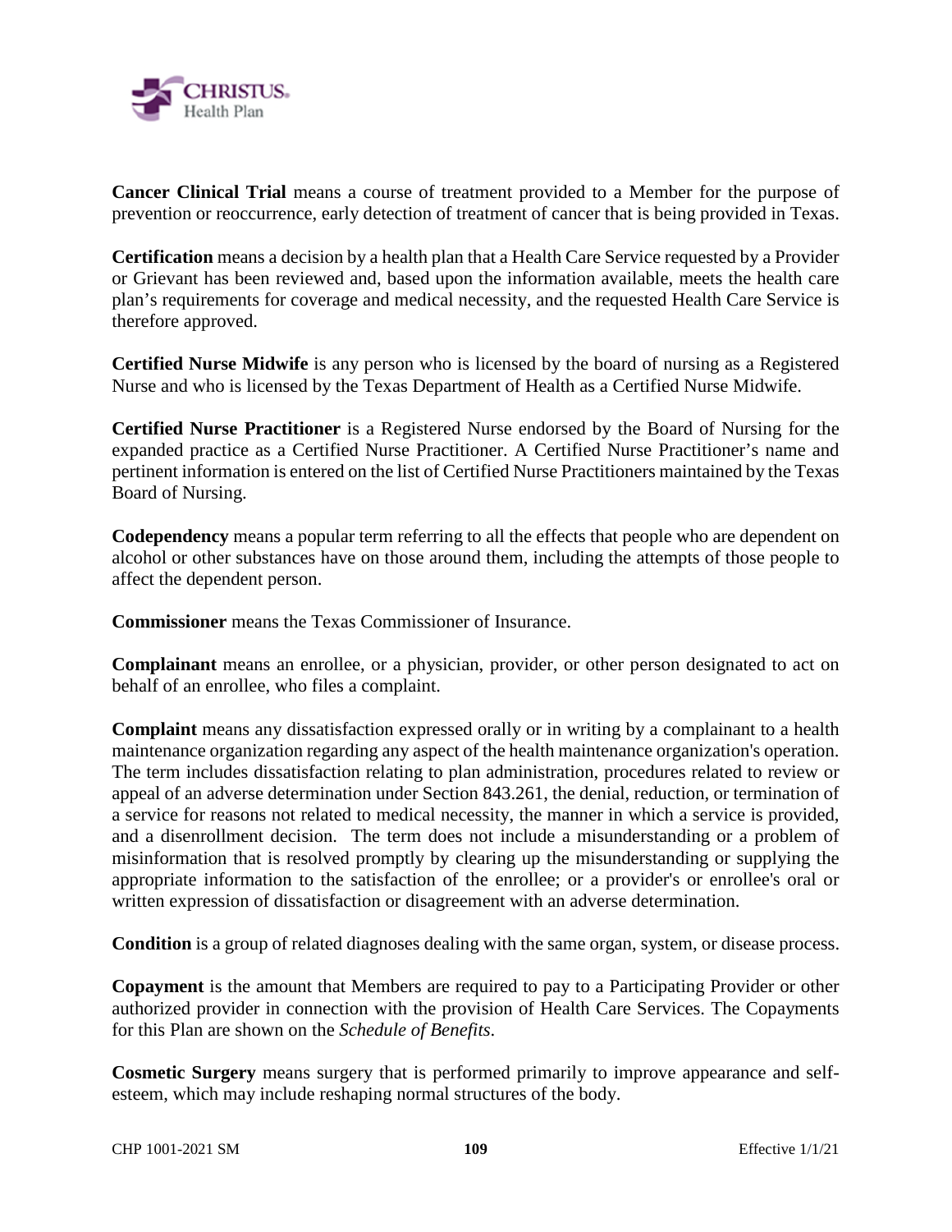**Cancer Clinical Trial** means a course of treatment provided to a Member for the purpose of prevention or reoccurrence, early detection of treatment of cancer that is being provided in Texas.

**Certification** means a decision by a health plan that a Health Care Service requested by a Provider or Grievant has been reviewed and, based upon the information available, meets the health care plan's requirements for coverage and medical necessity, and the requested Health Care Service is therefore approved.

**Certified Nurse Midwife** is any person who is licensed by the board of nursing as a Registered Nurse and who is licensed by the Texas Department of Health as a Certified Nurse Midwife.

**Certified Nurse Practitioner** is a Registered Nurse endorsed by the Board of Nursing for the expanded practice as a Certified Nurse Practitioner. A Certified Nurse Practitioner's name and pertinent information is entered on the list of Certified Nurse Practitioners maintained by the Texas Board of Nursing.

**Codependency** means a popular term referring to all the effects that people who are dependent on alcohol or other substances have on those around them, including the attempts of those people to affect the dependent person.

**Commissioner** means the Texas Commissioner of Insurance.

**Complainant** means an enrollee, or a physician, provider, or other person designated to act on behalf of an enrollee, who files a complaint.

**Complaint** means any dissatisfaction expressed orally or in writing by a complainant to a health maintenance organization regarding any aspect of the health maintenance organization's operation. The term includes dissatisfaction relating to plan administration, procedures related to review or appeal of an adverse determination under Section 843.261, the denial, reduction, or termination of a service for reasons not related to medical necessity, the manner in which a service is provided, and a disenrollment decision. The term does not include a misunderstanding or a problem of misinformation that is resolved promptly by clearing up the misunderstanding or supplying the appropriate information to the satisfaction of the enrollee; or a provider's or enrollee's oral or written expression of dissatisfaction or disagreement with an adverse determination.

**Condition** is a group of related diagnoses dealing with the same organ, system, or disease process.

**Copayment** is the amount that Members are required to pay to a Participating Provider or other authorized provider in connection with the provision of Health Care Services. The Copayments for this Plan are shown on the *Schedule of Benefits*.

**Cosmetic Surgery** means surgery that is performed primarily to improve appearance and self-esteem, which may include reshaping normal structures of the body.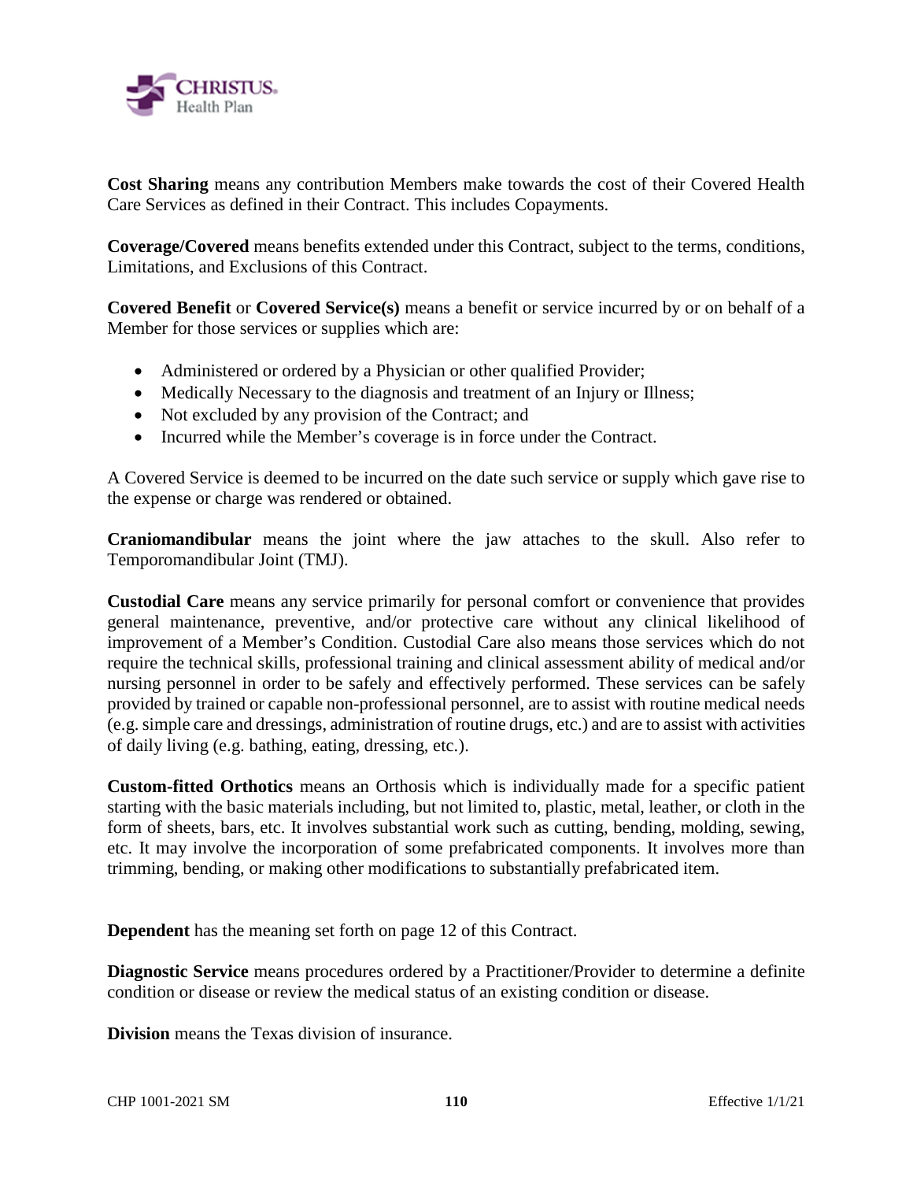**Cost Sharing** means any contribution Members make towards the cost of their Covered Health Care Services as defined in their Contract. This includes Copayments.

**Coverage/Covered** means benefits extended under this Contract, subject to the terms, conditions, Limitations, and Exclusions of this Contract.

**Covered Benefit** or **Covered Service(s)** means a benefit or service incurred by or on behalf of a Member for those services or supplies which are:

- Administered or ordered by a Physician or other qualified Provider;
- Medically Necessary to the diagnosis and treatment of an Injury or Illness;
- Not excluded by any provision of the Contract; and
- Incurred while the Member's coverage is in force under the Contract.

A Covered Service is deemed to be incurred on the date such service or supply which gave rise to the expense or charge was rendered or obtained.

**Craniomandibular** means the joint where the jaw attaches to the skull. Also refer to Temporomandibular Joint (TMJ).

**Custodial Care** means any service primarily for personal comfort or convenience that provides general maintenance, preventive, and/or protective care without any clinical likelihood of improvement of a Member's Condition. Custodial Care also means those services which do not require the technical skills, professional training and clinical assessment ability of medical and/or nursing personnel in order to be safely and effectively performed. These services can be safely provided by trained or capable non-professional personnel, are to assist with routine medical needs (e.g. simple care and dressings, administration of routine drugs, etc.) and are to assist with activities of daily living (e.g. bathing, eating, dressing, etc.).

**Custom-fitted Orthotics** means an Orthosis which is individually made for a specific patient starting with the basic materials including, but not limited to, plastic, metal, leather, or cloth in the form of sheets, bars, etc. It involves substantial work such as cutting, bending, molding, sewing, etc. It may involve the incorporation of some prefabricated components. It involves more than trimming, bending, or making other modifications to substantially prefabricated item.

**Dependent** has the meaning set forth on page 12 of this Contract.

**Diagnostic Service** means procedures ordered by a Practitioner/Provider to determine a definite condition or disease or review the medical status of an existing condition or disease.

**Division** means the Texas division of insurance.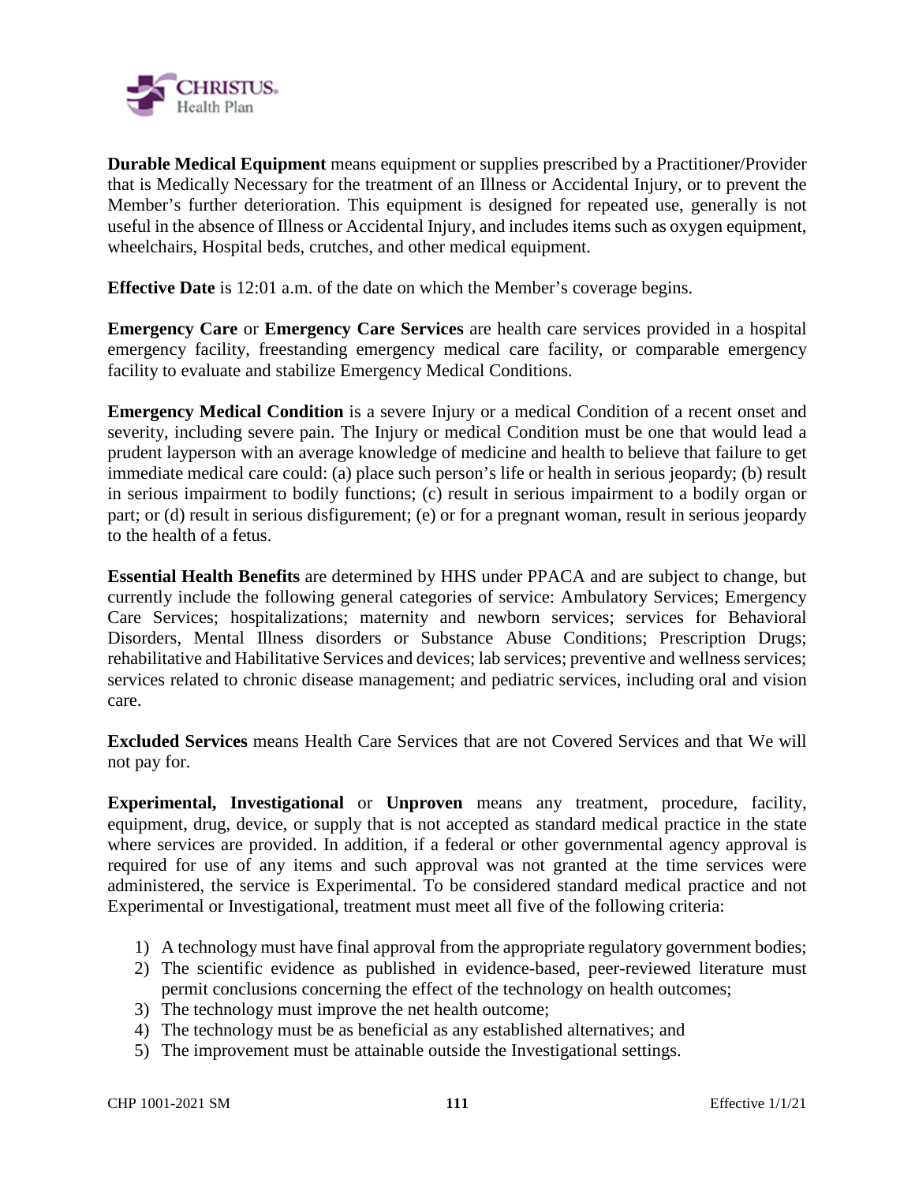**Durable Medical Equipment** means equipment or supplies prescribed by a Practitioner/Provider that is Medically Necessary for the treatment of an Illness or Accidental Injury, or to prevent the Member's further deterioration. This equipment is designed for repeated use, generally is not useful in the absence of Illness or Accidental Injury, and includes items such as oxygen equipment, wheelchairs, Hospital beds, crutches, and other medical equipment.

**Effective Date** is 12:01 a.m. of the date on which the Member's coverage begins.

**Emergency Care** or **Emergency Care Services** are health care services provided in a hospital emergency facility, freestanding emergency medical care facility, or comparable emergency facility to evaluate and stabilize Emergency Medical Conditions.

**Emergency Medical Condition** is a severe Injury or a medical Condition of a recent onset and severity, including severe pain. The Injury or medical Condition must be one that would lead a prudent layperson with an average knowledge of medicine and health to believe that failure to get immediate medical care could: (a) place such person's life or health in serious jeopardy; (b) result in serious impairment to bodily functions; (c) result in serious impairment to a bodily organ or part; or (d) result in serious disfigurement; (e) or for a pregnant woman, result in serious jeopardy to the health of a fetus.

**Essential Health Benefits** are determined by HHS under PPACA and are subject to change, but currently include the following general categories of service: Ambulatory Services; Emergency Care Services; hospitalizations; maternity and newborn services; services for Behavioral Disorders, Mental Illness disorders or Substance Abuse Conditions; Prescription Drugs; rehabilitative and Habilitative Services and devices; lab services; preventive and wellness services; services related to chronic disease management; and pediatric services, including oral and vision care.

**Excluded Services** means Health Care Services that are not Covered Services and that We will not pay for.

**Experimental, Investigational** or **Unproven** means any treatment, procedure, facility, equipment, drug, device, or supply that is not accepted as standard medical practice in the state where services are provided. In addition, if a federal or other governmental agency approval is required for use of any items and such approval was not granted at the time services were administered, the service is Experimental. To be considered standard medical practice and not Experimental or Investigational, treatment must meet all five of the following criteria:

1) A technology must have final approval from the appropriate regulatory government bodies;
2) The scientific evidence as published in evidence-based, peer-reviewed literature must permit conclusions concerning the effect of the technology on health outcomes;
3) The technology must improve the net health outcome;
4) The technology must be as beneficial as any established alternatives; and
5) The improvement must be attainable outside the Investigational settings.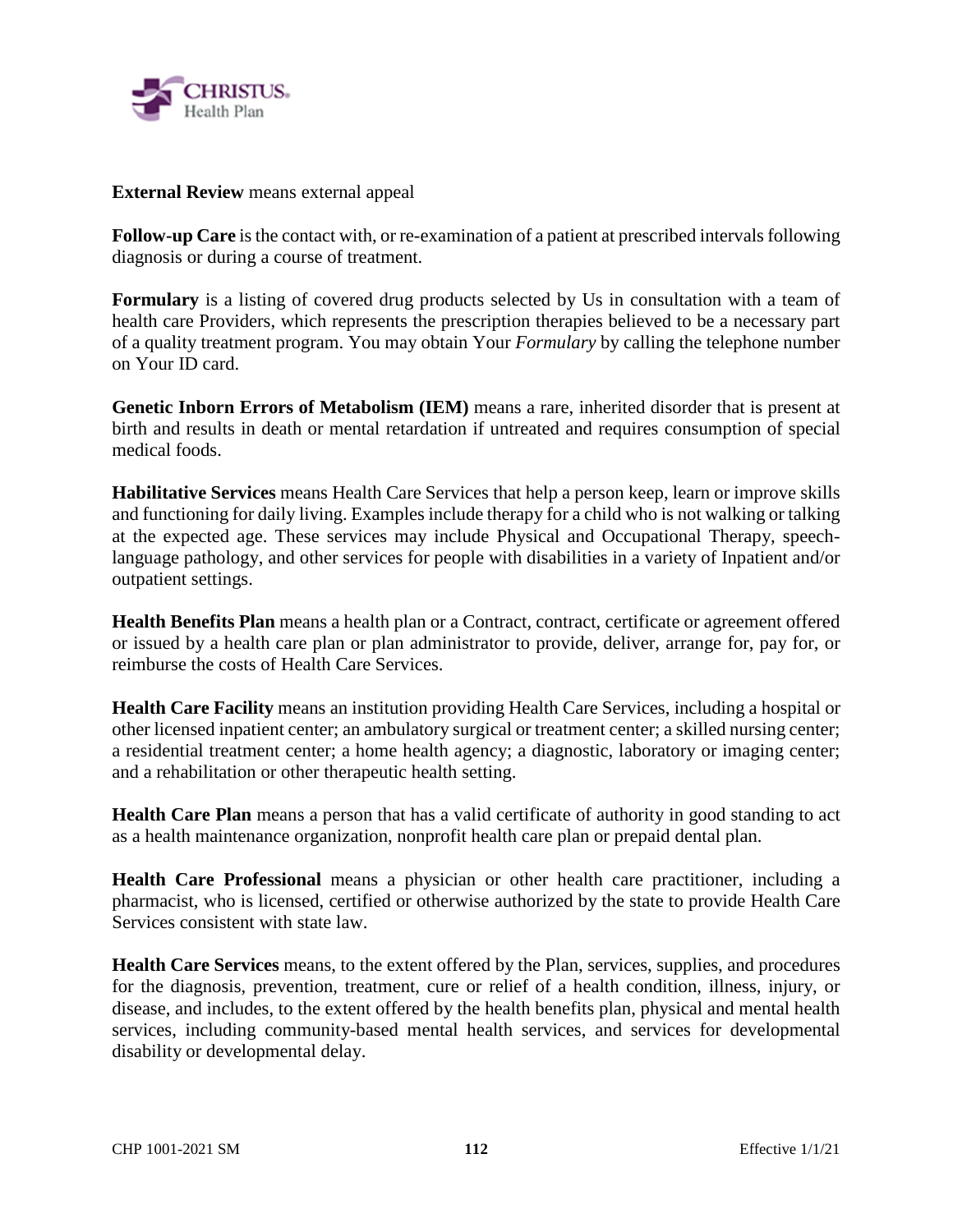**External Review** means external appeal

**Follow-up Care** is the contact with, or re-examination of a patient at prescribed intervals following diagnosis or during a course of treatment.

**Formulary** is a listing of covered drug products selected by Us in consultation with a team of health care Providers, which represents the prescription therapies believed to be a necessary part of a quality treatment program. You may obtain Your *Formulary* by calling the telephone number on Your ID card.

**Genetic Inborn Errors of Metabolism (IEM)** means a rare, inherited disorder that is present at birth and results in death or mental retardation if untreated and requires consumption of special medical foods.

**Habilitative Services** means Health Care Services that help a person keep, learn or improve skills and functioning for daily living. Examples include therapy for a child who is not walking or talking at the expected age. These services may include Physical and Occupational Therapy, speech-language pathology, and other services for people with disabilities in a variety of Inpatient and/or outpatient settings.

**Health Benefits Plan** means a health plan or a Contract, contract, certificate or agreement offered or issued by a health care plan or plan administrator to provide, deliver, arrange for, pay for, or reimburse the costs of Health Care Services.

**Health Care Facility** means an institution providing Health Care Services, including a hospital or other licensed inpatient center; an ambulatory surgical or treatment center; a skilled nursing center; a residential treatment center; a home health agency; a diagnostic, laboratory or imaging center; and a rehabilitation or other therapeutic health setting.

**Health Care Plan** means a person that has a valid certificate of authority in good standing to act as a health maintenance organization, nonprofit health care plan or prepaid dental plan.

**Health Care Professional** means a physician or other health care practitioner, including a pharmacist, who is licensed, certified or otherwise authorized by the state to provide Health Care Services consistent with state law.

**Health Care Services** means, to the extent offered by the Plan, services, supplies, and procedures for the diagnosis, prevention, treatment, cure or relief of a health condition, illness, injury, or disease, and includes, to the extent offered by the health benefits plan, physical and mental health services, including community-based mental health services, and services for developmental disability or developmental delay.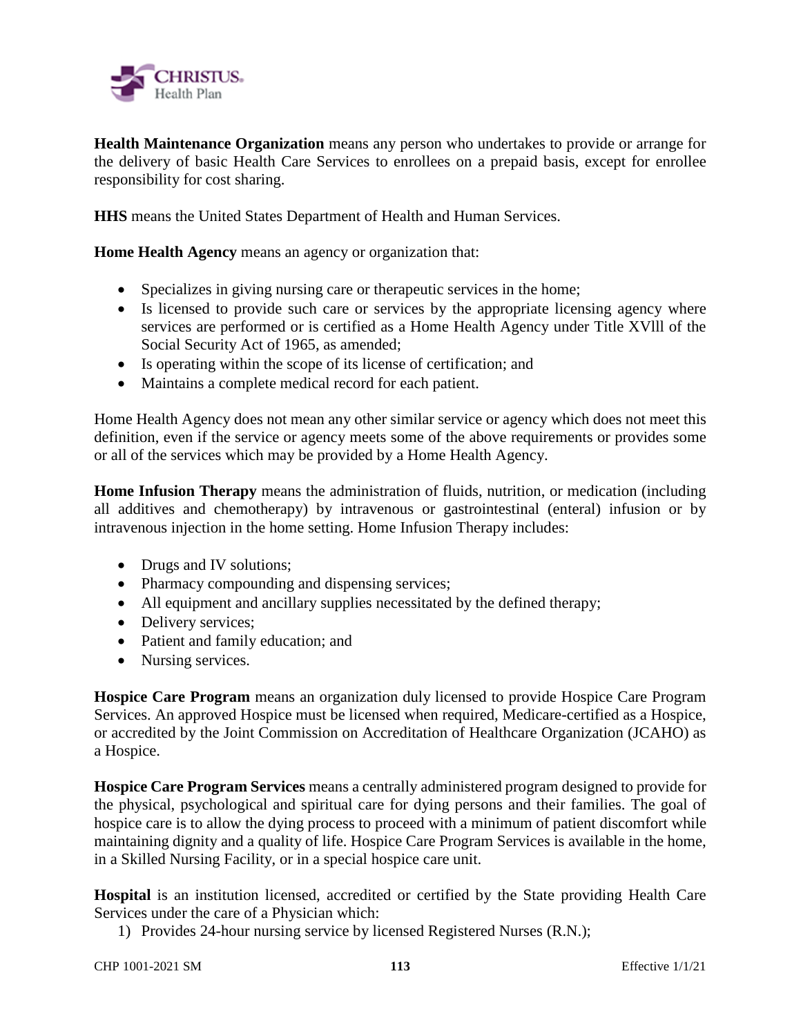**Health Maintenance Organization** means any person who undertakes to provide or arrange for the delivery of basic Health Care Services to enrollees on a prepaid basis, except for enrollee responsibility for cost sharing.

**HHS** means the United States Department of Health and Human Services.

**Home Health Agency** means an agency or organization that:

- Specializes in giving nursing care or therapeutic services in the home;
- Is licensed to provide such care or services by the appropriate licensing agency where services are performed or is certified as a Home Health Agency under Title XVlll of the Social Security Act of 1965, as amended;
- Is operating within the scope of its license of certification; and
- Maintains a complete medical record for each patient.

Home Health Agency does not mean any other similar service or agency which does not meet this definition, even if the service or agency meets some of the above requirements or provides some or all of the services which may be provided by a Home Health Agency.

**Home Infusion Therapy** means the administration of fluids, nutrition, or medication (including all additives and chemotherapy) by intravenous or gastrointestinal (enteral) infusion or by intravenous injection in the home setting. Home Infusion Therapy includes:

- Drugs and IV solutions;
- Pharmacy compounding and dispensing services;
- All equipment and ancillary supplies necessitated by the defined therapy;
- Delivery services;
- Patient and family education; and
- Nursing services.

**Hospice Care Program** means an organization duly licensed to provide Hospice Care Program Services. An approved Hospice must be licensed when required, Medicare-certified as a Hospice, or accredited by the Joint Commission on Accreditation of Healthcare Organization (JCAHO) as a Hospice.

**Hospice Care Program Services** means a centrally administered program designed to provide for the physical, psychological and spiritual care for dying persons and their families. The goal of hospice care is to allow the dying process to proceed with a minimum of patient discomfort while maintaining dignity and a quality of life. Hospice Care Program Services is available in the home, in a Skilled Nursing Facility, or in a special hospice care unit.

**Hospital** is an institution licensed, accredited or certified by the State providing Health Care Services under the care of a Physician which:

1) Provides 24-hour nursing service by licensed Registered Nurses (R.N.);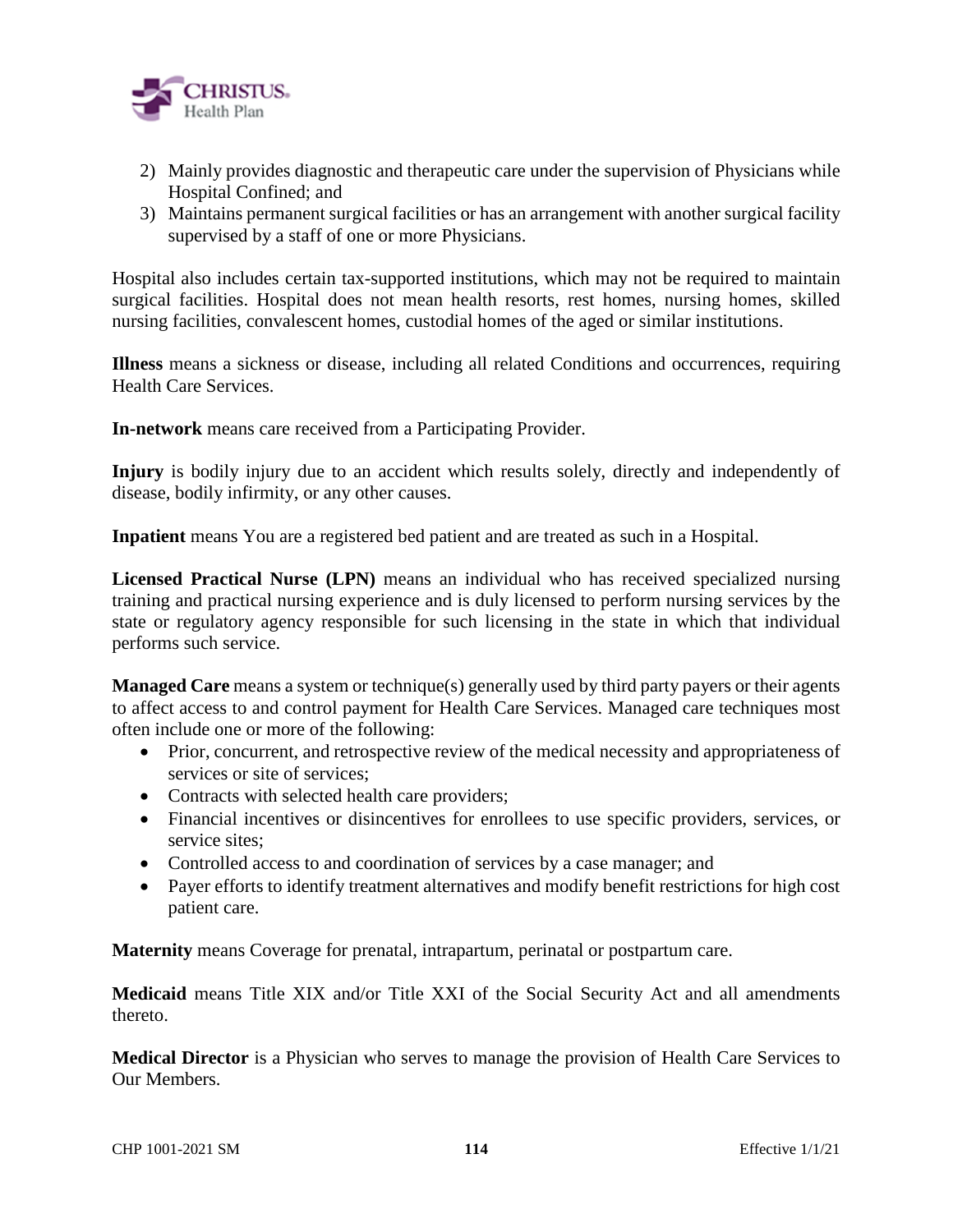2) Mainly provides diagnostic and therapeutic care under the supervision of Physicians while Hospital Confined; and
3) Maintains permanent surgical facilities or has an arrangement with another surgical facility supervised by a staff of one or more Physicians.

Hospital also includes certain tax-supported institutions, which may not be required to maintain surgical facilities. Hospital does not mean health resorts, rest homes, nursing homes, skilled nursing facilities, convalescent homes, custodial homes of the aged or similar institutions.

**Illness** means a sickness or disease, including all related Conditions and occurrences, requiring Health Care Services.

**In-network** means care received from a Participating Provider.

**Injury** is bodily injury due to an accident which results solely, directly and independently of disease, bodily infirmity, or any other causes.

**Inpatient** means You are a registered bed patient and are treated as such in a Hospital.

**Licensed Practical Nurse (LPN)** means an individual who has received specialized nursing training and practical nursing experience and is duly licensed to perform nursing services by the state or regulatory agency responsible for such licensing in the state in which that individual performs such service.

**Managed Care** means a system or technique(s) generally used by third party payers or their agents to affect access to and control payment for Health Care Services. Managed care techniques most often include one or more of the following:

- Prior, concurrent, and retrospective review of the medical necessity and appropriateness of services or site of services;
- Contracts with selected health care providers;
- Financial incentives or disincentives for enrollees to use specific providers, services, or service sites;
- Controlled access to and coordination of services by a case manager; and
- Payer efforts to identify treatment alternatives and modify benefit restrictions for high cost patient care.

**Maternity** means Coverage for prenatal, intrapartum, perinatal or postpartum care.

**Medicaid** means Title XIX and/or Title XXI of the Social Security Act and all amendments thereto.

**Medical Director** is a Physician who serves to manage the provision of Health Care Services to Our Members.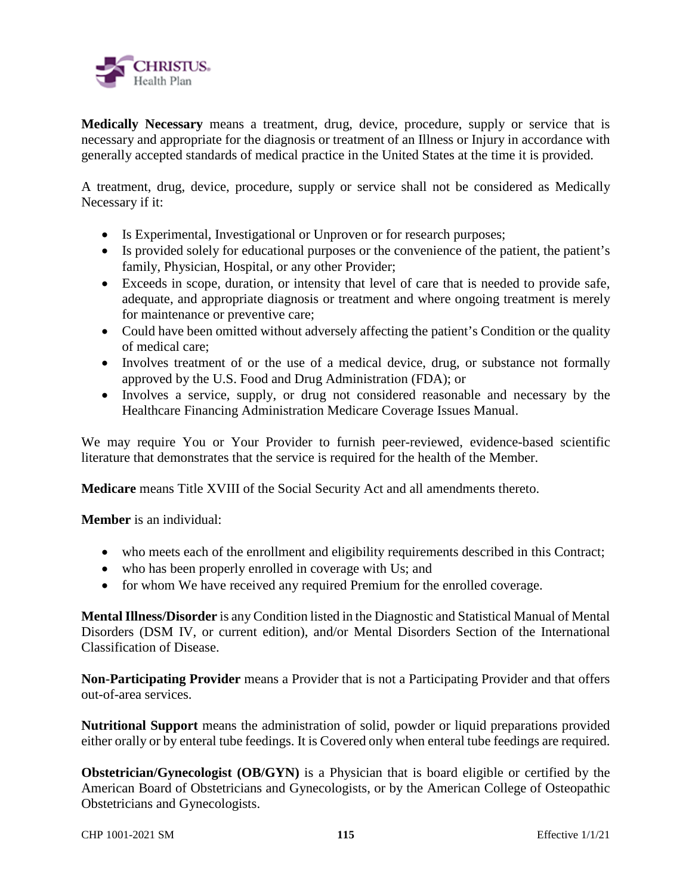**Medically Necessary** means a treatment, drug, device, procedure, supply or service that is necessary and appropriate for the diagnosis or treatment of an Illness or Injury in accordance with generally accepted standards of medical practice in the United States at the time it is provided.

A treatment, drug, device, procedure, supply or service shall not be considered as Medically Necessary if it:

- Is Experimental, Investigational or Unproven or for research purposes;
- Is provided solely for educational purposes or the convenience of the patient, the patient's family, Physician, Hospital, or any other Provider;
- Exceeds in scope, duration, or intensity that level of care that is needed to provide safe, adequate, and appropriate diagnosis or treatment and where ongoing treatment is merely for maintenance or preventive care;
- Could have been omitted without adversely affecting the patient's Condition or the quality of medical care;
- Involves treatment of or the use of a medical device, drug, or substance not formally approved by the U.S. Food and Drug Administration (FDA); or
- Involves a service, supply, or drug not considered reasonable and necessary by the Healthcare Financing Administration Medicare Coverage Issues Manual.

We may require You or Your Provider to furnish peer-reviewed, evidence-based scientific literature that demonstrates that the service is required for the health of the Member.

**Medicare** means Title XVIII of the Social Security Act and all amendments thereto.

**Member** is an individual:

- who meets each of the enrollment and eligibility requirements described in this Contract;
- who has been properly enrolled in coverage with Us; and
- for whom We have received any required Premium for the enrolled coverage.

**Mental Illness/Disorder** is any Condition listed in the Diagnostic and Statistical Manual of Mental Disorders (DSM IV, or current edition), and/or Mental Disorders Section of the International Classification of Disease.

**Non-Participating Provider** means a Provider that is not a Participating Provider and that offers out-of-area services.

**Nutritional Support** means the administration of solid, powder or liquid preparations provided either orally or by enteral tube feedings. It is Covered only when enteral tube feedings are required.

**Obstetrician/Gynecologist (OB/GYN)** is a Physician that is board eligible or certified by the American Board of Obstetricians and Gynecologists, or by the American College of Osteopathic Obstetricians and Gynecologists.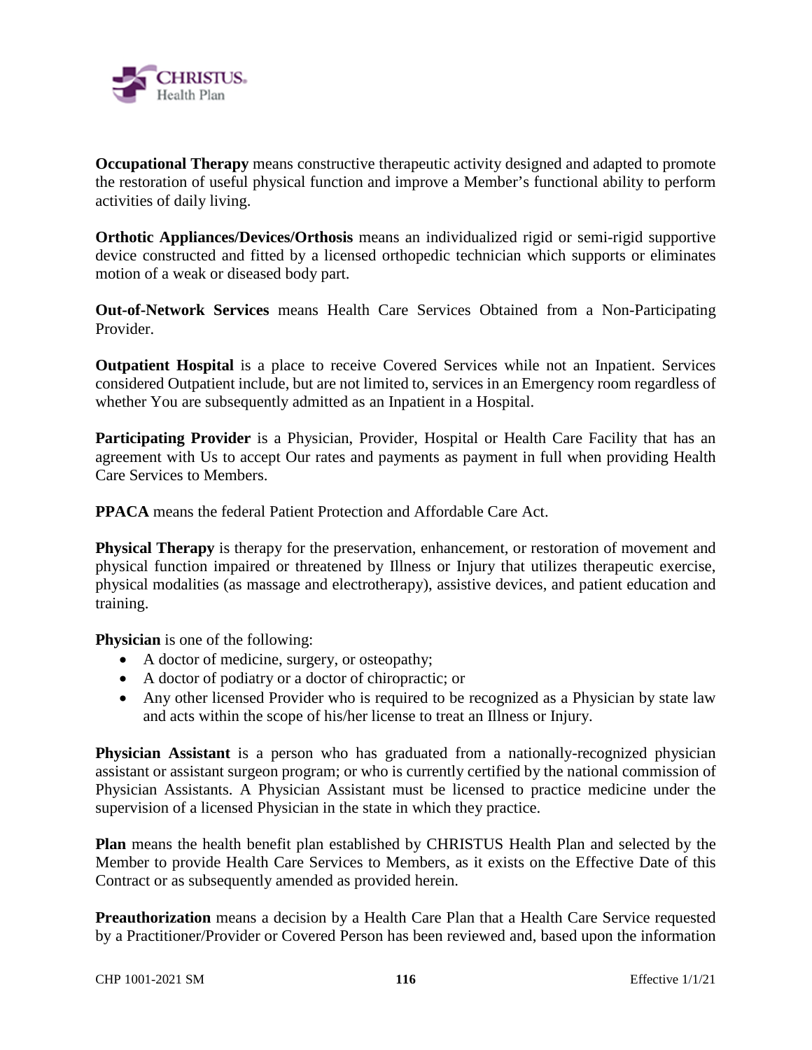**Occupational Therapy** means constructive therapeutic activity designed and adapted to promote the restoration of useful physical function and improve a Member's functional ability to perform activities of daily living.

**Orthotic Appliances/Devices/Orthosis** means an individualized rigid or semi-rigid supportive device constructed and fitted by a licensed orthopedic technician which supports or eliminates motion of a weak or diseased body part.

**Out-of-Network Services** means Health Care Services Obtained from a Non-Participating Provider.

**Outpatient Hospital** is a place to receive Covered Services while not an Inpatient. Services considered Outpatient include, but are not limited to, services in an Emergency room regardless of whether You are subsequently admitted as an Inpatient in a Hospital.

**Participating Provider** is a Physician, Provider, Hospital or Health Care Facility that has an agreement with Us to accept Our rates and payments as payment in full when providing Health Care Services to Members.

**PPACA** means the federal Patient Protection and Affordable Care Act.

**Physical Therapy** is therapy for the preservation, enhancement, or restoration of movement and physical function impaired or threatened by Illness or Injury that utilizes therapeutic exercise, physical modalities (as massage and electrotherapy), assistive devices, and patient education and training.

**Physician** is one of the following:

- A doctor of medicine, surgery, or osteopathy;
- A doctor of podiatry or a doctor of chiropractic; or
- Any other licensed Provider who is required to be recognized as a Physician by state law and acts within the scope of his/her license to treat an Illness or Injury.

**Physician Assistant** is a person who has graduated from a nationally-recognized physician assistant or assistant surgeon program; or who is currently certified by the national commission of Physician Assistants. A Physician Assistant must be licensed to practice medicine under the supervision of a licensed Physician in the state in which they practice.

**Plan** means the health benefit plan established by CHRISTUS Health Plan and selected by the Member to provide Health Care Services to Members, as it exists on the Effective Date of this Contract or as subsequently amended as provided herein.

**Preauthorization** means a decision by a Health Care Plan that a Health Care Service requested by a Practitioner/Provider or Covered Person has been reviewed and, based upon the information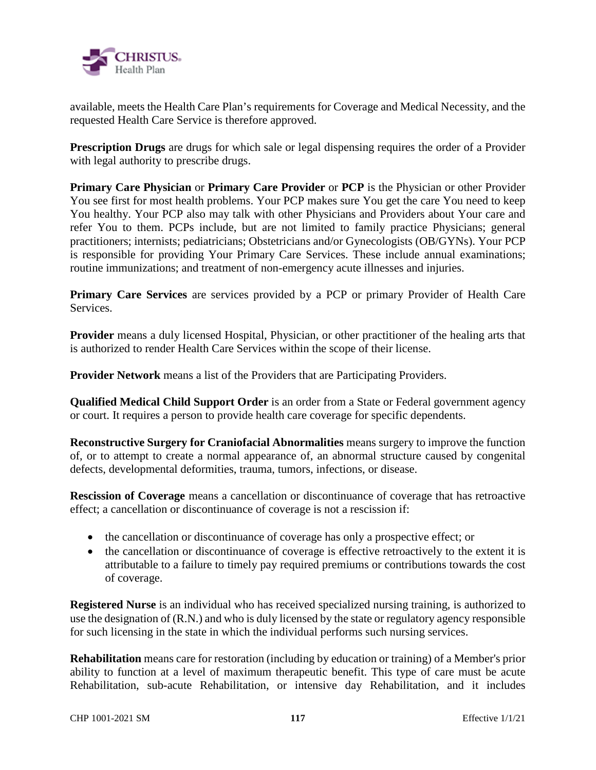available, meets the Health Care Plan's requirements for Coverage and Medical Necessity, and the requested Health Care Service is therefore approved.

**Prescription Drugs** are drugs for which sale or legal dispensing requires the order of a Provider with legal authority to prescribe drugs.

**Primary Care Physician** or **Primary Care Provider** or **PCP** is the Physician or other Provider You see first for most health problems. Your PCP makes sure You get the care You need to keep You healthy. Your PCP also may talk with other Physicians and Providers about Your care and refer You to them. PCPs include, but are not limited to family practice Physicians; general practitioners; internists; pediatricians; Obstetricians and/or Gynecologists (OB/GYNs). Your PCP is responsible for providing Your Primary Care Services. These include annual examinations; routine immunizations; and treatment of non-emergency acute illnesses and injuries.

**Primary Care Services** are services provided by a PCP or primary Provider of Health Care Services.

**Provider** means a duly licensed Hospital, Physician, or other practitioner of the healing arts that is authorized to render Health Care Services within the scope of their license.

**Provider Network** means a list of the Providers that are Participating Providers.

**Qualified Medical Child Support Order** is an order from a State or Federal government agency or court. It requires a person to provide health care coverage for specific dependents.

**Reconstructive Surgery for Craniofacial Abnormalities** means surgery to improve the function of, or to attempt to create a normal appearance of, an abnormal structure caused by congenital defects, developmental deformities, trauma, tumors, infections, or disease.

**Rescission of Coverage** means a cancellation or discontinuance of coverage that has retroactive effect; a cancellation or discontinuance of coverage is not a rescission if:

- the cancellation or discontinuance of coverage has only a prospective effect; or
- the cancellation or discontinuance of coverage is effective retroactively to the extent it is attributable to a failure to timely pay required premiums or contributions towards the cost of coverage.

**Registered Nurse** is an individual who has received specialized nursing training, is authorized to use the designation of (R.N.) and who is duly licensed by the state or regulatory agency responsible for such licensing in the state in which the individual performs such nursing services.

**Rehabilitation** means care for restoration (including by education or training) of a Member's prior ability to function at a level of maximum therapeutic benefit. This type of care must be acute Rehabilitation, sub-acute Rehabilitation, or intensive day Rehabilitation, and it includes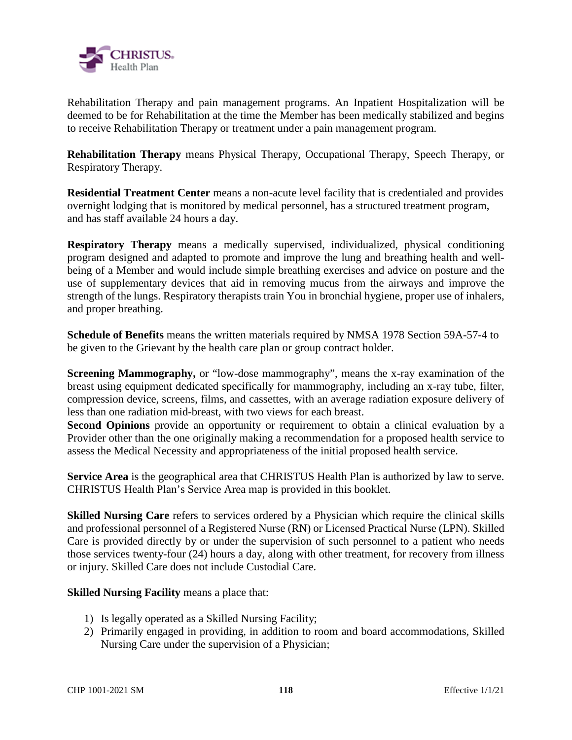Rehabilitation Therapy and pain management programs. An Inpatient Hospitalization will be deemed to be for Rehabilitation at the time the Member has been medically stabilized and begins to receive Rehabilitation Therapy or treatment under a pain management program.

**Rehabilitation Therapy** means Physical Therapy, Occupational Therapy, Speech Therapy, or Respiratory Therapy.

**Residential Treatment Center** means a non-acute level facility that is credentialed and provides overnight lodging that is monitored by medical personnel, has a structured treatment program, and has staff available 24 hours a day.

**Respiratory Therapy** means a medically supervised, individualized, physical conditioning program designed and adapted to promote and improve the lung and breathing health and well-being of a Member and would include simple breathing exercises and advice on posture and the use of supplementary devices that aid in removing mucus from the airways and improve the strength of the lungs. Respiratory therapists train You in bronchial hygiene, proper use of inhalers, and proper breathing.

**Schedule of Benefits** means the written materials required by NMSA 1978 Section 59A-57-4 to be given to the Grievant by the health care plan or group contract holder.

**Screening Mammography,** or "low-dose mammography", means the x-ray examination of the breast using equipment dedicated specifically for mammography, including an x-ray tube, filter, compression device, screens, films, and cassettes, with an average radiation exposure delivery of less than one radiation mid-breast, with two views for each breast.

**Second Opinions** provide an opportunity or requirement to obtain a clinical evaluation by a Provider other than the one originally making a recommendation for a proposed health service to assess the Medical Necessity and appropriateness of the initial proposed health service.

**Service Area** is the geographical area that CHRISTUS Health Plan is authorized by law to serve. CHRISTUS Health Plan's Service Area map is provided in this booklet.

**Skilled Nursing Care** refers to services ordered by a Physician which require the clinical skills and professional personnel of a Registered Nurse (RN) or Licensed Practical Nurse (LPN). Skilled Care is provided directly by or under the supervision of such personnel to a patient who needs those services twenty-four (24) hours a day, along with other treatment, for recovery from illness or injury. Skilled Care does not include Custodial Care.

**Skilled Nursing Facility** means a place that:

1) Is legally operated as a Skilled Nursing Facility;
2) Primarily engaged in providing, in addition to room and board accommodations, Skilled Nursing Care under the supervision of a Physician;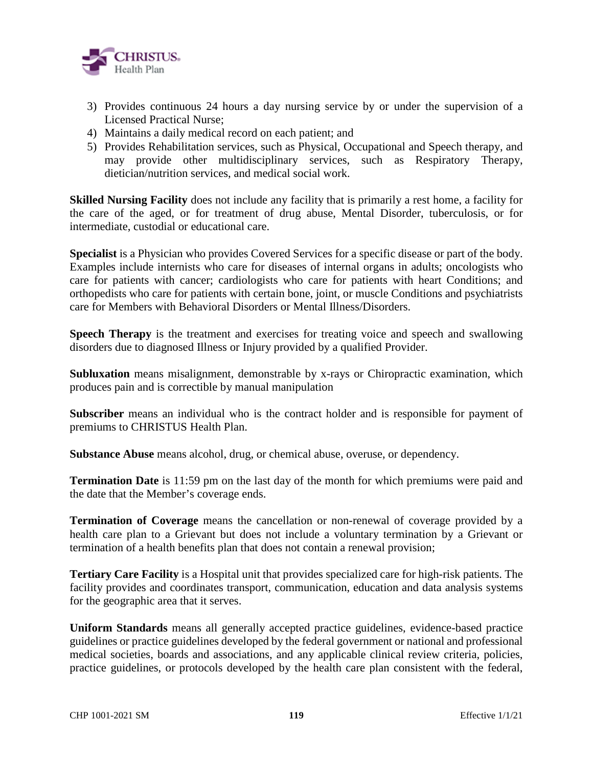3) Provides continuous 24 hours a day nursing service by or under the supervision of a Licensed Practical Nurse;
4) Maintains a daily medical record on each patient; and
5) Provides Rehabilitation services, such as Physical, Occupational and Speech therapy, and may provide other multidisciplinary services, such as Respiratory Therapy, dietician/nutrition services, and medical social work.

**Skilled Nursing Facility** does not include any facility that is primarily a rest home, a facility for the care of the aged, or for treatment of drug abuse, Mental Disorder, tuberculosis, or for intermediate, custodial or educational care.

**Specialist** is a Physician who provides Covered Services for a specific disease or part of the body. Examples include internists who care for diseases of internal organs in adults; oncologists who care for patients with cancer; cardiologists who care for patients with heart Conditions; and orthopedists who care for patients with certain bone, joint, or muscle Conditions and psychiatrists care for Members with Behavioral Disorders or Mental Illness/Disorders.

**Speech Therapy** is the treatment and exercises for treating voice and speech and swallowing disorders due to diagnosed Illness or Injury provided by a qualified Provider.

**Subluxation** means misalignment, demonstrable by x-rays or Chiropractic examination, which produces pain and is correctible by manual manipulation

**Subscriber** means an individual who is the contract holder and is responsible for payment of premiums to CHRISTUS Health Plan.

**Substance Abuse** means alcohol, drug, or chemical abuse, overuse, or dependency.

**Termination Date** is 11:59 pm on the last day of the month for which premiums were paid and the date that the Member's coverage ends.

**Termination of Coverage** means the cancellation or non-renewal of coverage provided by a health care plan to a Grievant but does not include a voluntary termination by a Grievant or termination of a health benefits plan that does not contain a renewal provision;

**Tertiary Care Facility** is a Hospital unit that provides specialized care for high-risk patients. The facility provides and coordinates transport, communication, education and data analysis systems for the geographic area that it serves.

**Uniform Standards** means all generally accepted practice guidelines, evidence-based practice guidelines or practice guidelines developed by the federal government or national and professional medical societies, boards and associations, and any applicable clinical review criteria, policies, practice guidelines, or protocols developed by the health care plan consistent with the federal,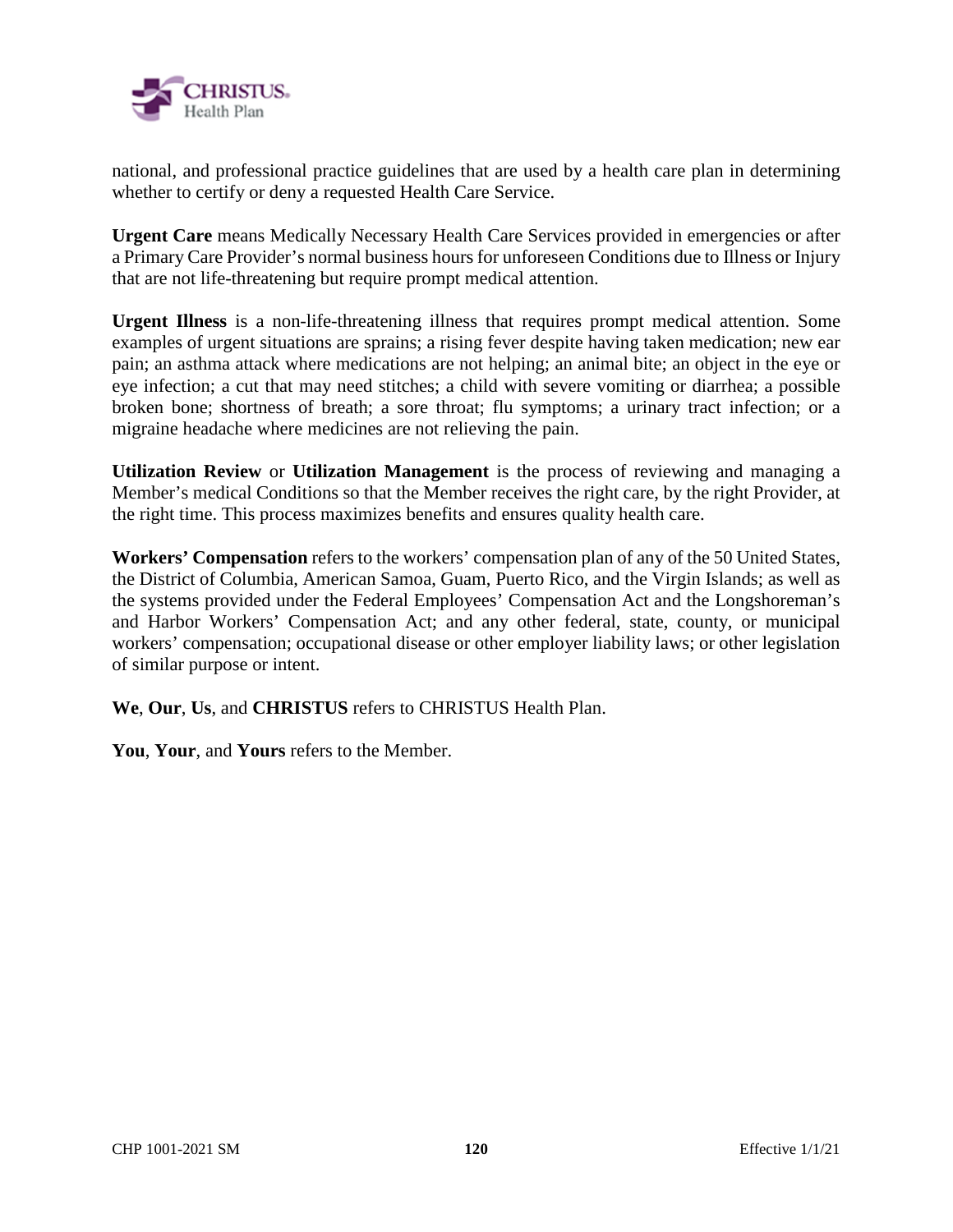national, and professional practice guidelines that are used by a health care plan in determining whether to certify or deny a requested Health Care Service.

**Urgent Care** means Medically Necessary Health Care Services provided in emergencies or after a Primary Care Provider's normal business hours for unforeseen Conditions due to Illness or Injury that are not life-threatening but require prompt medical attention.

**Urgent Illness** is a non-life-threatening illness that requires prompt medical attention. Some examples of urgent situations are sprains; a rising fever despite having taken medication; new ear pain; an asthma attack where medications are not helping; an animal bite; an object in the eye or eye infection; a cut that may need stitches; a child with severe vomiting or diarrhea; a possible broken bone; shortness of breath; a sore throat; flu symptoms; a urinary tract infection; or a migraine headache where medicines are not relieving the pain.

**Utilization Review** or **Utilization Management** is the process of reviewing and managing a Member's medical Conditions so that the Member receives the right care, by the right Provider, at the right time. This process maximizes benefits and ensures quality health care.

**Workers' Compensation** refers to the workers' compensation plan of any of the 50 United States, the District of Columbia, American Samoa, Guam, Puerto Rico, and the Virgin Islands; as well as the systems provided under the Federal Employees' Compensation Act and the Longshoreman's and Harbor Workers' Compensation Act; and any other federal, state, county, or municipal workers' compensation; occupational disease or other employer liability laws; or other legislation of similar purpose or intent.

**We**, **Our**, **Us**, and **CHRISTUS** refers to CHRISTUS Health Plan.

**You**, **Your**, and **Yours** refers to the Member.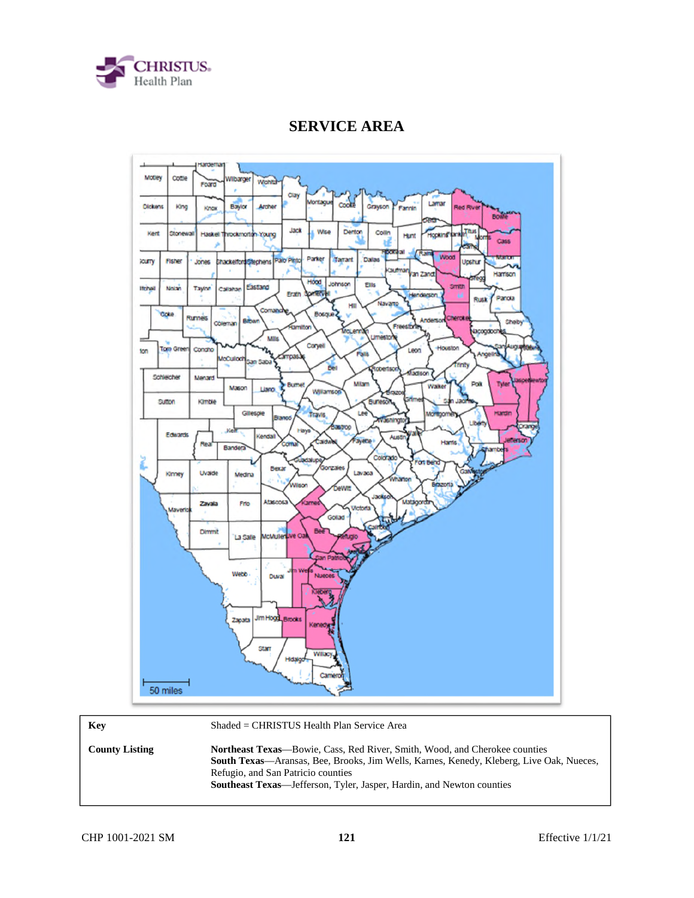# SERVICE AREA

| | |
|---|---|
| **Key** | Shaded = CHRISTUS Health Plan Service Area |
| **County Listing** | **Northeast Texas**—Bowie, Cass, Red River, Smith, Wood, and Cherokee counties<br>**South Texas**—Aransas, Bee, Brooks, Jim Wells, Karnes, Kenedy, Kleberg, Live Oak, Nueces, Refugio, and San Patricio counties<br>**Southeast Texas**—Jefferson, Tyler, Jasper, Hardin, and Newton counties |